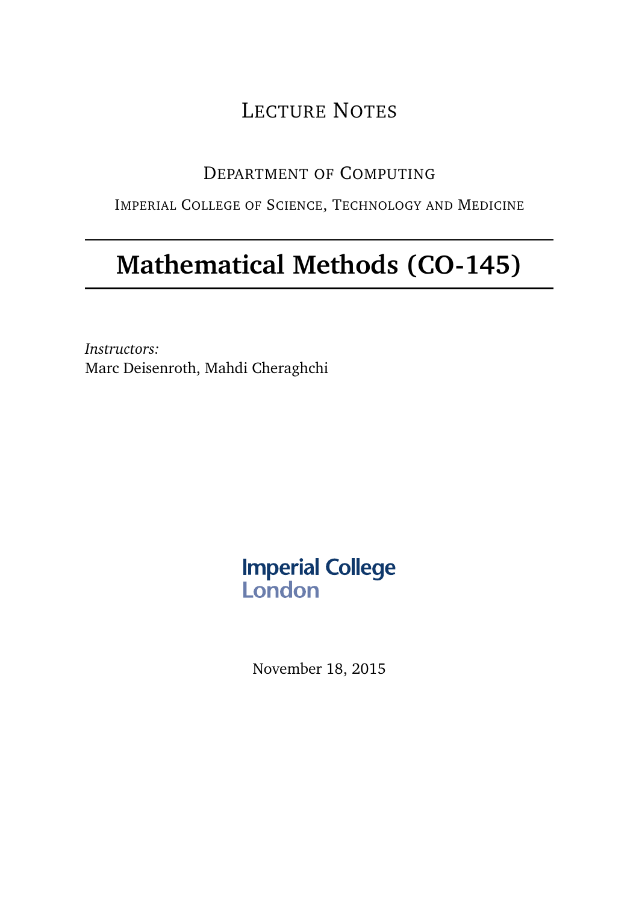Lecture Notes

Department of Computing

Imperial College of Science, Technology and Medicine

# Mathematical Methods (CO-145)

*Instructors:*
Marc Deisenroth, Mahdi Cheraghchi

Imperial College London

November 18, 2015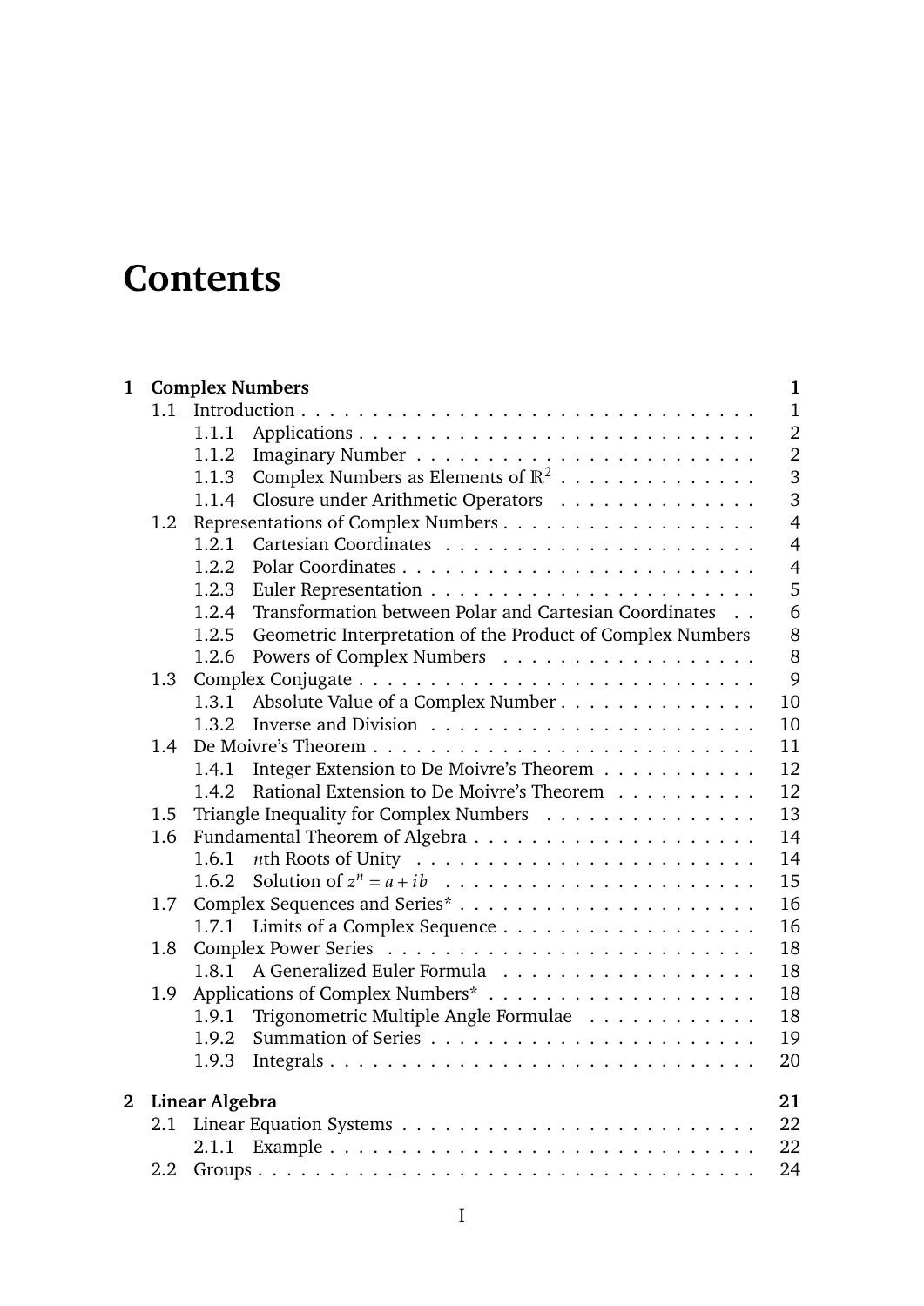# Contents

| | | |
|---|---|---|
| **1** | **Complex Numbers** | **1** |
| 1.1 | Introduction | 1 |
| 1.1.1 | Applications | 2 |
| 1.1.2 | Imaginary Number | 2 |
| 1.1.3 | Complex Numbers as Elements of $\mathbb{R}^2$ | 3 |
| 1.1.4 | Closure under Arithmetic Operators | 3 |
| 1.2 | Representations of Complex Numbers | 4 |
| 1.2.1 | Cartesian Coordinates | 4 |
| 1.2.2 | Polar Coordinates | 4 |
| 1.2.3 | Euler Representation | 5 |
| 1.2.4 | Transformation between Polar and Cartesian Coordinates | 6 |
| 1.2.5 | Geometric Interpretation of the Product of Complex Numbers | 8 |
| 1.2.6 | Powers of Complex Numbers | 8 |
| 1.3 | Complex Conjugate | 9 |
| 1.3.1 | Absolute Value of a Complex Number | 10 |
| 1.3.2 | Inverse and Division | 10 |
| 1.4 | De Moivre's Theorem | 11 |
| 1.4.1 | Integer Extension to De Moivre's Theorem | 12 |
| 1.4.2 | Rational Extension to De Moivre's Theorem | 12 |
| 1.5 | Triangle Inequality for Complex Numbers | 13 |
| 1.6 | Fundamental Theorem of Algebra | 14 |
| 1.6.1 | $n$th Roots of Unity | 14 |
| 1.6.2 | Solution of $z^n = a + ib$ | 15 |
| 1.7 | Complex Sequences and Series* | 16 |
| 1.7.1 | Limits of a Complex Sequence | 16 |
| 1.8 | Complex Power Series | 18 |
| 1.8.1 | A Generalized Euler Formula | 18 |
| 1.9 | Applications of Complex Numbers* | 18 |
| 1.9.1 | Trigonometric Multiple Angle Formulae | 18 |
| 1.9.2 | Summation of Series | 19 |
| 1.9.3 | Integrals | 20 |
| **2** | **Linear Algebra** | **21** |
| 2.1 | Linear Equation Systems | 22 |
| 2.1.1 | Example | 22 |
| 2.2 | Groups | 24 |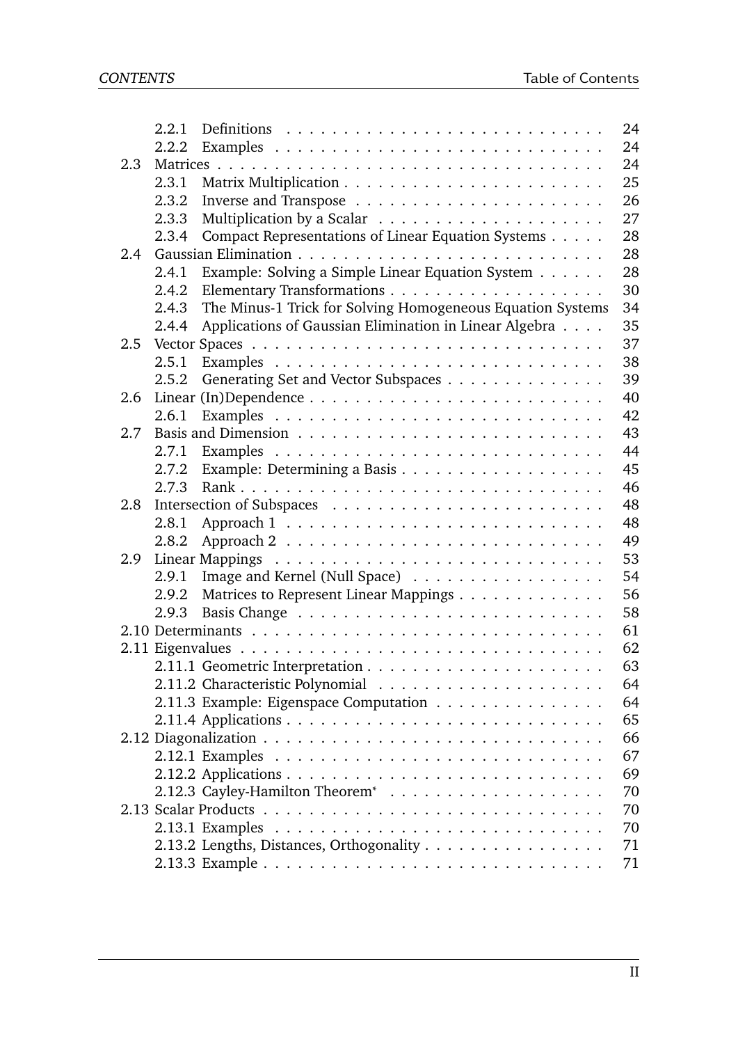- 2.2.1 Definitions . . . . . 24
- 2.2.2 Examples . . . . . 24
- 2.3 Matrices . . . . . 24
  - 2.3.1 Matrix Multiplication . . . . . 25
  - 2.3.2 Inverse and Transpose . . . . . 26
  - 2.3.3 Multiplication by a Scalar . . . . . 27
  - 2.3.4 Compact Representations of Linear Equation Systems . . . . . 28
- 2.4 Gaussian Elimination . . . . . 28
  - 2.4.1 Example: Solving a Simple Linear Equation System . . . . . 28
  - 2.4.2 Elementary Transformations . . . . . 30
  - 2.4.3 The Minus-1 Trick for Solving Homogeneous Equation Systems 34
  - 2.4.4 Applications of Gaussian Elimination in Linear Algebra . . . . 35
- 2.5 Vector Spaces . . . . . 37
  - 2.5.1 Examples . . . . . 38
  - 2.5.2 Generating Set and Vector Subspaces . . . . . 39
- 2.6 Linear (In)Dependence . . . . . 40
  - 2.6.1 Examples . . . . . 42
- 2.7 Basis and Dimension . . . . . 43
  - 2.7.1 Examples . . . . . 44
  - 2.7.2 Example: Determining a Basis . . . . . 45
  - 2.7.3 Rank . . . . . 46
- 2.8 Intersection of Subspaces . . . . . 48
  - 2.8.1 Approach 1 . . . . . 48
  - 2.8.2 Approach 2 . . . . . 49
- 2.9 Linear Mappings . . . . . 53
  - 2.9.1 Image and Kernel (Null Space) . . . . . 54
  - 2.9.2 Matrices to Represent Linear Mappings . . . . . 56
  - 2.9.3 Basis Change . . . . . 58
- 2.10 Determinants . . . . . 61
- 2.11 Eigenvalues . . . . . 62
  - 2.11.1 Geometric Interpretation . . . . . 63
  - 2.11.2 Characteristic Polynomial . . . . . 64
  - 2.11.3 Example: Eigenspace Computation . . . . . 64
  - 2.11.4 Applications . . . . . 65
- 2.12 Diagonalization . . . . . 66
  - 2.12.1 Examples . . . . . 67
  - 2.12.2 Applications . . . . . 69
  - 2.12.3 Cayley-Hamilton Theorem* . . . . . 70
- 2.13 Scalar Products . . . . . 70
  - 2.13.1 Examples . . . . . 70
  - 2.13.2 Lengths, Distances, Orthogonality . . . . . 71
  - 2.13.3 Example . . . . . 71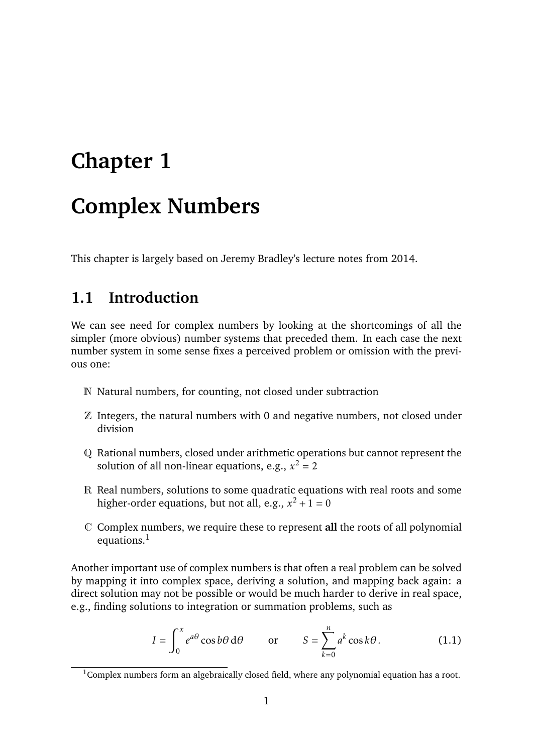# Chapter 1

# Complex Numbers

This chapter is largely based on Jeremy Bradley's lecture notes from 2014.

## 1.1 Introduction

We can see need for complex numbers by looking at the shortcomings of all the simpler (more obvious) number systems that preceded them. In each case the next number system in some sense fixes a perceived problem or omission with the previous one:

- $\mathbb{N}$ Natural numbers, for counting, not closed under subtraction
- $\mathbb{Z}$ Integers, the natural numbers with 0 and negative numbers, not closed under division
- $\mathbb{Q}$ Rational numbers, closed under arithmetic operations but cannot represent the solution of all non-linear equations, e.g., $x^2 = 2$
- $\mathbb{R}$ Real numbers, solutions to some quadratic equations with real roots and some higher-order equations, but not all, e.g., $x^2 + 1 = 0$
- $\mathbb{C}$ Complex numbers, we require these to represent **all** the roots of all polynomial equations.[1]

Another important use of complex numbers is that often a real problem can be solved by mapping it into complex space, deriving a solution, and mapping back again: a direct solution may not be possible or would be much harder to derive in real space, e.g., finding solutions to integration or summation problems, such as

$$I = \int_0^x e^{a\theta} \cos b\theta \, \mathrm{d}\theta \qquad \text{or} \qquad S = \sum_{k=0}^{n} a^k \cos k\theta \, . \tag{1.1}$$

[1] Complex numbers form an algebraically closed field, where any polynomial equation has a root.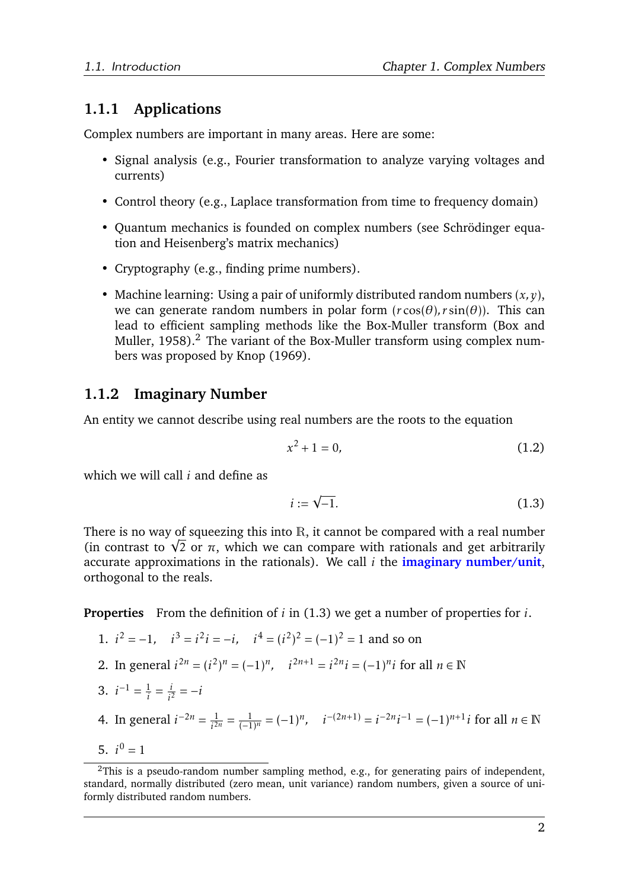### 1.1.1 Applications

Complex numbers are important in many areas. Here are some:

- Signal analysis (e.g., Fourier transformation to analyze varying voltages and currents)
- Control theory (e.g., Laplace transformation from time to frequency domain)
- Quantum mechanics is founded on complex numbers (see Schrödinger equation and Heisenberg's matrix mechanics)
- Cryptography (e.g., finding prime numbers).
- Machine learning: Using a pair of uniformly distributed random numbers $(x, y)$, we can generate random numbers in polar form $(r\cos(\theta), r\sin(\theta))$. This can lead to efficient sampling methods like the Box-Muller transform (Box and Muller, 1958).[2] The variant of the Box-Muller transform using complex numbers was proposed by Knop (1969).

### 1.1.2 Imaginary Number

An entity we cannot describe using real numbers are the roots to the equation

$$x^2 + 1 = 0, \tag{1.2}$$

which we will call $i$ and define as

$$i := \sqrt{-1}. \tag{1.3}$$

There is no way of squeezing this into $\mathbb{R}$, it cannot be compared with a real number (in contrast to $\sqrt{2}$ or $\pi$, which we can compare with rationals and get arbitrarily accurate approximations in the rationals). We call $i$ the **imaginary number/unit**, orthogonal to the reals.

**Properties** From the definition of $i$ in (1.3) we get a number of properties for $i$.

1. $i^2 = -1, \quad i^3 = i^2 i = -i, \quad i^4 = (i^2)^2 = (-1)^2 = 1$ and so on
2. In general $i^{2n} = (i^2)^n = (-1)^n, \quad i^{2n+1} = i^{2n} i = (-1)^n i$ for all $n \in \mathbb{N}$
3. $i^{-1} = \frac{1}{i} = \frac{i}{i^2} = -i$
4. In general $i^{-2n} = \frac{1}{i^{2n}} = \frac{1}{(-1)^n} = (-1)^n, \quad i^{-(2n+1)} = i^{-2n} i^{-1} = (-1)^{n+1} i$ for all $n \in \mathbb{N}$
5. $i^0 = 1$

[2] This is a pseudo-random number sampling method, e.g., for generating pairs of independent, standard, normally distributed (zero mean, unit variance) random numbers, given a source of uniformly distributed random numbers.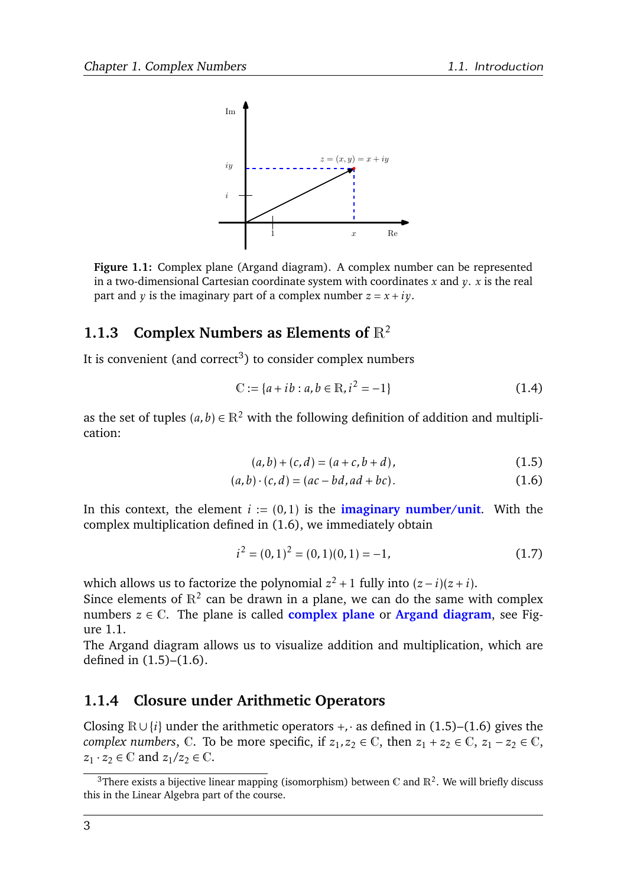**Figure 1.1:** Complex plane (Argand diagram). A complex number can be represented in a two-dimensional Cartesian coordinate system with coordinates $x$ and $y$. $x$ is the real part and $y$ is the imaginary part of a complex number $z = x + iy$.

### 1.1.3 Complex Numbers as Elements of $\mathbb{R}^2$

It is convenient (and correct[3]) to consider complex numbers

$$\mathbb{C} := \{a + ib : a, b \in \mathbb{R}, i^2 = -1\} \tag{1.4}$$

as the set of tuples $(a, b) \in \mathbb{R}^2$ with the following definition of addition and multiplication:

$$(a, b) + (c, d) = (a + c, b + d), \tag{1.5}$$

$$(a, b) \cdot (c, d) = (ac - bd, ad + bc). \tag{1.6}$$

In this context, the element $i := (0, 1)$ is the **imaginary number/unit**. With the complex multiplication defined in (1.6), we immediately obtain

$$i^2 = (0, 1)^2 = (0, 1)(0, 1) = -1, \tag{1.7}$$

which allows us to factorize the polynomial $z^2 + 1$ fully into $(z - i)(z + i)$.
Since elements of $\mathbb{R}^2$ can be drawn in a plane, we can do the same with complex numbers $z \in \mathbb{C}$. The plane is called **complex plane** or **Argand diagram**, see Figure 1.1.
The Argand diagram allows us to visualize addition and multiplication, which are defined in (1.5)–(1.6).

### 1.1.4 Closure under Arithmetic Operators

Closing $\mathbb{R} \cup \{i\}$ under the arithmetic operators $+, \cdot$ as defined in (1.5)–(1.6) gives the *complex numbers*, $\mathbb{C}$. To be more specific, if $z_1, z_2 \in \mathbb{C}$, then $z_1 + z_2 \in \mathbb{C}$, $z_1 - z_2 \in \mathbb{C}$, $z_1 \cdot z_2 \in \mathbb{C}$ and $z_1 / z_2 \in \mathbb{C}$.

[3] There exists a bijective linear mapping (isomorphism) between $\mathbb{C}$ and $\mathbb{R}^2$. We will briefly discuss this in the Linear Algebra part of the course.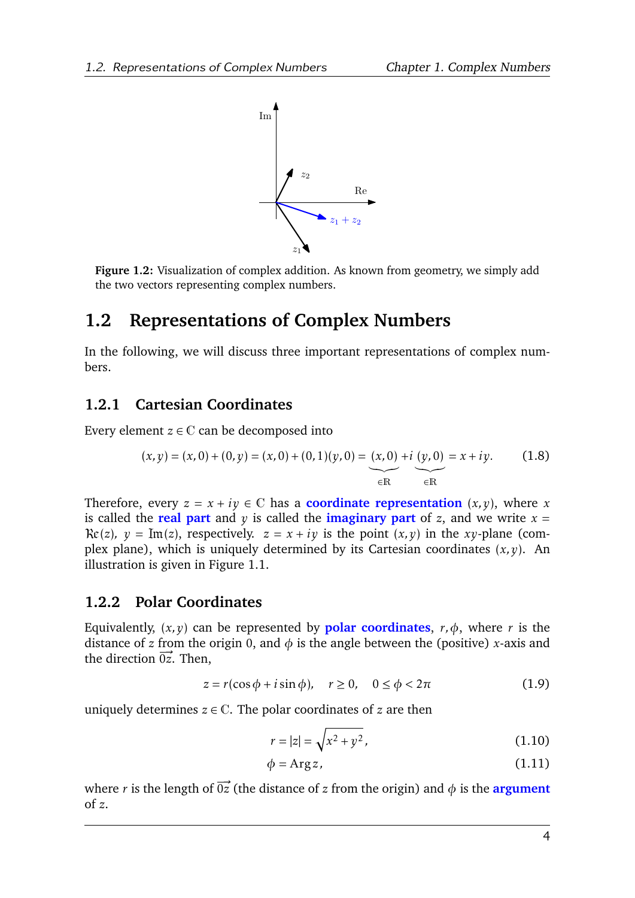**Figure 1.2:** Visualization of complex addition. As known from geometry, we simply add the two vectors representing complex numbers.

## 1.2 Representations of Complex Numbers

In the following, we will discuss three important representations of complex numbers.

### 1.2.1 Cartesian Coordinates

Every element $z \in \mathbb{C}$ can be decomposed into

$$(x, y) = (x, 0) + (0, y) = (x, 0) + (0, 1)(y, 0) = \underbrace{(x, 0)}_{\in \mathbb{R}} + i \underbrace{(y, 0)}_{\in \mathbb{R}} = x + iy. \tag{1.8}$$

Therefore, every $z = x + iy \in \mathbb{C}$ has a **coordinate representation** $(x, y)$, where $x$ is called the **real part** and $y$ is called the **imaginary part** of $z$, and we write $x = \mathfrak{Re}(z)$, $y = \mathfrak{Im}(z)$, respectively. $z = x + iy$ is the point $(x, y)$ in the $xy$-plane (complex plane), which is uniquely determined by its Cartesian coordinates $(x, y)$. An illustration is given in Figure 1.1.

### 1.2.2 Polar Coordinates

Equivalently, $(x, y)$ can be represented by **polar coordinates**, $r, \phi$, where $r$ is the distance of $z$ from the origin $0$, and $\phi$ is the angle between the (positive) $x$-axis and the direction $\overrightarrow{0z}$. Then,

$$z = r(\cos\phi + i \sin\phi), \quad r \geq 0, \quad 0 \leq \phi < 2\pi \tag{1.9}$$

uniquely determines $z \in \mathbb{C}$. The polar coordinates of $z$ are then

$$r = |z| = \sqrt{x^2 + y^2}, \tag{1.10}$$

$$\phi = \operatorname{Arg} z, \tag{1.11}$$

where $r$ is the length of $\overrightarrow{0z}$ (the distance of $z$ from the origin) and $\phi$ is the **argument** of $z$.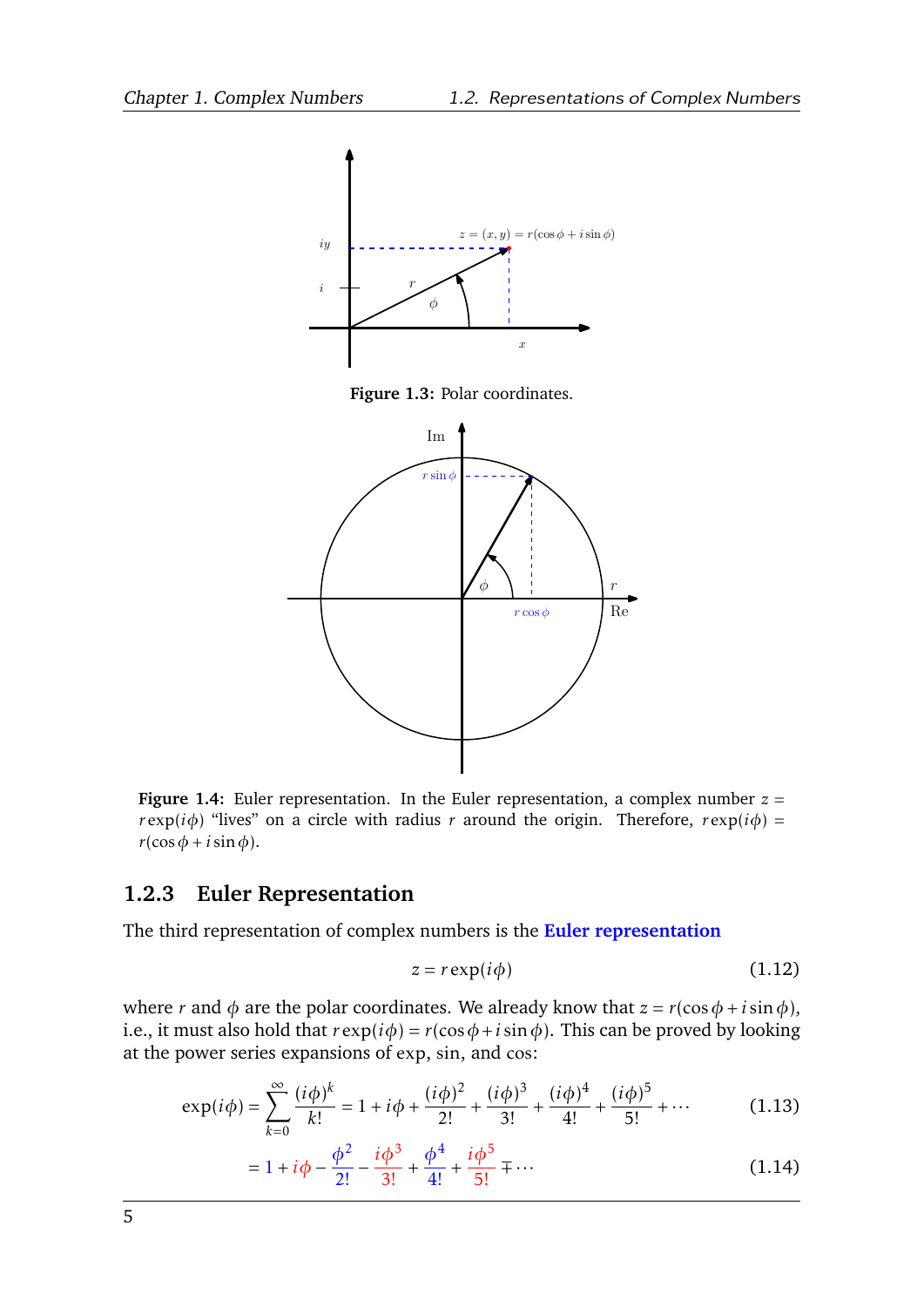Figure 1.3: Polar coordinates.

**Figure 1.4:** Euler representation. In the Euler representation, a complex number $z = r\exp(i\phi)$ "lives" on a circle with radius $r$ around the origin. Therefore, $r\exp(i\phi) = r(\cos\phi + i\sin\phi)$.

### 1.2.3 Euler Representation

The third representation of complex numbers is the **Euler representation**

$$z = r\exp(i\phi) \tag{1.12}$$

where $r$ and $\phi$ are the polar coordinates. We already know that $z = r(\cos\phi + i\sin\phi)$, i.e., it must also hold that $r\exp(i\phi) = r(\cos\phi + i\sin\phi)$. This can be proved by looking at the power series expansions of exp, sin, and cos:

$$\exp(i\phi) = \sum_{k=0}^{\infty} \frac{(i\phi)^k}{k!} = 1 + i\phi + \frac{(i\phi)^2}{2!} + \frac{(i\phi)^3}{3!} + \frac{(i\phi)^4}{4!} + \frac{(i\phi)^5}{5!} + \cdots \tag{1.13}$$

$$= 1 + i\phi - \frac{\phi^2}{2!} - \frac{i\phi^3}{3!} + \frac{\phi^4}{4!} + \frac{i\phi^5}{5!} \mp \cdots \tag{1.14}$$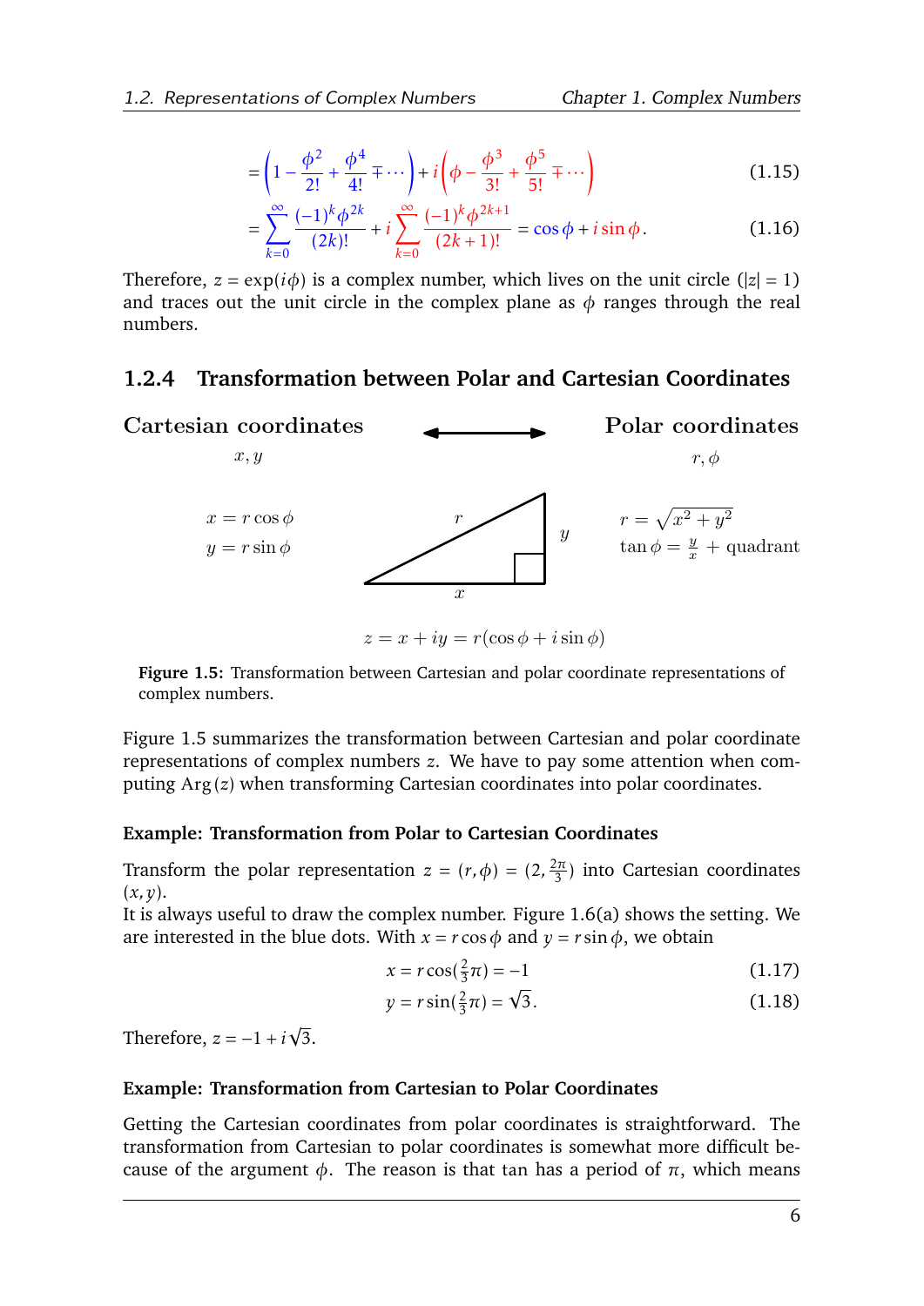$$= \left(1 - \frac{\phi^2}{2!} + \frac{\phi^4}{4!} \mp \cdots\right) + i\left(\phi - \frac{\phi^3}{3!} + \frac{\phi^5}{5!} \mp \cdots\right) \tag{1.15}$$

$$= \sum_{k=0}^{\infty} \frac{(-1)^k \phi^{2k}}{(2k)!} + i \sum_{k=0}^{\infty} \frac{(-1)^k \phi^{2k+1}}{(2k+1)!} = \cos\phi + i\sin\phi\,. \tag{1.16}$$

Therefore, $z = \exp(i\phi)$ is a complex number, which lives on the unit circle ($|z| = 1$) and traces out the unit circle in the complex plane as $\phi$ ranges through the real numbers.

### 1.2.4 Transformation between Polar and Cartesian Coordinates

**Cartesian coordinates** ⟷ **Polar coordinates**

$x, y$ &emsp;&emsp; $r, \phi$

$x = r\cos\phi$ &emsp; $r = \sqrt{x^2 + y^2}$

$y = r\sin\phi$ &emsp; $\tan\phi = \frac{y}{x}$ + quadrant

$$z = x + iy = r(\cos\phi + i\sin\phi)$$

**Figure 1.5:** Transformation between Cartesian and polar coordinate representations of complex numbers.

Figure 1.5 summarizes the transformation between Cartesian and polar coordinate representations of complex numbers $z$. We have to pay some attention when computing $\mathrm{Arg}(z)$ when transforming Cartesian coordinates into polar coordinates.

#### Example: Transformation from Polar to Cartesian Coordinates

Transform the polar representation $z = (r, \phi) = (2, \frac{2\pi}{3})$ into Cartesian coordinates $(x, y)$.

It is always useful to draw the complex number. Figure 1.6(a) shows the setting. We are interested in the blue dots. With $x = r\cos\phi$ and $y = r\sin\phi$, we obtain

$$x = r\cos(\tfrac{2}{3}\pi) = -1 \tag{1.17}$$

$$y = r\sin(\tfrac{2}{3}\pi) = \sqrt{3}\,. \tag{1.18}$$

Therefore, $z = -1 + i\sqrt{3}$.

#### Example: Transformation from Cartesian to Polar Coordinates

Getting the Cartesian coordinates from polar coordinates is straightforward. The transformation from Cartesian to polar coordinates is somewhat more difficult because of the argument $\phi$. The reason is that tan has a period of $\pi$, which means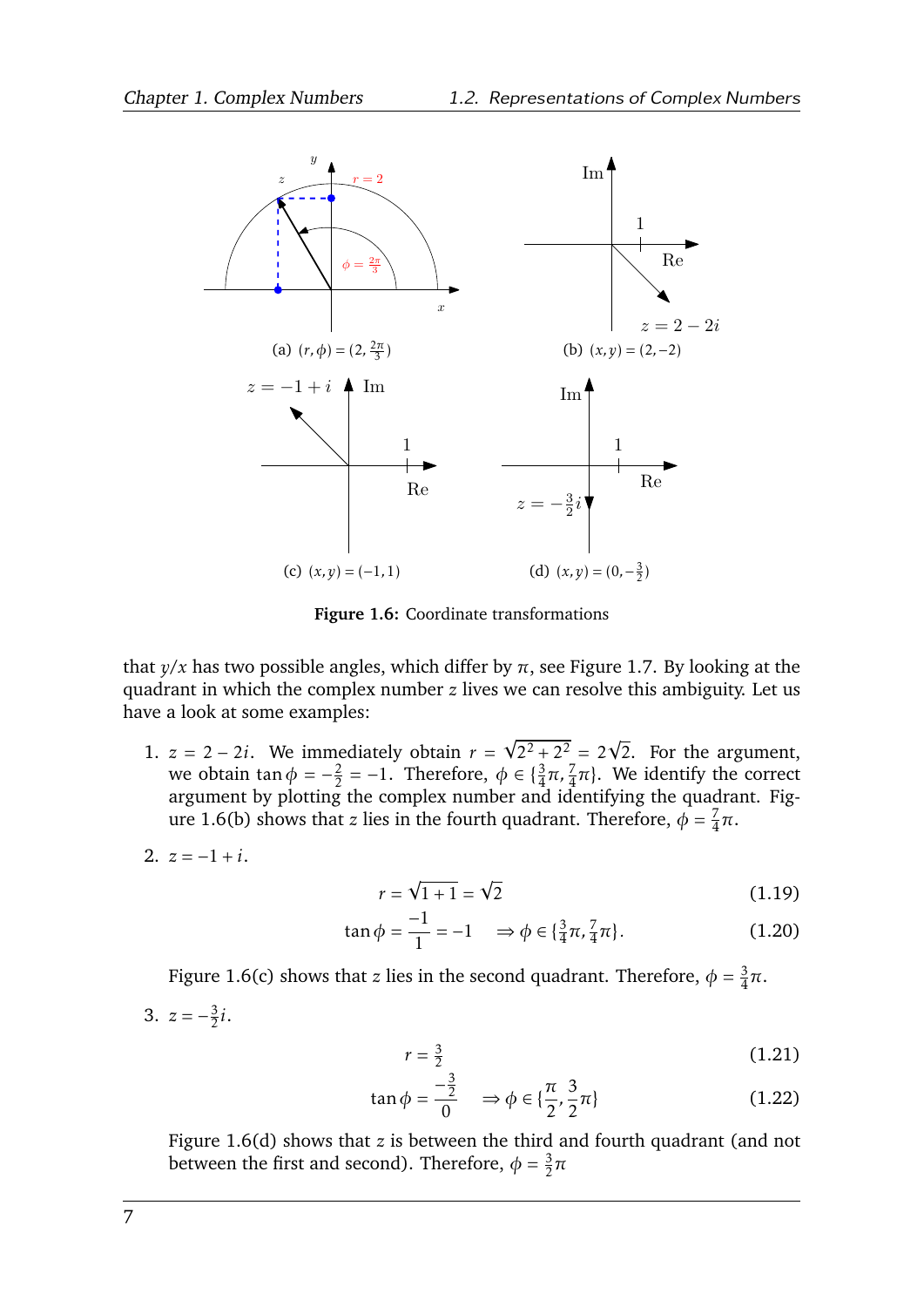(a) $(r, \phi) = (2, \frac{2\pi}{3})$

(b) $(x, y) = (2, -2)$

(c) $(x, y) = (-1, 1)$

(d) $(x, y) = (0, -\frac{3}{2})$

**Figure 1.6:** Coordinate transformations

that $y/x$ has two possible angles, which differ by $\pi$, see Figure 1.7. By looking at the quadrant in which the complex number $z$ lives we can resolve this ambiguity. Let us have a look at some examples:

1. $z = 2 - 2i$. We immediately obtain $r = \sqrt{2^2 + 2^2} = 2\sqrt{2}$. For the argument, we obtain $\tan\phi = -\frac{2}{2} = -1$. Therefore, $\phi \in \{\frac{3}{4}\pi, \frac{7}{4}\pi\}$. We identify the correct argument by plotting the complex number and identifying the quadrant. Figure 1.6(b) shows that $z$ lies in the fourth quadrant. Therefore, $\phi = \frac{7}{4}\pi$.

2. $z = -1 + i$.

$$r = \sqrt{1+1} = \sqrt{2} \tag{1.19}$$

$$\tan\phi = \frac{-1}{1} = -1 \quad \Rightarrow \phi \in \{\tfrac{3}{4}\pi, \tfrac{7}{4}\pi\}. \tag{1.20}$$

Figure 1.6(c) shows that $z$ lies in the second quadrant. Therefore, $\phi = \frac{3}{4}\pi$.

3. $z = -\frac{3}{2}i$.

$$r = \tfrac{3}{2} \tag{1.21}$$

$$\tan\phi = \frac{-\frac{3}{2}}{0} \quad \Rightarrow \phi \in \{\frac{\pi}{2}, \frac{3}{2}\pi\} \tag{1.22}$$

Figure 1.6(d) shows that $z$ is between the third and fourth quadrant (and not between the first and second). Therefore, $\phi = \frac{3}{2}\pi$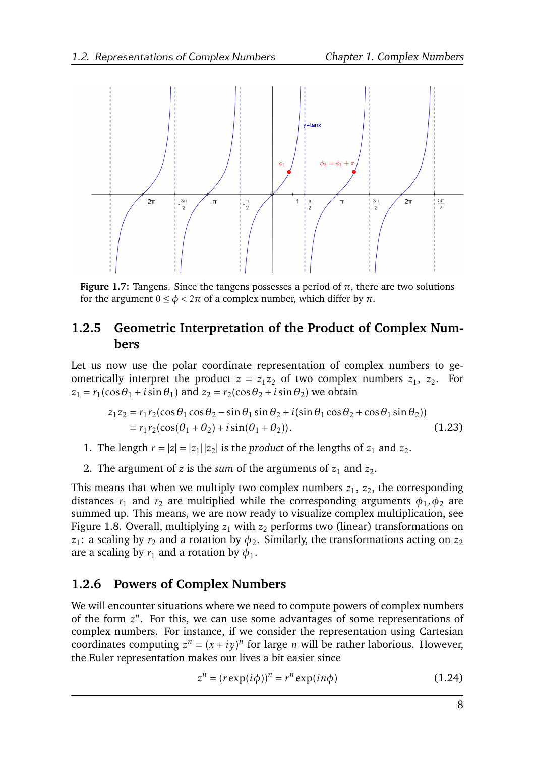**Figure 1.7:** Tangens. Since the tangens possesses a period of $\pi$, there are two solutions for the argument $0 \leq \phi < 2\pi$ of a complex number, which differ by $\pi$.

### 1.2.5 Geometric Interpretation of the Product of Complex Numbers

Let us now use the polar coordinate representation of complex numbers to geometrically interpret the product $z = z_1 z_2$ of two complex numbers $z_1$, $z_2$. For $z_1 = r_1(\cos\theta_1 + i\sin\theta_1)$ and $z_2 = r_2(\cos\theta_2 + i\sin\theta_2)$ we obtain

$$
\begin{aligned}
z_1 z_2 &= r_1 r_2(\cos\theta_1\cos\theta_2 - \sin\theta_1\sin\theta_2 + i(\sin\theta_1\cos\theta_2 + \cos\theta_1\sin\theta_2)) \\
&= r_1 r_2(\cos(\theta_1+\theta_2) + i\sin(\theta_1+\theta_2)).
\end{aligned}
\tag{1.23}
$$

1. The length $r = |z| = |z_1||z_2|$ is the *product* of the lengths of $z_1$ and $z_2$.
2. The argument of $z$ is the *sum* of the arguments of $z_1$ and $z_2$.

This means that when we multiply two complex numbers $z_1$, $z_2$, the corresponding distances $r_1$ and $r_2$ are multiplied while the corresponding arguments $\phi_1, \phi_2$ are summed up. This means, we are now ready to visualize complex multiplication, see Figure 1.8. Overall, multiplying $z_1$ with $z_2$ performs two (linear) transformations on $z_1$: a scaling by $r_2$ and a rotation by $\phi_2$. Similarly, the transformations acting on $z_2$ are a scaling by $r_1$ and a rotation by $\phi_1$.

### 1.2.6 Powers of Complex Numbers

We will encounter situations where we need to compute powers of complex numbers of the form $z^n$. For this, we can use some advantages of some representations of complex numbers. For instance, if we consider the representation using Cartesian coordinates computing $z^n = (x + iy)^n$ for large $n$ will be rather laborious. However, the Euler representation makes our lives a bit easier since

$$
z^n = (r\exp(i\phi))^n = r^n\exp(in\phi)
\tag{1.24}
$$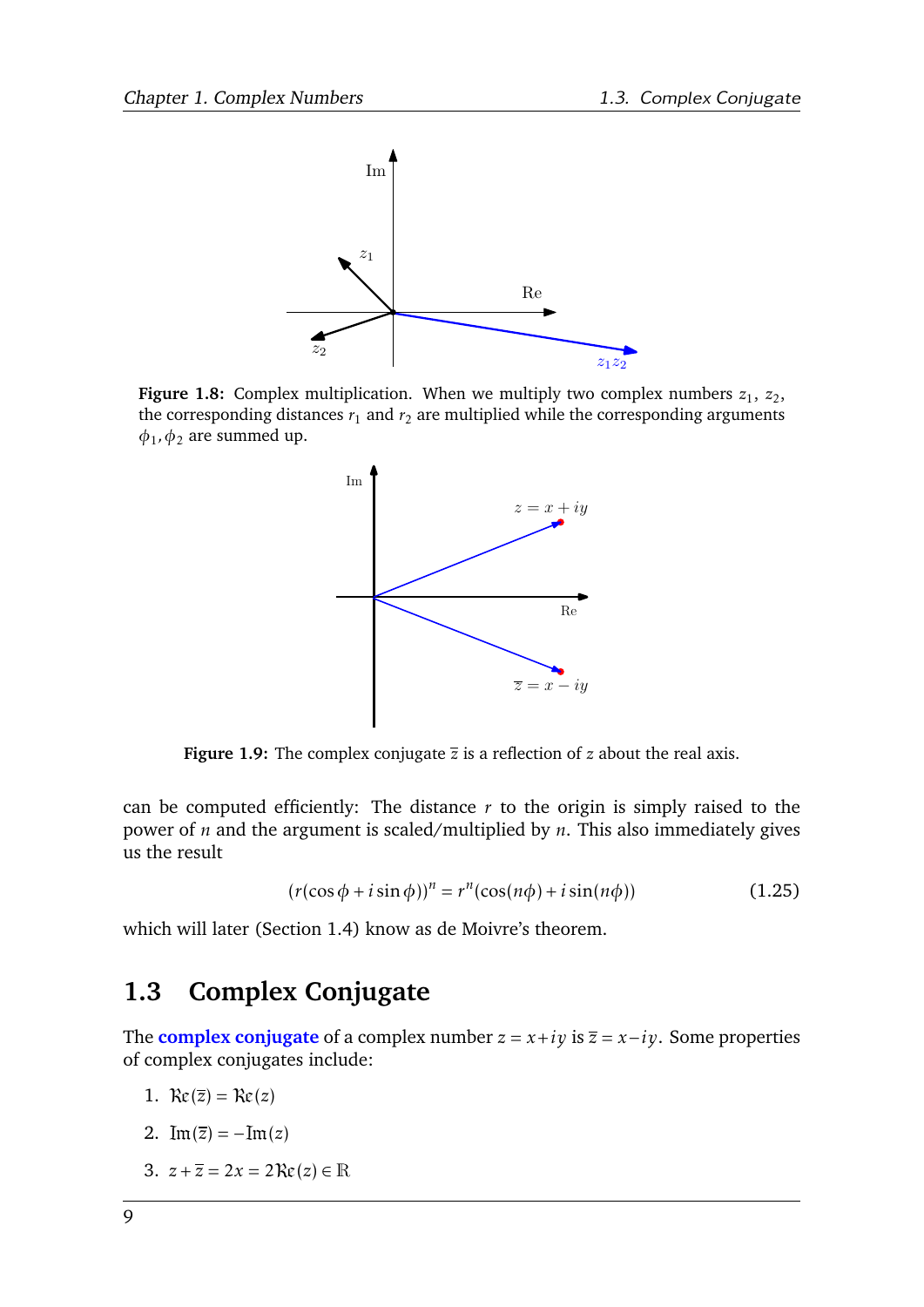**Figure 1.8:** Complex multiplication. When we multiply two complex numbers $z_1$, $z_2$, the corresponding distances $r_1$ and $r_2$ are multiplied while the corresponding arguments $\phi_1, \phi_2$ are summed up.

**Figure 1.9:** The complex conjugate $\overline{z}$ is a reflection of $z$ about the real axis.

can be computed efficiently: The distance $r$ to the origin is simply raised to the power of $n$ and the argument is scaled/multiplied by $n$. This also immediately gives us the result

$$(r(\cos\phi + i\sin\phi))^n = r^n(\cos(n\phi) + i\sin(n\phi)) \tag{1.25}$$

which will later (Section 1.4) know as de Moivre's theorem.

## 1.3 Complex Conjugate

The **complex conjugate** of a complex number $z = x + iy$ is $\overline{z} = x - iy$. Some properties of complex conjugates include:

1. $\mathfrak{Re}(\overline{z}) = \mathfrak{Re}(z)$
2. $\mathrm{Im}(\overline{z}) = -\mathrm{Im}(z)$
3. $z + \overline{z} = 2x = 2\mathfrak{Re}(z) \in \mathbb{R}$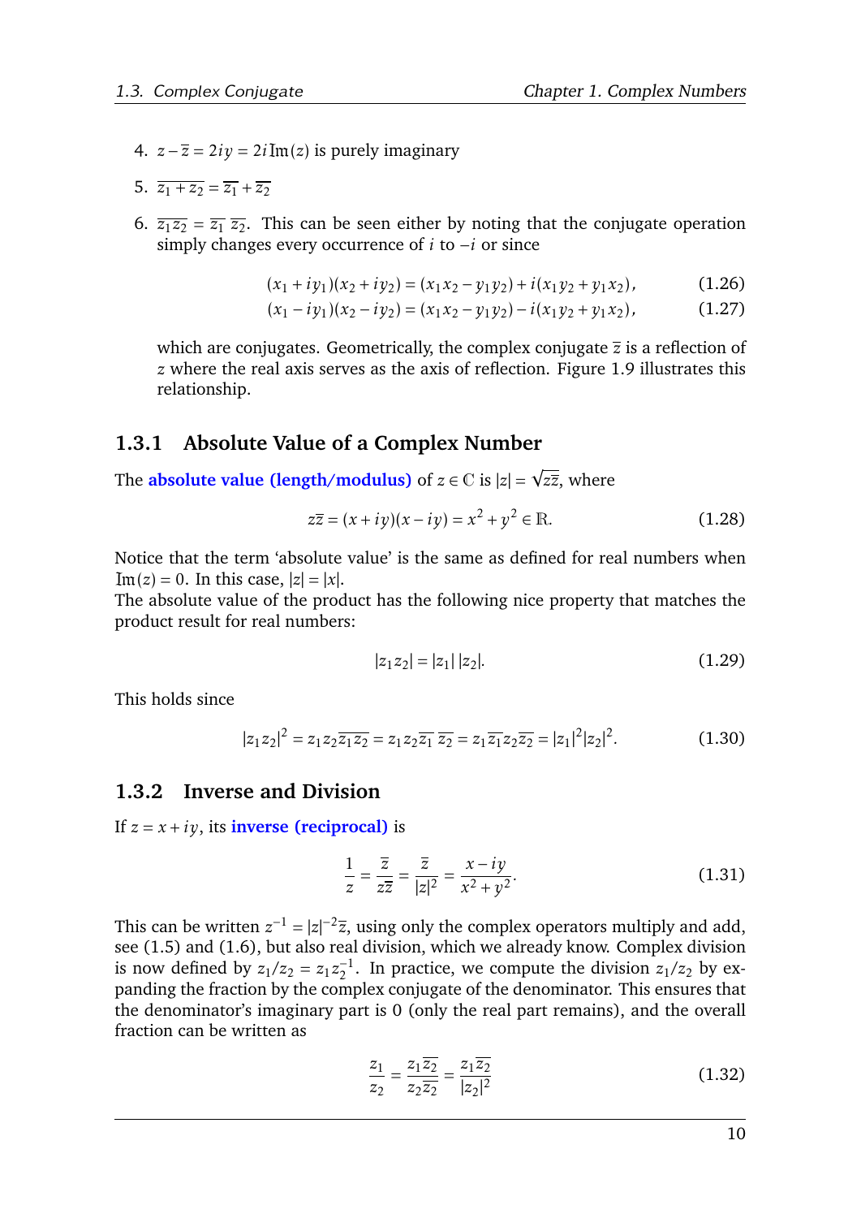4. $z - \overline{z} = 2iy = 2i\,\mathrm{Im}(z)$ is purely imaginary

5. $\overline{z_1 + z_2} = \overline{z_1} + \overline{z_2}$

6. $\overline{z_1 z_2} = \overline{z_1}\ \overline{z_2}$. This can be seen either by noting that the conjugate operation simply changes every occurrence of $i$ to $-i$ or since

$$(x_1 + iy_1)(x_2 + iy_2) = (x_1 x_2 - y_1 y_2) + i(x_1 y_2 + y_1 x_2), \tag{1.26}$$

$$(x_1 - iy_1)(x_2 - iy_2) = (x_1 x_2 - y_1 y_2) - i(x_1 y_2 + y_1 x_2), \tag{1.27}$$

which are conjugates. Geometrically, the complex conjugate $\overline{z}$ is a reflection of $z$ where the real axis serves as the axis of reflection. Figure 1.9 illustrates this relationship.

### 1.3.1 Absolute Value of a Complex Number

The **absolute value (length/modulus)** of $z \in \mathbb{C}$ is $|z| = \sqrt{z\overline{z}}$, where

$$z\overline{z} = (x + iy)(x - iy) = x^2 + y^2 \in \mathbb{R}. \tag{1.28}$$

Notice that the term 'absolute value' is the same as defined for real numbers when $\mathrm{Im}(z) = 0$. In this case, $|z| = |x|$.
The absolute value of the product has the following nice property that matches the product result for real numbers:

$$|z_1 z_2| = |z_1|\,|z_2|. \tag{1.29}$$

This holds since

$$|z_1 z_2|^2 = z_1 z_2 \overline{z_1 z_2} = z_1 z_2 \overline{z_1}\ \overline{z_2} = z_1 \overline{z_1} z_2 \overline{z_2} = |z_1|^2 |z_2|^2. \tag{1.30}$$

### 1.3.2 Inverse and Division

If $z = x + iy$, its **inverse (reciprocal)** is

$$\frac{1}{z} = \frac{\overline{z}}{z\overline{z}} = \frac{\overline{z}}{|z|^2} = \frac{x - iy}{x^2 + y^2}. \tag{1.31}$$

This can be written $z^{-1} = |z|^{-2}\overline{z}$, using only the complex operators multiply and add, see (1.5) and (1.6), but also real division, which we already know. Complex division is now defined by $z_1/z_2 = z_1 z_2^{-1}$. In practice, we compute the division $z_1/z_2$ by expanding the fraction by the complex conjugate of the denominator. This ensures that the denominator's imaginary part is 0 (only the real part remains), and the overall fraction can be written as

$$\frac{z_1}{z_2} = \frac{z_1 \overline{z_2}}{z_2 \overline{z_2}} = \frac{z_1 \overline{z_2}}{|z_2|^2} \tag{1.32}$$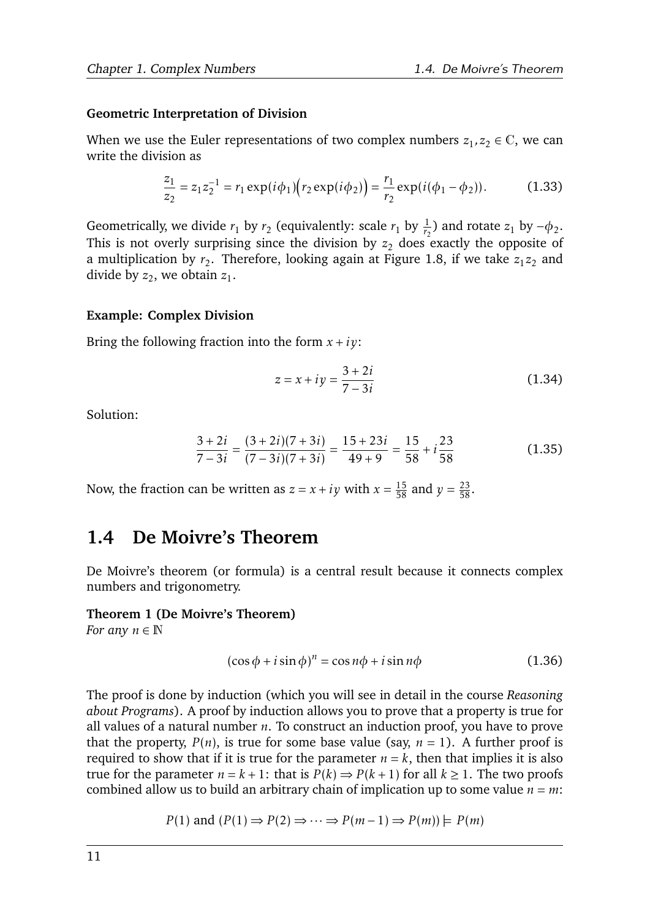#### Geometric Interpretation of Division

When we use the Euler representations of two complex numbers $z_1, z_2 \in \mathbb{C}$, we can write the division as

$$\frac{z_1}{z_2} = z_1 z_2^{-1} = r_1 \exp(i\phi_1)\Big(r_2 \exp(i\phi_2)\Big) = \frac{r_1}{r_2}\exp(i(\phi_1 - \phi_2)). \tag{1.33}$$

Geometrically, we divide $r_1$ by $r_2$ (equivalently: scale $r_1$ by $\frac{1}{r_2}$) and rotate $z_1$ by $-\phi_2$. This is not overly surprising since the division by $z_2$ does exactly the opposite of a multiplication by $r_2$. Therefore, looking again at Figure 1.8, if we take $z_1 z_2$ and divide by $z_2$, we obtain $z_1$.

#### Example: Complex Division

Bring the following fraction into the form $x + iy$:

$$z = x + iy = \frac{3 + 2i}{7 - 3i} \tag{1.34}$$

Solution:

$$\frac{3 + 2i}{7 - 3i} = \frac{(3 + 2i)(7 + 3i)}{(7 - 3i)(7 + 3i)} = \frac{15 + 23i}{49 + 9} = \frac{15}{58} + i\frac{23}{58} \tag{1.35}$$

Now, the fraction can be written as $z = x + iy$ with $x = \frac{15}{58}$ and $y = \frac{23}{58}$.

## 1.4 De Moivre's Theorem

De Moivre's theorem (or formula) is a central result because it connects complex numbers and trigonometry.

**Theorem 1 (De Moivre's Theorem)**
*For any* $n \in \mathbb{N}$

$$(\cos\phi + i\sin\phi)^n = \cos n\phi + i\sin n\phi \tag{1.36}$$

The proof is done by induction (which you will see in detail in the course *Reasoning about Programs*). A proof by induction allows you to prove that a property is true for all values of a natural number $n$. To construct an induction proof, you have to prove that the property, $P(n)$, is true for some base value (say, $n = 1$). A further proof is required to show that if it is true for the parameter $n = k$, then that implies it is also true for the parameter $n = k + 1$: that is $P(k) \Rightarrow P(k + 1)$ for all $k \geq 1$. The two proofs combined allow us to build an arbitrary chain of implication up to some value $n = m$:

$$P(1) \text{ and } (P(1) \Rightarrow P(2) \Rightarrow \cdots \Rightarrow P(m-1) \Rightarrow P(m)) \models P(m)$$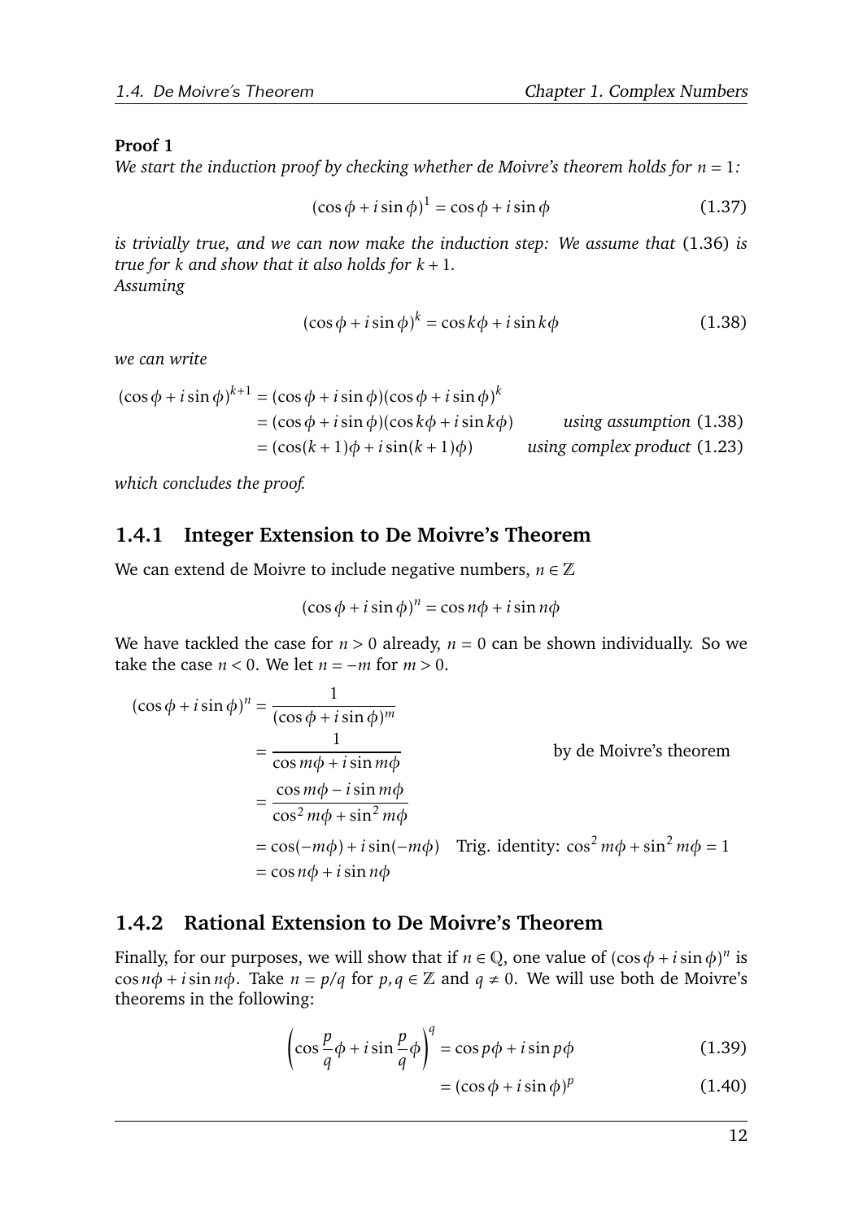**Proof 1**

*We start the induction proof by checking whether de Moivre's theorem holds for $n = 1$:*

$$(\cos\phi + i\sin\phi)^1 = \cos\phi + i\sin\phi \tag{1.37}$$

*is trivially true, and we can now make the induction step: We assume that* (1.36) *is true for $k$ and show that it also holds for $k+1$.*
*Assuming*

$$(\cos\phi + i\sin\phi)^k = \cos k\phi + i\sin k\phi \tag{1.38}$$

*we can write*

$$\begin{aligned}
(\cos\phi + i\sin\phi)^{k+1} &= (\cos\phi + i\sin\phi)(\cos\phi + i\sin\phi)^k \\
&= (\cos\phi + i\sin\phi)(\cos k\phi + i\sin k\phi) && \textit{using assumption } (1.38) \\
&= (\cos(k+1)\phi + i\sin(k+1)\phi) && \textit{using complex product } (1.23)
\end{aligned}$$

*which concludes the proof.*

### 1.4.1 Integer Extension to De Moivre's Theorem

We can extend de Moivre to include negative numbers, $n \in \mathbb{Z}$

$$(\cos\phi + i\sin\phi)^n = \cos n\phi + i\sin n\phi$$

We have tackled the case for $n > 0$ already, $n = 0$ can be shown individually. So we take the case $n < 0$. We let $n = -m$ for $m > 0$.

$$\begin{aligned}
(\cos\phi + i\sin\phi)^n &= \frac{1}{(\cos\phi + i\sin\phi)^m} \\
&= \frac{1}{\cos m\phi + i\sin m\phi} && \text{by de Moivre's theorem} \\
&= \frac{\cos m\phi - i\sin m\phi}{\cos^2 m\phi + \sin^2 m\phi} \\
&= \cos(-m\phi) + i\sin(-m\phi) && \text{Trig. identity: } \cos^2 m\phi + \sin^2 m\phi = 1 \\
&= \cos n\phi + i\sin n\phi
\end{aligned}$$

### 1.4.2 Rational Extension to De Moivre's Theorem

Finally, for our purposes, we will show that if $n \in \mathbb{Q}$, one value of $(\cos\phi + i\sin\phi)^n$ is $\cos n\phi + i\sin n\phi$. Take $n = p/q$ for $p, q \in \mathbb{Z}$ and $q \neq 0$. We will use both de Moivre's theorems in the following:

$$\left(\cos\frac{p}{q}\phi + i\sin\frac{p}{q}\phi\right)^q = \cos p\phi + i\sin p\phi \tag{1.39}$$

$$= (\cos\phi + i\sin\phi)^p \tag{1.40}$$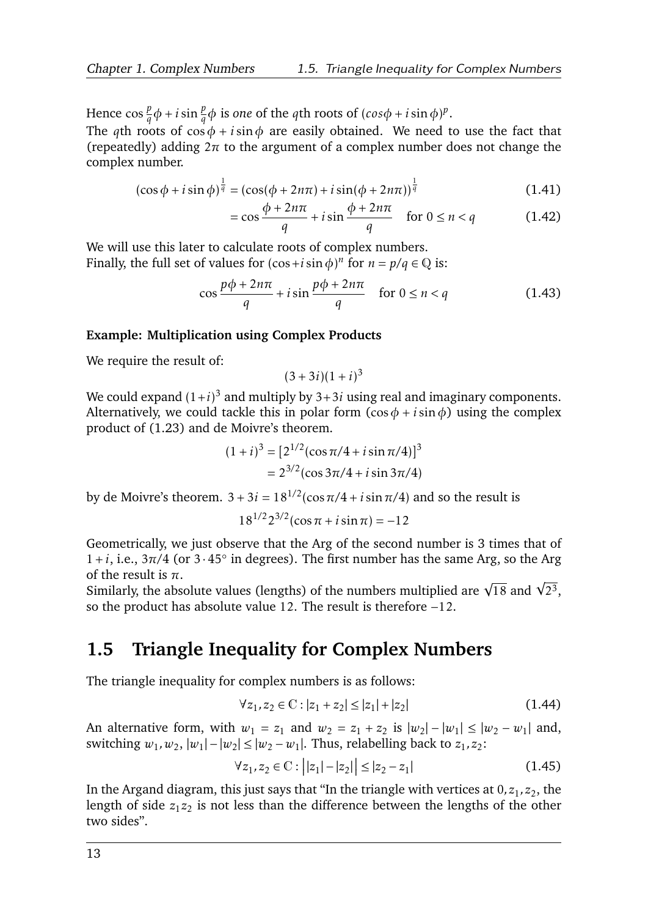Hence $\cos \frac{p}{q}\phi + i \sin \frac{p}{q}\phi$ is *one* of the $q$th roots of $(cos\phi + i \sin \phi)^p$.
The $q$th roots of $\cos \phi + i \sin \phi$ are easily obtained. We need to use the fact that (repeatedly) adding $2\pi$ to the argument of a complex number does not change the complex number.

$$(\cos \phi + i \sin \phi)^{\frac{1}{q}} = (\cos(\phi + 2n\pi) + i \sin(\phi + 2n\pi))^{\frac{1}{q}} \tag{1.41}$$

$$= \cos \frac{\phi + 2n\pi}{q} + i \sin \frac{\phi + 2n\pi}{q} \quad \text{for } 0 \leq n < q \tag{1.42}$$

We will use this later to calculate roots of complex numbers.
Finally, the full set of values for $(\cos + i \sin \phi)^n$ for $n = p/q \in \mathbb{Q}$ is:

$$\cos \frac{p\phi + 2n\pi}{q} + i \sin \frac{p\phi + 2n\pi}{q} \quad \text{for } 0 \leq n < q \tag{1.43}$$

**Example: Multiplication using Complex Products**

We require the result of:

$$(3 + 3i)(1 + i)^3$$

We could expand $(1+i)^3$ and multiply by $3+3i$ using real and imaginary components. Alternatively, we could tackle this in polar form ($\cos \phi + i \sin \phi$) using the complex product of (1.23) and de Moivre's theorem.

$$\begin{aligned}(1 + i)^3 &= [2^{1/2}(\cos \pi/4 + i \sin \pi/4)]^3 \\ &= 2^{3/2}(\cos 3\pi/4 + i \sin 3\pi/4)\end{aligned}$$

by de Moivre's theorem. $3 + 3i = 18^{1/2}(\cos \pi/4 + i \sin \pi/4)$ and so the result is

$$18^{1/2} 2^{3/2}(\cos \pi + i \sin \pi) = -12$$

Geometrically, we just observe that the Arg of the second number is 3 times that of $1 + i$, i.e., $3\pi/4$ (or $3 \cdot 45^\circ$ in degrees). The first number has the same Arg, so the Arg of the result is $\pi$.
Similarly, the absolute values (lengths) of the numbers multiplied are $\sqrt{18}$ and $\sqrt{2^3}$, so the product has absolute value 12. The result is therefore $-12$.

## 1.5 Triangle Inequality for Complex Numbers

The triangle inequality for complex numbers is as follows:

$$\forall z_1, z_2 \in \mathbb{C} : |z_1 + z_2| \leq |z_1| + |z_2| \tag{1.44}$$

An alternative form, with $w_1 = z_1$ and $w_2 = z_1 + z_2$ is $|w_2| - |w_1| \leq |w_2 - w_1|$ and, switching $w_1, w_2$, $|w_1| - |w_2| \leq |w_2 - w_1|$. Thus, relabelling back to $z_1, z_2$:

$$\forall z_1, z_2 \in \mathbb{C} : \big||z_1| - |z_2|\big| \leq |z_2 - z_1| \tag{1.45}$$

In the Argand diagram, this just says that "In the triangle with vertices at $0, z_1, z_2$, the length of side $z_1 z_2$ is not less than the difference between the lengths of the other two sides".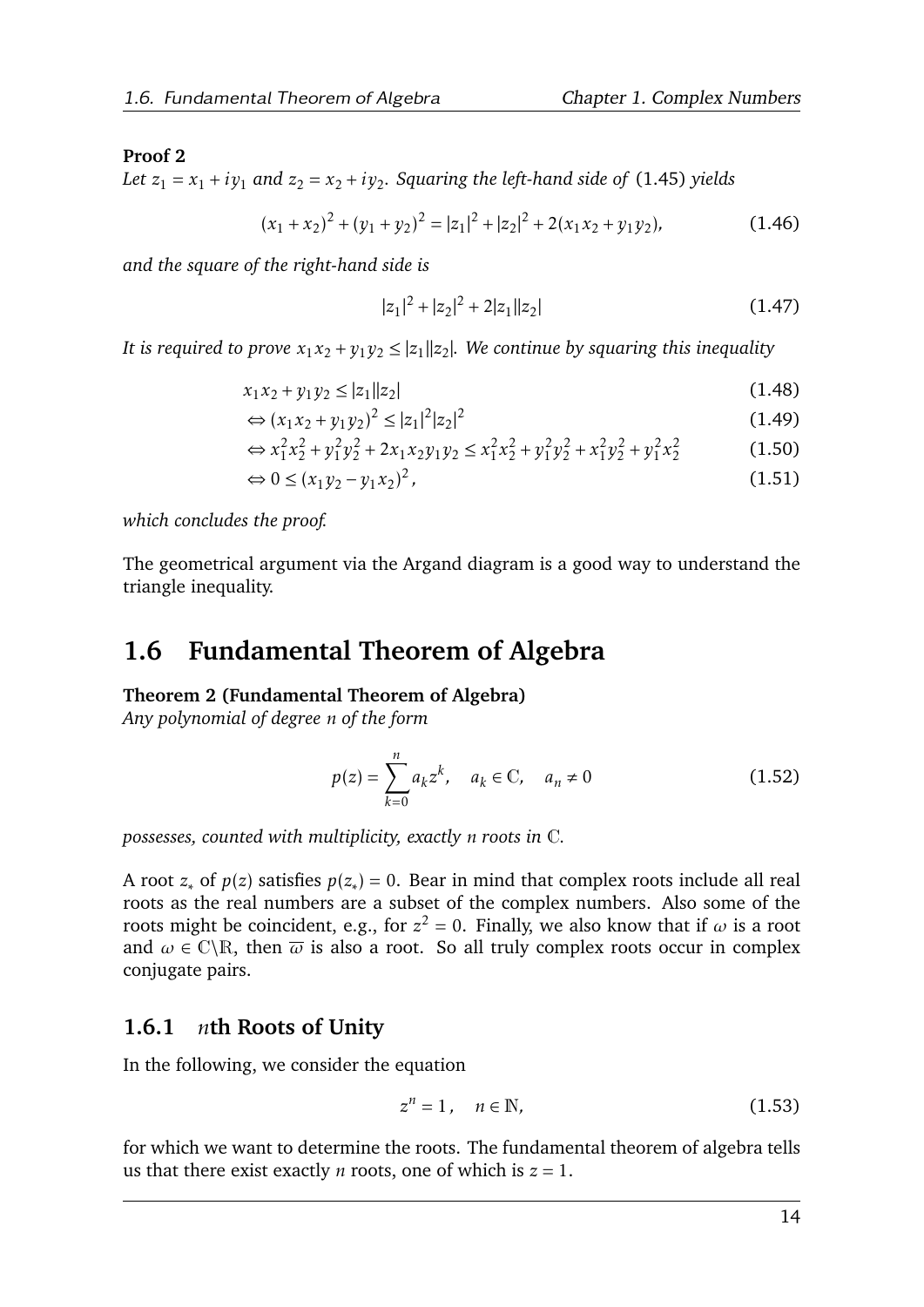**Proof 2**

*Let $z_1 = x_1 + iy_1$ and $z_2 = x_2 + iy_2$. Squaring the left-hand side of* (1.45) *yields*

$$(x_1 + x_2)^2 + (y_1 + y_2)^2 = |z_1|^2 + |z_2|^2 + 2(x_1x_2 + y_1y_2), \tag{1.46}$$

*and the square of the right-hand side is*

$$|z_1|^2 + |z_2|^2 + 2|z_1||z_2| \tag{1.47}$$

*It is required to prove $x_1x_2 + y_1y_2 \leq |z_1||z_2|$. We continue by squaring this inequality*

$$x_1x_2 + y_1y_2 \leq |z_1||z_2| \tag{1.48}$$

$$\Leftrightarrow (x_1x_2 + y_1y_2)^2 \leq |z_1|^2|z_2|^2 \tag{1.49}$$

$$\Leftrightarrow x_1^2x_2^2 + y_1^2y_2^2 + 2x_1x_2y_1y_2 \leq x_1^2x_2^2 + y_1^2y_2^2 + x_1^2y_2^2 + y_1^2x_2^2 \tag{1.50}$$

$$\Leftrightarrow 0 \leq (x_1y_2 - y_1x_2)^2, \tag{1.51}$$

*which concludes the proof.*

The geometrical argument via the Argand diagram is a good way to understand the triangle inequality.

## 1.6 Fundamental Theorem of Algebra

**Theorem 2 (Fundamental Theorem of Algebra)**
*Any polynomial of degree $n$ of the form*

$$p(z) = \sum_{k=0}^{n} a_k z^k, \quad a_k \in \mathbb{C}, \quad a_n \neq 0 \tag{1.52}$$

*possesses, counted with multiplicity, exactly $n$ roots in $\mathbb{C}$.*

A root $z_*$ of $p(z)$ satisfies $p(z_*) = 0$. Bear in mind that complex roots include all real roots as the real numbers are a subset of the complex numbers. Also some of the roots might be coincident, e.g., for $z^2 = 0$. Finally, we also know that if $\omega$ is a root and $\omega \in \mathbb{C}\backslash\mathbb{R}$, then $\overline{\omega}$ is also a root. So all truly complex roots occur in complex conjugate pairs.

### 1.6.1 $n$th Roots of Unity

In the following, we consider the equation

$$z^n = 1\,, \quad n \in \mathbb{N}, \tag{1.53}$$

for which we want to determine the roots. The fundamental theorem of algebra tells us that there exist exactly $n$ roots, one of which is $z = 1$.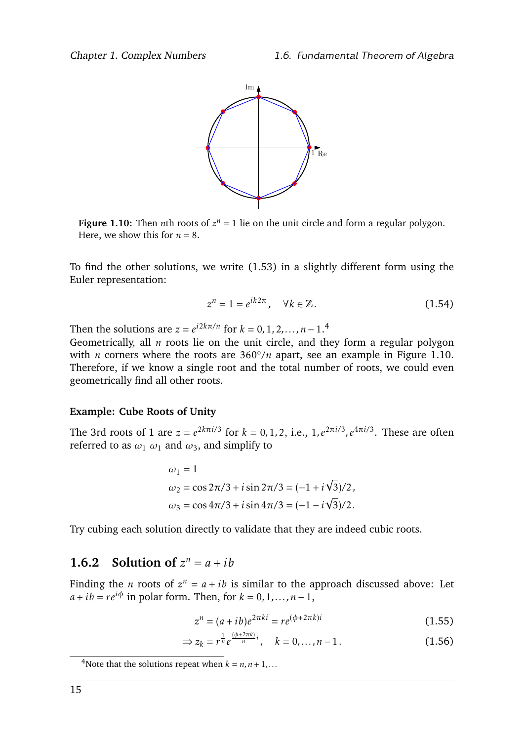**Figure 1.10:** Then $n$th roots of $z^n = 1$ lie on the unit circle and form a regular polygon. Here, we show this for $n = 8$.

To find the other solutions, we write (1.53) in a slightly different form using the Euler representation:

$$z^n = 1 = e^{ik2\pi}, \quad \forall k \in \mathbb{Z}. \tag{1.54}$$

Then the solutions are $z = e^{i2k\pi/n}$ for $k = 0, 1, 2, \ldots, n-1$.[4]
Geometrically, all $n$ roots lie on the unit circle, and they form a regular polygon with $n$ corners where the roots are $360°/n$ apart, see an example in Figure 1.10. Therefore, if we know a single root and the total number of roots, we could even geometrically find all other roots.

#### Example: Cube Roots of Unity

The 3rd roots of 1 are $z = e^{2k\pi i/3}$ for $k = 0, 1, 2$, i.e., $1, e^{2\pi i/3}, e^{4\pi i/3}$. These are often referred to as $\omega_1$ $\omega_1$ and $\omega_3$, and simplify to

$$\begin{aligned}
\omega_1 &= 1 \\
\omega_2 &= \cos 2\pi/3 + i \sin 2\pi/3 = (-1 + i\sqrt{3})/2\,, \\
\omega_3 &= \cos 4\pi/3 + i \sin 4\pi/3 = (-1 - i\sqrt{3})/2\,.
\end{aligned}$$

Try cubing each solution directly to validate that they are indeed cubic roots.

### 1.6.2 Solution of $z^n = a + ib$

Finding the $n$ roots of $z^n = a + ib$ is similar to the approach discussed above: Let $a + ib = re^{i\phi}$ in polar form. Then, for $k = 0, 1, \ldots, n-1$,

$$z^n = (a + ib)e^{2\pi k i} = re^{(\phi + 2\pi k)i} \tag{1.55}$$

$$\Rightarrow z_k = r^{\frac{1}{n}} e^{\frac{(\phi + 2\pi k)}{n} i}, \quad k = 0, \ldots, n-1\,. \tag{1.56}$$

[4] Note that the solutions repeat when $k = n, n+1, \ldots$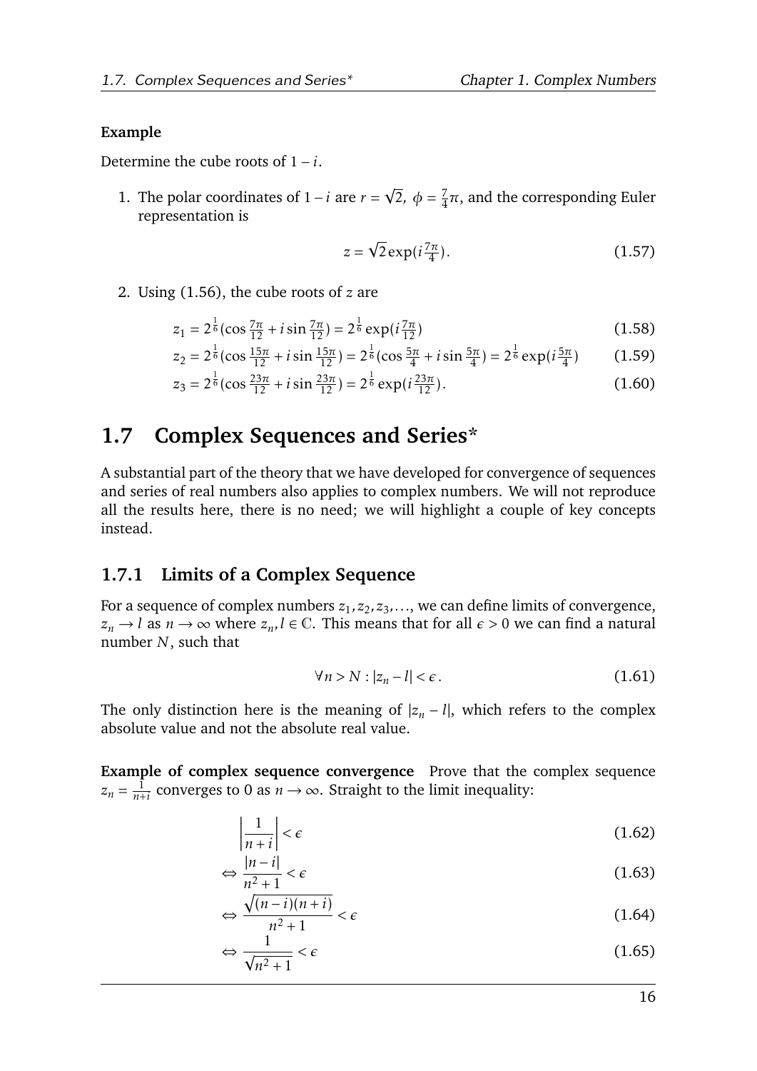**Example**

Determine the cube roots of $1 - i$.

1. The polar coordinates of $1 - i$ are $r = \sqrt{2}$, $\phi = \frac{7}{4}\pi$, and the corresponding Euler representation is

$$z = \sqrt{2}\exp(i\tfrac{7\pi}{4}). \tag{1.57}$$

2. Using (1.56), the cube roots of $z$ are

$$z_1 = 2^{\frac{1}{6}}(\cos\tfrac{7\pi}{12} + i\sin\tfrac{7\pi}{12}) = 2^{\frac{1}{6}}\exp(i\tfrac{7\pi}{12}) \tag{1.58}$$

$$z_2 = 2^{\frac{1}{6}}(\cos\tfrac{15\pi}{12} + i\sin\tfrac{15\pi}{12}) = 2^{\frac{1}{6}}(\cos\tfrac{5\pi}{4} + i\sin\tfrac{5\pi}{4}) = 2^{\frac{1}{6}}\exp(i\tfrac{5\pi}{4}) \tag{1.59}$$

$$z_3 = 2^{\frac{1}{6}}(\cos\tfrac{23\pi}{12} + i\sin\tfrac{23\pi}{12}) = 2^{\frac{1}{6}}\exp(i\tfrac{23\pi}{12}). \tag{1.60}$$

## 1.7 Complex Sequences and Series*

A substantial part of the theory that we have developed for convergence of sequences and series of real numbers also applies to complex numbers. We will not reproduce all the results here, there is no need; we will highlight a couple of key concepts instead.

### 1.7.1 Limits of a Complex Sequence

For a sequence of complex numbers $z_1, z_2, z_3, \ldots$, we can define limits of convergence, $z_n \to l$ as $n \to \infty$ where $z_n, l \in \mathbb{C}$. This means that for all $\epsilon > 0$ we can find a natural number $N$, such that

$$\forall n > N : |z_n - l| < \epsilon\,. \tag{1.61}$$

The only distinction here is the meaning of $|z_n - l|$, which refers to the complex absolute value and not the absolute real value.

**Example of complex sequence convergence** Prove that the complex sequence $z_n = \frac{1}{n+i}$ converges to 0 as $n \to \infty$. Straight to the limit inequality:

$$\left|\frac{1}{n+i}\right| < \epsilon \tag{1.62}$$

$$\Leftrightarrow \frac{|n-i|}{n^2+1} < \epsilon \tag{1.63}$$

$$\Leftrightarrow \frac{\sqrt{(n-i)(n+i)}}{n^2+1} < \epsilon \tag{1.64}$$

$$\Leftrightarrow \frac{1}{\sqrt{n^2+1}} < \epsilon \tag{1.65}$$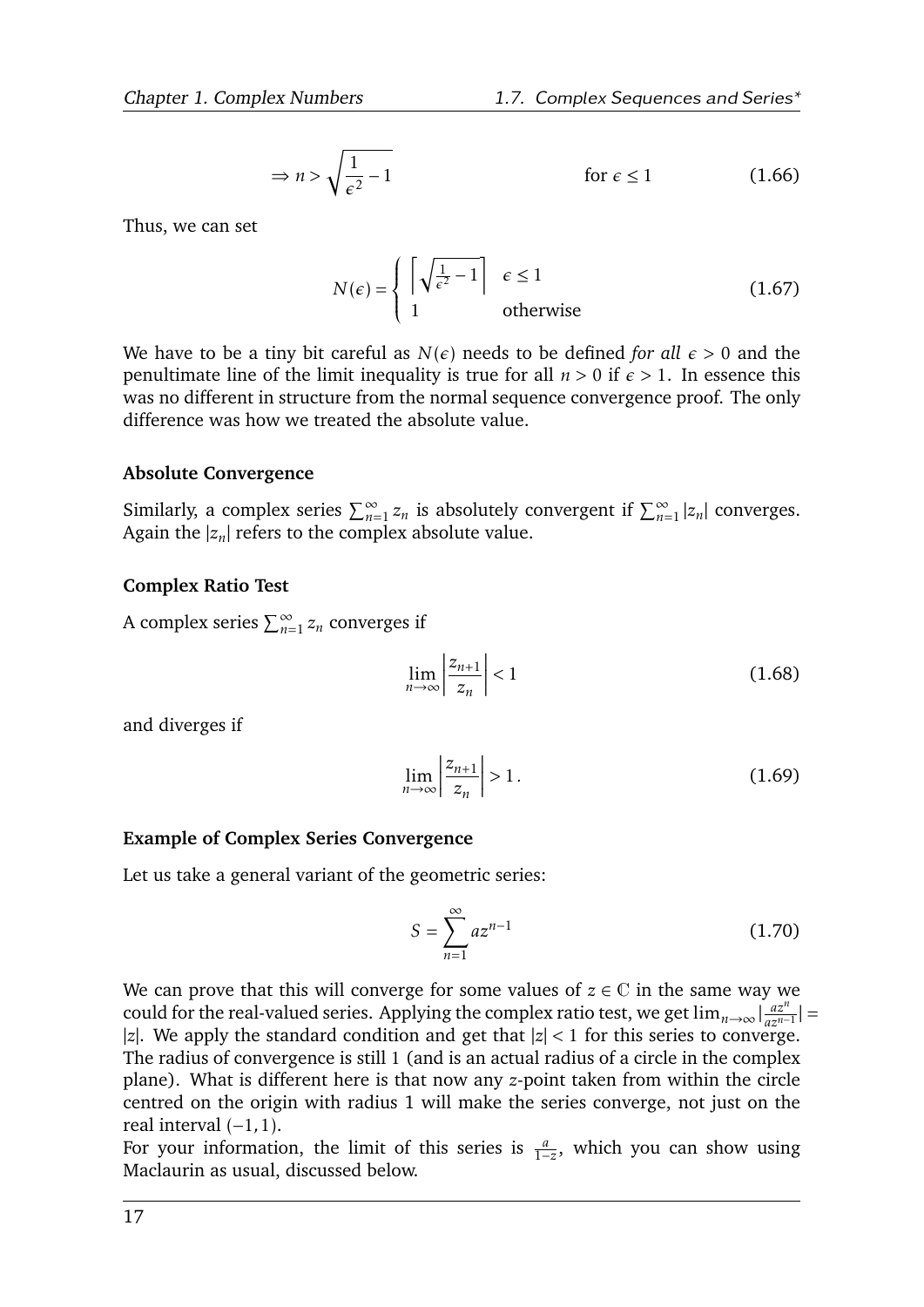$$\Rightarrow n > \sqrt{\frac{1}{\epsilon^2} - 1} \qquad \text{for } \epsilon \leq 1 \tag{1.66}$$

Thus, we can set

$$N(\epsilon) = \begin{cases} \left\lceil \sqrt{\frac{1}{\epsilon^2} - 1} \right\rceil & \epsilon \leq 1 \\ 1 & \text{otherwise} \end{cases} \tag{1.67}$$

We have to be a tiny bit careful as $N(\epsilon)$ needs to be defined *for all* $\epsilon > 0$ and the penultimate line of the limit inequality is true for all $n > 0$ if $\epsilon > 1$. In essence this was no different in structure from the normal sequence convergence proof. The only difference was how we treated the absolute value.

**Absolute Convergence**

Similarly, a complex series $\sum_{n=1}^{\infty} z_n$ is absolutely convergent if $\sum_{n=1}^{\infty} |z_n|$ converges. Again the $|z_n|$ refers to the complex absolute value.

**Complex Ratio Test**

A complex series $\sum_{n=1}^{\infty} z_n$ converges if

$$\lim_{n\to\infty} \left| \frac{z_{n+1}}{z_n} \right| < 1 \tag{1.68}$$

and diverges if

$$\lim_{n\to\infty} \left| \frac{z_{n+1}}{z_n} \right| > 1 \,. \tag{1.69}$$

**Example of Complex Series Convergence**

Let us take a general variant of the geometric series:

$$S = \sum_{n=1}^{\infty} a z^{n-1} \tag{1.70}$$

We can prove that this will converge for some values of $z \in \mathbb{C}$ in the same way we could for the real-valued series. Applying the complex ratio test, we get $\lim_{n\to\infty} |\frac{az^n}{az^{n-1}}| = |z|$. We apply the standard condition and get that $|z| < 1$ for this series to converge. The radius of convergence is still 1 (and is an actual radius of a circle in the complex plane). What is different here is that now any $z$-point taken from within the circle centred on the origin with radius 1 will make the series converge, not just on the real interval $(-1, 1)$.

For your information, the limit of this series is $\frac{a}{1-z}$, which you can show using Maclaurin as usual, discussed below.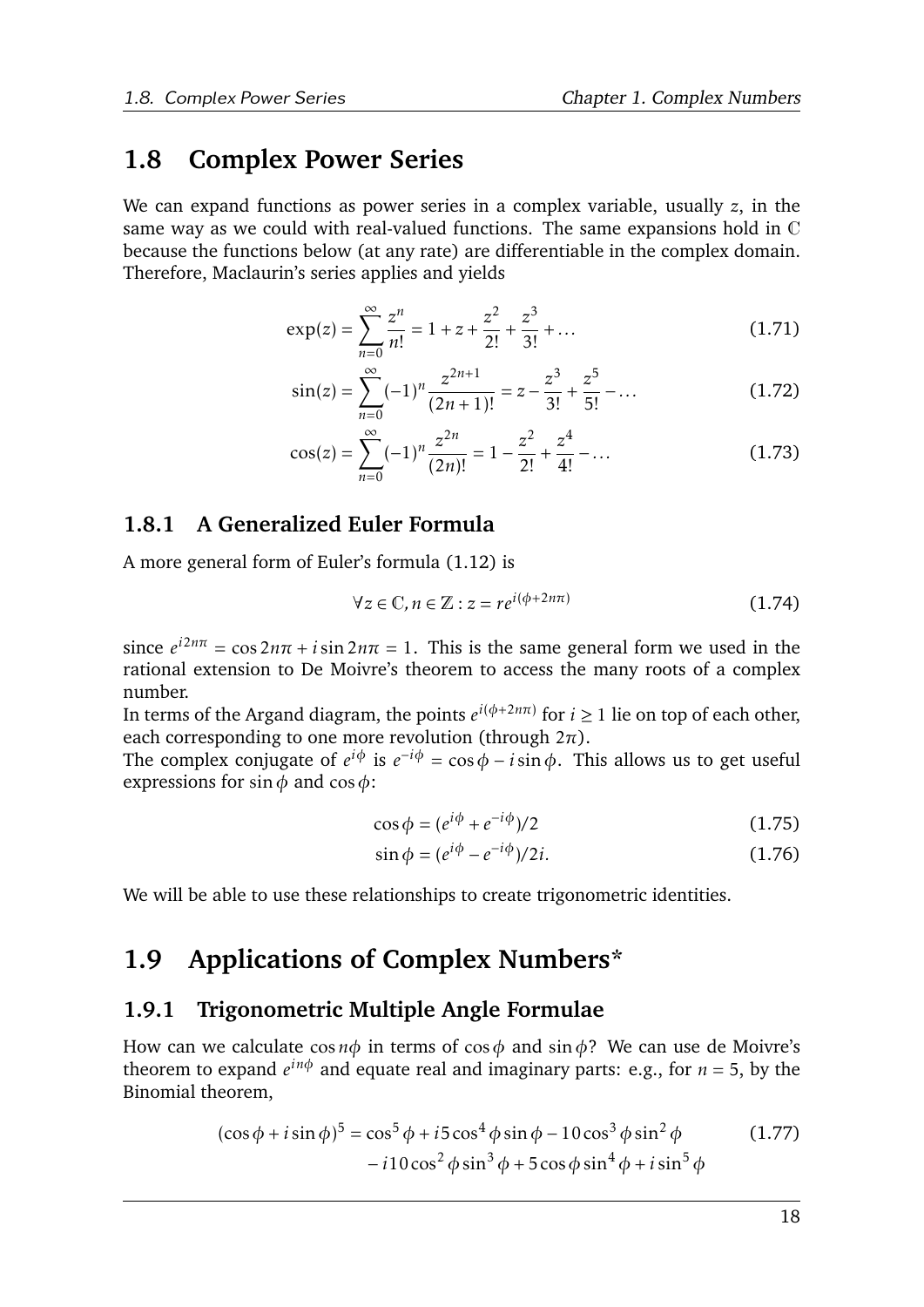## 1.8 Complex Power Series

We can expand functions as power series in a complex variable, usually $z$, in the same way as we could with real-valued functions. The same expansions hold in $\mathbb{C}$ because the functions below (at any rate) are differentiable in the complex domain. Therefore, Maclaurin's series applies and yields

$$\exp(z) = \sum_{n=0}^{\infty} \frac{z^n}{n!} = 1 + z + \frac{z^2}{2!} + \frac{z^3}{3!} + \dots \tag{1.71}$$

$$\sin(z) = \sum_{n=0}^{\infty} (-1)^n \frac{z^{2n+1}}{(2n+1)!} = z - \frac{z^3}{3!} + \frac{z^5}{5!} - \dots \tag{1.72}$$

$$\cos(z) = \sum_{n=0}^{\infty} (-1)^n \frac{z^{2n}}{(2n)!} = 1 - \frac{z^2}{2!} + \frac{z^4}{4!} - \dots \tag{1.73}$$

### 1.8.1 A Generalized Euler Formula

A more general form of Euler's formula (1.12) is

$$\forall z \in \mathbb{C}, n \in \mathbb{Z} : z = re^{i(\phi + 2n\pi)} \tag{1.74}$$

since $e^{i2n\pi} = \cos 2n\pi + i \sin 2n\pi = 1$. This is the same general form we used in the rational extension to De Moivre's theorem to access the many roots of a complex number.

In terms of the Argand diagram, the points $e^{i(\phi+2n\pi)}$ for $i \geq 1$ lie on top of each other, each corresponding to one more revolution (through $2\pi$).

The complex conjugate of $e^{i\phi}$ is $e^{-i\phi} = \cos\phi - i \sin\phi$. This allows us to get useful expressions for $\sin\phi$ and $\cos\phi$:

$$\cos\phi = (e^{i\phi} + e^{-i\phi})/2 \tag{1.75}$$

$$\sin\phi = (e^{i\phi} - e^{-i\phi})/2i. \tag{1.76}$$

We will be able to use these relationships to create trigonometric identities.

## 1.9 Applications of Complex Numbers*

### 1.9.1 Trigonometric Multiple Angle Formulae

How can we calculate $\cos n\phi$ in terms of $\cos\phi$ and $\sin\phi$? We can use de Moivre's theorem to expand $e^{in\phi}$ and equate real and imaginary parts: e.g., for $n = 5$, by the Binomial theorem,

$$\begin{aligned}(\cos\phi + i\sin\phi)^5 = \cos^5\phi + i5\cos^4\phi\sin\phi - 10\cos^3\phi\sin^2\phi \\ - i10\cos^2\phi\sin^3\phi + 5\cos\phi\sin^4\phi + i\sin^5\phi\end{aligned} \tag{1.77}$$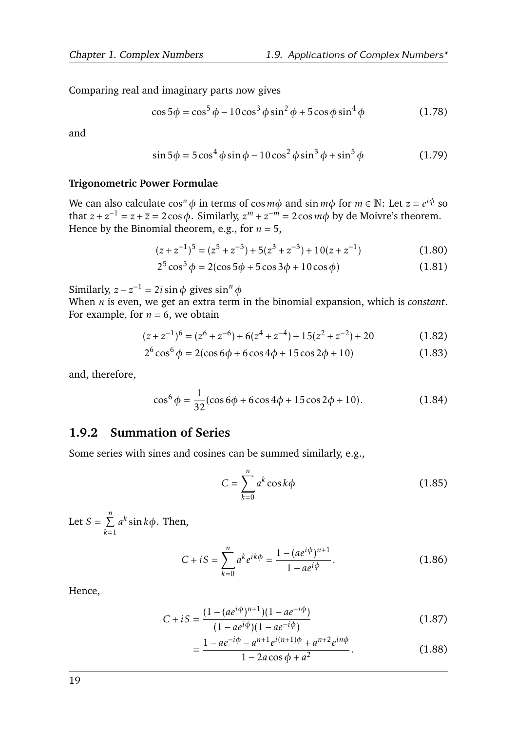Comparing real and imaginary parts now gives

$$\cos 5\phi = \cos^5\phi - 10\cos^3\phi\sin^2\phi + 5\cos\phi\sin^4\phi \tag{1.78}$$

and

$$\sin 5\phi = 5\cos^4\phi\sin\phi - 10\cos^2\phi\sin^3\phi + \sin^5\phi \tag{1.79}$$

**Trigonometric Power Formulae**

We can also calculate $\cos^n\phi$ in terms of $\cos m\phi$ and $\sin m\phi$ for $m \in \mathbb{N}$: Let $z = e^{i\phi}$ so that $z + z^{-1} = z + \overline{z} = 2\cos\phi$. Similarly, $z^m + z^{-m} = 2\cos m\phi$ by de Moivre's theorem. Hence by the Binomial theorem, e.g., for $n = 5$,

$$(z + z^{-1})^5 = (z^5 + z^{-5}) + 5(z^3 + z^{-3}) + 10(z + z^{-1}) \tag{1.80}$$

$$2^5\cos^5\phi = 2(\cos 5\phi + 5\cos 3\phi + 10\cos\phi) \tag{1.81}$$

Similarly, $z - z^{-1} = 2i\sin\phi$ gives $\sin^n\phi$

When $n$ is even, we get an extra term in the binomial expansion, which is *constant*. For example, for $n = 6$, we obtain

$$(z + z^{-1})^6 = (z^6 + z^{-6}) + 6(z^4 + z^{-4}) + 15(z^2 + z^{-2}) + 20 \tag{1.82}$$

$$2^6\cos^6\phi = 2(\cos 6\phi + 6\cos 4\phi + 15\cos 2\phi + 10) \tag{1.83}$$

and, therefore,

$$\cos^6\phi = \frac{1}{32}(\cos 6\phi + 6\cos 4\phi + 15\cos 2\phi + 10). \tag{1.84}$$

### 1.9.2 Summation of Series

Some series with sines and cosines can be summed similarly, e.g.,

$$C = \sum_{k=0}^{n} a^k \cos k\phi \tag{1.85}$$

Let $S = \sum_{k=1}^{n} a^k \sin k\phi$. Then,

$$C + iS = \sum_{k=0}^{n} a^k e^{ik\phi} = \frac{1 - (ae^{i\phi})^{n+1}}{1 - ae^{i\phi}}. \tag{1.86}$$

Hence,

$$C + iS = \frac{(1 - (ae^{i\phi})^{n+1})(1 - ae^{-i\phi})}{(1 - ae^{i\phi})(1 - ae^{-i\phi})} \tag{1.87}$$

$$= \frac{1 - ae^{-i\phi} - a^{n+1}e^{i(n+1)\phi} + a^{n+2}e^{in\phi}}{1 - 2a\cos\phi + a^2}. \tag{1.88}$$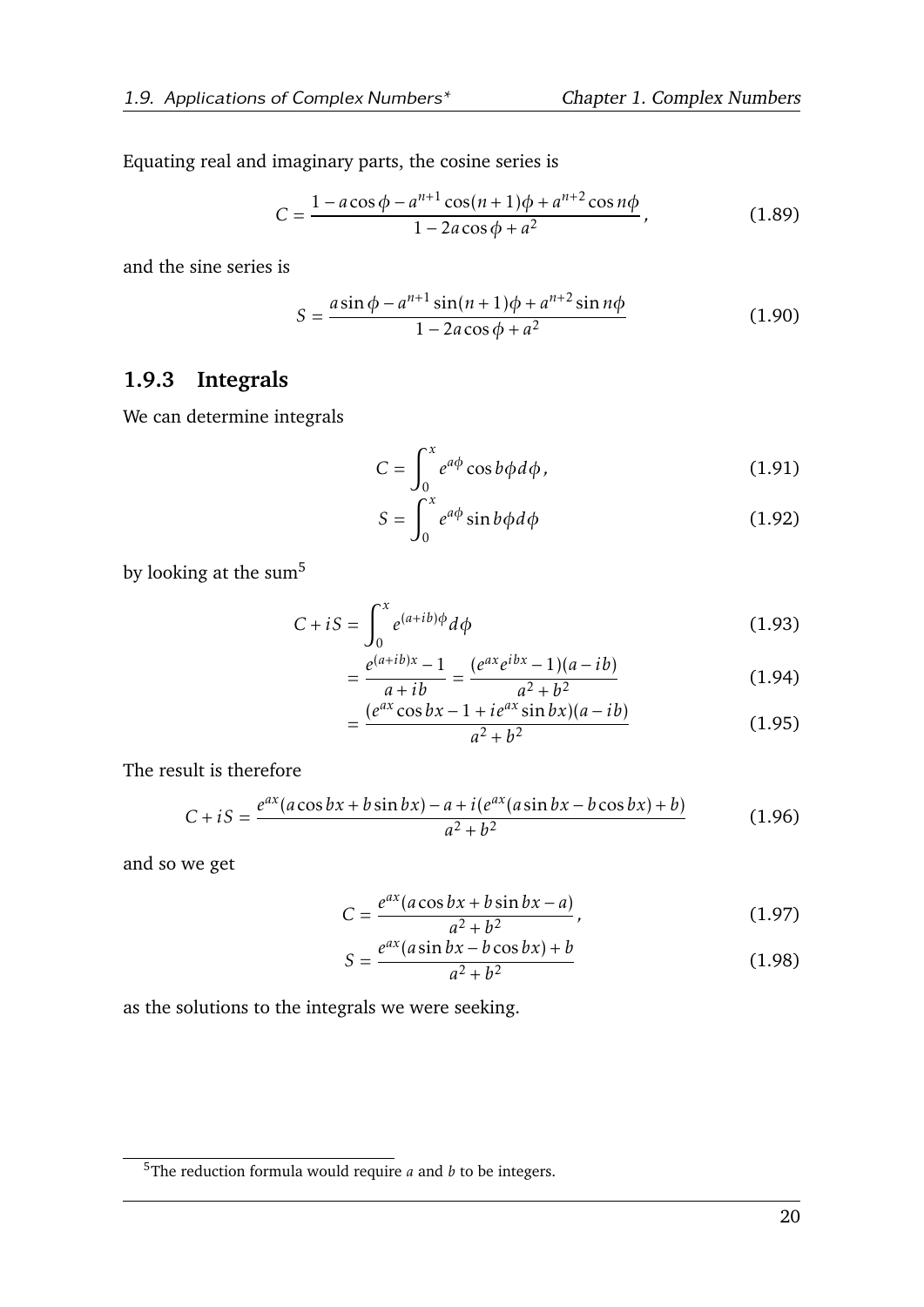Equating real and imaginary parts, the cosine series is

$$C = \frac{1 - a\cos\phi - a^{n+1}\cos(n+1)\phi + a^{n+2}\cos n\phi}{1 - 2a\cos\phi + a^2}, \tag{1.89}$$

and the sine series is

$$S = \frac{a\sin\phi - a^{n+1}\sin(n+1)\phi + a^{n+2}\sin n\phi}{1 - 2a\cos\phi + a^2} \tag{1.90}$$

### 1.9.3 Integrals

We can determine integrals

$$C = \int_0^x e^{a\phi}\cos b\phi d\phi, \tag{1.91}$$

$$S = \int_0^x e^{a\phi}\sin b\phi d\phi \tag{1.92}$$

by looking at the sum[5]

$$C + iS = \int_0^x e^{(a+ib)\phi} d\phi \tag{1.93}$$

$$= \frac{e^{(a+ib)x} - 1}{a + ib} = \frac{(e^{ax}e^{ibx} - 1)(a - ib)}{a^2 + b^2} \tag{1.94}$$

$$= \frac{(e^{ax}\cos bx - 1 + ie^{ax}\sin bx)(a - ib)}{a^2 + b^2} \tag{1.95}$$

The result is therefore

$$C + iS = \frac{e^{ax}(a\cos bx + b\sin bx) - a + i(e^{ax}(a\sin bx - b\cos bx) + b)}{a^2 + b^2} \tag{1.96}$$

and so we get

$$C = \frac{e^{ax}(a\cos bx + b\sin bx - a)}{a^2 + b^2}, \tag{1.97}$$

$$S = \frac{e^{ax}(a\sin bx - b\cos bx) + b}{a^2 + b^2} \tag{1.98}$$

as the solutions to the integrals we were seeking.

[5] The reduction formula would require $a$ and $b$ to be integers.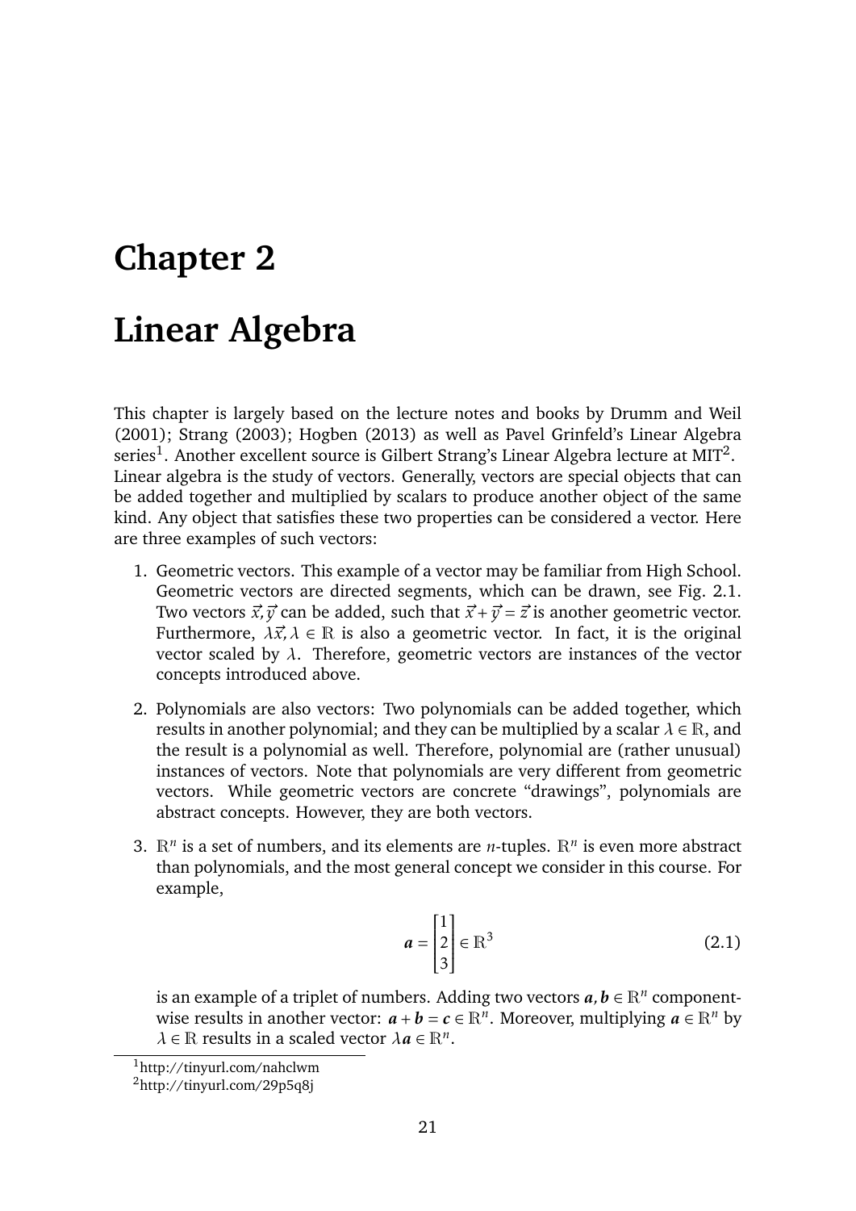# Chapter 2

# Linear Algebra

This chapter is largely based on the lecture notes and books by Drumm and Weil (2001); Strang (2003); Hogben (2013) as well as Pavel Grinfeld's Linear Algebra series[1]. Another excellent source is Gilbert Strang's Linear Algebra lecture at MIT[2].

Linear algebra is the study of vectors. Generally, vectors are special objects that can be added together and multiplied by scalars to produce another object of the same kind. Any object that satisfies these two properties can be considered a vector. Here are three examples of such vectors:

1. Geometric vectors. This example of a vector may be familiar from High School. Geometric vectors are directed segments, which can be drawn, see Fig. 2.1. Two vectors $\vec{x}, \vec{y}$ can be added, such that $\vec{x} + \vec{y} = \vec{z}$ is another geometric vector. Furthermore, $\lambda\vec{x}, \lambda \in \mathbb{R}$ is also a geometric vector. In fact, it is the original vector scaled by $\lambda$. Therefore, geometric vectors are instances of the vector concepts introduced above.

2. Polynomials are also vectors: Two polynomials can be added together, which results in another polynomial; and they can be multiplied by a scalar $\lambda \in \mathbb{R}$, and the result is a polynomial as well. Therefore, polynomial are (rather unusual) instances of vectors. Note that polynomials are very different from geometric vectors. While geometric vectors are concrete "drawings", polynomials are abstract concepts. However, they are both vectors.

3. $\mathbb{R}^n$ is a set of numbers, and its elements are $n$-tuples. $\mathbb{R}^n$ is even more abstract than polynomials, and the most general concept we consider in this course. For example,

$$\boldsymbol{a} = \begin{bmatrix} 1 \\ 2 \\ 3 \end{bmatrix} \in \mathbb{R}^3 \tag{2.1}$$

is an example of a triplet of numbers. Adding two vectors $\boldsymbol{a}, \boldsymbol{b} \in \mathbb{R}^n$ component-wise results in another vector: $\boldsymbol{a} + \boldsymbol{b} = \boldsymbol{c} \in \mathbb{R}^n$. Moreover, multiplying $\boldsymbol{a} \in \mathbb{R}^n$ by $\lambda \in \mathbb{R}$ results in a scaled vector $\lambda\boldsymbol{a} \in \mathbb{R}^n$.

[1] http://tinyurl.com/nahclwm

[2] http://tinyurl.com/29p5q8j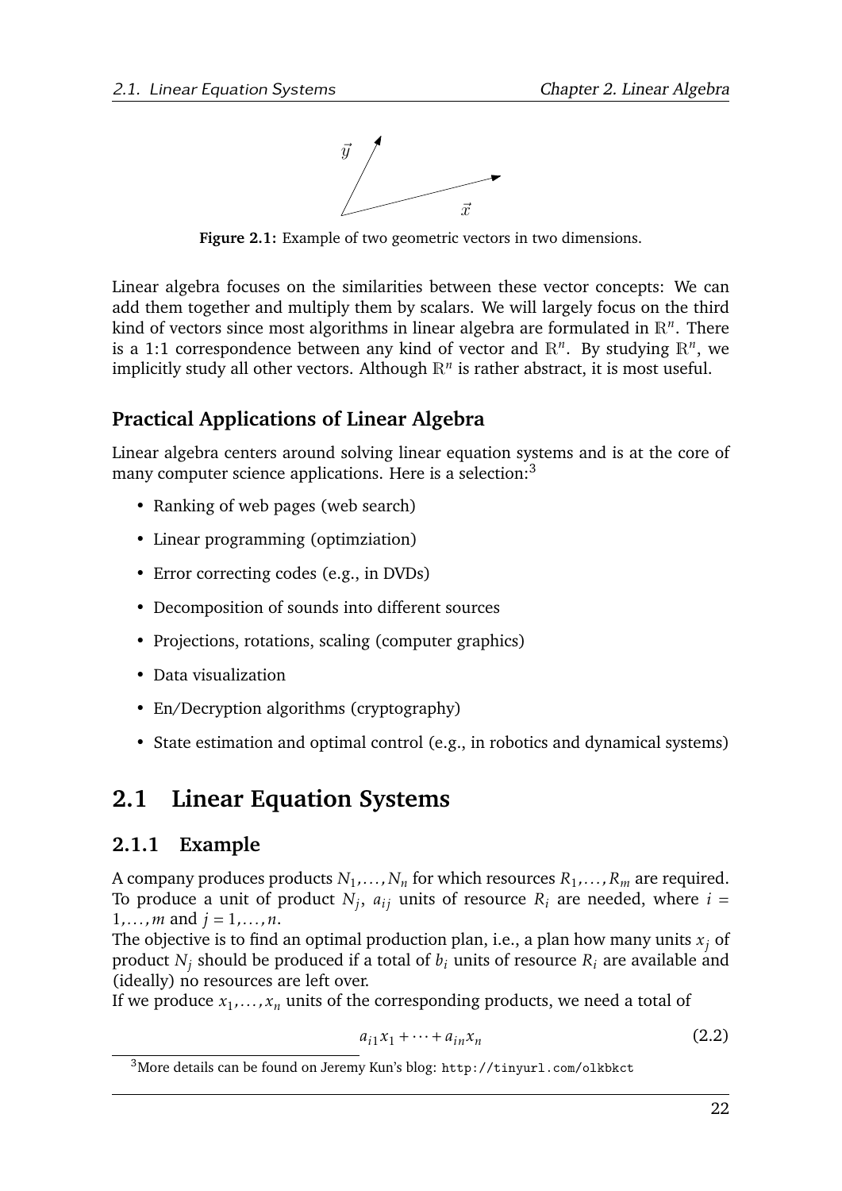Figure 2.1: Example of two geometric vectors in two dimensions.

Linear algebra focuses on the similarities between these vector concepts: We can add them together and multiply them by scalars. We will largely focus on the third kind of vectors since most algorithms in linear algebra are formulated in $\mathbb{R}^n$. There is a 1:1 correspondence between any kind of vector and $\mathbb{R}^n$. By studying $\mathbb{R}^n$, we implicitly study all other vectors. Although $\mathbb{R}^n$ is rather abstract, it is most useful.

### Practical Applications of Linear Algebra

Linear algebra centers around solving linear equation systems and is at the core of many computer science applications. Here is a selection:[3]

- Ranking of web pages (web search)
- Linear programming (optimziation)
- Error correcting codes (e.g., in DVDs)
- Decomposition of sounds into different sources
- Projections, rotations, scaling (computer graphics)
- Data visualization
- En/Decryption algorithms (cryptography)
- State estimation and optimal control (e.g., in robotics and dynamical systems)

## 2.1 Linear Equation Systems

### 2.1.1 Example

A company produces products $N_1, \dots, N_n$ for which resources $R_1, \dots, R_m$ are required. To produce a unit of product $N_j$, $a_{ij}$ units of resource $R_i$ are needed, where $i = 1, \dots, m$ and $j = 1, \dots, n$.

The objective is to find an optimal production plan, i.e., a plan how many units $x_j$ of product $N_j$ should be produced if a total of $b_i$ units of resource $R_i$ are available and (ideally) no resources are left over.

If we produce $x_1, \dots, x_n$ units of the corresponding products, we need a total of

$$a_{i1}x_1 + \cdots + a_{in}x_n \tag{2.2}$$

[3] More details can be found on Jeremy Kun's blog: http://tinyurl.com/olkbkct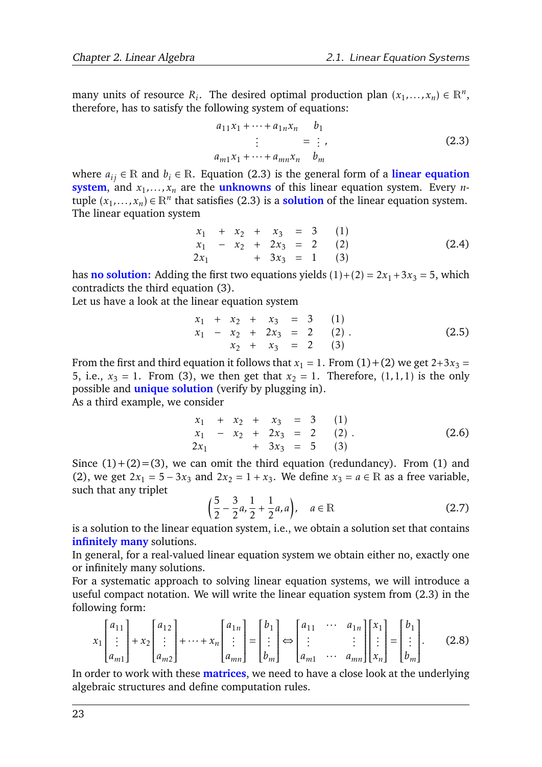many units of resource $R_i$. The desired optimal production plan $(x_1, \ldots, x_n) \in \mathbb{R}^n$, therefore, has to satisfy the following system of equations:

$$
\begin{array}{cc}
a_{11}x_1 + \cdots + a_{1n}x_n & b_1 \\
\vdots & = \vdots \, , \\
a_{m1}x_1 + \cdots + a_{mn}x_n & b_m
\end{array}
\tag{2.3}
$$

where $a_{ij} \in \mathbb{R}$ and $b_i \in \mathbb{R}$. Equation (2.3) is the general form of a **linear equation system**, and $x_1, \ldots, x_n$ are the **unknowns** of this linear equation system. Every $n$-tuple $(x_1, \ldots, x_n) \in \mathbb{R}^n$ that satisfies (2.3) is a **solution** of the linear equation system.
The linear equation system

$$
\begin{array}{rcrcrcrl}
x_1 & + & x_2 & + & x_3 & = & 3 & \quad (1) \\
x_1 & - & x_2 & + & 2x_3 & = & 2 & \quad (2) \\
2x_1 & & & + & 3x_3 & = & 1 & \quad (3)
\end{array}
\tag{2.4}
$$

has **no solution:** Adding the first two equations yields $(1)+(2) = 2x_1 + 3x_3 = 5$, which contradicts the third equation (3).
Let us have a look at the linear equation system

$$
\begin{array}{rcrcrcrl}
x_1 & + & x_2 & + & x_3 & = & 3 & \quad (1) \\
x_1 & - & x_2 & + & 2x_3 & = & 2 & \quad (2) \\
& & x_2 & + & x_3 & = & 2 & \quad (3)
\end{array} .
\tag{2.5}
$$

From the first and third equation it follows that $x_1 = 1$. From $(1)+(2)$ we get $2+3x_3 = 5$, i.e., $x_3 = 1$. From (3), we then get that $x_2 = 1$. Therefore, $(1, 1, 1)$ is the only possible and **unique solution** (verify by plugging in).
As a third example, we consider

$$
\begin{array}{rcrcrcrl}
x_1 & + & x_2 & + & x_3 & = & 3 & \quad (1) \\
x_1 & - & x_2 & + & 2x_3 & = & 2 & \quad (2) \\
2x_1 & & & + & 3x_3 & = & 5 & \quad (3)
\end{array} .
\tag{2.6}
$$

Since $(1)+(2)=(3)$, we can omit the third equation (redundancy). From (1) and (2), we get $2x_1 = 5 - 3x_3$ and $2x_2 = 1 + x_3$. We define $x_3 = a \in \mathbb{R}$ as a free variable, such that any triplet

$$
\left(\frac{5}{2} - \frac{3}{2}a, \frac{1}{2} + \frac{1}{2}a, a\right), \quad a \in \mathbb{R}
\tag{2.7}
$$

is a solution to the linear equation system, i.e., we obtain a solution set that contains **infinitely many** solutions.
In general, for a real-valued linear equation system we obtain either no, exactly one or infinitely many solutions.
For a systematic approach to solving linear equation systems, we will introduce a useful compact notation. We will write the linear equation system from (2.3) in the following form:

$$
x_1 \begin{bmatrix} a_{11} \\ \vdots \\ a_{m1} \end{bmatrix} + x_2 \begin{bmatrix} a_{12} \\ \vdots \\ a_{m2} \end{bmatrix} + \cdots + x_n \begin{bmatrix} a_{1n} \\ \vdots \\ a_{mn} \end{bmatrix} = \begin{bmatrix} b_1 \\ \vdots \\ b_m \end{bmatrix} \Leftrightarrow \begin{bmatrix} a_{11} & \cdots & a_{1n} \\ \vdots & & \vdots \\ a_{m1} & \cdots & a_{mn} \end{bmatrix} \begin{bmatrix} x_1 \\ \vdots \\ x_n \end{bmatrix} = \begin{bmatrix} b_1 \\ \vdots \\ b_m \end{bmatrix} .
\tag{2.8}
$$

In order to work with these **matrices**, we need to have a close look at the underlying algebraic structures and define computation rules.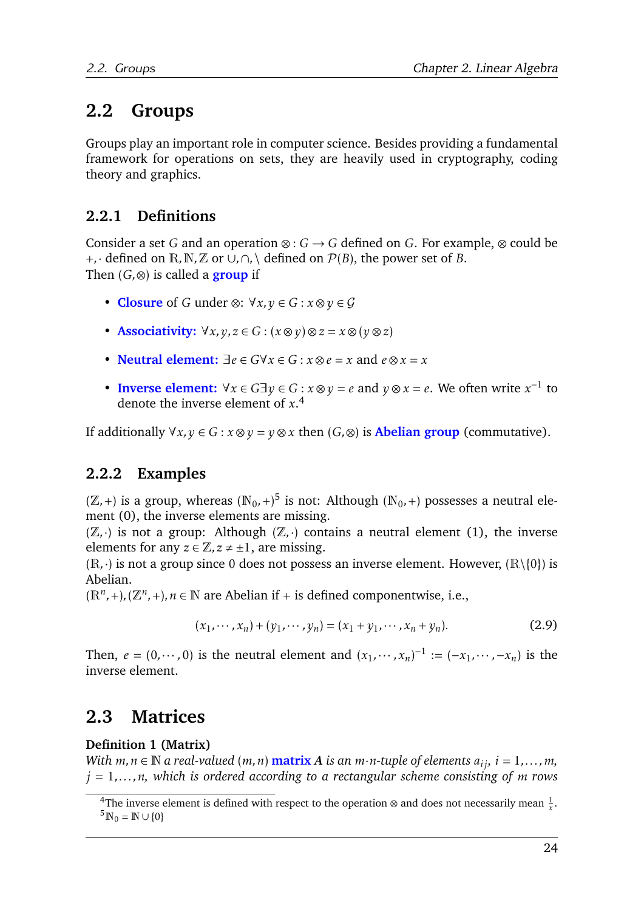## 2.2 Groups

Groups play an important role in computer science. Besides providing a fundamental framework for operations on sets, they are heavily used in cryptography, coding theory and graphics.

### 2.2.1 Definitions

Consider a set $G$ and an operation $\otimes : G \to G$ defined on $G$. For example, $\otimes$ could be $+, \cdot$ defined on $\mathbb{R}, \mathbb{N}, \mathbb{Z}$ or $\cup, \cap, \setminus$ defined on $\mathcal{P}(B)$, the power set of $B$.
Then $(G, \otimes)$ is called a **group** if

- **Closure** of $G$ under $\otimes$: $\forall x, y \in G : x \otimes y \in \mathcal{G}$
- **Associativity:** $\forall x, y, z \in G : (x \otimes y) \otimes z = x \otimes (y \otimes z)$
- **Neutral element:** $\exists e \in G \forall x \in G : x \otimes e = x$ and $e \otimes x = x$
- **Inverse element:** $\forall x \in G \exists y \in G : x \otimes y = e$ and $y \otimes x = e$. We often write $x^{-1}$ to denote the inverse element of $x$.[4]

If additionally $\forall x, y \in G : x \otimes y = y \otimes x$ then $(G, \otimes)$ is **Abelian group** (commutative).

### 2.2.2 Examples

$(\mathbb{Z}, +)$ is a group, whereas $(\mathbb{N}_0, +)$[5] is not: Although $(\mathbb{N}_0, +)$ possesses a neutral element (0), the inverse elements are missing.
$(\mathbb{Z}, \cdot)$ is not a group: Although $(\mathbb{Z}, \cdot)$ contains a neutral element (1), the inverse elements for any $z \in \mathbb{Z}, z \neq \pm 1$, are missing.
$(\mathbb{R}, \cdot)$ is not a group since 0 does not possess an inverse element. However, $(\mathbb{R}\setminus\{0\})$ is Abelian.
$(\mathbb{R}^n, +), (\mathbb{Z}^n, +), n \in \mathbb{N}$ are Abelian if $+$ is defined componentwise, i.e.,

$$(x_1, \cdots, x_n) + (y_1, \cdots, y_n) = (x_1 + y_1, \cdots, x_n + y_n). \tag{2.9}$$

Then, $e = (0, \cdots, 0)$ is the neutral element and $(x_1, \cdots, x_n)^{-1} := (-x_1, \cdots, -x_n)$ is the inverse element.

## 2.3 Matrices

**Definition 1 (Matrix)**
*With $m, n \in \mathbb{N}$ a real-valued $(m, n)$* **matrix** *$A$ is an $m \cdot n$-tuple of elements $a_{ij}$, $i = 1, \ldots, m$, $j = 1, \ldots, n$, which is ordered according to a rectangular scheme consisting of $m$ rows*

---

[4] The inverse element is defined with respect to the operation $\otimes$ and does not necessarily mean $\frac{1}{x}$.
[5] $\mathbb{N}_0 = \mathbb{N} \cup \{0\}$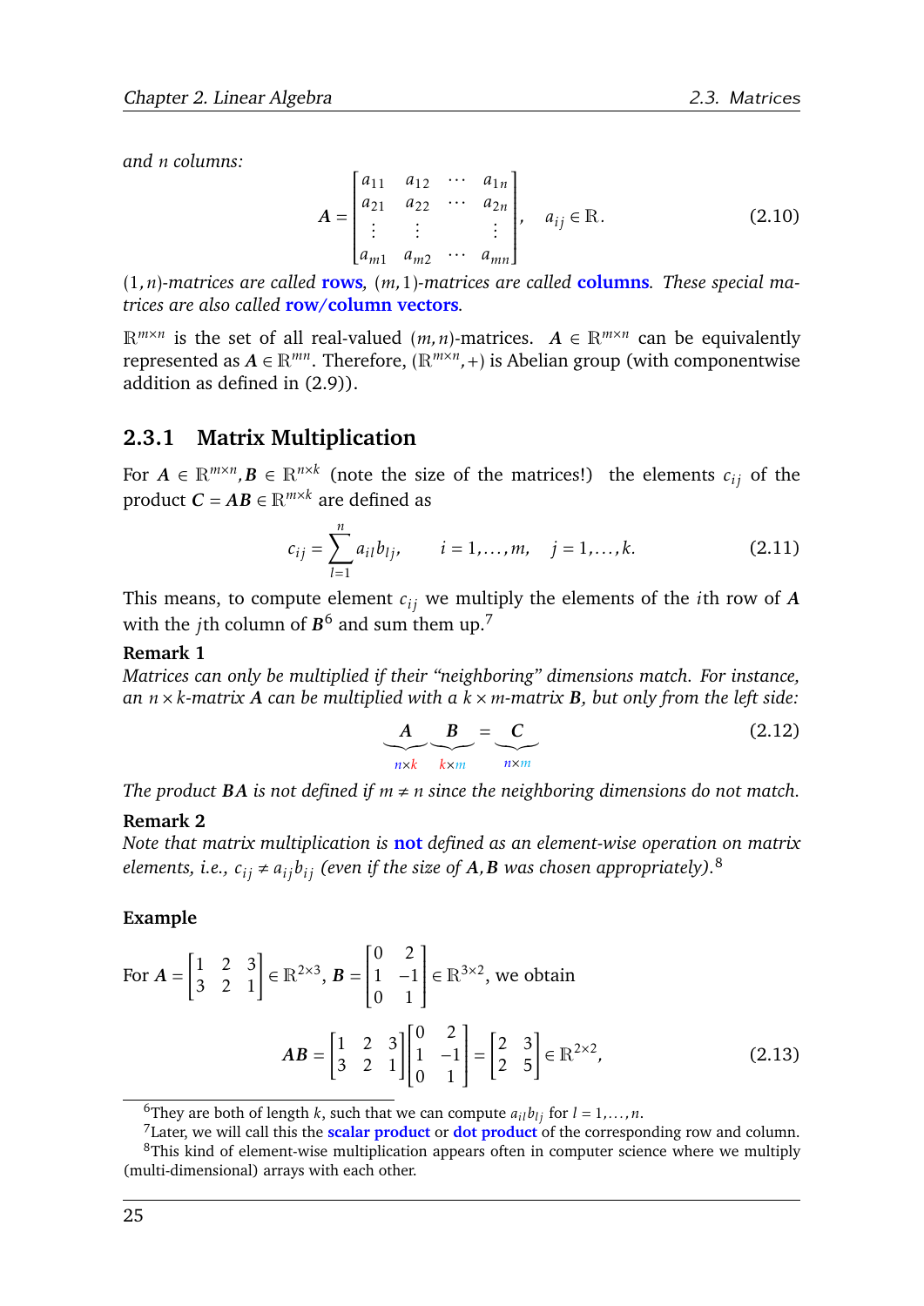*and $n$ columns:*

$$\boldsymbol{A} = \begin{bmatrix} a_{11} & a_{12} & \cdots & a_{1n} \\ a_{21} & a_{22} & \cdots & a_{2n} \\ \vdots & \vdots & & \vdots \\ a_{m1} & a_{m2} & \cdots & a_{mn} \end{bmatrix}, \quad a_{ij} \in \mathbb{R}. \tag{2.10}$$

*$(1,n)$-matrices are called* **rows***, $(m,1)$-matrices are called* **columns***. These special matrices are also called* **row/column vectors***.*

$\mathbb{R}^{m\times n}$ is the set of all real-valued $(m,n)$-matrices. $\boldsymbol{A} \in \mathbb{R}^{m\times n}$ can be equivalently represented as $\boldsymbol{A} \in \mathbb{R}^{mn}$. Therefore, $(\mathbb{R}^{m\times n}, +)$ is Abelian group (with componentwise addition as defined in (2.9)).

### 2.3.1 Matrix Multiplication

For $\boldsymbol{A} \in \mathbb{R}^{m\times n}, \boldsymbol{B} \in \mathbb{R}^{n\times k}$ (note the size of the matrices!) the elements $c_{ij}$ of the product $\boldsymbol{C} = \boldsymbol{A}\boldsymbol{B} \in \mathbb{R}^{m\times k}$ are defined as

$$c_{ij} = \sum_{l=1}^{n} a_{il} b_{lj}, \qquad i = 1,\ldots,m, \quad j = 1,\ldots,k. \tag{2.11}$$

This means, to compute element $c_{ij}$ we multiply the elements of the $i$th row of $\boldsymbol{A}$ with the $j$th column of $\boldsymbol{B}$[6] and sum them up.[7]

**Remark 1**

*Matrices can only be multiplied if their "neighboring" dimensions match. For instance, an $n\times k$-matrix $\boldsymbol{A}$ can be multiplied with a $k\times m$-matrix $\boldsymbol{B}$, but only from the left side:*

$$\underbrace{\boldsymbol{A}}_{n\times k} \underbrace{\boldsymbol{B}}_{k\times m} = \underbrace{\boldsymbol{C}}_{n\times m} \tag{2.12}$$

*The product $\boldsymbol{BA}$ is not defined if $m \neq n$ since the neighboring dimensions do not match.*

**Remark 2**

*Note that matrix multiplication is* **not** *defined as an element-wise operation on matrix elements, i.e., $c_{ij} \neq a_{ij} b_{ij}$ (even if the size of $\boldsymbol{A}, \boldsymbol{B}$ was chosen appropriately).*[8]

**Example**

For $\boldsymbol{A} = \begin{bmatrix} 1 & 2 & 3 \\ 3 & 2 & 1 \end{bmatrix} \in \mathbb{R}^{2\times 3}$, $\boldsymbol{B} = \begin{bmatrix} 0 & 2 \\ 1 & -1 \\ 0 & 1 \end{bmatrix} \in \mathbb{R}^{3\times 2}$, we obtain

$$\boldsymbol{AB} = \begin{bmatrix} 1 & 2 & 3 \\ 3 & 2 & 1 \end{bmatrix} \begin{bmatrix} 0 & 2 \\ 1 & -1 \\ 0 & 1 \end{bmatrix} = \begin{bmatrix} 2 & 3 \\ 2 & 5 \end{bmatrix} \in \mathbb{R}^{2\times 2}, \tag{2.13}$$

---

[6] They are both of length $k$, such that we can compute $a_{il}b_{lj}$ for $l = 1,\ldots,n$.

[7] Later, we will call this the **scalar product** or **dot product** of the corresponding row and column.

[8] This kind of element-wise multiplication appears often in computer science where we multiply (multi-dimensional) arrays with each other.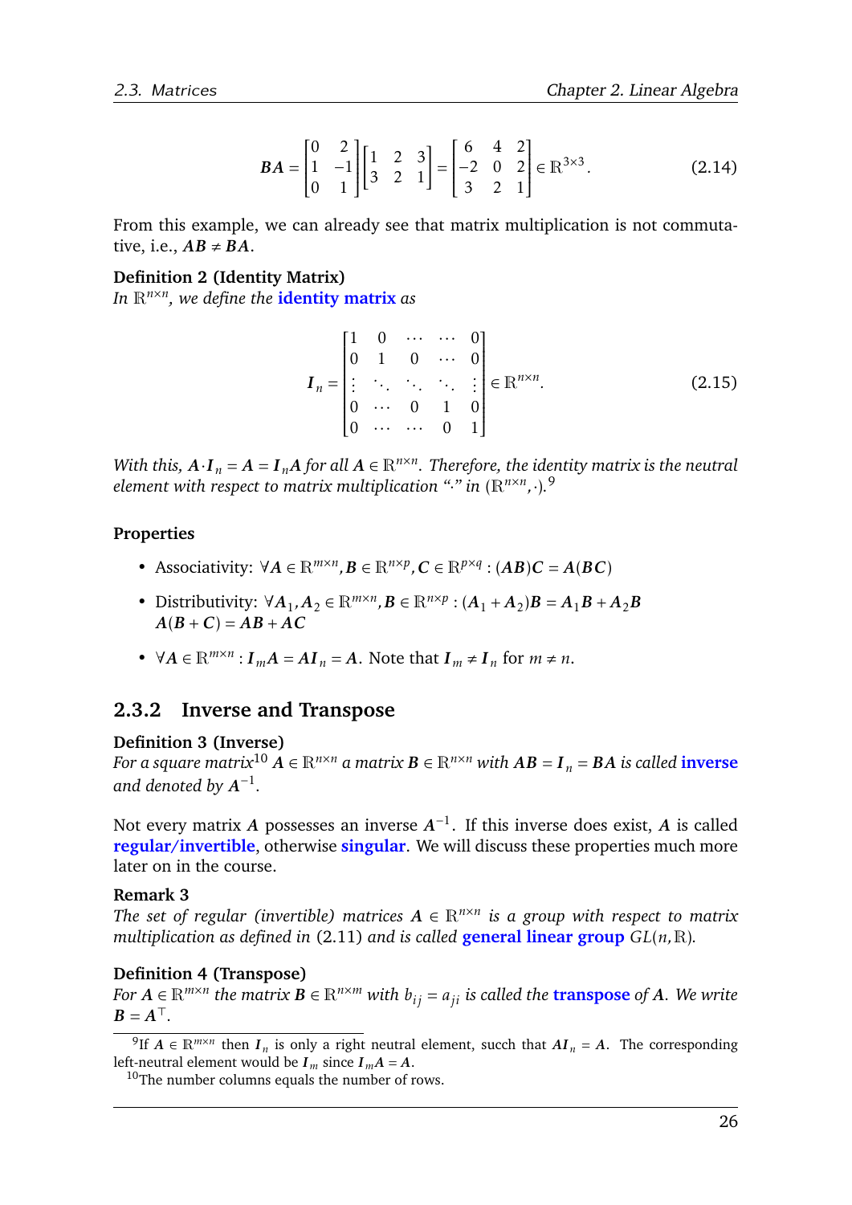$$
\boldsymbol{BA} = \begin{bmatrix} 0 & 2 \\ 1 & -1 \\ 0 & 1 \end{bmatrix} \begin{bmatrix} 1 & 2 & 3 \\ 3 & 2 & 1 \end{bmatrix} = \begin{bmatrix} 6 & 4 & 2 \\ -2 & 0 & 2 \\ 3 & 2 & 1 \end{bmatrix} \in \mathbb{R}^{3\times 3}. \tag{2.14}
$$

From this example, we can already see that matrix multiplication is not commutative, i.e., $\boldsymbol{AB} \neq \boldsymbol{BA}$.

**Definition 2 (Identity Matrix)**
*In $\mathbb{R}^{n\times n}$, we define the* **identity matrix** *as*

$$
\boldsymbol{I}_n = \begin{bmatrix} 1 & 0 & \cdots & \cdots & 0 \\ 0 & 1 & 0 & \cdots & 0 \\ \vdots & \ddots & \ddots & \ddots & \vdots \\ 0 & \cdots & 0 & 1 & 0 \\ 0 & \cdots & \cdots & 0 & 1 \end{bmatrix} \in \mathbb{R}^{n\times n}. \tag{2.15}
$$

*With this, $\boldsymbol{A}\cdot\boldsymbol{I}_n = \boldsymbol{A} = \boldsymbol{I}_n\boldsymbol{A}$ for all $\boldsymbol{A} \in \mathbb{R}^{n\times n}$. Therefore, the identity matrix is the neutral element with respect to matrix multiplication "$\cdot$" in $(\mathbb{R}^{n\times n}, \cdot)$.*[9]

**Properties**

- Associativity: $\forall \boldsymbol{A} \in \mathbb{R}^{m\times n}, \boldsymbol{B} \in \mathbb{R}^{n\times p}, \boldsymbol{C} \in \mathbb{R}^{p\times q} : (\boldsymbol{AB})\boldsymbol{C} = \boldsymbol{A}(\boldsymbol{BC})$
- Distributivity: $\forall \boldsymbol{A}_1, \boldsymbol{A}_2 \in \mathbb{R}^{m\times n}, \boldsymbol{B} \in \mathbb{R}^{n\times p} : (\boldsymbol{A}_1 + \boldsymbol{A}_2)\boldsymbol{B} = \boldsymbol{A}_1\boldsymbol{B} + \boldsymbol{A}_2\boldsymbol{B}$
  $\boldsymbol{A}(\boldsymbol{B} + \boldsymbol{C}) = \boldsymbol{AB} + \boldsymbol{AC}$
- $\forall \boldsymbol{A} \in \mathbb{R}^{m\times n} : \boldsymbol{I}_m\boldsymbol{A} = \boldsymbol{A}\boldsymbol{I}_n = \boldsymbol{A}$. Note that $\boldsymbol{I}_m \neq \boldsymbol{I}_n$ for $m \neq n$.

### 2.3.2 Inverse and Transpose

**Definition 3 (Inverse)**
*For a square matrix*[10] *$\boldsymbol{A} \in \mathbb{R}^{n\times n}$ a matrix $\boldsymbol{B} \in \mathbb{R}^{n\times n}$ with $\boldsymbol{AB} = \boldsymbol{I}_n = \boldsymbol{BA}$ is called* **inverse** *and denoted by $\boldsymbol{A}^{-1}$.*

Not every matrix $\boldsymbol{A}$ possesses an inverse $\boldsymbol{A}^{-1}$. If this inverse does exist, $\boldsymbol{A}$ is called **regular/invertible**, otherwise **singular**. We will discuss these properties much more later on in the course.

**Remark 3**
*The set of regular (invertible) matrices $\boldsymbol{A} \in \mathbb{R}^{n\times n}$ is a group with respect to matrix multiplication as defined in* (2.11) *and is called* **general linear group** *$GL(n, \mathbb{R})$.*

**Definition 4 (Transpose)**
*For $\boldsymbol{A} \in \mathbb{R}^{m\times n}$ the matrix $\boldsymbol{B} \in \mathbb{R}^{n\times m}$ with $b_{ij} = a_{ji}$ is called the* **transpose** *of $\boldsymbol{A}$. We write $\boldsymbol{B} = \boldsymbol{A}^\top$.*

---

[9] If $\boldsymbol{A} \in \mathbb{R}^{m\times n}$ then $\boldsymbol{I}_n$ is only a right neutral element, succh that $\boldsymbol{A}\boldsymbol{I}_n = \boldsymbol{A}$. The corresponding left-neutral element would be $\boldsymbol{I}_m$ since $\boldsymbol{I}_m\boldsymbol{A} = \boldsymbol{A}$.

[10] The number columns equals the number of rows.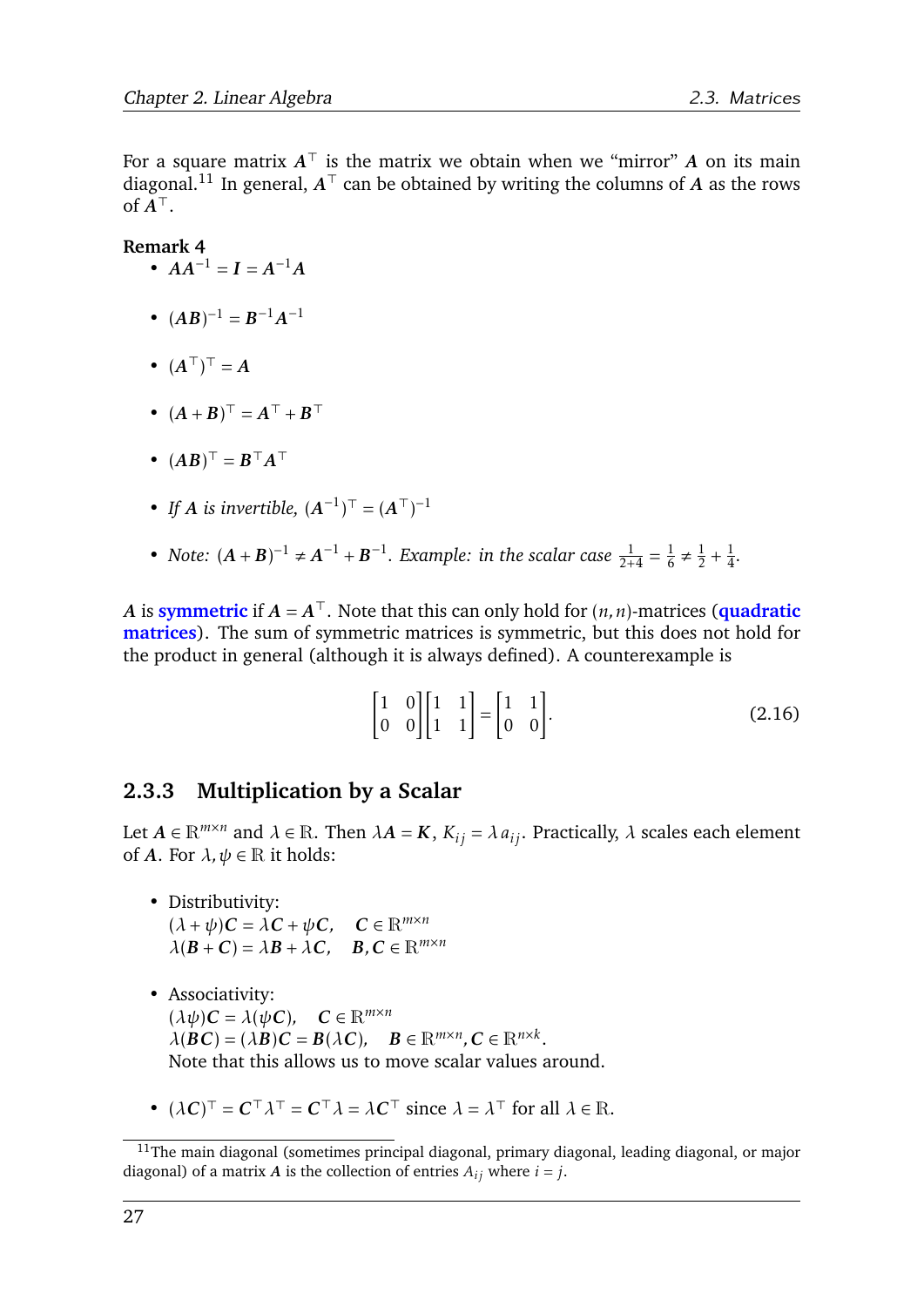For a square matrix $\boldsymbol{A}^\top$ is the matrix we obtain when we "mirror" $\boldsymbol{A}$ on its main diagonal.[11] In general, $\boldsymbol{A}^\top$ can be obtained by writing the columns of $\boldsymbol{A}$ as the rows of $\boldsymbol{A}^\top$.

**Remark 4**

- $\boldsymbol{A}\boldsymbol{A}^{-1} = \boldsymbol{I} = \boldsymbol{A}^{-1}\boldsymbol{A}$

- $(\boldsymbol{A}\boldsymbol{B})^{-1} = \boldsymbol{B}^{-1}\boldsymbol{A}^{-1}$

- $(\boldsymbol{A}^\top)^\top = \boldsymbol{A}$

- $(\boldsymbol{A}+\boldsymbol{B})^\top = \boldsymbol{A}^\top + \boldsymbol{B}^\top$

- $(\boldsymbol{A}\boldsymbol{B})^\top = \boldsymbol{B}^\top\boldsymbol{A}^\top$

- *If* $\boldsymbol{A}$ *is invertible,* $(\boldsymbol{A}^{-1})^\top = (\boldsymbol{A}^\top)^{-1}$

- *Note:* $(\boldsymbol{A}+\boldsymbol{B})^{-1} \neq \boldsymbol{A}^{-1} + \boldsymbol{B}^{-1}$. *Example: in the scalar case* $\frac{1}{2+4} = \frac{1}{6} \neq \frac{1}{2} + \frac{1}{4}$.

$\boldsymbol{A}$ is **symmetric** if $\boldsymbol{A} = \boldsymbol{A}^\top$. Note that this can only hold for $(n,n)$-matrices (**quadratic matrices**). The sum of symmetric matrices is symmetric, but this does not hold for the product in general (although it is always defined). A counterexample is

$$\begin{bmatrix} 1 & 0 \\ 0 & 0 \end{bmatrix}\begin{bmatrix} 1 & 1 \\ 1 & 1 \end{bmatrix} = \begin{bmatrix} 1 & 1 \\ 0 & 0 \end{bmatrix}. \tag{2.16}$$

### 2.3.3 Multiplication by a Scalar

Let $\boldsymbol{A} \in \mathbb{R}^{m\times n}$ and $\lambda \in \mathbb{R}$. Then $\lambda\boldsymbol{A} = \boldsymbol{K}$, $K_{ij} = \lambda\, a_{ij}$. Practically, $\lambda$ scales each element of $\boldsymbol{A}$. For $\lambda, \psi \in \mathbb{R}$ it holds:

- Distributivity:
  $(\lambda+\psi)\boldsymbol{C} = \lambda\boldsymbol{C} + \psi\boldsymbol{C}, \quad \boldsymbol{C} \in \mathbb{R}^{m\times n}$
  $\lambda(\boldsymbol{B}+\boldsymbol{C}) = \lambda\boldsymbol{B} + \lambda\boldsymbol{C}, \quad \boldsymbol{B},\boldsymbol{C} \in \mathbb{R}^{m\times n}$

- Associativity:
  $(\lambda\psi)\boldsymbol{C} = \lambda(\psi\boldsymbol{C}), \quad \boldsymbol{C} \in \mathbb{R}^{m\times n}$
  $\lambda(\boldsymbol{B}\boldsymbol{C}) = (\lambda\boldsymbol{B})\boldsymbol{C} = \boldsymbol{B}(\lambda\boldsymbol{C}), \quad \boldsymbol{B} \in \mathbb{R}^{m\times n}, \boldsymbol{C} \in \mathbb{R}^{n\times k}$.
  Note that this allows us to move scalar values around.

- $(\lambda\boldsymbol{C})^\top = \boldsymbol{C}^\top\lambda^\top = \boldsymbol{C}^\top\lambda = \lambda\boldsymbol{C}^\top$ since $\lambda = \lambda^\top$ for all $\lambda \in \mathbb{R}$.

[11] The main diagonal (sometimes principal diagonal, primary diagonal, leading diagonal, or major diagonal) of a matrix $\boldsymbol{A}$ is the collection of entries $A_{ij}$ where $i = j$.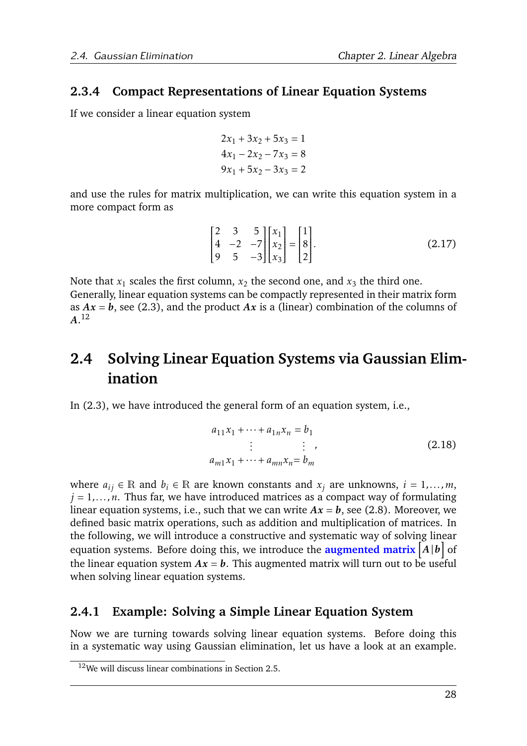### 2.3.4 Compact Representations of Linear Equation Systems

If we consider a linear equation system

$$
\begin{aligned}
2x_1 + 3x_2 + 5x_3 &= 1 \\
4x_1 - 2x_2 - 7x_3 &= 8 \\
9x_1 + 5x_2 - 3x_3 &= 2
\end{aligned}
$$

and use the rules for matrix multiplication, we can write this equation system in a more compact form as

$$
\begin{bmatrix} 2 & 3 & 5 \\ 4 & -2 & -7 \\ 9 & 5 & -3 \end{bmatrix} \begin{bmatrix} x_1 \\ x_2 \\ x_3 \end{bmatrix} = \begin{bmatrix} 1 \\ 8 \\ 2 \end{bmatrix}. \tag{2.17}
$$

Note that $x_1$ scales the first column, $x_2$ the second one, and $x_3$ the third one.
Generally, linear equation systems can be compactly represented in their matrix form as $\boldsymbol{A}\boldsymbol{x} = \boldsymbol{b}$, see (2.3), and the product $\boldsymbol{A}\boldsymbol{x}$ is a (linear) combination of the columns of $\boldsymbol{A}$.[12]

## 2.4 Solving Linear Equation Systems via Gaussian Elimination

In (2.3), we have introduced the general form of an equation system, i.e.,

$$
\begin{aligned}
a_{11}x_1 + \cdots + a_{1n}x_n &= b_1 \\
\vdots \qquad\quad & \quad \vdots \\
a_{m1}x_1 + \cdots + a_{mn}x_n &= b_m
\end{aligned}, \tag{2.18}
$$

where $a_{ij} \in \mathbb{R}$ and $b_i \in \mathbb{R}$ are known constants and $x_j$ are unknowns, $i = 1, \ldots, m$, $j = 1, \ldots, n$. Thus far, we have introduced matrices as a compact way of formulating linear equation systems, i.e., such that we can write $\boldsymbol{A}\boldsymbol{x} = \boldsymbol{b}$, see (2.8). Moreover, we defined basic matrix operations, such as addition and multiplication of matrices. In the following, we will introduce a constructive and systematic way of solving linear equation systems. Before doing this, we introduce the **augmented matrix** $\left[\boldsymbol{A} \,|\, \boldsymbol{b}\right]$ of the linear equation system $\boldsymbol{A}\boldsymbol{x} = \boldsymbol{b}$. This augmented matrix will turn out to be useful when solving linear equation systems.

### 2.4.1 Example: Solving a Simple Linear Equation System

Now we are turning towards solving linear equation systems. Before doing this in a systematic way using Gaussian elimination, let us have a look at an example.

[12] We will discuss linear combinations in Section 2.5.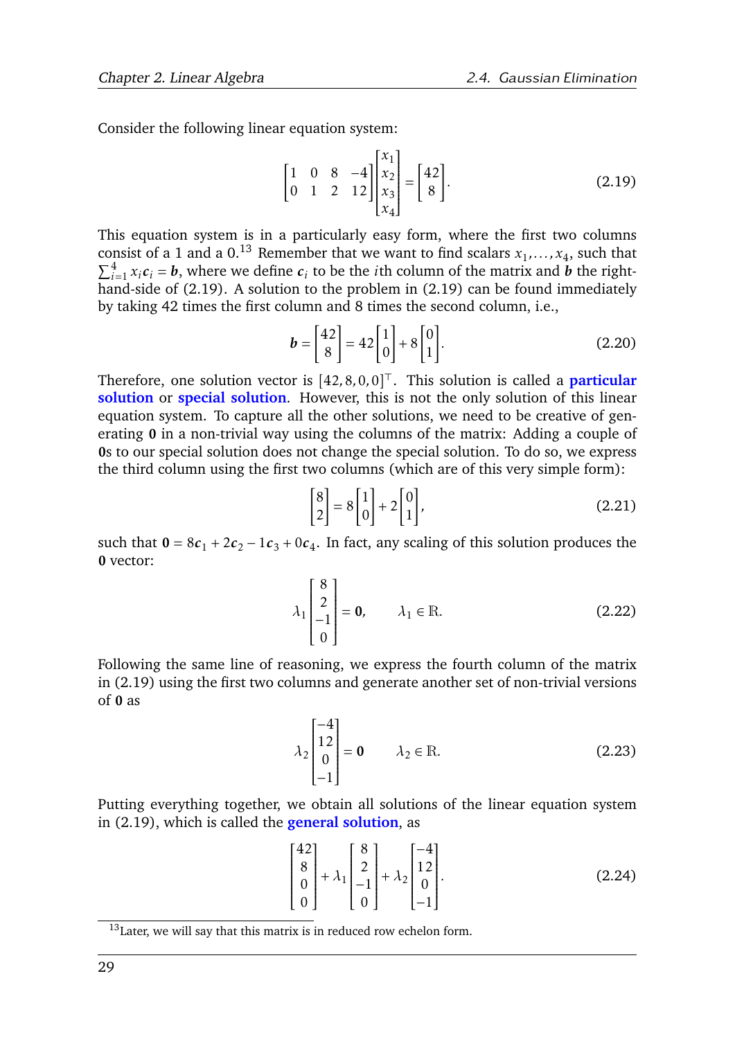Consider the following linear equation system:

$$\begin{bmatrix} 1 & 0 & 8 & -4 \\ 0 & 1 & 2 & 12 \end{bmatrix} \begin{bmatrix} x_1 \\ x_2 \\ x_3 \\ x_4 \end{bmatrix} = \begin{bmatrix} 42 \\ 8 \end{bmatrix}. \tag{2.19}$$

This equation system is in a particularly easy form, where the first two columns consist of a 1 and a 0.[13] Remember that we want to find scalars $x_1, \ldots, x_4$, such that $\sum_{i=1}^{4} x_i \boldsymbol{c}_i = \boldsymbol{b}$, where we define $\boldsymbol{c}_i$ to be the $i$th column of the matrix and $\boldsymbol{b}$ the right-hand-side of (2.19). A solution to the problem in (2.19) can be found immediately by taking 42 times the first column and 8 times the second column, i.e.,

$$\boldsymbol{b} = \begin{bmatrix} 42 \\ 8 \end{bmatrix} = 42 \begin{bmatrix} 1 \\ 0 \end{bmatrix} + 8 \begin{bmatrix} 0 \\ 1 \end{bmatrix}. \tag{2.20}$$

Therefore, one solution vector is $[42, 8, 0, 0]^\top$. This solution is called a **particular solution** or **special solution**. However, this is not the only solution of this linear equation system. To capture all the other solutions, we need to be creative of generating $\boldsymbol{0}$ in a non-trivial way using the columns of the matrix: Adding a couple of $\boldsymbol{0}$s to our special solution does not change the special solution. To do so, we express the third column using the first two columns (which are of this very simple form):

$$\begin{bmatrix} 8 \\ 2 \end{bmatrix} = 8 \begin{bmatrix} 1 \\ 0 \end{bmatrix} + 2 \begin{bmatrix} 0 \\ 1 \end{bmatrix}, \tag{2.21}$$

such that $\boldsymbol{0} = 8\boldsymbol{c}_1 + 2\boldsymbol{c}_2 - 1\boldsymbol{c}_3 + 0\boldsymbol{c}_4$. In fact, any scaling of this solution produces the $\boldsymbol{0}$ vector:

$$\lambda_1 \begin{bmatrix} 8 \\ 2 \\ -1 \\ 0 \end{bmatrix} = \boldsymbol{0}, \qquad \lambda_1 \in \mathbb{R}. \tag{2.22}$$

Following the same line of reasoning, we express the fourth column of the matrix in (2.19) using the first two columns and generate another set of non-trivial versions of $\boldsymbol{0}$ as

$$\lambda_2 \begin{bmatrix} -4 \\ 12 \\ 0 \\ -1 \end{bmatrix} = \boldsymbol{0} \qquad \lambda_2 \in \mathbb{R}. \tag{2.23}$$

Putting everything together, we obtain all solutions of the linear equation system in (2.19), which is called the **general solution**, as

$$\begin{bmatrix} 42 \\ 8 \\ 0 \\ 0 \end{bmatrix} + \lambda_1 \begin{bmatrix} 8 \\ 2 \\ -1 \\ 0 \end{bmatrix} + \lambda_2 \begin{bmatrix} -4 \\ 12 \\ 0 \\ -1 \end{bmatrix}. \tag{2.24}$$

[13] Later, we will say that this matrix is in reduced row echelon form.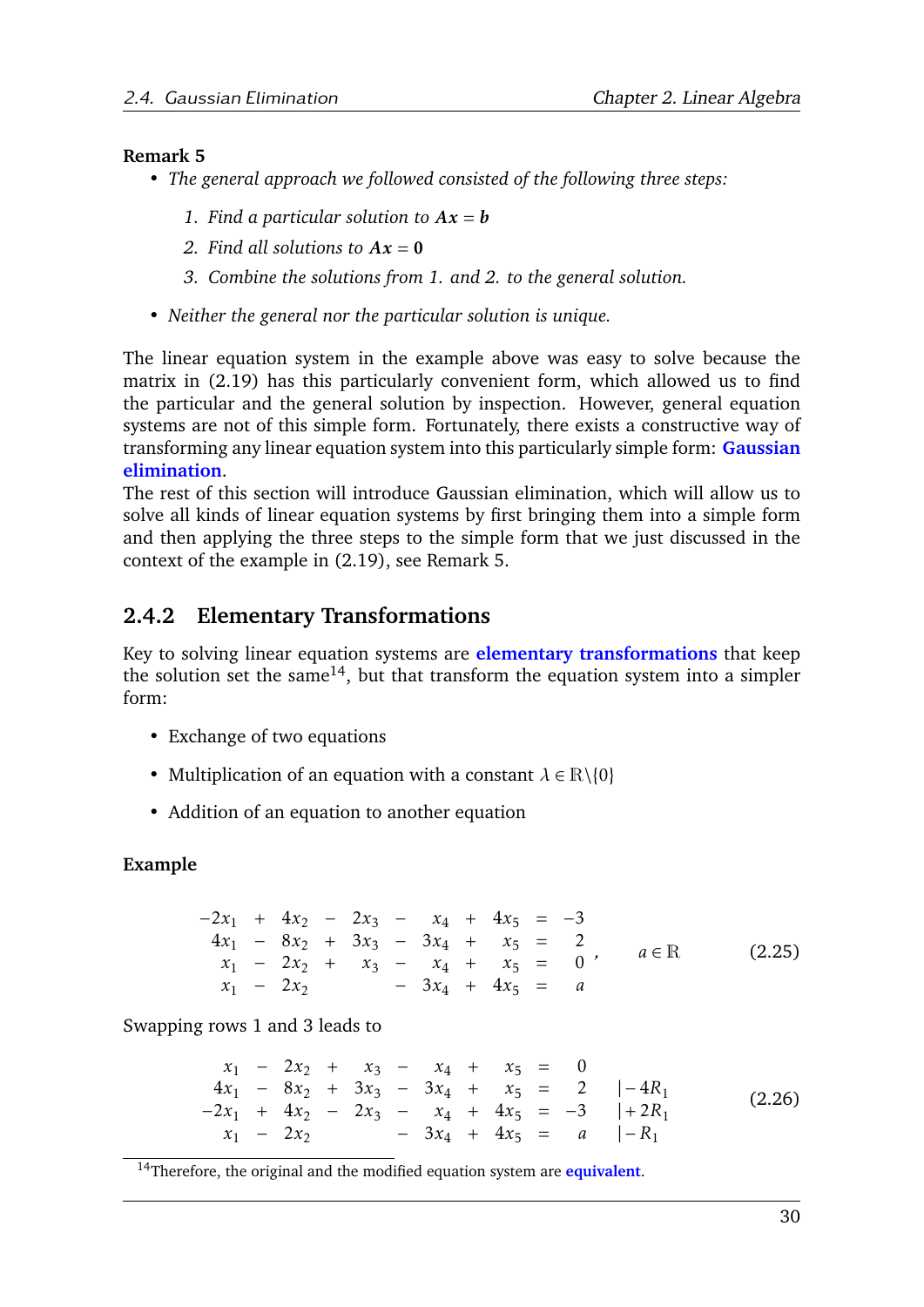**Remark 5**

- *The general approach we followed consisted of the following three steps:*

  1. *Find a particular solution to $\boldsymbol{A}\boldsymbol{x} = \boldsymbol{b}$*
  2. *Find all solutions to $\boldsymbol{A}\boldsymbol{x} = \boldsymbol{0}$*
  3. *Combine the solutions from 1. and 2. to the general solution.*

- *Neither the general nor the particular solution is unique.*

The linear equation system in the example above was easy to solve because the matrix in (2.19) has this particularly convenient form, which allowed us to find the particular and the general solution by inspection. However, general equation systems are not of this simple form. Fortunately, there exists a constructive way of transforming any linear equation system into this particularly simple form: **Gaussian elimination**.

The rest of this section will introduce Gaussian elimination, which will allow us to solve all kinds of linear equation systems by first bringing them into a simple form and then applying the three steps to the simple form that we just discussed in the context of the example in (2.19), see Remark 5.

### 2.4.2 Elementary Transformations

Key to solving linear equation systems are **elementary transformations** that keep the solution set the same[14], but that transform the equation system into a simpler form:

- Exchange of two equations
- Multiplication of an equation with a constant $\lambda \in \mathbb{R}\backslash\{0\}$
- Addition of an equation to another equation

**Example**

$$
\begin{array}{rcrcrcrcrcr}
-2x_1 & + & 4x_2 & - & 2x_3 & - & x_4 & + & 4x_5 & = & -3 \\
4x_1 & - & 8x_2 & + & 3x_3 & - & 3x_4 & + & x_5 & = & 2 \\
x_1 & - & 2x_2 & + & x_3 & - & x_4 & + & x_5 & = & 0 \\
x_1 & - & 2x_2 & & & - & 3x_4 & + & 4x_5 & = & a
\end{array}, \quad a \in \mathbb{R} \tag{2.25}
$$

Swapping rows 1 and 3 leads to

$$
\begin{array}{rcrcrcrcrcrl}
x_1 & - & 2x_2 & + & x_3 & - & x_4 & + & x_5 & = & 0 & \\
4x_1 & - & 8x_2 & + & 3x_3 & - & 3x_4 & + & x_5 & = & 2 & |-4R_1 \\
-2x_1 & + & 4x_2 & - & 2x_3 & - & x_4 & + & 4x_5 & = & -3 & |+2R_1 \\
x_1 & - & 2x_2 & & & - & 3x_4 & + & 4x_5 & = & a & |-R_1
\end{array} \tag{2.26}
$$

[14] Therefore, the original and the modified equation system are **equivalent**.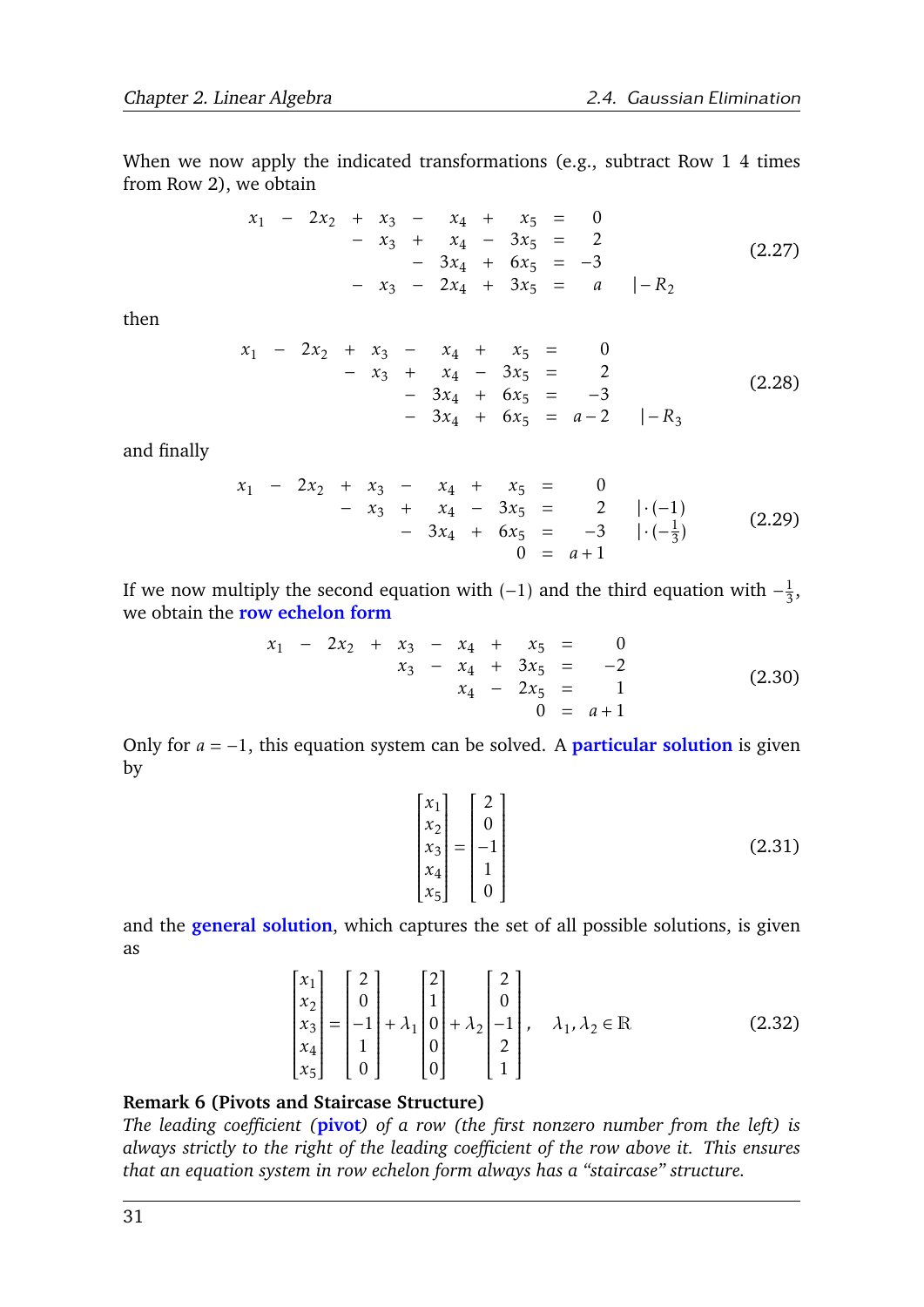When we now apply the indicated transformations (e.g., subtract Row 1 4 times from Row 2), we obtain

$$
\begin{array}{rcrcrcrcrcrl}
x_1 & - & 2x_2 & + & x_3 & - & x_4 & + & x_5 & = & 0 & \\
 & & & - & x_3 & + & x_4 & - & 3x_5 & = & 2 & \\
 & & & & & - & 3x_4 & + & 6x_5 & = & -3 & \\
 & & & - & x_3 & - & 2x_4 & + & 3x_5 & = & a & |-R_2
\end{array}
\tag{2.27}
$$

then

$$
\begin{array}{rcrcrcrcrcrl}
x_1 & - & 2x_2 & + & x_3 & - & x_4 & + & x_5 & = & 0 & \\
 & & & - & x_3 & + & x_4 & - & 3x_5 & = & 2 & \\
 & & & & & - & 3x_4 & + & 6x_5 & = & -3 & \\
 & & & & & - & 3x_4 & + & 6x_5 & = & a-2 & |-R_3
\end{array}
\tag{2.28}
$$

and finally

$$
\begin{array}{rcrcrcrcrcrl}
x_1 & - & 2x_2 & + & x_3 & - & x_4 & + & x_5 & = & 0 & \\
 & & & - & x_3 & + & x_4 & - & 3x_5 & = & 2 & |\cdot(-1) \\
 & & & & & - & 3x_4 & + & 6x_5 & = & -3 & |\cdot(-\frac{1}{3}) \\
 & & & & & & & & 0 & = & a+1 &
\end{array}
\tag{2.29}
$$

If we now multiply the second equation with $(-1)$ and the third equation with $-\frac{1}{3}$, we obtain the **row echelon form**

$$
\begin{array}{rcrcrcrcrcr}
x_1 & - & 2x_2 & + & x_3 & - & x_4 & + & x_5 & = & 0 \\
 & & & & x_3 & - & x_4 & + & 3x_5 & = & -2 \\
 & & & & & & x_4 & - & 2x_5 & = & 1 \\
 & & & & & & & & 0 & = & a+1
\end{array}
\tag{2.30}
$$

Only for $a = -1$, this equation system can be solved. A **particular solution** is given by

$$
\begin{bmatrix} x_1 \\ x_2 \\ x_3 \\ x_4 \\ x_5 \end{bmatrix} = \begin{bmatrix} 2 \\ 0 \\ -1 \\ 1 \\ 0 \end{bmatrix}
\tag{2.31}
$$

and the **general solution**, which captures the set of all possible solutions, is given as

$$
\begin{bmatrix} x_1 \\ x_2 \\ x_3 \\ x_4 \\ x_5 \end{bmatrix} = \begin{bmatrix} 2 \\ 0 \\ -1 \\ 1 \\ 0 \end{bmatrix} + \lambda_1 \begin{bmatrix} 2 \\ 1 \\ 0 \\ 0 \\ 0 \end{bmatrix} + \lambda_2 \begin{bmatrix} 2 \\ 0 \\ -1 \\ 2 \\ 1 \end{bmatrix}, \quad \lambda_1, \lambda_2 \in \mathbb{R}
\tag{2.32}
$$

**Remark 6 (Pivots and Staircase Structure)**
*The leading coefficient (**pivot**) of a row (the first nonzero number from the left) is always strictly to the right of the leading coefficient of the row above it. This ensures that an equation system in row echelon form always has a "staircase" structure.*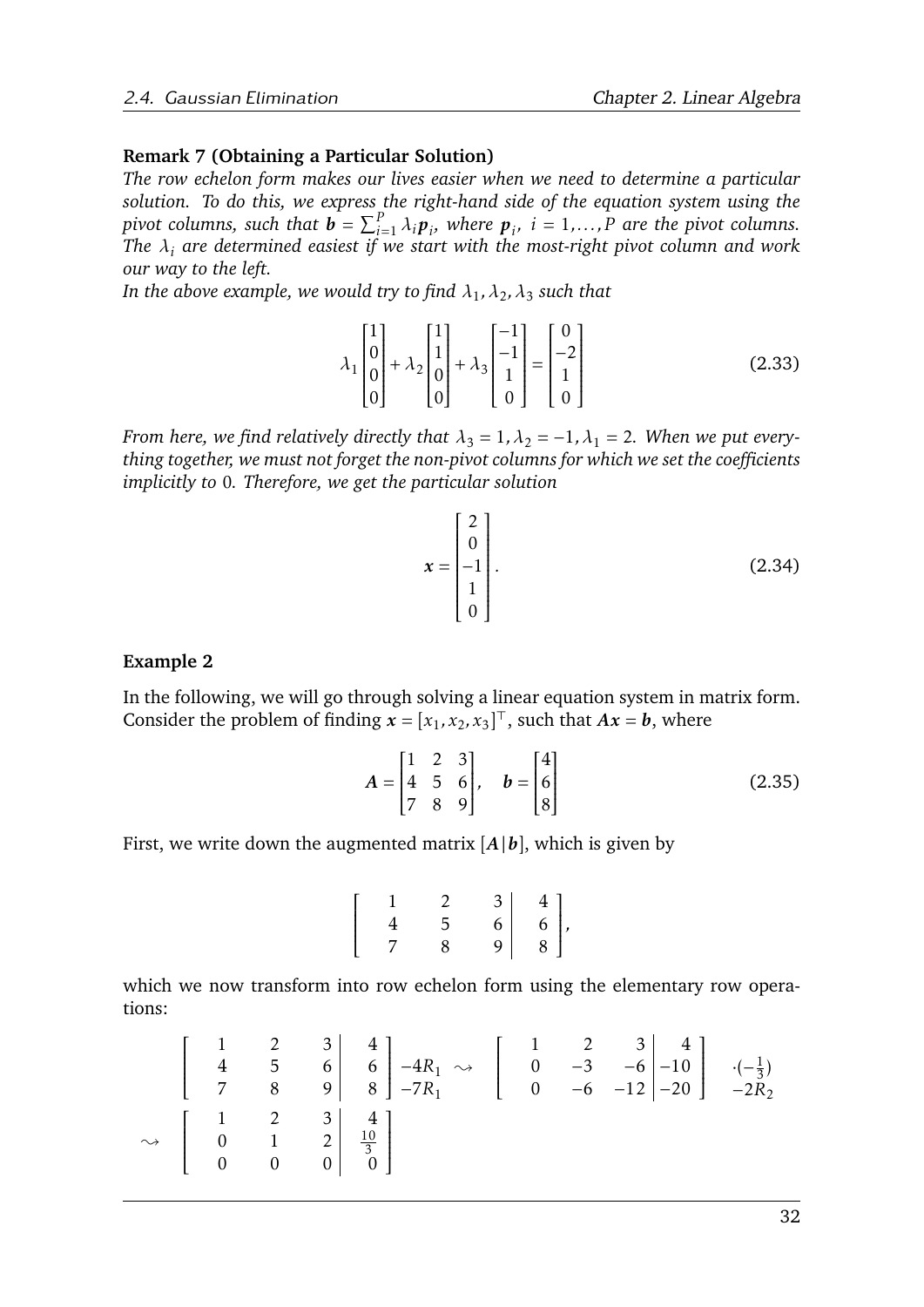**Remark 7 (Obtaining a Particular Solution)**

*The row echelon form makes our lives easier when we need to determine a particular solution. To do this, we express the right-hand side of the equation system using the pivot columns, such that $\boldsymbol{b} = \sum_{i=1}^{P} \lambda_i \boldsymbol{p}_i$, where $\boldsymbol{p}_i$, $i = 1, \ldots, P$ are the pivot columns. The $\lambda_i$ are determined easiest if we start with the most-right pivot column and work our way to the left.*

*In the above example, we would try to find $\lambda_1, \lambda_2, \lambda_3$ such that*

$$\lambda_1 \begin{bmatrix} 1 \\ 0 \\ 0 \\ 0 \end{bmatrix} + \lambda_2 \begin{bmatrix} 1 \\ 1 \\ 0 \\ 0 \end{bmatrix} + \lambda_3 \begin{bmatrix} -1 \\ -1 \\ 1 \\ 0 \end{bmatrix} = \begin{bmatrix} 0 \\ -2 \\ 1 \\ 0 \end{bmatrix} \tag{2.33}$$

*From here, we find relatively directly that $\lambda_3 = 1, \lambda_2 = -1, \lambda_1 = 2$. When we put everything together, we must not forget the non-pivot columns for which we set the coefficients implicitly to* 0*. Therefore, we get the particular solution*

$$\boldsymbol{x} = \begin{bmatrix} 2 \\ 0 \\ -1 \\ 1 \\ 0 \end{bmatrix}. \tag{2.34}$$

**Example 2**

In the following, we will go through solving a linear equation system in matrix form. Consider the problem of finding $\boldsymbol{x} = [x_1, x_2, x_3]^\top$, such that $\boldsymbol{A}\boldsymbol{x} = \boldsymbol{b}$, where

$$\boldsymbol{A} = \begin{bmatrix} 1 & 2 & 3 \\ 4 & 5 & 6 \\ 7 & 8 & 9 \end{bmatrix}, \quad \boldsymbol{b} = \begin{bmatrix} 4 \\ 6 \\ 8 \end{bmatrix} \tag{2.35}$$

First, we write down the augmented matrix $[\boldsymbol{A}|\boldsymbol{b}]$, which is given by

$$\left[\begin{array}{ccc|c} 1 & 2 & 3 & 4 \\ 4 & 5 & 6 & 6 \\ 7 & 8 & 9 & 8 \end{array}\right],$$

which we now transform into row echelon form using the elementary row operations:

$$\left[\begin{array}{ccc|c} 1 & 2 & 3 & 4 \\ 4 & 5 & 6 & 6 \\ 7 & 8 & 9 & 8 \end{array}\right] \begin{array}{l} \\ -4R_1 \\ -7R_1 \end{array} \rightsquigarrow \left[\begin{array}{ccc|c} 1 & 2 & 3 & 4 \\ 0 & -3 & -6 & -10 \\ 0 & -6 & -12 & -20 \end{array}\right] \begin{array}{l} \\ \cdot(-\frac{1}{3}) \\ -2R_2 \end{array}$$

$$\rightsquigarrow \left[\begin{array}{ccc|c} 1 & 2 & 3 & 4 \\ 0 & 1 & 2 & \frac{10}{3} \\ 0 & 0 & 0 & 0 \end{array}\right]$$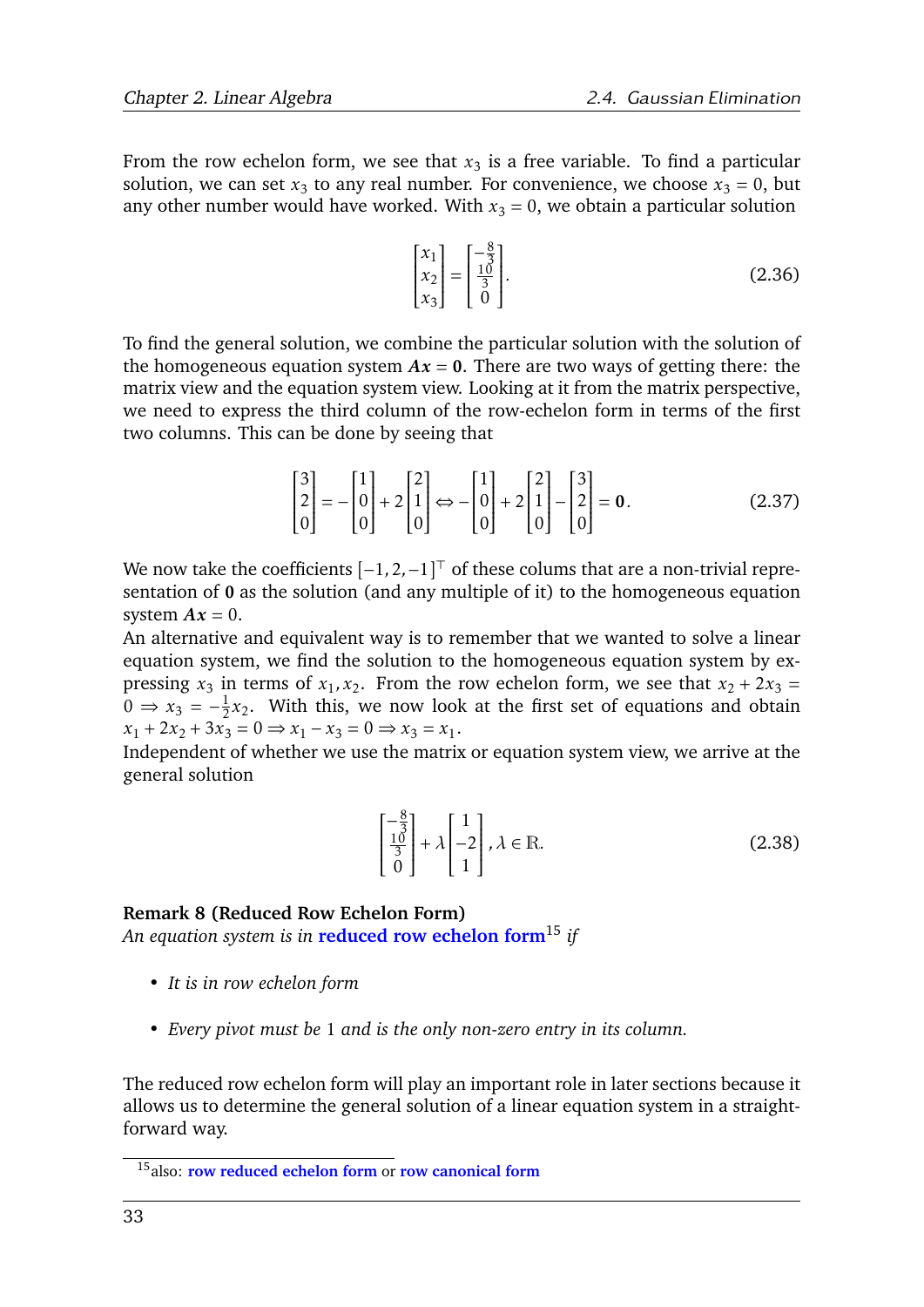From the row echelon form, we see that $x_3$ is a free variable. To find a particular solution, we can set $x_3$ to any real number. For convenience, we choose $x_3 = 0$, but any other number would have worked. With $x_3 = 0$, we obtain a particular solution

$$\begin{bmatrix} x_1 \\ x_2 \\ x_3 \end{bmatrix} = \begin{bmatrix} -\frac{8}{3} \\ \frac{10}{3} \\ 0 \end{bmatrix}. \tag{2.36}$$

To find the general solution, we combine the particular solution with the solution of the homogeneous equation system $\boldsymbol{Ax} = \boldsymbol{0}$. There are two ways of getting there: the matrix view and the equation system view. Looking at it from the matrix perspective, we need to express the third column of the row-echelon form in terms of the first two columns. This can be done by seeing that

$$\begin{bmatrix} 3 \\ 2 \\ 0 \end{bmatrix} = -\begin{bmatrix} 1 \\ 0 \\ 0 \end{bmatrix} + 2\begin{bmatrix} 2 \\ 1 \\ 0 \end{bmatrix} \Leftrightarrow -\begin{bmatrix} 1 \\ 0 \\ 0 \end{bmatrix} + 2\begin{bmatrix} 2 \\ 1 \\ 0 \end{bmatrix} - \begin{bmatrix} 3 \\ 2 \\ 0 \end{bmatrix} = \boldsymbol{0}. \tag{2.37}$$

We now take the coefficients $[-1, 2, -1]^\top$ of these colums that are a non-trivial representation of $\boldsymbol{0}$ as the solution (and any multiple of it) to the homogeneous equation system $\boldsymbol{Ax} = 0$.

An alternative and equivalent way is to remember that we wanted to solve a linear equation system, we find the solution to the homogeneous equation system by expressing $x_3$ in terms of $x_1, x_2$. From the row echelon form, we see that $x_2 + 2x_3 = 0 \Rightarrow x_3 = -\frac{1}{2}x_2$. With this, we now look at the first set of equations and obtain $x_1 + 2x_2 + 3x_3 = 0 \Rightarrow x_1 - x_3 = 0 \Rightarrow x_3 = x_1$.

Independent of whether we use the matrix or equation system view, we arrive at the general solution

$$\begin{bmatrix} -\frac{8}{3} \\ \frac{10}{3} \\ 0 \end{bmatrix} + \lambda \begin{bmatrix} 1 \\ -2 \\ 1 \end{bmatrix}, \lambda \in \mathbb{R}. \tag{2.38}$$

**Remark 8 (Reduced Row Echelon Form)**

*An equation system is in* **reduced row echelon form**[15] *if*

- *It is in row echelon form*
- *Every pivot must be* 1 *and is the only non-zero entry in its column.*

The reduced row echelon form will play an important role in later sections because it allows us to determine the general solution of a linear equation system in a straightforward way.

[15]also: **row reduced echelon form** or **row canonical form**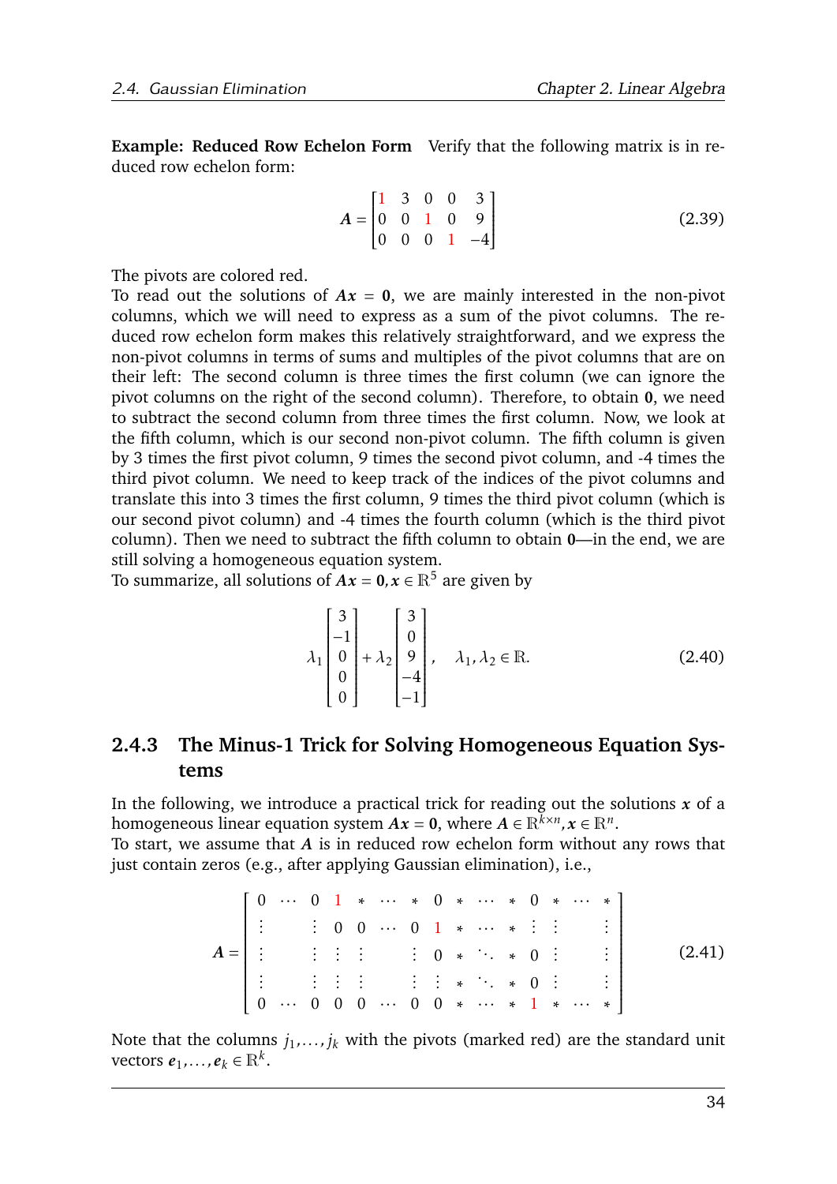**Example: Reduced Row Echelon Form** Verify that the following matrix is in reduced row echelon form:

$$
\boldsymbol{A} = \begin{bmatrix} 1 & 3 & 0 & 0 & 3 \\ 0 & 0 & 1 & 0 & 9 \\ 0 & 0 & 0 & 1 & -4 \end{bmatrix} \tag{2.39}
$$

The pivots are colored red.

To read out the solutions of $\boldsymbol{A}\boldsymbol{x} = \boldsymbol{0}$, we are mainly interested in the non-pivot columns, which we will need to express as a sum of the pivot columns. The reduced row echelon form makes this relatively straightforward, and we express the non-pivot columns in terms of sums and multiples of the pivot columns that are on their left: The second column is three times the first column (we can ignore the pivot columns on the right of the second column). Therefore, to obtain $\boldsymbol{0}$, we need to subtract the second column from three times the first column. Now, we look at the fifth column, which is our second non-pivot column. The fifth column is given by 3 times the first pivot column, 9 times the second pivot column, and -4 times the third pivot column. We need to keep track of the indices of the pivot columns and translate this into 3 times the first column, 9 times the third pivot column (which is our second pivot column) and -4 times the fourth column (which is the third pivot column). Then we need to subtract the fifth column to obtain $\boldsymbol{0}$—in the end, we are still solving a homogeneous equation system.

To summarize, all solutions of $\boldsymbol{A}\boldsymbol{x} = \boldsymbol{0}, \boldsymbol{x} \in \mathbb{R}^5$ are given by

$$
\lambda_1 \begin{bmatrix} 3 \\ -1 \\ 0 \\ 0 \\ 0 \end{bmatrix} + \lambda_2 \begin{bmatrix} 3 \\ 0 \\ 9 \\ -4 \\ -1 \end{bmatrix}, \quad \lambda_1, \lambda_2 \in \mathbb{R}. \tag{2.40}
$$

### 2.4.3 The Minus-1 Trick for Solving Homogeneous Equation Systems

In the following, we introduce a practical trick for reading out the solutions $\boldsymbol{x}$ of a homogeneous linear equation system $\boldsymbol{A}\boldsymbol{x} = \boldsymbol{0}$, where $\boldsymbol{A} \in \mathbb{R}^{k \times n}, \boldsymbol{x} \in \mathbb{R}^n$.

To start, we assume that $\boldsymbol{A}$ is in reduced row echelon form without any rows that just contain zeros (e.g., after applying Gaussian elimination), i.e.,

$$
\boldsymbol{A} = \begin{bmatrix}
0 & \cdots & 0 & 1 & * & \cdots & * & 0 & * & \cdots & * & 0 & * & \cdots & * \\
\vdots & & \vdots & 0 & 0 & \cdots & 0 & 1 & * & \cdots & * & \vdots & \vdots & & \vdots \\
\vdots & & \vdots & \vdots & \vdots & & \vdots & 0 & * & \ddots & * & 0 & \vdots & & \vdots \\
\vdots & & \vdots & \vdots & \vdots & & \vdots & \vdots & * & \ddots & * & 0 & \vdots & & \vdots \\
0 & \cdots & 0 & 0 & 0 & \cdots & 0 & 0 & * & \cdots & * & 1 & * & \cdots & *
\end{bmatrix} \tag{2.41}
$$

Note that the columns $j_1, \ldots, j_k$ with the pivots (marked red) are the standard unit vectors $\boldsymbol{e}_1, \ldots, \boldsymbol{e}_k \in \mathbb{R}^k$.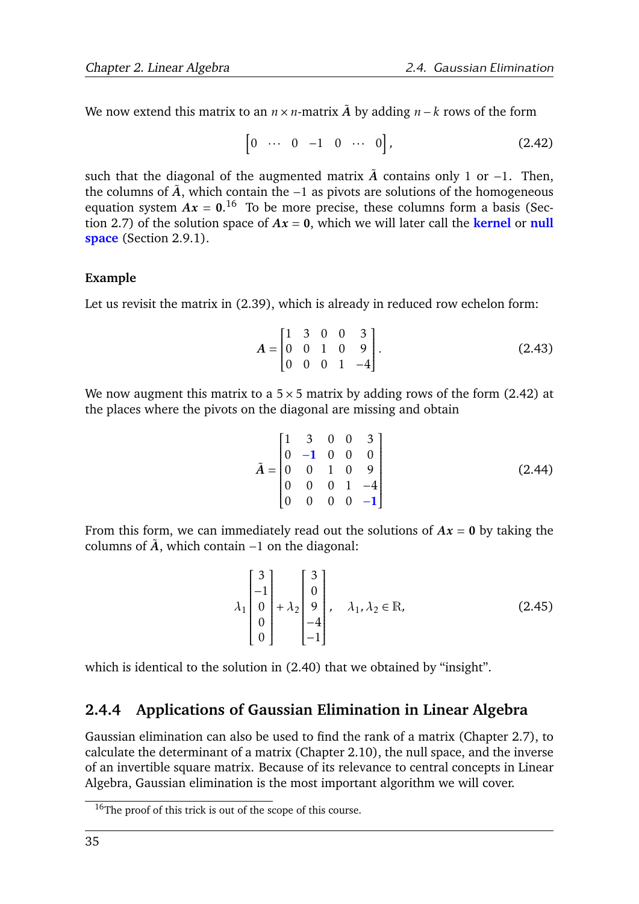We now extend this matrix to an $n \times n$-matrix $\tilde{\boldsymbol{A}}$ by adding $n-k$ rows of the form

$$\begin{bmatrix} 0 & \cdots & 0 & -1 & 0 & \cdots & 0 \end{bmatrix}, \tag{2.42}$$

such that the diagonal of the augmented matrix $\tilde{\boldsymbol{A}}$ contains only 1 or $-1$. Then, the columns of $\tilde{\boldsymbol{A}}$, which contain the $-1$ as pivots are solutions of the homogeneous equation system $\boldsymbol{A}\boldsymbol{x} = \boldsymbol{0}$.[16] To be more precise, these columns form a basis (Section 2.7) of the solution space of $\boldsymbol{A}\boldsymbol{x} = \boldsymbol{0}$, which we will later call the **kernel** or **null space** (Section 2.9.1).

**Example**

Let us revisit the matrix in (2.39), which is already in reduced row echelon form:

$$\boldsymbol{A} = \begin{bmatrix} 1 & 3 & 0 & 0 & 3 \\ 0 & 0 & 1 & 0 & 9 \\ 0 & 0 & 0 & 1 & -4 \end{bmatrix}. \tag{2.43}$$

We now augment this matrix to a $5 \times 5$ matrix by adding rows of the form (2.42) at the places where the pivots on the diagonal are missing and obtain

$$\tilde{\boldsymbol{A}} = \begin{bmatrix} 1 & 3 & 0 & 0 & 3 \\ 0 & \boldsymbol{-1} & 0 & 0 & 0 \\ 0 & 0 & 1 & 0 & 9 \\ 0 & 0 & 0 & 1 & -4 \\ 0 & 0 & 0 & 0 & \boldsymbol{-1} \end{bmatrix} \tag{2.44}$$

From this form, we can immediately read out the solutions of $\boldsymbol{A}\boldsymbol{x} = \boldsymbol{0}$ by taking the columns of $\tilde{\boldsymbol{A}}$, which contain $-1$ on the diagonal:

$$\lambda_1 \begin{bmatrix} 3 \\ -1 \\ 0 \\ 0 \\ 0 \end{bmatrix} + \lambda_2 \begin{bmatrix} 3 \\ 0 \\ 9 \\ -4 \\ -1 \end{bmatrix}, \quad \lambda_1, \lambda_2 \in \mathbb{R}, \tag{2.45}$$

which is identical to the solution in (2.40) that we obtained by "insight".

### 2.4.4 Applications of Gaussian Elimination in Linear Algebra

Gaussian elimination can also be used to find the rank of a matrix (Chapter 2.7), to calculate the determinant of a matrix (Chapter 2.10), the null space, and the inverse of an invertible square matrix. Because of its relevance to central concepts in Linear Algebra, Gaussian elimination is the most important algorithm we will cover.

---

[16] The proof of this trick is out of the scope of this course.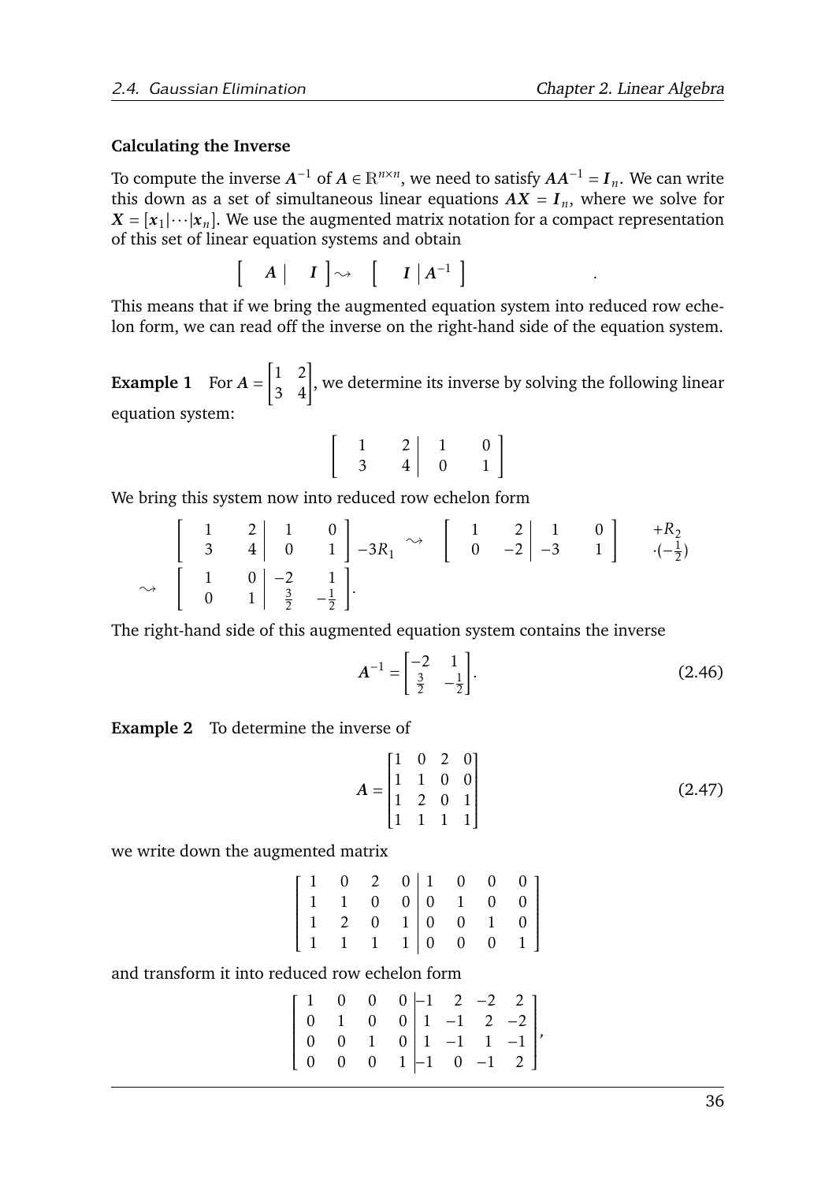### Calculating the Inverse

To compute the inverse $A^{-1}$ of $A \in \mathbb{R}^{n \times n}$, we need to satisfy $AA^{-1} = I_n$. We can write this down as a set of simultaneous linear equations $AX = I_n$, where we solve for $X = [x_1|\cdots|x_n]$. We use the augmented matrix notation for a compact representation of this set of linear equation systems and obtain

$$\left[\begin{array}{c|c} A & I \end{array}\right] \rightsquigarrow \left[\begin{array}{c|c} I & A^{-1} \end{array}\right].$$

This means that if we bring the augmented equation system into reduced row echelon form, we can read off the inverse on the right-hand side of the equation system.

**Example 1** For $A = \begin{bmatrix} 1 & 2 \\ 3 & 4 \end{bmatrix}$, we determine its inverse by solving the following linear equation system:

$$\left[\begin{array}{cc|cc} 1 & 2 & 1 & 0 \\ 3 & 4 & 0 & 1 \end{array}\right]$$

We bring this system now into reduced row echelon form

$$\left[\begin{array}{cc|cc} 1 & 2 & 1 & 0 \\ 3 & 4 & 0 & 1 \end{array}\right] \begin{array}{l} \\ -3R_1 \end{array} \rightsquigarrow \left[\begin{array}{cc|cc} 1 & 2 & 1 & 0 \\ 0 & -2 & -3 & 1 \end{array}\right] \begin{array}{l} +R_2 \\ \cdot(-\frac{1}{2}) \end{array}$$

$$\rightsquigarrow \left[\begin{array}{cc|cc} 1 & 0 & -2 & 1 \\ 0 & 1 & \frac{3}{2} & -\frac{1}{2} \end{array}\right].$$

The right-hand side of this augmented equation system contains the inverse

$$A^{-1} = \begin{bmatrix} -2 & 1 \\ \frac{3}{2} & -\frac{1}{2} \end{bmatrix}. \tag{2.46}$$

**Example 2** To determine the inverse of

$$A = \begin{bmatrix} 1 & 0 & 2 & 0 \\ 1 & 1 & 0 & 0 \\ 1 & 2 & 0 & 1 \\ 1 & 1 & 1 & 1 \end{bmatrix} \tag{2.47}$$

we write down the augmented matrix

$$\left[\begin{array}{cccc|cccc} 1 & 0 & 2 & 0 & 1 & 0 & 0 & 0 \\ 1 & 1 & 0 & 0 & 0 & 1 & 0 & 0 \\ 1 & 2 & 0 & 1 & 0 & 0 & 1 & 0 \\ 1 & 1 & 1 & 1 & 0 & 0 & 0 & 1 \end{array}\right]$$

and transform it into reduced row echelon form

$$\left[\begin{array}{cccc|cccc} 1 & 0 & 0 & 0 & -1 & 2 & -2 & 2 \\ 0 & 1 & 0 & 0 & 1 & -1 & 2 & -2 \\ 0 & 0 & 1 & 0 & 1 & -1 & 1 & -1 \\ 0 & 0 & 0 & 1 & -1 & 0 & -1 & 2 \end{array}\right],$$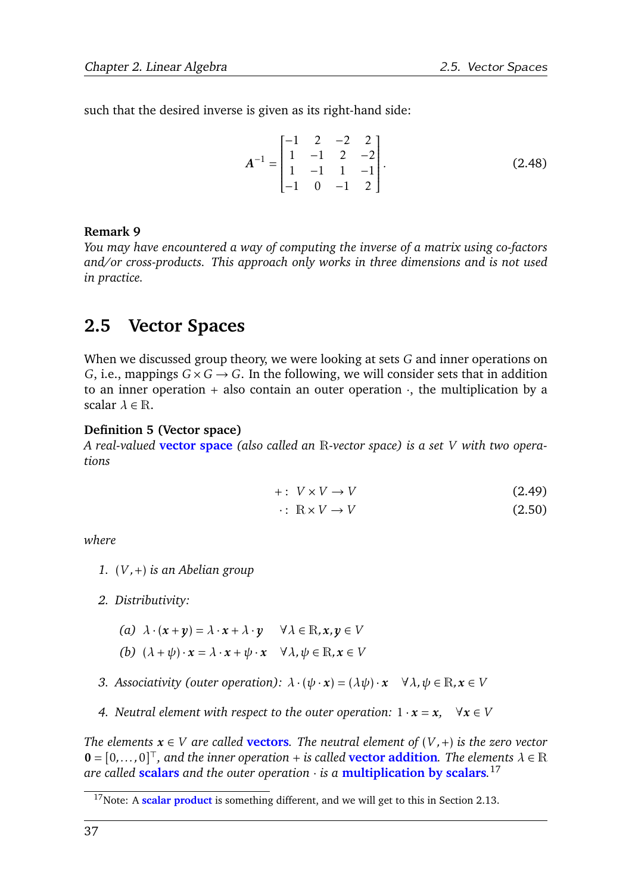such that the desired inverse is given as its right-hand side:

$$A^{-1} = \begin{bmatrix} -1 & 2 & -2 & 2 \\ 1 & -1 & 2 & -2 \\ 1 & -1 & 1 & -1 \\ -1 & 0 & -1 & 2 \end{bmatrix}. \tag{2.48}$$

**Remark 9**
*You may have encountered a way of computing the inverse of a matrix using co-factors and/or cross-products. This approach only works in three dimensions and is not used in practice.*

## 2.5 Vector Spaces

When we discussed group theory, we were looking at sets $G$ and inner operations on $G$, i.e., mappings $G \times G \to G$. In the following, we will consider sets that in addition to an inner operation $+$ also contain an outer operation $\cdot$, the multiplication by a scalar $\lambda \in \mathbb{R}$.

**Definition 5 (Vector space)**
*A real-valued* **vector space** *(also called an $\mathbb{R}$-vector space) is a set $V$ with two operations*

$$+: \; V \times V \to V \tag{2.49}$$
$$\cdot: \; \mathbb{R} \times V \to V \tag{2.50}$$

*where*

1. *$(V, +)$ is an Abelian group*
2. *Distributivity:*
   (a) $\lambda \cdot (\boldsymbol{x} + \boldsymbol{y}) = \lambda \cdot \boldsymbol{x} + \lambda \cdot \boldsymbol{y} \quad \forall \lambda \in \mathbb{R}, \boldsymbol{x}, \boldsymbol{y} \in V$
   (b) $(\lambda + \psi) \cdot \boldsymbol{x} = \lambda \cdot \boldsymbol{x} + \psi \cdot \boldsymbol{x} \quad \forall \lambda, \psi \in \mathbb{R}, \boldsymbol{x} \in V$
3. *Associativity (outer operation):* $\lambda \cdot (\psi \cdot \boldsymbol{x}) = (\lambda \psi) \cdot \boldsymbol{x} \quad \forall \lambda, \psi \in \mathbb{R}, \boldsymbol{x} \in V$
4. *Neutral element with respect to the outer operation:* $1 \cdot \boldsymbol{x} = \boldsymbol{x}, \quad \forall \boldsymbol{x} \in V$

*The elements $\boldsymbol{x} \in V$ are called* **vectors***. The neutral element of $(V, +)$ is the zero vector $\boldsymbol{0} = [0, \ldots, 0]^\top$, and the inner operation $+$ is called* **vector addition***. The elements $\lambda \in \mathbb{R}$ are called* **scalars** *and the outer operation $\cdot$ is a* **multiplication by scalars***.*[17]

[17]Note: A **scalar product** is something different, and we will get to this in Section 2.13.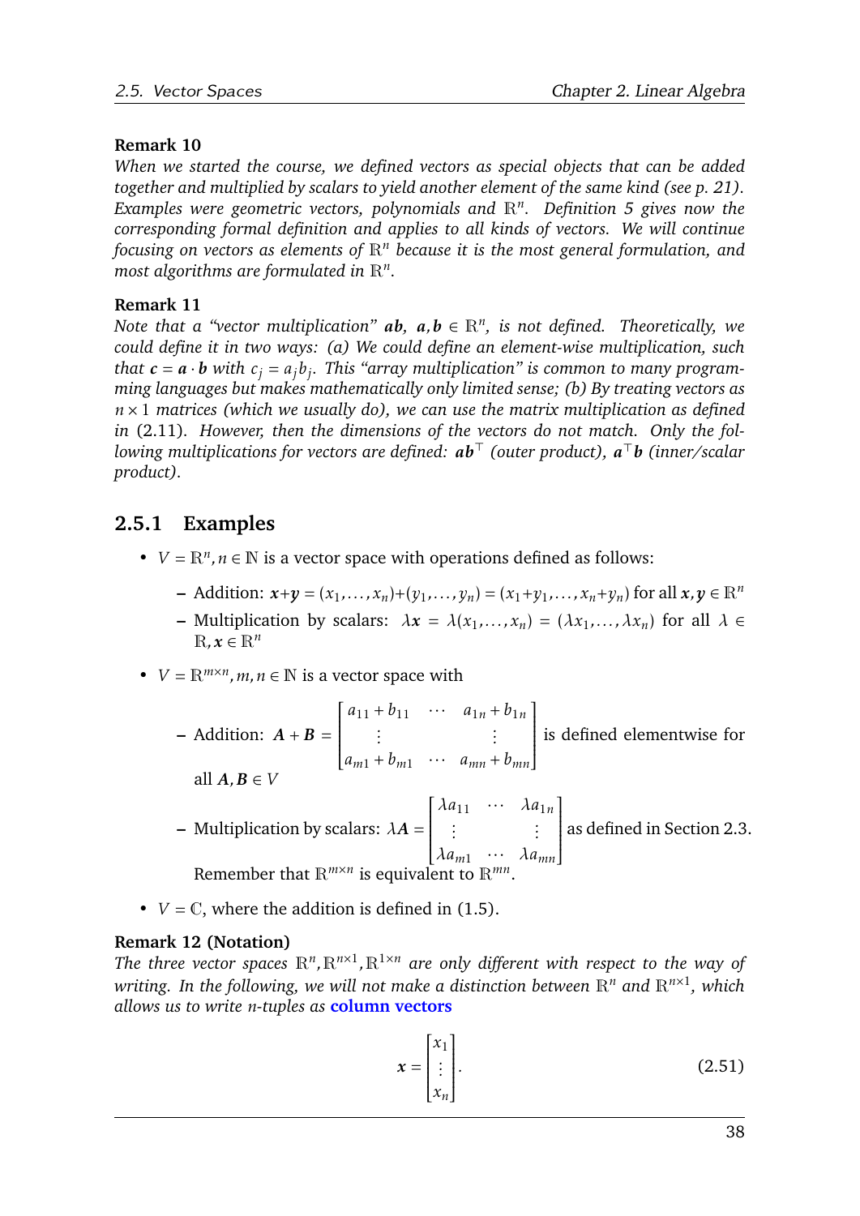**Remark 10**

*When we started the course, we defined vectors as special objects that can be added together and multiplied by scalars to yield another element of the same kind (see p. 21). Examples were geometric vectors, polynomials and $\mathbb{R}^n$. Definition 5 gives now the corresponding formal definition and applies to all kinds of vectors. We will continue focusing on vectors as elements of $\mathbb{R}^n$ because it is the most general formulation, and most algorithms are formulated in $\mathbb{R}^n$.*

**Remark 11**

*Note that a "vector multiplication" $\boldsymbol{ab}$, $\boldsymbol{a}, \boldsymbol{b} \in \mathbb{R}^n$, is not defined. Theoretically, we could define it in two ways: (a) We could define an element-wise multiplication, such that $\boldsymbol{c} = \boldsymbol{a} \cdot \boldsymbol{b}$ with $c_j = a_j b_j$. This "array multiplication" is common to many programming languages but makes mathematically only limited sense; (b) By treating vectors as $n \times 1$ matrices (which we usually do), we can use the matrix multiplication as defined in* (2.11). *However, then the dimensions of the vectors do not match. Only the following multiplications for vectors are defined: $\boldsymbol{ab}^\top$ (outer product), $\boldsymbol{a}^\top \boldsymbol{b}$ (inner/scalar product).*

### 2.5.1 Examples

- $V = \mathbb{R}^n, n \in \mathbb{N}$ is a vector space with operations defined as follows:
  - Addition: $\boldsymbol{x}+\boldsymbol{y} = (x_1, \ldots, x_n)+(y_1, \ldots, y_n) = (x_1+y_1, \ldots, x_n+y_n)$ for all $\boldsymbol{x}, \boldsymbol{y} \in \mathbb{R}^n$
  - Multiplication by scalars: $\lambda \boldsymbol{x} = \lambda(x_1, \ldots, x_n) = (\lambda x_1, \ldots, \lambda x_n)$ for all $\lambda \in \mathbb{R}, \boldsymbol{x} \in \mathbb{R}^n$
- $V = \mathbb{R}^{m \times n}, m, n \in \mathbb{N}$ is a vector space with
  - Addition: $\boldsymbol{A} + \boldsymbol{B} = \begin{bmatrix} a_{11} + b_{11} & \cdots & a_{1n} + b_{1n} \\ \vdots & & \vdots \\ a_{m1} + b_{m1} & \cdots & a_{mn} + b_{mn} \end{bmatrix}$ is defined elementwise for all $\boldsymbol{A}, \boldsymbol{B} \in V$
  - Multiplication by scalars: $\lambda \boldsymbol{A} = \begin{bmatrix} \lambda a_{11} & \cdots & \lambda a_{1n} \\ \vdots & & \vdots \\ \lambda a_{m1} & \cdots & \lambda a_{mn} \end{bmatrix}$ as defined in Section 2.3. Remember that $\mathbb{R}^{m \times n}$ is equivalent to $\mathbb{R}^{mn}$.
- $V = \mathbb{C}$, where the addition is defined in (1.5).

**Remark 12 (Notation)**

*The three vector spaces $\mathbb{R}^n, \mathbb{R}^{n \times 1}, \mathbb{R}^{1 \times n}$ are only different with respect to the way of writing. In the following, we will not make a distinction between $\mathbb{R}^n$ and $\mathbb{R}^{n \times 1}$, which allows us to write $n$-tuples as* **column vectors**

$$\boldsymbol{x} = \begin{bmatrix} x_1 \\ \vdots \\ x_n \end{bmatrix}. \tag{2.51}$$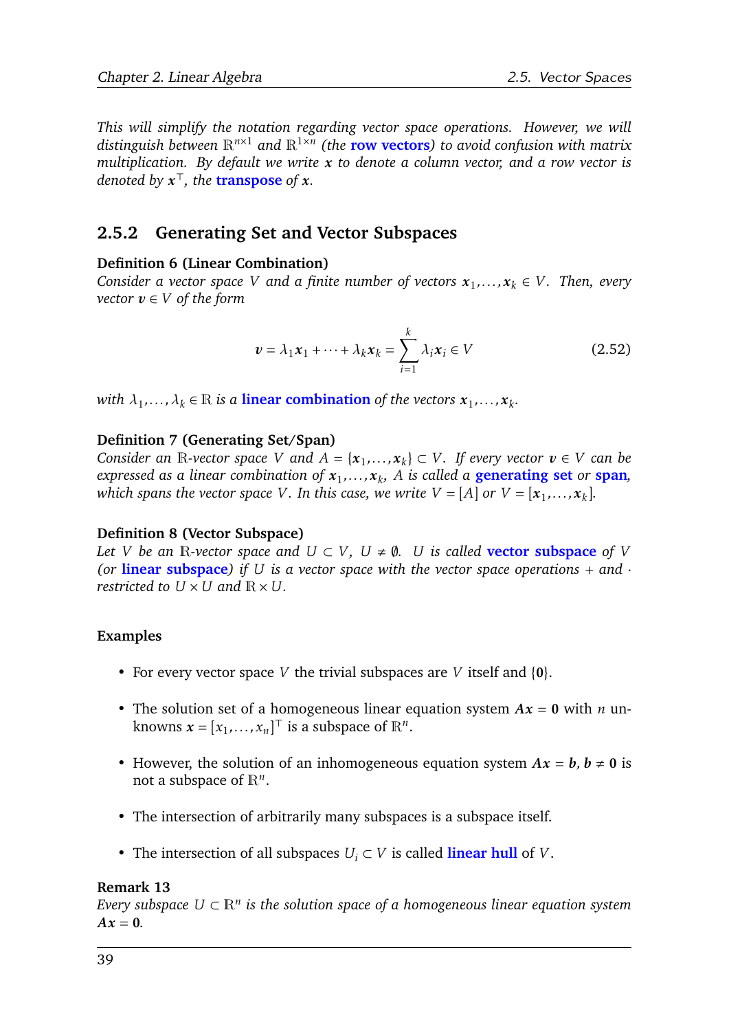*This will simplify the notation regarding vector space operations. However, we will distinguish between $\mathbb{R}^{n\times 1}$ and $\mathbb{R}^{1\times n}$ (the* **row vectors***) to avoid confusion with matrix multiplication. By default we write $\boldsymbol{x}$ to denote a column vector, and a row vector is denoted by $\boldsymbol{x}^\top$, the* **transpose** *of $\boldsymbol{x}$.*

### 2.5.2 Generating Set and Vector Subspaces

**Definition 6 (Linear Combination)**
*Consider a vector space $V$ and a finite number of vectors $\boldsymbol{x}_1, \dots, \boldsymbol{x}_k \in V$. Then, every vector $\boldsymbol{v} \in V$ of the form*

$$\boldsymbol{v} = \lambda_1 \boldsymbol{x}_1 + \cdots + \lambda_k \boldsymbol{x}_k = \sum_{i=1}^{k} \lambda_i \boldsymbol{x}_i \in V \tag{2.52}$$

*with $\lambda_1, \dots, \lambda_k \in \mathbb{R}$ is a* **linear combination** *of the vectors $\boldsymbol{x}_1, \dots, \boldsymbol{x}_k$.*

**Definition 7 (Generating Set/Span)**
*Consider an $\mathbb{R}$-vector space $V$ and $A = \{\boldsymbol{x}_1, \dots, \boldsymbol{x}_k\} \subset V$. If every vector $\boldsymbol{v} \in V$ can be expressed as a linear combination of $\boldsymbol{x}_1, \dots, \boldsymbol{x}_k$, $A$ is called a* **generating set** *or* **span***, which spans the vector space $V$. In this case, we write $V = [A]$ or $V = [\boldsymbol{x}_1, \dots, \boldsymbol{x}_k]$.*

**Definition 8 (Vector Subspace)**
*Let $V$ be an $\mathbb{R}$-vector space and $U \subset V$, $U \neq \emptyset$. $U$ is called* **vector subspace** *of $V$ (or* **linear subspace***) if $U$ is a vector space with the vector space operations $+$ and $\cdot$ restricted to $U \times U$ and $\mathbb{R} \times U$.*

**Examples**

- For every vector space $V$ the trivial subspaces are $V$ itself and $\{\mathbf{0}\}$.
- The solution set of a homogeneous linear equation system $\boldsymbol{A}\boldsymbol{x} = \mathbf{0}$ with $n$ unknowns $\boldsymbol{x} = [x_1, \dots, x_n]^\top$ is a subspace of $\mathbb{R}^n$.
- However, the solution of an inhomogeneous equation system $\boldsymbol{A}\boldsymbol{x} = \boldsymbol{b}$, $\boldsymbol{b} \neq \mathbf{0}$ is not a subspace of $\mathbb{R}^n$.
- The intersection of arbitrarily many subspaces is a subspace itself.
- The intersection of all subspaces $U_i \subset V$ is called **linear hull** of $V$.

**Remark 13**
*Every subspace $U \subset \mathbb{R}^n$ is the solution space of a homogeneous linear equation system $\boldsymbol{A}\boldsymbol{x} = \mathbf{0}$.*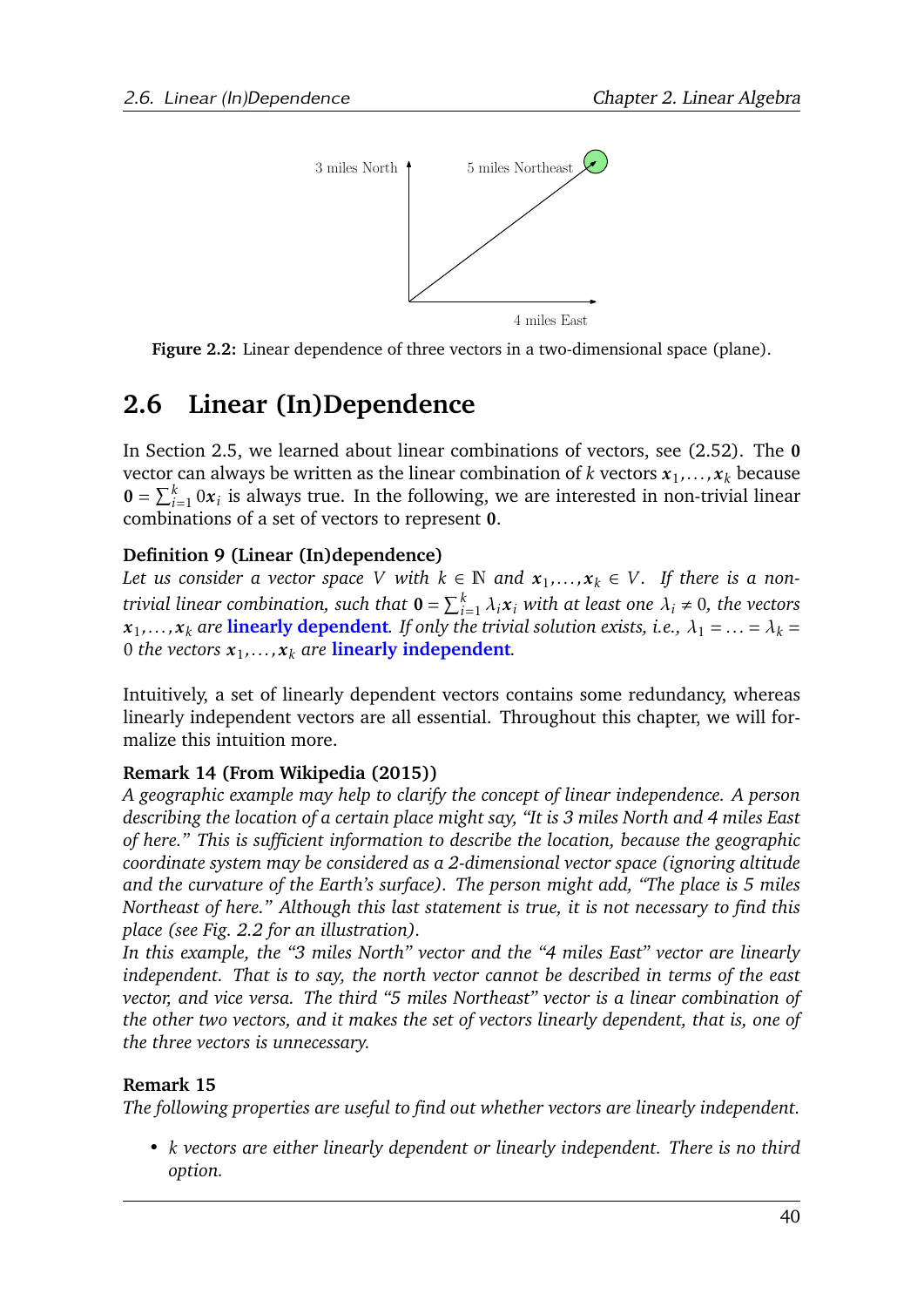3 miles North

5 miles Northeast

4 miles East

**Figure 2.2:** Linear dependence of three vectors in a two-dimensional space (plane).

## 2.6 Linear (In)Dependence

In Section 2.5, we learned about linear combinations of vectors, see (2.52). The $\mathbf{0}$ vector can always be written as the linear combination of $k$ vectors $\boldsymbol{x}_1,\dots,\boldsymbol{x}_k$ because $\mathbf{0} = \sum_{i=1}^{k} 0\boldsymbol{x}_i$ is always true. In the following, we are interested in non-trivial linear combinations of a set of vectors to represent $\mathbf{0}$.

**Definition 9 (Linear (In)dependence)**
*Let us consider a vector space $V$ with $k \in \mathbb{N}$ and $\boldsymbol{x}_1,\dots,\boldsymbol{x}_k \in V$. If there is a non-trivial linear combination, such that $\mathbf{0} = \sum_{i=1}^{k} \lambda_i \boldsymbol{x}_i$ with at least one $\lambda_i \neq 0$, the vectors $\boldsymbol{x}_1,\dots,\boldsymbol{x}_k$ are* **linearly dependent**. *If only the trivial solution exists, i.e., $\lambda_1 = \ldots = \lambda_k = 0$ the vectors $\boldsymbol{x}_1,\dots,\boldsymbol{x}_k$ are* **linearly independent**.

Intuitively, a set of linearly dependent vectors contains some redundancy, whereas linearly independent vectors are all essential. Throughout this chapter, we will formalize this intuition more.

**Remark 14 (From Wikipedia (2015))**
*A geographic example may help to clarify the concept of linear independence. A person describing the location of a certain place might say, "It is 3 miles North and 4 miles East of here." This is sufficient information to describe the location, because the geographic coordinate system may be considered as a 2-dimensional vector space (ignoring altitude and the curvature of the Earth's surface). The person might add, "The place is 5 miles Northeast of here." Although this last statement is true, it is not necessary to find this place (see Fig. 2.2 for an illustration).*
*In this example, the "3 miles North" vector and the "4 miles East" vector are linearly independent. That is to say, the north vector cannot be described in terms of the east vector, and vice versa. The third "5 miles Northeast" vector is a linear combination of the other two vectors, and it makes the set of vectors linearly dependent, that is, one of the three vectors is unnecessary.*

**Remark 15**
*The following properties are useful to find out whether vectors are linearly independent.*

- *$k$ vectors are either linearly dependent or linearly independent. There is no third option.*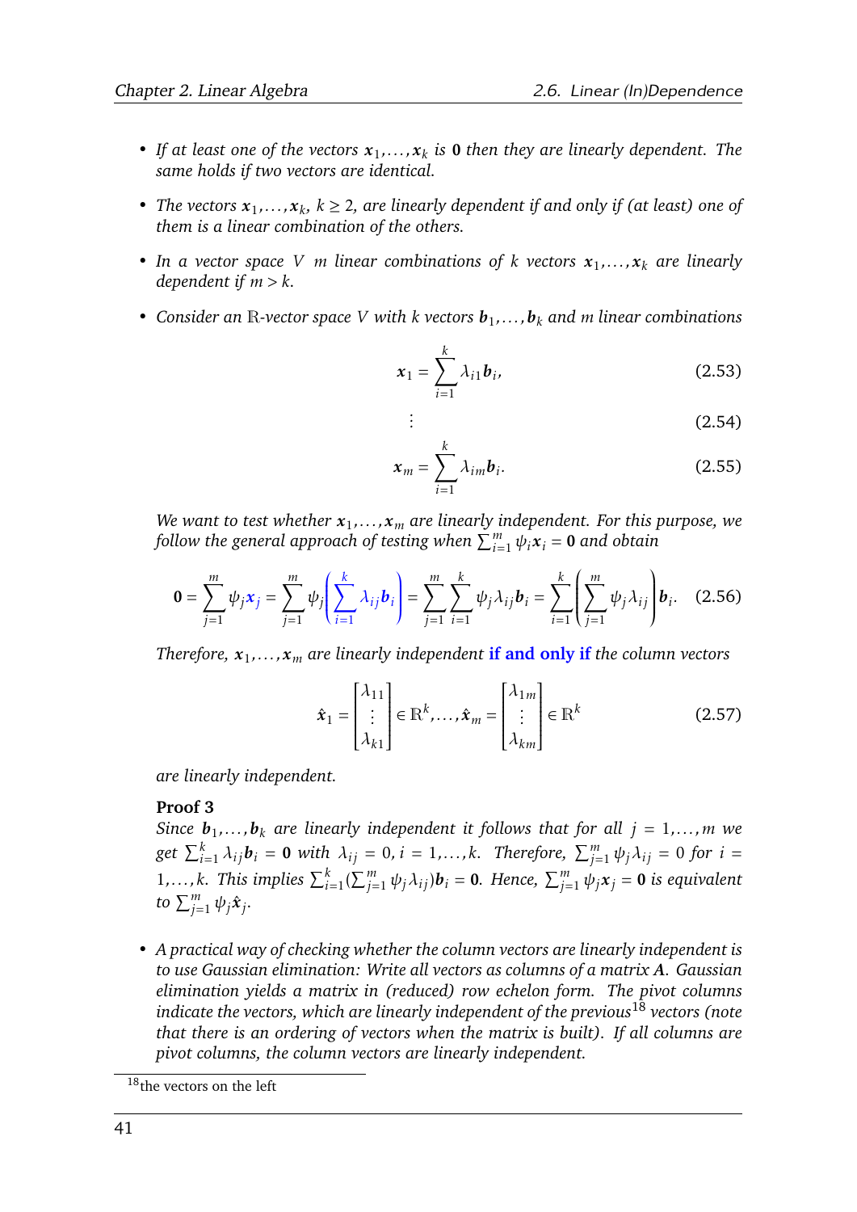- *If at least one of the vectors $\boldsymbol{x}_1, \dots, \boldsymbol{x}_k$ is $\boldsymbol{0}$ then they are linearly dependent. The same holds if two vectors are identical.*

- *The vectors $\boldsymbol{x}_1, \dots, \boldsymbol{x}_k$, $k \geq 2$, are linearly dependent if and only if (at least) one of them is a linear combination of the others.*

- *In a vector space $V$ $m$ linear combinations of $k$ vectors $\boldsymbol{x}_1, \dots, \boldsymbol{x}_k$ are linearly dependent if $m > k$.*

- *Consider an $\mathbb{R}$-vector space $V$ with $k$ vectors $\boldsymbol{b}_1, \dots, \boldsymbol{b}_k$ and $m$ linear combinations*

$$\boldsymbol{x}_1 = \sum_{i=1}^{k} \lambda_{i1} \boldsymbol{b}_i, \tag{2.53}$$

$$\vdots \tag{2.54}$$

$$\boldsymbol{x}_m = \sum_{i=1}^{k} \lambda_{im} \boldsymbol{b}_i. \tag{2.55}$$

*We want to test whether $\boldsymbol{x}_1, \dots, \boldsymbol{x}_m$ are linearly independent. For this purpose, we follow the general approach of testing when $\sum_{i=1}^{m} \psi_i \boldsymbol{x}_i = \boldsymbol{0}$ and obtain*

$$\boldsymbol{0} = \sum_{j=1}^{m} \psi_j \boldsymbol{x}_j = \sum_{j=1}^{m} \psi_j \left( \sum_{i=1}^{k} \lambda_{ij} \boldsymbol{b}_i \right) = \sum_{j=1}^{m} \sum_{i=1}^{k} \psi_j \lambda_{ij} \boldsymbol{b}_i = \sum_{i=1}^{k} \left( \sum_{j=1}^{m} \psi_j \lambda_{ij} \right) \boldsymbol{b}_i. \tag{2.56}$$

*Therefore, $\boldsymbol{x}_1, \dots, \boldsymbol{x}_m$ are linearly independent* **if and only if** *the column vectors*

$$\hat{\boldsymbol{x}}_1 = \begin{bmatrix} \lambda_{11} \\ \vdots \\ \lambda_{k1} \end{bmatrix} \in \mathbb{R}^k, \dots, \hat{\boldsymbol{x}}_m = \begin{bmatrix} \lambda_{1m} \\ \vdots \\ \lambda_{km} \end{bmatrix} \in \mathbb{R}^k \tag{2.57}$$

*are linearly independent.*

**Proof 3**

*Since $\boldsymbol{b}_1, \dots, \boldsymbol{b}_k$ are linearly independent it follows that for all $j = 1, \dots, m$ we get $\sum_{i=1}^{k} \lambda_{ij} \boldsymbol{b}_i = \boldsymbol{0}$ with $\lambda_{ij} = 0$, $i = 1, \dots, k$. Therefore, $\sum_{j=1}^{m} \psi_j \lambda_{ij} = 0$ for $i = 1, \dots, k$. This implies $\sum_{i=1}^{k} (\sum_{j=1}^{m} \psi_j \lambda_{ij}) \boldsymbol{b}_i = \boldsymbol{0}$. Hence, $\sum_{j=1}^{m} \psi_j \boldsymbol{x}_j = \boldsymbol{0}$ is equivalent to $\sum_{j=1}^{m} \psi_j \hat{\boldsymbol{x}}_j$.*

- *A practical way of checking whether the column vectors are linearly independent is to use Gaussian elimination: Write all vectors as columns of a matrix $\boldsymbol{A}$. Gaussian elimination yields a matrix in (reduced) row echelon form. The pivot columns indicate the vectors, which are linearly independent of the previous[18] vectors (note that there is an ordering of vectors when the matrix is built). If all columns are pivot columns, the column vectors are linearly independent.*

[18] the vectors on the left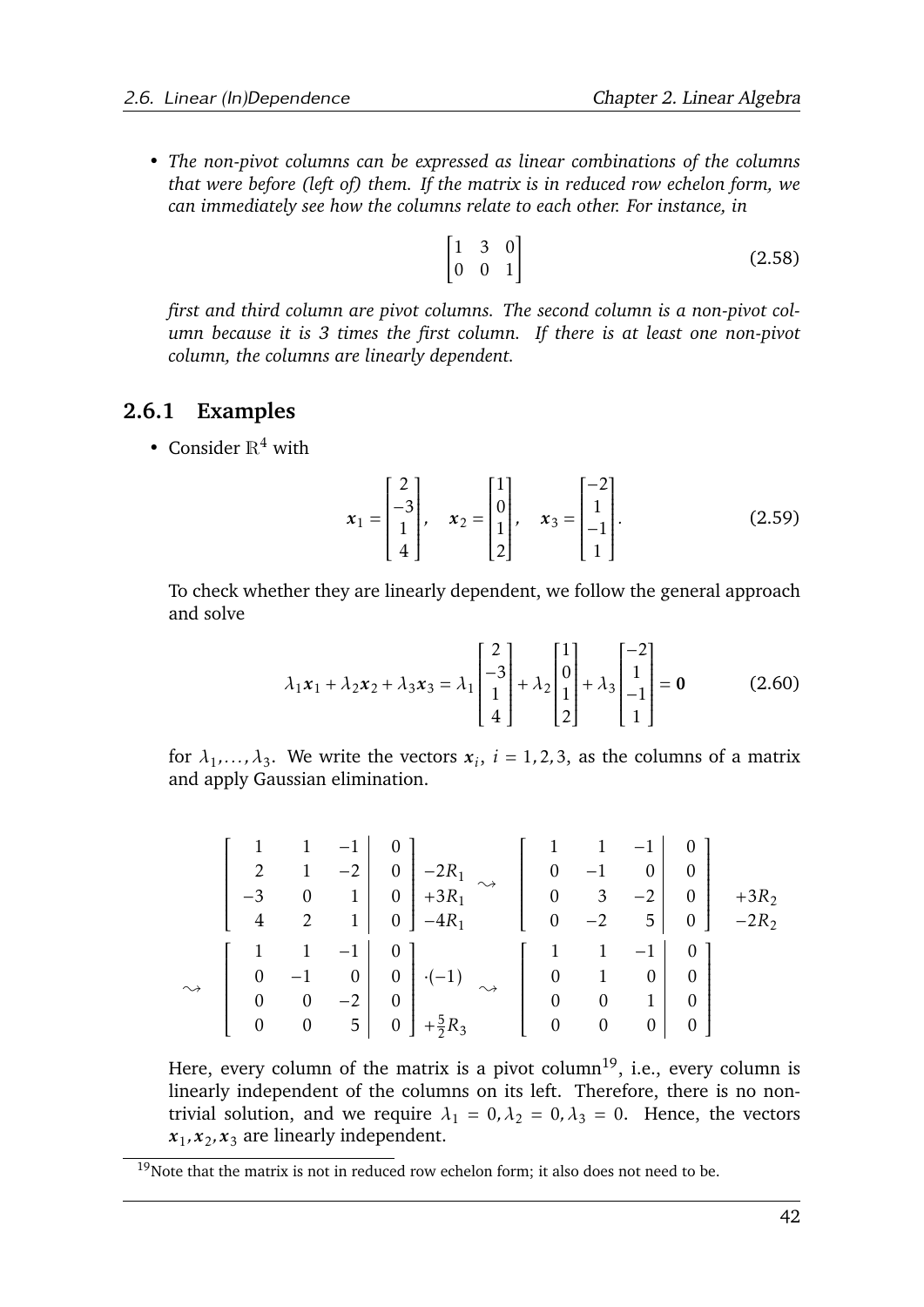- *The non-pivot columns can be expressed as linear combinations of the columns that were before (left of) them. If the matrix is in reduced row echelon form, we can immediately see how the columns relate to each other. For instance, in*

$$\begin{bmatrix} 1 & 3 & 0 \\ 0 & 0 & 1 \end{bmatrix} \tag{2.58}$$

*first and third column are pivot columns. The second column is a non-pivot column because it is 3 times the first column. If there is at least one non-pivot column, the columns are linearly dependent.*

### 2.6.1 Examples

- Consider $\mathbb{R}^4$ with

$$\boldsymbol{x}_1 = \begin{bmatrix} 2 \\ -3 \\ 1 \\ 4 \end{bmatrix}, \quad \boldsymbol{x}_2 = \begin{bmatrix} 1 \\ 0 \\ 1 \\ 2 \end{bmatrix}, \quad \boldsymbol{x}_3 = \begin{bmatrix} -2 \\ 1 \\ -1 \\ 1 \end{bmatrix}. \tag{2.59}$$

To check whether they are linearly dependent, we follow the general approach and solve

$$\lambda_1 \boldsymbol{x}_1 + \lambda_2 \boldsymbol{x}_2 + \lambda_3 \boldsymbol{x}_3 = \lambda_1 \begin{bmatrix} 2 \\ -3 \\ 1 \\ 4 \end{bmatrix} + \lambda_2 \begin{bmatrix} 1 \\ 0 \\ 1 \\ 2 \end{bmatrix} + \lambda_3 \begin{bmatrix} -2 \\ 1 \\ -1 \\ 1 \end{bmatrix} = \boldsymbol{0} \tag{2.60}$$

for $\lambda_1, \ldots, \lambda_3$. We write the vectors $\boldsymbol{x}_i$, $i = 1, 2, 3$, as the columns of a matrix and apply Gaussian elimination.

$$\left[\begin{array}{ccc|c} 1 & 1 & -1 & 0 \\ 2 & 1 & -2 & 0 \\ -3 & 0 & 1 & 0 \\ 4 & 2 & 1 & 0 \end{array}\right] \begin{array}{l} \\ -2R_1 \\ +3R_1 \\ -4R_1 \end{array} \rightsquigarrow \left[\begin{array}{ccc|c} 1 & 1 & -1 & 0 \\ 0 & -1 & 0 & 0 \\ 0 & 3 & -2 & 0 \\ 0 & -2 & 5 & 0 \end{array}\right] \begin{array}{l} \\ \\ +3R_2 \\ -2R_2 \end{array}$$

$$\rightsquigarrow \left[\begin{array}{ccc|c} 1 & 1 & -1 & 0 \\ 0 & -1 & 0 & 0 \\ 0 & 0 & -2 & 0 \\ 0 & 0 & 5 & 0 \end{array}\right] \begin{array}{l} \\ \cdot(-1) \\ \\ +\frac{5}{2}R_3 \end{array} \rightsquigarrow \left[\begin{array}{ccc|c} 1 & 1 & -1 & 0 \\ 0 & 1 & 0 & 0 \\ 0 & 0 & 1 & 0 \\ 0 & 0 & 0 & 0 \end{array}\right]$$

Here, every column of the matrix is a pivot column[19], i.e., every column is linearly independent of the columns on its left. Therefore, there is no non-trivial solution, and we require $\lambda_1 = 0, \lambda_2 = 0, \lambda_3 = 0$. Hence, the vectors $\boldsymbol{x}_1, \boldsymbol{x}_2, \boldsymbol{x}_3$ are linearly independent.

[19] Note that the matrix is not in reduced row echelon form; it also does not need to be.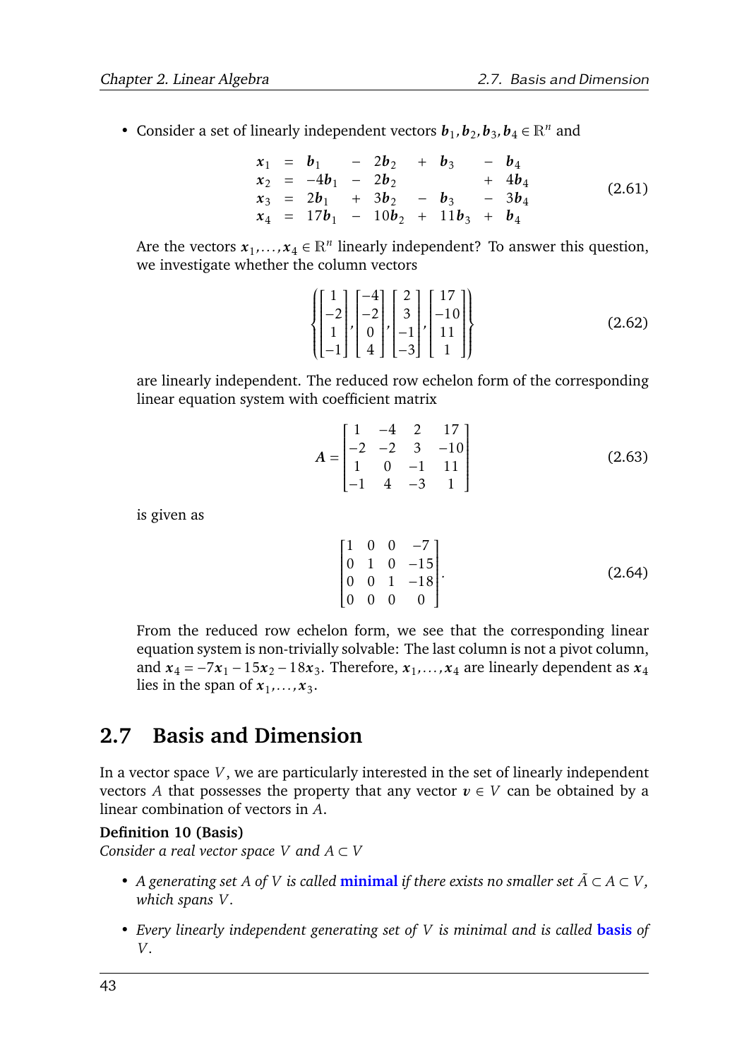- Consider a set of linearly independent vectors $\boldsymbol{b}_1, \boldsymbol{b}_2, \boldsymbol{b}_3, \boldsymbol{b}_4 \in \mathbb{R}^n$ and

$$
\begin{array}{rcrcrcrcr}
\boldsymbol{x}_1 & = & \boldsymbol{b}_1 & - & 2\boldsymbol{b}_2 & + & \boldsymbol{b}_3 & - & \boldsymbol{b}_4 \\
\boldsymbol{x}_2 & = & -4\boldsymbol{b}_1 & - & 2\boldsymbol{b}_2 & & & + & 4\boldsymbol{b}_4 \\
\boldsymbol{x}_3 & = & 2\boldsymbol{b}_1 & + & 3\boldsymbol{b}_2 & - & \boldsymbol{b}_3 & - & 3\boldsymbol{b}_4 \\
\boldsymbol{x}_4 & = & 17\boldsymbol{b}_1 & - & 10\boldsymbol{b}_2 & + & 11\boldsymbol{b}_3 & + & \boldsymbol{b}_4
\end{array}
\tag{2.61}
$$

Are the vectors $\boldsymbol{x}_1, \ldots, \boldsymbol{x}_4 \in \mathbb{R}^n$ linearly independent? To answer this question, we investigate whether the column vectors

$$
\left\{ \begin{bmatrix} 1 \\ -2 \\ 1 \\ -1 \end{bmatrix}, \begin{bmatrix} -4 \\ -2 \\ 0 \\ 4 \end{bmatrix}, \begin{bmatrix} 2 \\ 3 \\ -1 \\ -3 \end{bmatrix}, \begin{bmatrix} 17 \\ -10 \\ 11 \\ 1 \end{bmatrix} \right\}
\tag{2.62}
$$

are linearly independent. The reduced row echelon form of the corresponding linear equation system with coefficient matrix

$$
\boldsymbol{A} = \begin{bmatrix} 1 & -4 & 2 & 17 \\ -2 & -2 & 3 & -10 \\ 1 & 0 & -1 & 11 \\ -1 & 4 & -3 & 1 \end{bmatrix}
\tag{2.63}
$$

is given as

$$
\begin{bmatrix} 1 & 0 & 0 & -7 \\ 0 & 1 & 0 & -15 \\ 0 & 0 & 1 & -18 \\ 0 & 0 & 0 & 0 \end{bmatrix}.
\tag{2.64}
$$

From the reduced row echelon form, we see that the corresponding linear equation system is non-trivially solvable: The last column is not a pivot column, and $\boldsymbol{x}_4 = -7\boldsymbol{x}_1 - 15\boldsymbol{x}_2 - 18\boldsymbol{x}_3$. Therefore, $\boldsymbol{x}_1, \ldots, \boldsymbol{x}_4$ are linearly dependent as $\boldsymbol{x}_4$ lies in the span of $\boldsymbol{x}_1, \ldots, \boldsymbol{x}_3$.

## 2.7 Basis and Dimension

In a vector space $V$, we are particularly interested in the set of linearly independent vectors $A$ that possesses the property that any vector $\boldsymbol{v} \in V$ can be obtained by a linear combination of vectors in $A$.

**Definition 10 (Basis)**
*Consider a real vector space $V$ and $A \subset V$*

- *A generating set $A$ of $V$ is called* **minimal** *if there exists no smaller set $\tilde{A} \subset A \subset V$, which spans $V$.*

- *Every linearly independent generating set of $V$ is minimal and is called* **basis** *of $V$.*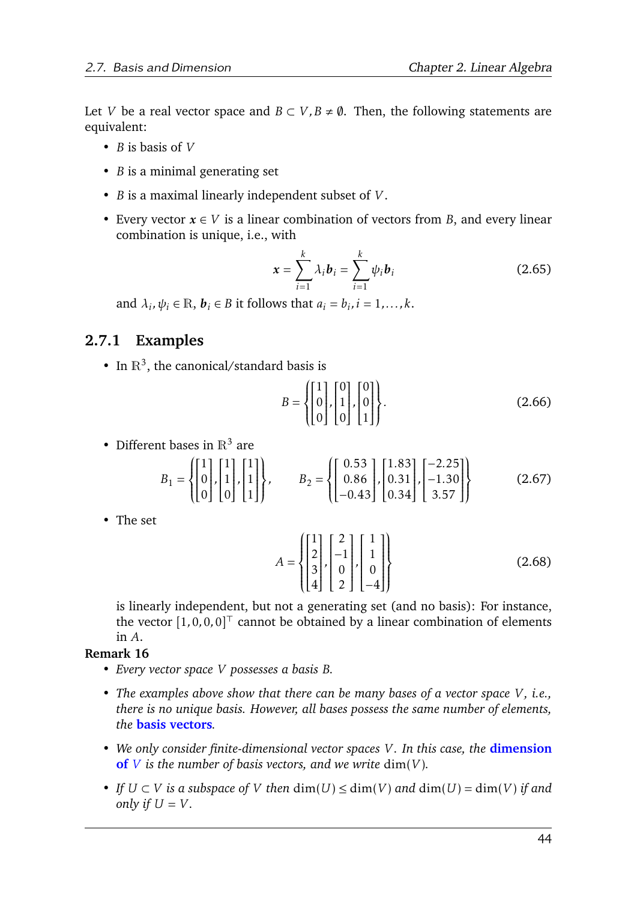Let $V$ be a real vector space and $B \subset V, B \neq \emptyset$. Then, the following statements are equivalent:

- $B$ is basis of $V$
- $B$ is a minimal generating set
- $B$ is a maximal linearly independent subset of $V$.
- Every vector $\boldsymbol{x} \in V$ is a linear combination of vectors from $B$, and every linear combination is unique, i.e., with

$$\boldsymbol{x} = \sum_{i=1}^{k} \lambda_i \boldsymbol{b}_i = \sum_{i=1}^{k} \psi_i \boldsymbol{b}_i \tag{2.65}$$

  and $\lambda_i, \psi_i \in \mathbb{R}$, $\boldsymbol{b}_i \in B$ it follows that $a_i = b_i, i = 1, \ldots, k$.

### 2.7.1 Examples

- In $\mathbb{R}^3$, the canonical/standard basis is

$$B = \left\{ \begin{bmatrix} 1 \\ 0 \\ 0 \end{bmatrix}, \begin{bmatrix} 0 \\ 1 \\ 0 \end{bmatrix}, \begin{bmatrix} 0 \\ 0 \\ 1 \end{bmatrix} \right\}. \tag{2.66}$$

- Different bases in $\mathbb{R}^3$ are

$$B_1 = \left\{ \begin{bmatrix} 1 \\ 0 \\ 0 \end{bmatrix}, \begin{bmatrix} 1 \\ 1 \\ 0 \end{bmatrix}, \begin{bmatrix} 1 \\ 1 \\ 1 \end{bmatrix} \right\}, \qquad B_2 = \left\{ \begin{bmatrix} 0.53 \\ 0.86 \\ -0.43 \end{bmatrix}, \begin{bmatrix} 1.83 \\ 0.31 \\ 0.34 \end{bmatrix}, \begin{bmatrix} -2.25 \\ -1.30 \\ 3.57 \end{bmatrix} \right\} \tag{2.67}$$

- The set

$$A = \left\{ \begin{bmatrix} 1 \\ 2 \\ 3 \\ 4 \end{bmatrix}, \begin{bmatrix} 2 \\ -1 \\ 0 \\ 2 \end{bmatrix}, \begin{bmatrix} 1 \\ 1 \\ 0 \\ -4 \end{bmatrix} \right\} \tag{2.68}$$

  is linearly independent, but not a generating set (and no basis): For instance, the vector $[1, 0, 0, 0]^\top$ cannot be obtained by a linear combination of elements in $A$.

**Remark 16**

- *Every vector space $V$ possesses a basis $B$.*
- *The examples above show that there can be many bases of a vector space $V$, i.e., there is no unique basis. However, all bases possess the same number of elements, the* **basis vectors**.
- *We only consider finite-dimensional vector spaces $V$. In this case, the* **dimension of $V$** *is the number of basis vectors, and we write $\dim(V)$.*
- *If $U \subset V$ is a subspace of $V$ then $\dim(U) \leq \dim(V)$ and $\dim(U) = \dim(V)$ if and only if $U = V$.*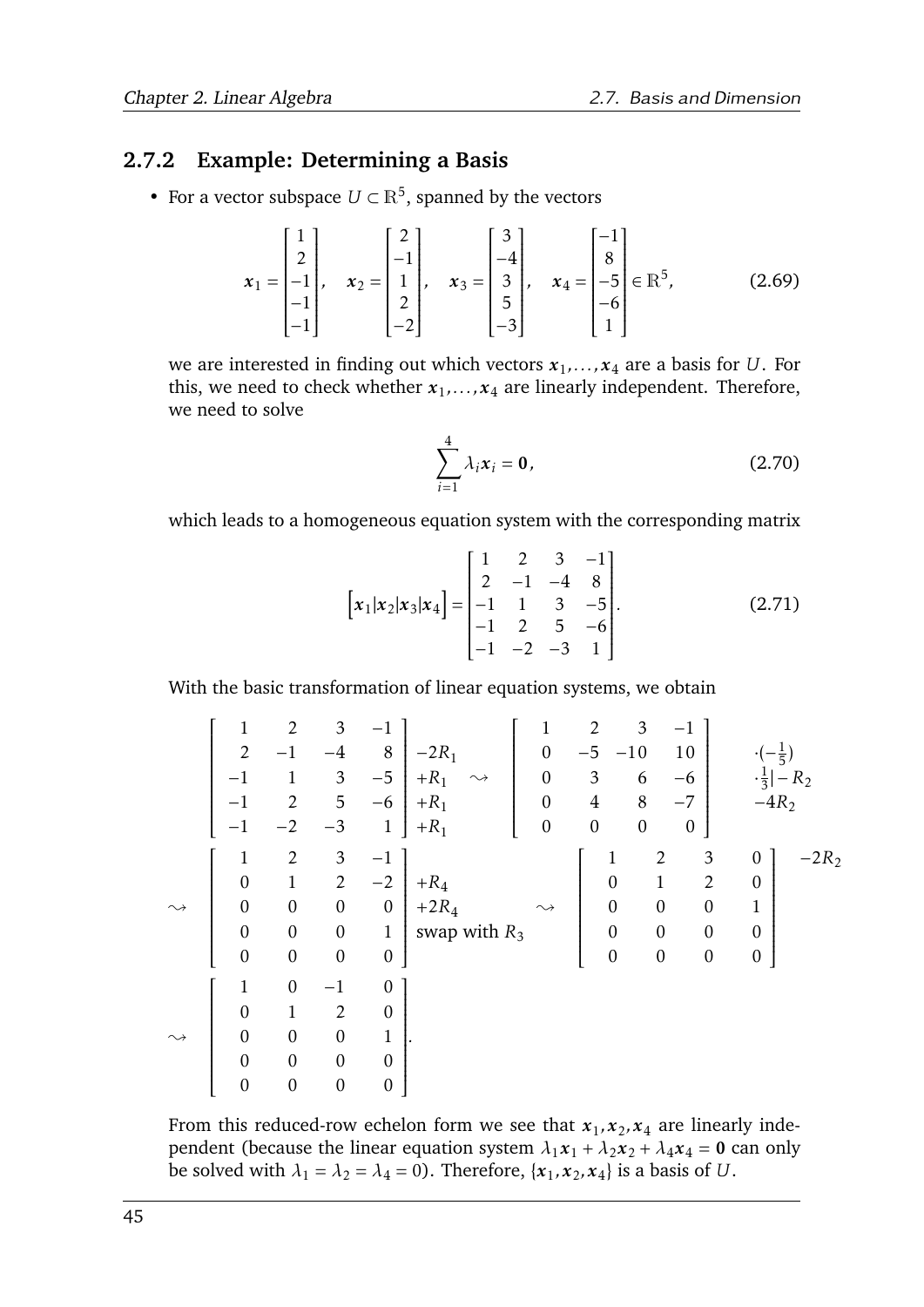### 2.7.2 Example: Determining a Basis

- For a vector subspace $U \subset \mathbb{R}^5$, spanned by the vectors

$$\boldsymbol{x}_1 = \begin{bmatrix} 1 \\ 2 \\ -1 \\ -1 \\ -1 \end{bmatrix}, \quad \boldsymbol{x}_2 = \begin{bmatrix} 2 \\ -1 \\ 1 \\ 2 \\ -2 \end{bmatrix}, \quad \boldsymbol{x}_3 = \begin{bmatrix} 3 \\ -4 \\ 3 \\ 5 \\ -3 \end{bmatrix}, \quad \boldsymbol{x}_4 = \begin{bmatrix} -1 \\ 8 \\ -5 \\ -6 \\ 1 \end{bmatrix} \in \mathbb{R}^5, \tag{2.69}$$

  we are interested in finding out which vectors $\boldsymbol{x}_1, \ldots, \boldsymbol{x}_4$ are a basis for $U$. For this, we need to check whether $\boldsymbol{x}_1, \ldots, \boldsymbol{x}_4$ are linearly independent. Therefore, we need to solve

$$\sum_{i=1}^{4} \lambda_i \boldsymbol{x}_i = \boldsymbol{0}, \tag{2.70}$$

  which leads to a homogeneous equation system with the corresponding matrix

$$\left[\boldsymbol{x}_1 | \boldsymbol{x}_2 | \boldsymbol{x}_3 | \boldsymbol{x}_4\right] = \begin{bmatrix} 1 & 2 & 3 & -1 \\ 2 & -1 & -4 & 8 \\ -1 & 1 & 3 & -5 \\ -1 & 2 & 5 & -6 \\ -1 & -2 & -3 & 1 \end{bmatrix}. \tag{2.71}$$

  With the basic transformation of linear equation systems, we obtain

$$\left[\begin{array}{rrrr|l} 1 & 2 & 3 & -1 & \\ 2 & -1 & -4 & 8 & -2R_1 \\ -1 & 1 & 3 & -5 & +R_1 \\ -1 & 2 & 5 & -6 & +R_1 \\ -1 & -2 & -3 & 1 & +R_1 \end{array}\right] \rightsquigarrow \left[\begin{array}{rrrr} 1 & 2 & 3 & -1 \\ 0 & -5 & -10 & 10 \\ 0 & 3 & 6 & -6 \\ 0 & 4 & 8 & -7 \\ 0 & 0 & 0 & 0 \end{array}\right] \begin{array}{l} \\ \cdot(-\frac{1}{5}) \\ \cdot\frac{1}{3} | -R_2 \\ -4R_2 \\ \\ \end{array}$$

$$\rightsquigarrow \left[\begin{array}{rrrr|l} 1 & 2 & 3 & -1 & +R_4 \\ 0 & 1 & 2 & -2 & +2R_4 \\ 0 & 0 & 0 & 0 & \text{swap with } R_3 \\ 0 & 0 & 0 & 1 & \\ 0 & 0 & 0 & 0 & \end{array}\right] \rightsquigarrow \left[\begin{array}{rrrr} 1 & 2 & 3 & 0 \\ 0 & 1 & 2 & 0 \\ 0 & 0 & 0 & 1 \\ 0 & 0 & 0 & 0 \\ 0 & 0 & 0 & 0 \end{array}\right] -2R_2$$

$$\rightsquigarrow \left[\begin{array}{rrrr} 1 & 0 & -1 & 0 \\ 0 & 1 & 2 & 0 \\ 0 & 0 & 0 & 1 \\ 0 & 0 & 0 & 0 \\ 0 & 0 & 0 & 0 \end{array}\right].$$

  From this reduced-row echelon form we see that $\boldsymbol{x}_1, \boldsymbol{x}_2, \boldsymbol{x}_4$ are linearly independent (because the linear equation system $\lambda_1 \boldsymbol{x}_1 + \lambda_2 \boldsymbol{x}_2 + \lambda_4 \boldsymbol{x}_4 = \boldsymbol{0}$ can only be solved with $\lambda_1 = \lambda_2 = \lambda_4 = 0$). Therefore, $\{\boldsymbol{x}_1, \boldsymbol{x}_2, \boldsymbol{x}_4\}$ is a basis of $U$.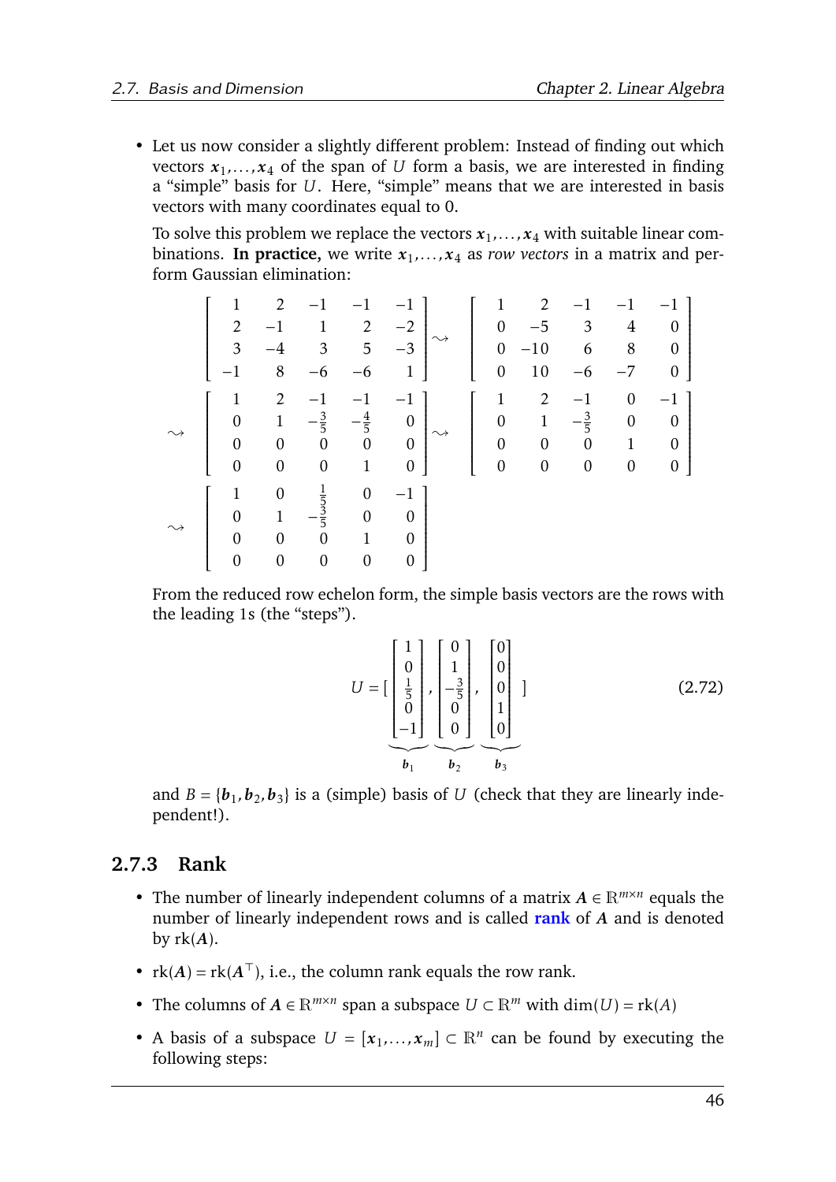- Let us now consider a slightly different problem: Instead of finding out which vectors $\boldsymbol{x}_1, \dots, \boldsymbol{x}_4$ of the span of $U$ form a basis, we are interested in finding a "simple" basis for $U$. Here, "simple" means that we are interested in basis vectors with many coordinates equal to 0.

  To solve this problem we replace the vectors $\boldsymbol{x}_1, \dots, \boldsymbol{x}_4$ with suitable linear combinations. **In practice,** we write $\boldsymbol{x}_1, \dots, \boldsymbol{x}_4$ as *row vectors* in a matrix and perform Gaussian elimination:

$$
\begin{bmatrix} 1 & 2 & -1 & -1 & -1 \\ 2 & -1 & 1 & 2 & -2 \\ 3 & -4 & 3 & 5 & -3 \\ -1 & 8 & -6 & -6 & 1 \end{bmatrix} \rightsquigarrow \begin{bmatrix} 1 & 2 & -1 & -1 & -1 \\ 0 & -5 & 3 & 4 & 0 \\ 0 & -10 & 6 & 8 & 0 \\ 0 & 10 & -6 & -7 & 0 \end{bmatrix}
$$

$$
\rightsquigarrow \begin{bmatrix} 1 & 2 & -1 & -1 & -1 \\ 0 & 1 & -\frac{3}{5} & -\frac{4}{5} & 0 \\ 0 & 0 & 0 & 0 & 0 \\ 0 & 0 & 0 & 1 & 0 \end{bmatrix} \rightsquigarrow \begin{bmatrix} 1 & 2 & -1 & 0 & -1 \\ 0 & 1 & -\frac{3}{5} & 0 & 0 \\ 0 & 0 & 0 & 1 & 0 \\ 0 & 0 & 0 & 0 & 0 \end{bmatrix}
$$

$$
\rightsquigarrow \begin{bmatrix} 1 & 0 & \frac{1}{5} & 0 & -1 \\ 0 & 1 & -\frac{3}{5} & 0 & 0 \\ 0 & 0 & 0 & 1 & 0 \\ 0 & 0 & 0 & 0 & 0 \end{bmatrix}
$$

  From the reduced row echelon form, the simple basis vectors are the rows with the leading 1s (the "steps").

$$
U = [\underbrace{\begin{bmatrix} 1 \\ 0 \\ \frac{1}{5} \\ 0 \\ -1 \end{bmatrix}}_{\boldsymbol{b}_1}, \underbrace{\begin{bmatrix} 0 \\ 1 \\ -\frac{3}{5} \\ 0 \\ 0 \end{bmatrix}}_{\boldsymbol{b}_2}, \underbrace{\begin{bmatrix} 0 \\ 0 \\ 0 \\ 1 \\ 0 \end{bmatrix}}_{\boldsymbol{b}_3}] \tag{2.72}
$$

  and $B = \{\boldsymbol{b}_1, \boldsymbol{b}_2, \boldsymbol{b}_3\}$ is a (simple) basis of $U$ (check that they are linearly independent!).

### 2.7.3 Rank

- The number of linearly independent columns of a matrix $\boldsymbol{A} \in \mathbb{R}^{m \times n}$ equals the number of linearly independent rows and is called **rank** of $\boldsymbol{A}$ and is denoted by $\text{rk}(\boldsymbol{A})$.
- $\text{rk}(\boldsymbol{A}) = \text{rk}(\boldsymbol{A}^\top)$, i.e., the column rank equals the row rank.
- The columns of $\boldsymbol{A} \in \mathbb{R}^{m \times n}$ span a subspace $U \subset \mathbb{R}^m$ with $\dim(U) = \text{rk}(A)$
- A basis of a subspace $U = [\boldsymbol{x}_1, \dots, \boldsymbol{x}_m] \subset \mathbb{R}^n$ can be found by executing the following steps: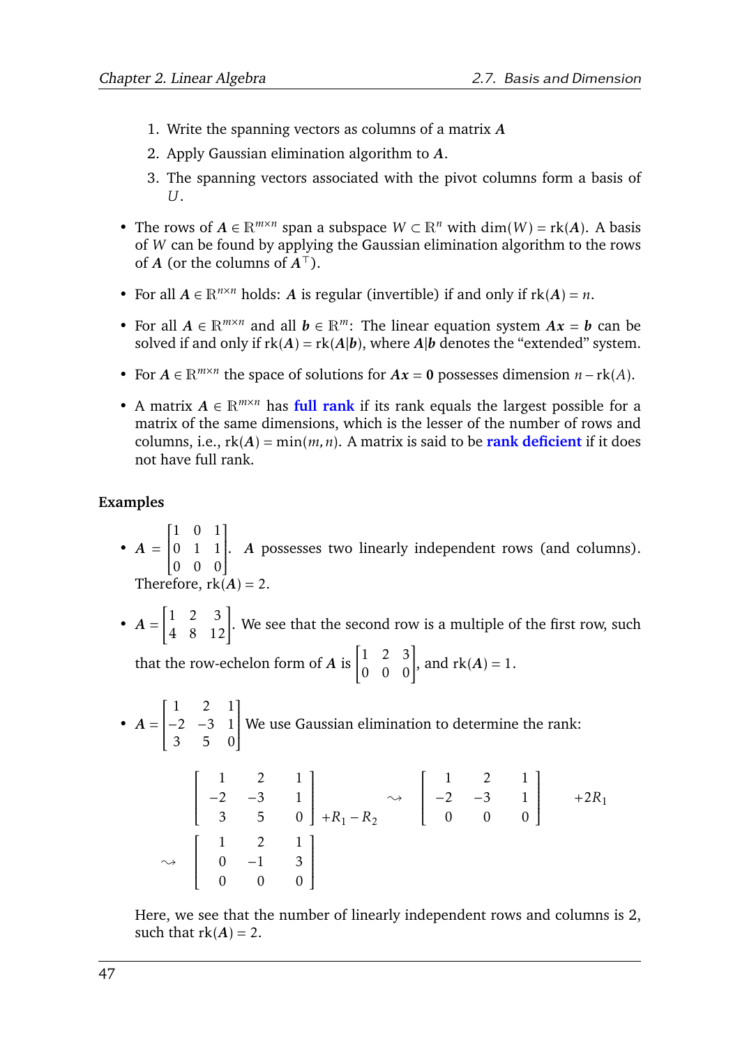1. Write the spanning vectors as columns of a matrix $\boldsymbol{A}$
2. Apply Gaussian elimination algorithm to $\boldsymbol{A}$.
3. The spanning vectors associated with the pivot columns form a basis of $U$.

- The rows of $\boldsymbol{A} \in \mathbb{R}^{m\times n}$ span a subspace $W \subset \mathbb{R}^n$ with $\dim(W) = \text{rk}(\boldsymbol{A})$. A basis of $W$ can be found by applying the Gaussian elimination algorithm to the rows of $\boldsymbol{A}$ (or the columns of $\boldsymbol{A}^\top$).
- For all $\boldsymbol{A} \in \mathbb{R}^{n\times n}$ holds: $\boldsymbol{A}$ is regular (invertible) if and only if $\text{rk}(\boldsymbol{A}) = n$.
- For all $\boldsymbol{A} \in \mathbb{R}^{m\times n}$ and all $\boldsymbol{b} \in \mathbb{R}^m$: The linear equation system $\boldsymbol{A}\boldsymbol{x} = \boldsymbol{b}$ can be solved if and only if $\text{rk}(\boldsymbol{A}) = \text{rk}(\boldsymbol{A}|\boldsymbol{b})$, where $\boldsymbol{A}|\boldsymbol{b}$ denotes the "extended" system.
- For $\boldsymbol{A} \in \mathbb{R}^{m\times n}$ the space of solutions for $\boldsymbol{A}\boldsymbol{x} = \boldsymbol{0}$ possesses dimension $n - \text{rk}(A)$.
- A matrix $\boldsymbol{A} \in \mathbb{R}^{m\times n}$ has **full rank** if its rank equals the largest possible for a matrix of the same dimensions, which is the lesser of the number of rows and columns, i.e., $\text{rk}(\boldsymbol{A}) = \min(m, n)$. A matrix is said to be **rank deficient** if it does not have full rank.

**Examples**

- $\boldsymbol{A} = \begin{bmatrix} 1 & 0 & 1 \\ 0 & 1 & 1 \\ 0 & 0 & 0 \end{bmatrix}$. $\boldsymbol{A}$ possesses two linearly independent rows (and columns). Therefore, $\text{rk}(\boldsymbol{A}) = 2$.
- $\boldsymbol{A} = \begin{bmatrix} 1 & 2 & 3 \\ 4 & 8 & 12 \end{bmatrix}$. We see that the second row is a multiple of the first row, such that the row-echelon form of $\boldsymbol{A}$ is $\begin{bmatrix} 1 & 2 & 3 \\ 0 & 0 & 0 \end{bmatrix}$, and $\text{rk}(\boldsymbol{A}) = 1$.
- $\boldsymbol{A} = \begin{bmatrix} 1 & 2 & 1 \\ -2 & -3 & 1 \\ 3 & 5 & 0 \end{bmatrix}$ We use Gaussian elimination to determine the rank:

$$\begin{bmatrix} 1 & 2 & 1 \\ -2 & -3 & 1 \\ 3 & 5 & 0 \end{bmatrix} \begin{matrix} \\ \\ +R_1 - R_2 \end{matrix} \rightsquigarrow \begin{bmatrix} 1 & 2 & 1 \\ -2 & -3 & 1 \\ 0 & 0 & 0 \end{bmatrix} \begin{matrix} \\ +2R_1 \\ \\ \end{matrix}$$

$$\rightsquigarrow \begin{bmatrix} 1 & 2 & 1 \\ 0 & -1 & 3 \\ 0 & 0 & 0 \end{bmatrix}$$

Here, we see that the number of linearly independent rows and columns is 2, such that $\text{rk}(\boldsymbol{A}) = 2$.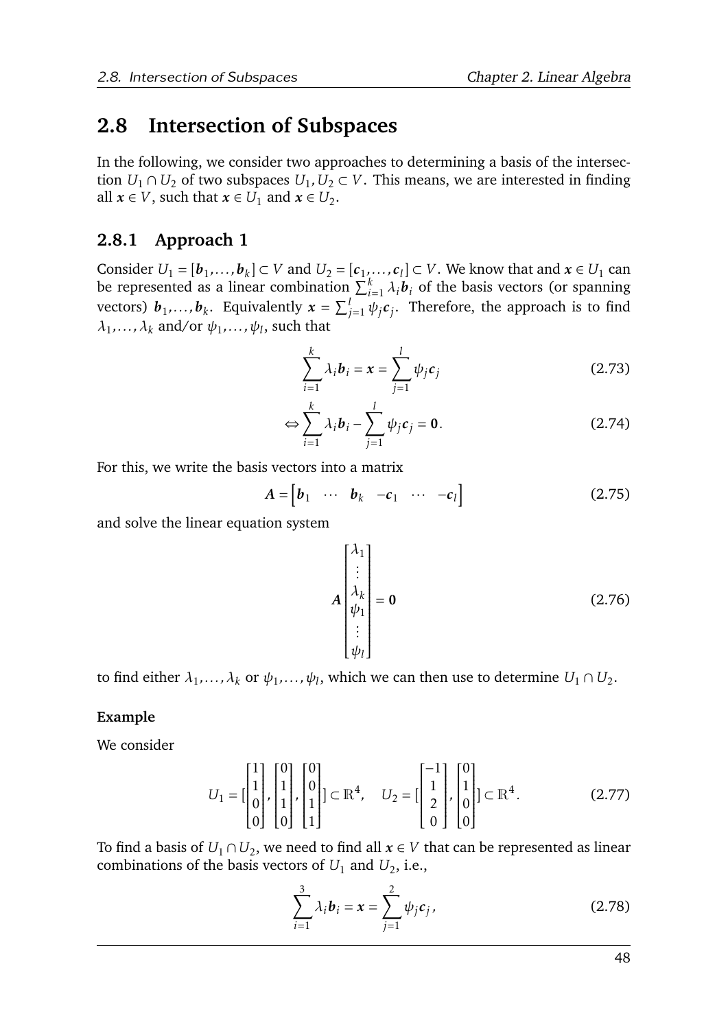## 2.8 Intersection of Subspaces

In the following, we consider two approaches to determining a basis of the intersection $U_1 \cap U_2$ of two subspaces $U_1, U_2 \subset V$. This means, we are interested in finding all $\boldsymbol{x} \in V$, such that $\boldsymbol{x} \in U_1$ and $\boldsymbol{x} \in U_2$.

### 2.8.1 Approach 1

Consider $U_1 = [\boldsymbol{b}_1, \dots, \boldsymbol{b}_k] \subset V$ and $U_2 = [\boldsymbol{c}_1, \dots, \boldsymbol{c}_l] \subset V$. We know that and $\boldsymbol{x} \in U_1$ can be represented as a linear combination $\sum_{i=1}^{k} \lambda_i \boldsymbol{b}_i$ of the basis vectors (or spanning vectors) $\boldsymbol{b}_1, \dots, \boldsymbol{b}_k$. Equivalently $\boldsymbol{x} = \sum_{j=1}^{l} \psi_j \boldsymbol{c}_j$. Therefore, the approach is to find $\lambda_1, \dots, \lambda_k$ and/or $\psi_1, \dots, \psi_l$, such that

$$\sum_{i=1}^{k} \lambda_i \boldsymbol{b}_i = \boldsymbol{x} = \sum_{j=1}^{l} \psi_j \boldsymbol{c}_j \tag{2.73}$$

$$\Leftrightarrow \sum_{i=1}^{k} \lambda_i \boldsymbol{b}_i - \sum_{j=1}^{l} \psi_j \boldsymbol{c}_j = \boldsymbol{0}. \tag{2.74}$$

For this, we write the basis vectors into a matrix

$$\boldsymbol{A} = \begin{bmatrix} \boldsymbol{b}_1 & \cdots & \boldsymbol{b}_k & -\boldsymbol{c}_1 & \cdots & -\boldsymbol{c}_l \end{bmatrix} \tag{2.75}$$

and solve the linear equation system

$$\boldsymbol{A} \begin{bmatrix} \lambda_1 \\ \vdots \\ \lambda_k \\ \psi_1 \\ \vdots \\ \psi_l \end{bmatrix} = \boldsymbol{0} \tag{2.76}$$

to find either $\lambda_1, \dots, \lambda_k$ or $\psi_1, \dots, \psi_l$, which we can then use to determine $U_1 \cap U_2$.

**Example**

We consider

$$U_1 = [\begin{bmatrix} 1 \\ 1 \\ 0 \\ 0 \end{bmatrix}, \begin{bmatrix} 0 \\ 1 \\ 1 \\ 0 \end{bmatrix}, \begin{bmatrix} 0 \\ 0 \\ 1 \\ 1 \end{bmatrix}] \subset \mathbb{R}^4, \quad U_2 = [\begin{bmatrix} -1 \\ 1 \\ 2 \\ 0 \end{bmatrix}, \begin{bmatrix} 0 \\ 1 \\ 0 \\ 0 \end{bmatrix}] \subset \mathbb{R}^4. \tag{2.77}$$

To find a basis of $U_1 \cap U_2$, we need to find all $\boldsymbol{x} \in V$ that can be represented as linear combinations of the basis vectors of $U_1$ and $U_2$, i.e.,

$$\sum_{i=1}^{3} \lambda_i \boldsymbol{b}_i = \boldsymbol{x} = \sum_{j=1}^{2} \psi_j \boldsymbol{c}_j, \tag{2.78}$$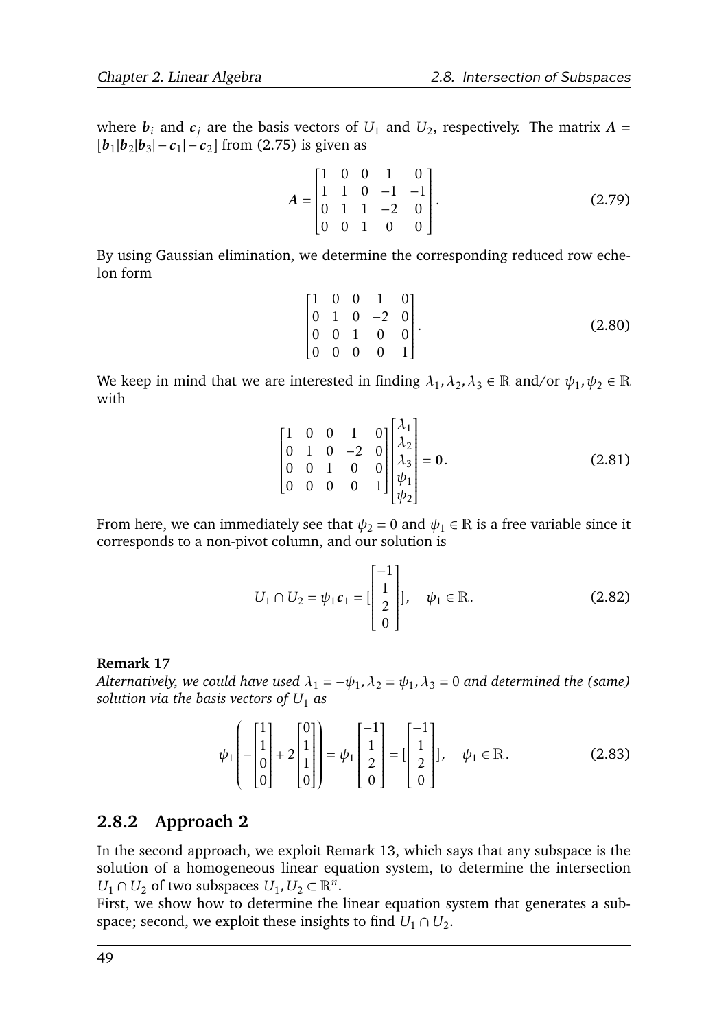where $\boldsymbol{b}_i$ and $\boldsymbol{c}_j$ are the basis vectors of $U_1$ and $U_2$, respectively. The matrix $\boldsymbol{A} = [\boldsymbol{b}_1|\boldsymbol{b}_2|\boldsymbol{b}_3|-\boldsymbol{c}_1|-\boldsymbol{c}_2]$ from (2.75) is given as

$$
\boldsymbol{A} = \begin{bmatrix} 1 & 0 & 0 & 1 & 0 \\ 1 & 1 & 0 & -1 & -1 \\ 0 & 1 & 1 & -2 & 0 \\ 0 & 0 & 1 & 0 & 0 \end{bmatrix}. \tag{2.79}
$$

By using Gaussian elimination, we determine the corresponding reduced row echelon form

$$
\begin{bmatrix} 1 & 0 & 0 & 1 & 0 \\ 0 & 1 & 0 & -2 & 0 \\ 0 & 0 & 1 & 0 & 0 \\ 0 & 0 & 0 & 0 & 1 \end{bmatrix}. \tag{2.80}
$$

We keep in mind that we are interested in finding $\lambda_1, \lambda_2, \lambda_3 \in \mathbb{R}$ and/or $\psi_1, \psi_2 \in \mathbb{R}$ with

$$
\begin{bmatrix} 1 & 0 & 0 & 1 & 0 \\ 0 & 1 & 0 & -2 & 0 \\ 0 & 0 & 1 & 0 & 0 \\ 0 & 0 & 0 & 0 & 1 \end{bmatrix} \begin{bmatrix} \lambda_1 \\ \lambda_2 \\ \lambda_3 \\ \psi_1 \\ \psi_2 \end{bmatrix} = \boldsymbol{0}. \tag{2.81}
$$

From here, we can immediately see that $\psi_2 = 0$ and $\psi_1 \in \mathbb{R}$ is a free variable since it corresponds to a non-pivot column, and our solution is

$$
U_1 \cap U_2 = \psi_1 \boldsymbol{c}_1 = [\begin{bmatrix} -1 \\ 1 \\ 2 \\ 0 \end{bmatrix}], \quad \psi_1 \in \mathbb{R}. \tag{2.82}
$$

**Remark 17**

*Alternatively, we could have used $\lambda_1 = -\psi_1, \lambda_2 = \psi_1, \lambda_3 = 0$ and determined the (same) solution via the basis vectors of $U_1$ as*

$$
\psi_1 \left( -\begin{bmatrix} 1 \\ 1 \\ 0 \\ 0 \end{bmatrix} + 2 \begin{bmatrix} 0 \\ 1 \\ 1 \\ 0 \end{bmatrix} \right) = \psi_1 \begin{bmatrix} -1 \\ 1 \\ 2 \\ 0 \end{bmatrix} = [\begin{bmatrix} -1 \\ 1 \\ 2 \\ 0 \end{bmatrix}], \quad \psi_1 \in \mathbb{R}. \tag{2.83}
$$

### 2.8.2 Approach 2

In the second approach, we exploit Remark 13, which says that any subspace is the solution of a homogeneous linear equation system, to determine the intersection $U_1 \cap U_2$ of two subspaces $U_1, U_2 \subset \mathbb{R}^n$.

First, we show how to determine the linear equation system that generates a subspace; second, we exploit these insights to find $U_1 \cap U_2$.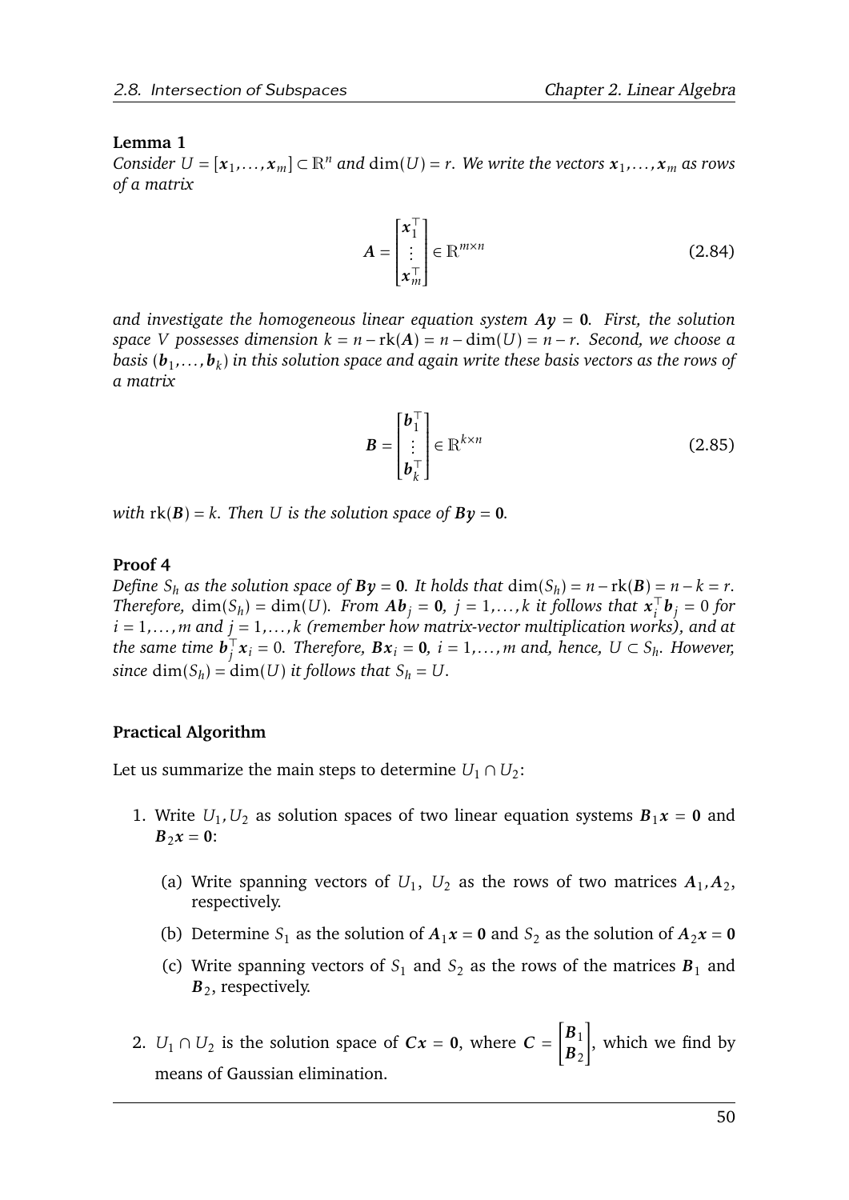**Lemma 1**

*Consider $U = [\boldsymbol{x}_1, \dots, \boldsymbol{x}_m] \subset \mathbb{R}^n$ and $\dim(U) = r$. We write the vectors $\boldsymbol{x}_1, \dots, \boldsymbol{x}_m$ as rows of a matrix*

$$\boldsymbol{A} = \begin{bmatrix} \boldsymbol{x}_1^\top \\ \vdots \\ \boldsymbol{x}_m^\top \end{bmatrix} \in \mathbb{R}^{m \times n} \tag{2.84}$$

*and investigate the homogeneous linear equation system $\boldsymbol{A}\boldsymbol{y} = \boldsymbol{0}$. First, the solution space $V$ possesses dimension $k = n - \text{rk}(\boldsymbol{A}) = n - \dim(U) = n - r$. Second, we choose a basis $(\boldsymbol{b}_1, \dots, \boldsymbol{b}_k)$ in this solution space and again write these basis vectors as the rows of a matrix*

$$\boldsymbol{B} = \begin{bmatrix} \boldsymbol{b}_1^\top \\ \vdots \\ \boldsymbol{b}_k^\top \end{bmatrix} \in \mathbb{R}^{k \times n} \tag{2.85}$$

*with $\text{rk}(\boldsymbol{B}) = k$. Then $U$ is the solution space of $\boldsymbol{B}\boldsymbol{y} = \boldsymbol{0}$.*

**Proof 4**

*Define $S_h$ as the solution space of $\boldsymbol{B}\boldsymbol{y} = \boldsymbol{0}$. It holds that $\dim(S_h) = n - \text{rk}(\boldsymbol{B}) = n - k = r$. Therefore, $\dim(S_h) = \dim(U)$. From $\boldsymbol{A}\boldsymbol{b}_j = \boldsymbol{0}$, $j = 1, \dots, k$ it follows that $\boldsymbol{x}_i^\top \boldsymbol{b}_j = 0$ for $i = 1, \dots, m$ and $j = 1, \dots, k$ (remember how matrix-vector multiplication works), and at the same time $\boldsymbol{b}_j^\top \boldsymbol{x}_i = 0$. Therefore, $\boldsymbol{B}\boldsymbol{x}_i = \boldsymbol{0}$, $i = 1, \dots, m$ and, hence, $U \subset S_h$. However, since $\dim(S_h) = \dim(U)$ it follows that $S_h = U$.*

**Practical Algorithm**

Let us summarize the main steps to determine $U_1 \cap U_2$:

1. Write $U_1, U_2$ as solution spaces of two linear equation systems $\boldsymbol{B}_1\boldsymbol{x} = \boldsymbol{0}$ and $\boldsymbol{B}_2\boldsymbol{x} = \boldsymbol{0}$:

   (a) Write spanning vectors of $U_1$, $U_2$ as the rows of two matrices $\boldsymbol{A}_1, \boldsymbol{A}_2$, respectively.

   (b) Determine $S_1$ as the solution of $\boldsymbol{A}_1\boldsymbol{x} = \boldsymbol{0}$ and $S_2$ as the solution of $\boldsymbol{A}_2\boldsymbol{x} = \boldsymbol{0}$

   (c) Write spanning vectors of $S_1$ and $S_2$ as the rows of the matrices $\boldsymbol{B}_1$ and $\boldsymbol{B}_2$, respectively.

2. $U_1 \cap U_2$ is the solution space of $\boldsymbol{C}\boldsymbol{x} = \boldsymbol{0}$, where $\boldsymbol{C} = \begin{bmatrix} \boldsymbol{B}_1 \\ \boldsymbol{B}_2 \end{bmatrix}$, which we find by means of Gaussian elimination.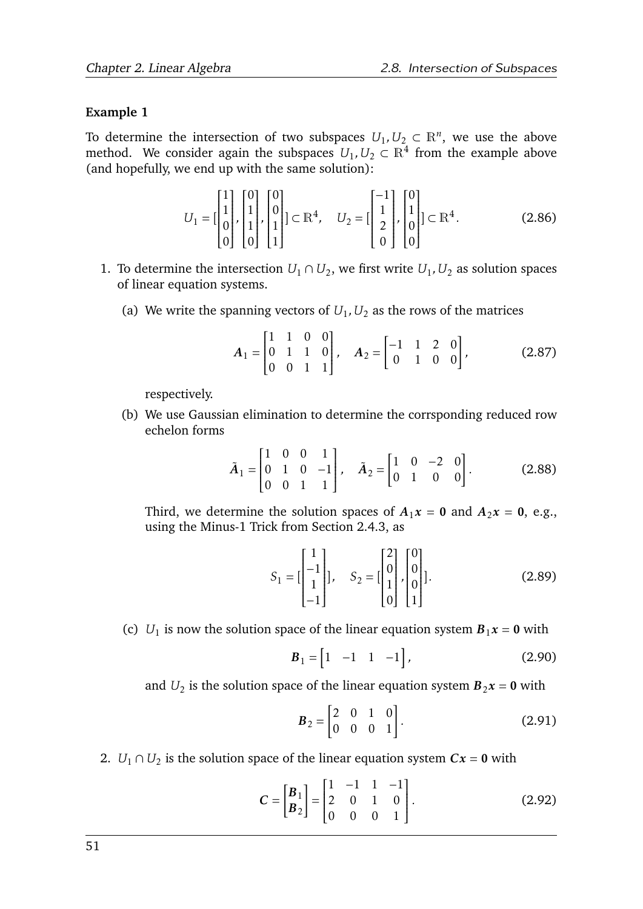**Example 1**

To determine the intersection of two subspaces $U_1, U_2 \subset \mathbb{R}^n$, we use the above method. We consider again the subspaces $U_1, U_2 \subset \mathbb{R}^4$ from the example above (and hopefully, we end up with the same solution):

$$U_1 = [\begin{bmatrix}1\\1\\0\\0\end{bmatrix}, \begin{bmatrix}0\\1\\1\\0\end{bmatrix}, \begin{bmatrix}0\\0\\1\\1\end{bmatrix}] \subset \mathbb{R}^4, \quad U_2 = [\begin{bmatrix}-1\\1\\2\\0\end{bmatrix}, \begin{bmatrix}0\\1\\0\\0\end{bmatrix}] \subset \mathbb{R}^4. \tag{2.86}$$

1. To determine the intersection $U_1 \cap U_2$, we first write $U_1, U_2$ as solution spaces of linear equation systems.

   (a) We write the spanning vectors of $U_1, U_2$ as the rows of the matrices

   $$\boldsymbol{A}_1 = \begin{bmatrix}1 & 1 & 0 & 0\\0 & 1 & 1 & 0\\0 & 0 & 1 & 1\end{bmatrix}, \quad \boldsymbol{A}_2 = \begin{bmatrix}-1 & 1 & 2 & 0\\0 & 1 & 0 & 0\end{bmatrix}, \tag{2.87}$$

   respectively.

   (b) We use Gaussian elimination to determine the corrsponding reduced row echelon forms

   $$\tilde{\boldsymbol{A}}_1 = \begin{bmatrix}1 & 0 & 0 & 1\\0 & 1 & 0 & -1\\0 & 0 & 1 & 1\end{bmatrix}, \quad \tilde{\boldsymbol{A}}_2 = \begin{bmatrix}1 & 0 & -2 & 0\\0 & 1 & 0 & 0\end{bmatrix}. \tag{2.88}$$

   Third, we determine the solution spaces of $\boldsymbol{A}_1\boldsymbol{x} = \boldsymbol{0}$ and $\boldsymbol{A}_2\boldsymbol{x} = \boldsymbol{0}$, e.g., using the Minus-1 Trick from Section 2.4.3, as

   $$S_1 = [\begin{bmatrix}1\\-1\\1\\-1\end{bmatrix}], \quad S_2 = [\begin{bmatrix}2\\0\\1\\0\end{bmatrix}, \begin{bmatrix}0\\0\\0\\1\end{bmatrix}]. \tag{2.89}$$

   (c) $U_1$ is now the solution space of the linear equation system $\boldsymbol{B}_1\boldsymbol{x} = \boldsymbol{0}$ with

   $$\boldsymbol{B}_1 = \begin{bmatrix}1 & -1 & 1 & -1\end{bmatrix}, \tag{2.90}$$

   and $U_2$ is the solution space of the linear equation system $\boldsymbol{B}_2\boldsymbol{x} = \boldsymbol{0}$ with

   $$\boldsymbol{B}_2 = \begin{bmatrix}2 & 0 & 1 & 0\\0 & 0 & 0 & 1\end{bmatrix}. \tag{2.91}$$

2. $U_1 \cap U_2$ is the solution space of the linear equation system $\boldsymbol{C}\boldsymbol{x} = \boldsymbol{0}$ with

$$\boldsymbol{C} = \begin{bmatrix}\boldsymbol{B}_1\\\boldsymbol{B}_2\end{bmatrix} = \begin{bmatrix}1 & -1 & 1 & -1\\2 & 0 & 1 & 0\\0 & 0 & 0 & 1\end{bmatrix}. \tag{2.92}$$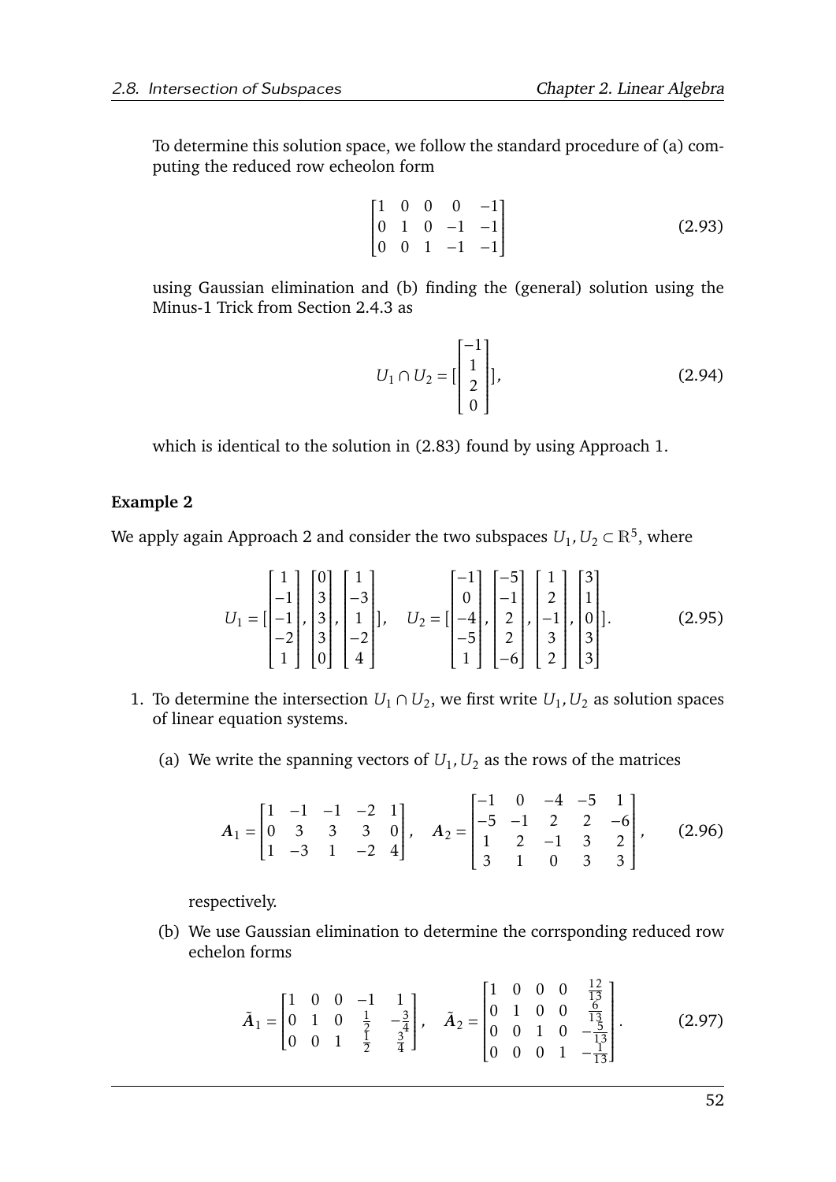To determine this solution space, we follow the standard procedure of (a) computing the reduced row echeolon form

$$\begin{bmatrix} 1 & 0 & 0 & 0 & -1 \\ 0 & 1 & 0 & -1 & -1 \\ 0 & 0 & 1 & -1 & -1 \end{bmatrix} \tag{2.93}$$

using Gaussian elimination and (b) finding the (general) solution using the Minus-1 Trick from Section 2.4.3 as

$$U_1 \cap U_2 = [\begin{bmatrix} -1 \\ 1 \\ 2 \\ 0 \end{bmatrix}], \tag{2.94}$$

which is identical to the solution in (2.83) found by using Approach 1.

**Example 2**

We apply again Approach 2 and consider the two subspaces $U_1, U_2 \subset \mathbb{R}^5$, where

$$U_1 = [\begin{bmatrix} 1 \\ -1 \\ -1 \\ -2 \\ 1 \end{bmatrix}, \begin{bmatrix} 0 \\ 3 \\ 3 \\ 3 \\ 0 \end{bmatrix}, \begin{bmatrix} 1 \\ -3 \\ 1 \\ -2 \\ 4 \end{bmatrix}], \quad U_2 = [\begin{bmatrix} -1 \\ 0 \\ -4 \\ -5 \\ 1 \end{bmatrix}, \begin{bmatrix} -5 \\ -1 \\ 2 \\ 2 \\ -6 \end{bmatrix}, \begin{bmatrix} 1 \\ 2 \\ -1 \\ 3 \\ 2 \end{bmatrix}, \begin{bmatrix} 3 \\ 1 \\ 0 \\ 3 \\ 3 \end{bmatrix}]. \tag{2.95}$$

1. To determine the intersection $U_1 \cap U_2$, we first write $U_1, U_2$ as solution spaces of linear equation systems.

   (a) We write the spanning vectors of $U_1, U_2$ as the rows of the matrices

   $$\boldsymbol{A}_1 = \begin{bmatrix} 1 & -1 & -1 & -2 & 1 \\ 0 & 3 & 3 & 3 & 0 \\ 1 & -3 & 1 & -2 & 4 \end{bmatrix}, \quad \boldsymbol{A}_2 = \begin{bmatrix} -1 & 0 & -4 & -5 & 1 \\ -5 & -1 & 2 & 2 & -6 \\ 1 & 2 & -1 & 3 & 2 \\ 3 & 1 & 0 & 3 & 3 \end{bmatrix}, \tag{2.96}$$

   respectively.

   (b) We use Gaussian elimination to determine the corrsponding reduced row echelon forms

   $$\tilde{\boldsymbol{A}}_1 = \begin{bmatrix} 1 & 0 & 0 & -1 & 1 \\ 0 & 1 & 0 & \frac{1}{2} & -\frac{3}{4} \\ 0 & 0 & 1 & \frac{1}{2} & \frac{3}{4} \end{bmatrix}, \quad \tilde{\boldsymbol{A}}_2 = \begin{bmatrix} 1 & 0 & 0 & 0 & \frac{12}{13} \\ 0 & 1 & 0 & 0 & \frac{6}{13} \\ 0 & 0 & 1 & 0 & -\frac{5}{13} \\ 0 & 0 & 0 & 1 & -\frac{1}{13} \end{bmatrix}. \tag{2.97}$$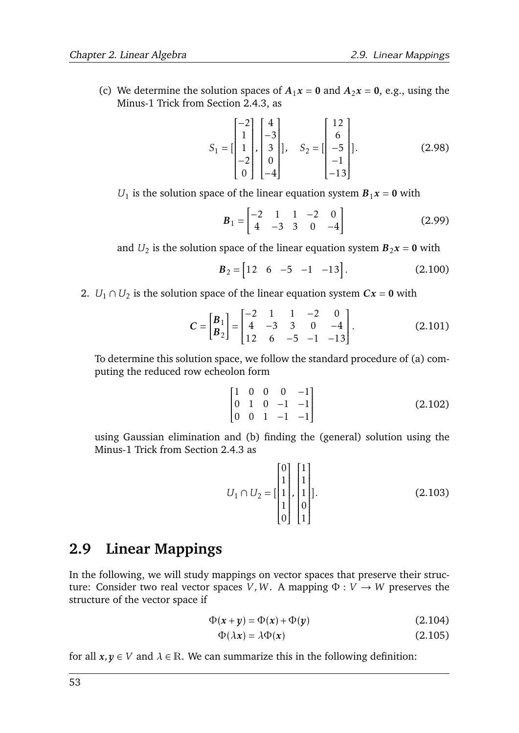(c) We determine the solution spaces of $\boldsymbol{A}_1\boldsymbol{x} = \boldsymbol{0}$ and $\boldsymbol{A}_2\boldsymbol{x} = \boldsymbol{0}$, e.g., using the Minus-1 Trick from Section 2.4.3, as

$$S_1 = [\begin{bmatrix} -2 \\ 1 \\ 1 \\ -2 \\ 0 \end{bmatrix}, \begin{bmatrix} 4 \\ -3 \\ 3 \\ 0 \\ -4 \end{bmatrix}], \quad S_2 = [\begin{bmatrix} 12 \\ 6 \\ -5 \\ -1 \\ -13 \end{bmatrix}]. \tag{2.98}$$

$U_1$ is the solution space of the linear equation system $\boldsymbol{B}_1\boldsymbol{x} = \boldsymbol{0}$ with

$$\boldsymbol{B}_1 = \begin{bmatrix} -2 & 1 & 1 & -2 & 0 \\ 4 & -3 & 3 & 0 & -4 \end{bmatrix} \tag{2.99}$$

and $U_2$ is the solution space of the linear equation system $\boldsymbol{B}_2\boldsymbol{x} = \boldsymbol{0}$ with

$$\boldsymbol{B}_2 = \begin{bmatrix} 12 & 6 & -5 & -1 & -13 \end{bmatrix}. \tag{2.100}$$

2. $U_1 \cap U_2$ is the solution space of the linear equation system $\boldsymbol{C}\boldsymbol{x} = \boldsymbol{0}$ with

$$\boldsymbol{C} = \begin{bmatrix} \boldsymbol{B}_1 \\ \boldsymbol{B}_2 \end{bmatrix} = \begin{bmatrix} -2 & 1 & 1 & -2 & 0 \\ 4 & -3 & 3 & 0 & -4 \\ 12 & 6 & -5 & -1 & -13 \end{bmatrix}. \tag{2.101}$$

To determine this solution space, we follow the standard procedure of (a) computing the reduced row echeolon form

$$\begin{bmatrix} 1 & 0 & 0 & 0 & -1 \\ 0 & 1 & 0 & -1 & -1 \\ 0 & 0 & 1 & -1 & -1 \end{bmatrix} \tag{2.102}$$

using Gaussian elimination and (b) finding the (general) solution using the Minus-1 Trick from Section 2.4.3 as

$$U_1 \cap U_2 = [\begin{bmatrix} 0 \\ 1 \\ 1 \\ 1 \\ 0 \end{bmatrix}, \begin{bmatrix} 1 \\ 1 \\ 1 \\ 0 \\ 1 \end{bmatrix}]. \tag{2.103}$$

## 2.9 Linear Mappings

In the following, we will study mappings on vector spaces that preserve their structure: Consider two real vector spaces $V, W$. A mapping $\Phi : V \to W$ preserves the structure of the vector space if

$$\Phi(\boldsymbol{x} + \boldsymbol{y}) = \Phi(\boldsymbol{x}) + \Phi(\boldsymbol{y}) \tag{2.104}$$

$$\Phi(\lambda \boldsymbol{x}) = \lambda \Phi(\boldsymbol{x}) \tag{2.105}$$

for all $\boldsymbol{x}, \boldsymbol{y} \in V$ and $\lambda \in \mathbb{R}$. We can summarize this in the following definition: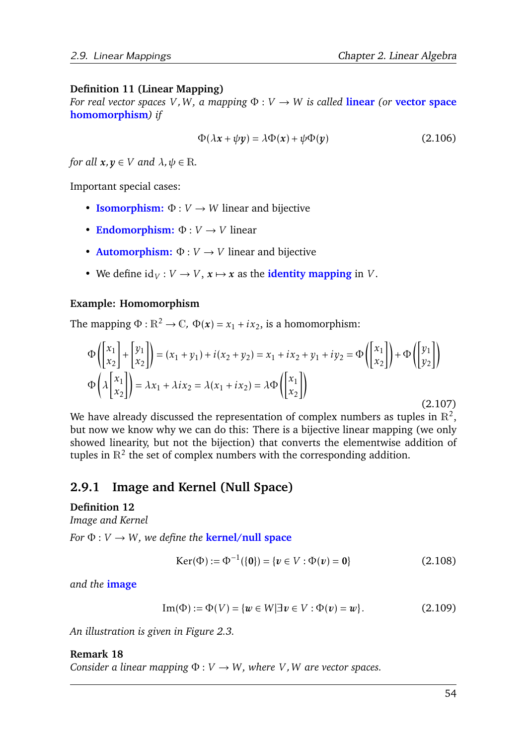**Definition 11 (Linear Mapping)**
*For real vector spaces $V, W$, a mapping $\Phi : V \to W$ is called* **linear** *(or* **vector space homomorphism***) if*

$$\Phi(\lambda \boldsymbol{x} + \psi \boldsymbol{y}) = \lambda \Phi(\boldsymbol{x}) + \psi \Phi(\boldsymbol{y}) \tag{2.106}$$

*for all $\boldsymbol{x}, \boldsymbol{y} \in V$ and $\lambda, \psi \in \mathbb{R}$.*

Important special cases:

- **Isomorphism:** $\Phi : V \to W$ linear and bijective
- **Endomorphism:** $\Phi : V \to V$ linear
- **Automorphism:** $\Phi : V \to V$ linear and bijective
- We define $\mathrm{id}_V : V \to V$, $\boldsymbol{x} \mapsto \boldsymbol{x}$ as the **identity mapping** in $V$.

**Example: Homomorphism**

The mapping $\Phi : \mathbb{R}^2 \to \mathbb{C}$, $\Phi(\boldsymbol{x}) = x_1 + ix_2$, is a homomorphism:

$$\begin{aligned}
&\Phi\left(\begin{bmatrix} x_1 \\ x_2 \end{bmatrix} + \begin{bmatrix} y_1 \\ x_2 \end{bmatrix}\right) = (x_1 + y_1) + i(x_2 + y_2) = x_1 + ix_2 + y_1 + iy_2 = \Phi\left(\begin{bmatrix} x_1 \\ x_2 \end{bmatrix}\right) + \Phi\left(\begin{bmatrix} y_1 \\ y_2 \end{bmatrix}\right) \\
&\Phi\left(\lambda \begin{bmatrix} x_1 \\ x_2 \end{bmatrix}\right) = \lambda x_1 + \lambda i x_2 = \lambda(x_1 + ix_2) = \lambda \Phi\left(\begin{bmatrix} x_1 \\ x_2 \end{bmatrix}\right)
\end{aligned} \tag{2.107}$$

We have already discussed the representation of complex numbers as tuples in $\mathbb{R}^2$, but now we know why we can do this: There is a bijective linear mapping (we only showed linearity, but not the bijection) that converts the elementwise addition of tuples in $\mathbb{R}^2$ the set of complex numbers with the corresponding addition.

### 2.9.1 Image and Kernel (Null Space)

**Definition 12**
*Image and Kernel*
*For $\Phi : V \to W$, we define the* **kernel/null space**

$$\mathrm{Ker}(\Phi) := \Phi^{-1}(\{\boldsymbol{0}\}) = \{\boldsymbol{v} \in V : \Phi(\boldsymbol{v}) = \boldsymbol{0}\} \tag{2.108}$$

*and the* **image**

$$\mathrm{Im}(\Phi) := \Phi(V) = \{\boldsymbol{w} \in W | \exists \boldsymbol{v} \in V : \Phi(\boldsymbol{v}) = \boldsymbol{w}\}. \tag{2.109}$$

*An illustration is given in Figure 2.3.*

**Remark 18**
*Consider a linear mapping $\Phi : V \to W$, where $V, W$ are vector spaces.*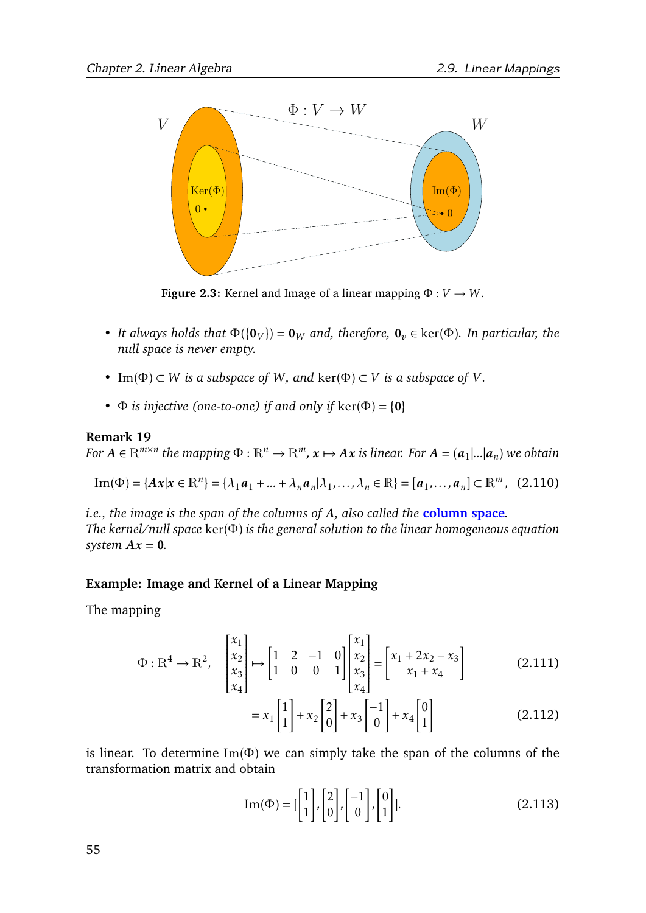**Figure 2.3:** Kernel and Image of a linear mapping $\Phi : V \to W$.

- *It always holds that* $\Phi(\{\mathbf{0}_V\}) = \mathbf{0}_W$ *and, therefore,* $\mathbf{0}_v \in \ker(\Phi)$*. In particular, the null space is never empty.*
- $\mathrm{Im}(\Phi) \subset W$ *is a subspace of* $W$*, and* $\ker(\Phi) \subset V$ *is a subspace of* $V$*.*
- $\Phi$ *is injective (one-to-one) if and only if* $\ker(\Phi) = \{\mathbf{0}\}$

**Remark 19**
*For* $\boldsymbol{A} \in \mathbb{R}^{m\times n}$ *the mapping* $\Phi : \mathbb{R}^n \to \mathbb{R}^m$*,* $\boldsymbol{x} \mapsto \boldsymbol{A}\boldsymbol{x}$ *is linear. For* $\boldsymbol{A} = (\boldsymbol{a}_1|\ldots|\boldsymbol{a}_n)$ *we obtain*

$$\mathrm{Im}(\Phi) = \{\boldsymbol{A}\boldsymbol{x} | \boldsymbol{x} \in \mathbb{R}^n\} = \{\lambda_1 \boldsymbol{a}_1 + \ldots + \lambda_n \boldsymbol{a}_n | \lambda_1, \ldots, \lambda_n \in \mathbb{R}\} = [\boldsymbol{a}_1, \ldots, \boldsymbol{a}_n] \subset \mathbb{R}^m, \quad (2.110)$$

*i.e., the image is the span of the columns of* $\boldsymbol{A}$*, also called the* **column space***.*
*The kernel/null space* $\ker(\Phi)$ *is the general solution to the linear homogeneous equation system* $\boldsymbol{A}\boldsymbol{x} = \mathbf{0}$*.*

**Example: Image and Kernel of a Linear Mapping**

The mapping

$$\Phi : \mathbb{R}^4 \to \mathbb{R}^2, \quad \begin{bmatrix} x_1 \\ x_2 \\ x_3 \\ x_4 \end{bmatrix} \mapsto \begin{bmatrix} 1 & 2 & -1 & 0 \\ 1 & 0 & 0 & 1 \end{bmatrix} \begin{bmatrix} x_1 \\ x_2 \\ x_3 \\ x_4 \end{bmatrix} = \begin{bmatrix} x_1 + 2x_2 - x_3 \\ x_1 + x_4 \end{bmatrix} \quad (2.111)$$

$$= x_1 \begin{bmatrix} 1 \\ 1 \end{bmatrix} + x_2 \begin{bmatrix} 2 \\ 0 \end{bmatrix} + x_3 \begin{bmatrix} -1 \\ 0 \end{bmatrix} + x_4 \begin{bmatrix} 0 \\ 1 \end{bmatrix} \quad (2.112)$$

is linear. To determine $\mathrm{Im}(\Phi)$ we can simply take the span of the columns of the transformation matrix and obtain

$$\mathrm{Im}(\Phi) = [\begin{bmatrix} 1 \\ 1 \end{bmatrix}, \begin{bmatrix} 2 \\ 0 \end{bmatrix}, \begin{bmatrix} -1 \\ 0 \end{bmatrix}, \begin{bmatrix} 0 \\ 1 \end{bmatrix}]. \quad (2.113)$$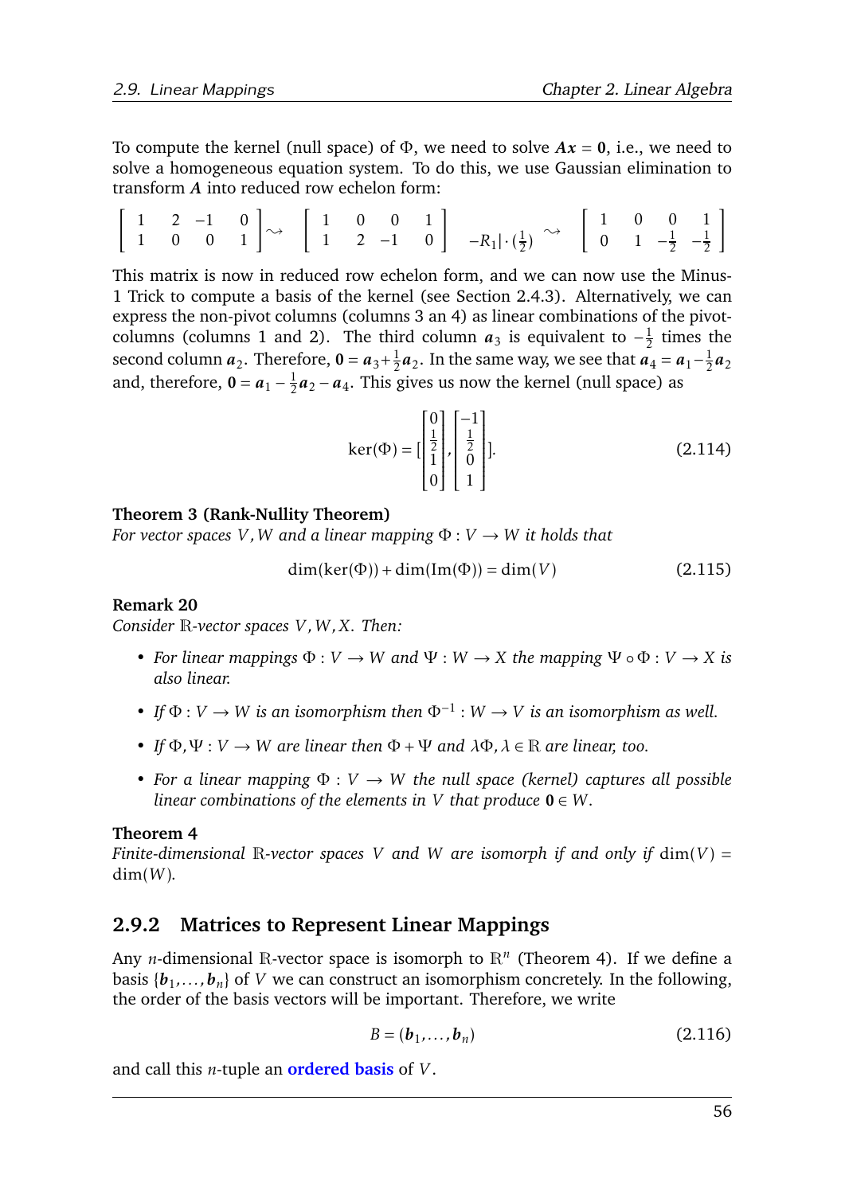To compute the kernel (null space) of $\Phi$, we need to solve $\boldsymbol{A}\boldsymbol{x} = \boldsymbol{0}$, i.e., we need to solve a homogeneous equation system. To do this, we use Gaussian elimination to transform $\boldsymbol{A}$ into reduced row echelon form:

$$\left[\begin{array}{cccc} 1 & 2 & -1 & 0 \\ 1 & 0 & 0 & 1 \end{array}\right] \rightsquigarrow \left[\begin{array}{cccc} 1 & 0 & 0 & 1 \\ 1 & 2 & -1 & 0 \end{array}\right] \begin{array}{l} \\ -R_1|\cdot(\frac{1}{2}) \end{array} \rightsquigarrow \left[\begin{array}{cccc} 1 & 0 & 0 & 1 \\ 0 & 1 & -\frac{1}{2} & -\frac{1}{2} \end{array}\right]$$

This matrix is now in reduced row echelon form, and we can now use the Minus-1 Trick to compute a basis of the kernel (see Section 2.4.3). Alternatively, we can express the non-pivot columns (columns 3 an 4) as linear combinations of the pivot-columns (columns 1 and 2). The third column $\boldsymbol{a}_3$ is equivalent to $-\frac{1}{2}$ times the second column $\boldsymbol{a}_2$. Therefore, $\boldsymbol{0} = \boldsymbol{a}_3 + \frac{1}{2}\boldsymbol{a}_2$. In the same way, we see that $\boldsymbol{a}_4 = \boldsymbol{a}_1 - \frac{1}{2}\boldsymbol{a}_2$ and, therefore, $\boldsymbol{0} = \boldsymbol{a}_1 - \frac{1}{2}\boldsymbol{a}_2 - \boldsymbol{a}_4$. This gives us now the kernel (null space) as

$$\ker(\Phi) = [\begin{bmatrix} 0 \\ \frac{1}{2} \\ 1 \\ 0 \end{bmatrix}, \begin{bmatrix} -1 \\ \frac{1}{2} \\ 0 \\ 1 \end{bmatrix}]. \tag{2.114}$$

**Theorem 3 (Rank-Nullity Theorem)**
*For vector spaces $V, W$ and a linear mapping $\Phi : V \to W$ it holds that*

$$\dim(\ker(\Phi)) + \dim(\mathrm{Im}(\Phi)) = \dim(V) \tag{2.115}$$

**Remark 20**
*Consider $\mathbb{R}$-vector spaces $V, W, X$. Then:*

- *For linear mappings $\Phi : V \to W$ and $\Psi : W \to X$ the mapping $\Psi \circ \Phi : V \to X$ is also linear.*
- *If $\Phi : V \to W$ is an isomorphism then $\Phi^{-1} : W \to V$ is an isomorphism as well.*
- *If $\Phi, \Psi : V \to W$ are linear then $\Phi + \Psi$ and $\lambda\Phi, \lambda \in \mathbb{R}$ are linear, too.*
- *For a linear mapping $\Phi : V \to W$ the null space (kernel) captures all possible linear combinations of the elements in $V$ that produce $\boldsymbol{0} \in W$.*

**Theorem 4**
*Finite-dimensional $\mathbb{R}$-vector spaces $V$ and $W$ are isomorph if and only if $\dim(V) = \dim(W)$.*

### 2.9.2 Matrices to Represent Linear Mappings

Any $n$-dimensional $\mathbb{R}$-vector space is isomorph to $\mathbb{R}^n$ (Theorem 4). If we define a basis $\{\boldsymbol{b}_1, \ldots, \boldsymbol{b}_n\}$ of $V$ we can construct an isomorphism concretely. In the following, the order of the basis vectors will be important. Therefore, we write

$$B = (\boldsymbol{b}_1, \ldots, \boldsymbol{b}_n) \tag{2.116}$$

and call this $n$-tuple an **ordered basis** of $V$.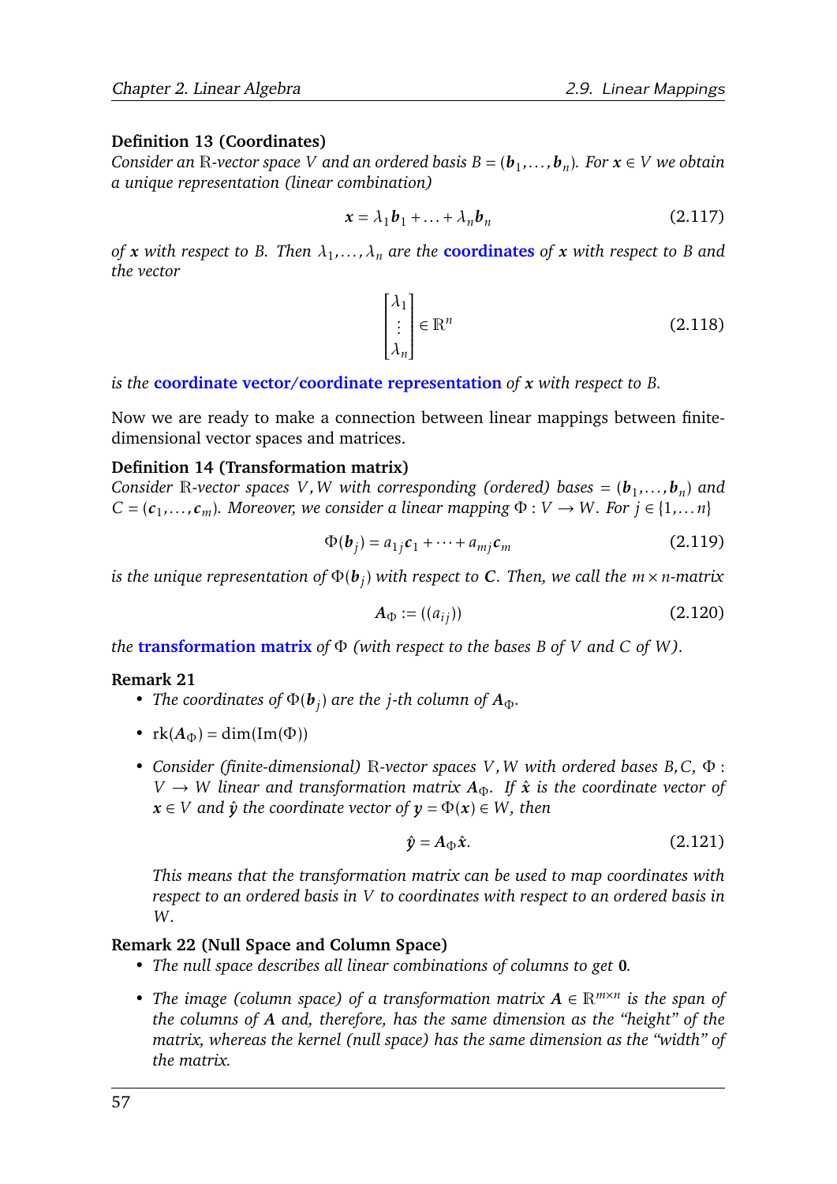**Definition 13 (Coordinates)**
*Consider an $\mathbb{R}$-vector space $V$ and an ordered basis $B = (\boldsymbol{b}_1, \ldots, \boldsymbol{b}_n)$. For $\boldsymbol{x} \in V$ we obtain a unique representation (linear combination)*

$$\boldsymbol{x} = \lambda_1 \boldsymbol{b}_1 + \ldots + \lambda_n \boldsymbol{b}_n \tag{2.117}$$

*of $\boldsymbol{x}$ with respect to $B$. Then $\lambda_1, \ldots, \lambda_n$ are the* **coordinates** *of $\boldsymbol{x}$ with respect to $B$ and the vector*

$$\begin{bmatrix} \lambda_1 \\ \vdots \\ \lambda_n \end{bmatrix} \in \mathbb{R}^n \tag{2.118}$$

*is the* **coordinate vector/coordinate representation** *of $\boldsymbol{x}$ with respect to $B$.*

Now we are ready to make a connection between linear mappings between finite-dimensional vector spaces and matrices.

**Definition 14 (Transformation matrix)**
*Consider $\mathbb{R}$-vector spaces $V, W$ with corresponding (ordered) bases $= (\boldsymbol{b}_1, \ldots, \boldsymbol{b}_n)$ and $C = (\boldsymbol{c}_1, \ldots, \boldsymbol{c}_m)$. Moreover, we consider a linear mapping $\Phi : V \to W$. For $j \in \{1, \ldots n\}$*

$$\Phi(\boldsymbol{b}_j) = a_{1j}\boldsymbol{c}_1 + \cdots + a_{mj}\boldsymbol{c}_m \tag{2.119}$$

*is the unique representation of $\Phi(\boldsymbol{b}_j)$ with respect to $\boldsymbol{C}$. Then, we call the $m \times n$-matrix*

$$\boldsymbol{A}_\Phi := ((a_{ij})) \tag{2.120}$$

*the* **transformation matrix** *of $\Phi$ (with respect to the bases $B$ of $V$ and $C$ of $W$).*

**Remark 21**

- *The coordinates of $\Phi(\boldsymbol{b}_j)$ are the $j$-th column of $\boldsymbol{A}_\Phi$.*
- $\mathrm{rk}(\boldsymbol{A}_\Phi) = \dim(\mathrm{Im}(\Phi))$
- *Consider (finite-dimensional) $\mathbb{R}$-vector spaces $V, W$ with ordered bases $B, C$, $\Phi : V \to W$ linear and transformation matrix $\boldsymbol{A}_\Phi$. If $\hat{\boldsymbol{x}}$ is the coordinate vector of $\boldsymbol{x} \in V$ and $\hat{\boldsymbol{y}}$ the coordinate vector of $\boldsymbol{y} = \Phi(\boldsymbol{x}) \in W$, then*

  $$\hat{\boldsymbol{y}} = \boldsymbol{A}_\Phi \hat{\boldsymbol{x}}. \tag{2.121}$$

  *This means that the transformation matrix can be used to map coordinates with respect to an ordered basis in $V$ to coordinates with respect to an ordered basis in $W$.*

**Remark 22 (Null Space and Column Space)**

- *The null space describes all linear combinations of columns to get $\boldsymbol{0}$.*
- *The image (column space) of a transformation matrix $\boldsymbol{A} \in \mathbb{R}^{m \times n}$ is the span of the columns of $\boldsymbol{A}$ and, therefore, has the same dimension as the "height" of the matrix, whereas the kernel (null space) has the same dimension as the "width" of the matrix.*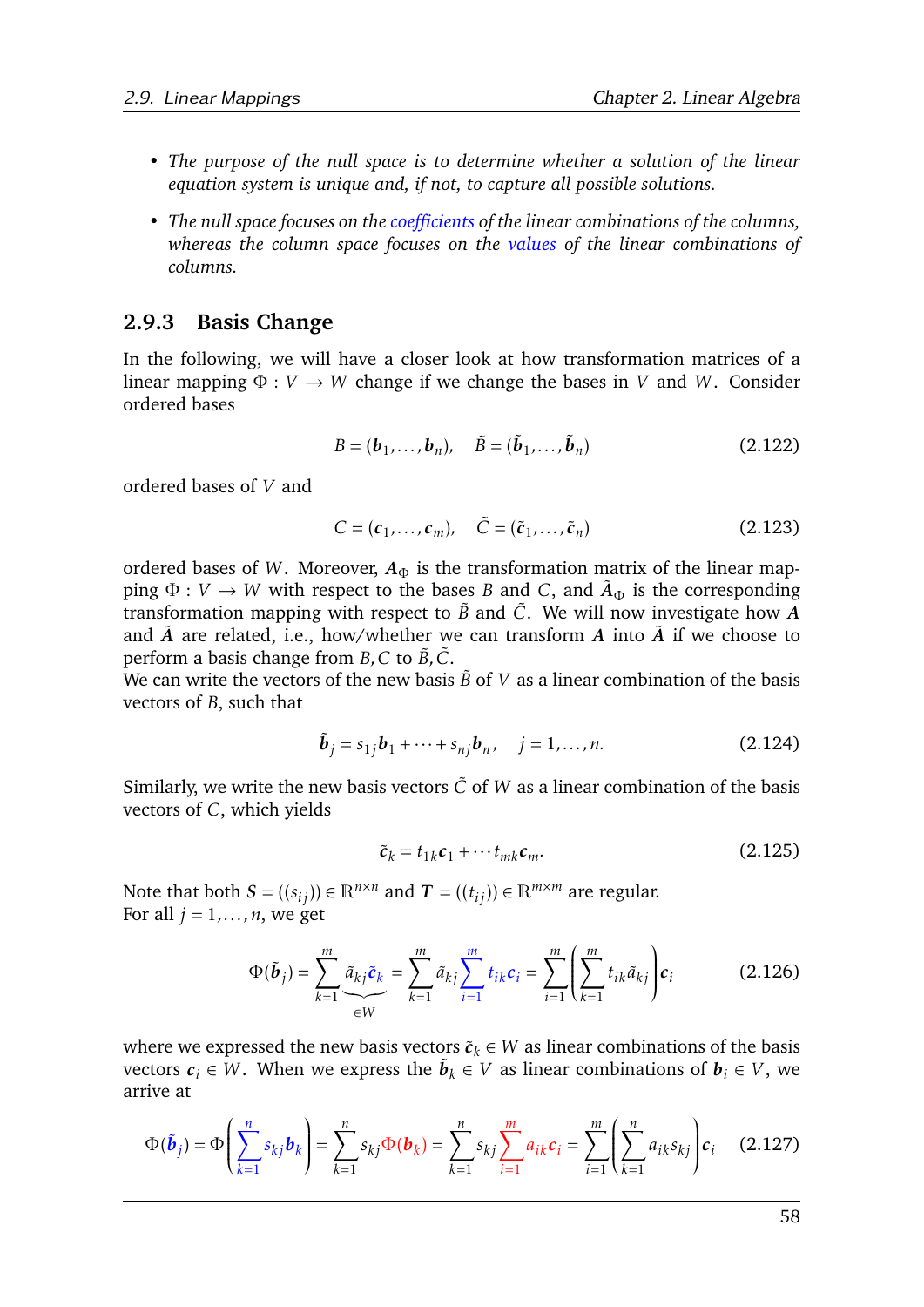- *The purpose of the null space is to determine whether a solution of the linear equation system is unique and, if not, to capture all possible solutions.*
- *The null space focuses on the coefficients of the linear combinations of the columns, whereas the column space focuses on the values of the linear combinations of columns.*

### 2.9.3 Basis Change

In the following, we will have a closer look at how transformation matrices of a linear mapping $\Phi : V \to W$ change if we change the bases in $V$ and $W$. Consider ordered bases

$$B = (\boldsymbol{b}_1, \dots, \boldsymbol{b}_n), \quad \tilde{B} = (\tilde{\boldsymbol{b}}_1, \dots, \tilde{\boldsymbol{b}}_n) \tag{2.122}$$

ordered bases of $V$ and

$$C = (\boldsymbol{c}_1, \dots, \boldsymbol{c}_m), \quad \tilde{C} = (\tilde{\boldsymbol{c}}_1, \dots, \tilde{\boldsymbol{c}}_n) \tag{2.123}$$

ordered bases of $W$. Moreover, $\boldsymbol{A}_\Phi$ is the transformation matrix of the linear mapping $\Phi : V \to W$ with respect to the bases $B$ and $C$, and $\tilde{\boldsymbol{A}}_\Phi$ is the corresponding transformation mapping with respect to $\tilde{B}$ and $\tilde{C}$. We will now investigate how $\boldsymbol{A}$ and $\tilde{\boldsymbol{A}}$ are related, i.e., how/whether we can transform $\boldsymbol{A}$ into $\tilde{\boldsymbol{A}}$ if we choose to perform a basis change from $B, C$ to $\tilde{B}, \tilde{C}$.
We can write the vectors of the new basis $\tilde{B}$ of $V$ as a linear combination of the basis vectors of $B$, such that

$$\tilde{\boldsymbol{b}}_j = s_{1j}\boldsymbol{b}_1 + \cdots + s_{nj}\boldsymbol{b}_n, \quad j = 1, \dots, n. \tag{2.124}$$

Similarly, we write the new basis vectors $\tilde{C}$ of $W$ as a linear combination of the basis vectors of $C$, which yields

$$\tilde{\boldsymbol{c}}_k = t_{1k}\boldsymbol{c}_1 + \cdots t_{mk}\boldsymbol{c}_m. \tag{2.125}$$

Note that both $\boldsymbol{S} = ((s_{ij})) \in \mathbb{R}^{n \times n}$ and $\boldsymbol{T} = ((t_{ij})) \in \mathbb{R}^{m \times m}$ are regular.
For all $j = 1, \dots, n$, we get

$$\Phi(\tilde{\boldsymbol{b}}_j) = \sum_{k=1}^{m} \underbrace{\tilde{a}_{kj}\tilde{\boldsymbol{c}}_k}_{\in W} = \sum_{k=1}^{m} \tilde{a}_{kj} \sum_{i=1}^{m} t_{ik}\boldsymbol{c}_i = \sum_{i=1}^{m} \left( \sum_{k=1}^{m} t_{ik}\tilde{a}_{kj} \right) \boldsymbol{c}_i \tag{2.126}$$

where we expressed the new basis vectors $\tilde{\boldsymbol{c}}_k \in W$ as linear combinations of the basis vectors $\boldsymbol{c}_i \in W$. When we express the $\tilde{\boldsymbol{b}}_k \in V$ as linear combinations of $\boldsymbol{b}_i \in V$, we arrive at

$$\Phi(\tilde{\boldsymbol{b}}_j) = \Phi\left( \sum_{k=1}^{n} s_{kj}\boldsymbol{b}_k \right) = \sum_{k=1}^{n} s_{kj}\Phi(\boldsymbol{b}_k) = \sum_{k=1}^{n} s_{kj} \sum_{i=1}^{m} a_{ik}\boldsymbol{c}_i = \sum_{i=1}^{m} \left( \sum_{k=1}^{n} a_{ik}s_{kj} \right) \boldsymbol{c}_i \tag{2.127}$$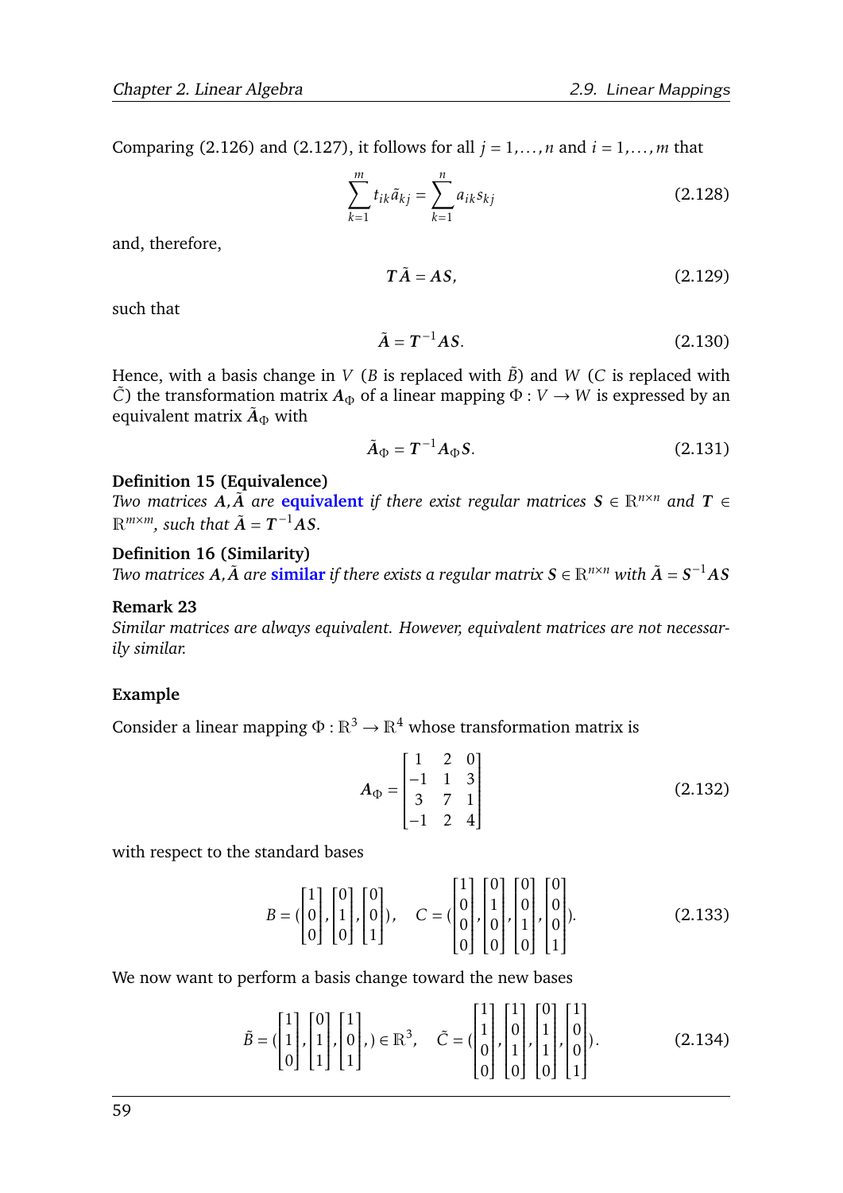Comparing (2.126) and (2.127), it follows for all $j = 1, \dots, n$ and $i = 1, \dots, m$ that

$$\sum_{k=1}^{m} t_{ik}\tilde{a}_{kj} = \sum_{k=1}^{n} a_{ik}s_{kj} \tag{2.128}$$

and, therefore,

$$\boldsymbol{T}\tilde{\boldsymbol{A}} = \boldsymbol{A}\boldsymbol{S}, \tag{2.129}$$

such that

$$\tilde{\boldsymbol{A}} = \boldsymbol{T}^{-1}\boldsymbol{A}\boldsymbol{S}. \tag{2.130}$$

Hence, with a basis change in $V$ ($B$ is replaced with $\tilde{B}$) and $W$ ($C$ is replaced with $\tilde{C}$) the transformation matrix $\boldsymbol{A}_\Phi$ of a linear mapping $\Phi : V \to W$ is expressed by an equivalent matrix $\tilde{\boldsymbol{A}}_\Phi$ with

$$\tilde{\boldsymbol{A}}_\Phi = \boldsymbol{T}^{-1}\boldsymbol{A}_\Phi\boldsymbol{S}. \tag{2.131}$$

**Definition 15 (Equivalence)**
*Two matrices $\boldsymbol{A}, \tilde{\boldsymbol{A}}$ are* **equivalent** *if there exist regular matrices $\boldsymbol{S} \in \mathbb{R}^{n\times n}$ and $\boldsymbol{T} \in \mathbb{R}^{m\times m}$, such that $\tilde{\boldsymbol{A}} = \boldsymbol{T}^{-1}\boldsymbol{A}\boldsymbol{S}$.*

**Definition 16 (Similarity)**
*Two matrices $\boldsymbol{A}, \tilde{\boldsymbol{A}}$ are* **similar** *if there exists a regular matrix $\boldsymbol{S} \in \mathbb{R}^{n\times n}$ with $\tilde{\boldsymbol{A}} = \boldsymbol{S}^{-1}\boldsymbol{A}\boldsymbol{S}$*

**Remark 23**
*Similar matrices are always equivalent. However, equivalent matrices are not necessarily similar.*

**Example**

Consider a linear mapping $\Phi : \mathbb{R}^3 \to \mathbb{R}^4$ whose transformation matrix is

$$\boldsymbol{A}_\Phi = \begin{bmatrix} 1 & 2 & 0 \\ -1 & 1 & 3 \\ 3 & 7 & 1 \\ -1 & 2 & 4 \end{bmatrix} \tag{2.132}$$

with respect to the standard bases

$$B = \left(\begin{bmatrix}1\\0\\0\end{bmatrix}, \begin{bmatrix}0\\1\\0\end{bmatrix}, \begin{bmatrix}0\\0\\1\end{bmatrix}\right), \quad C = \left(\begin{bmatrix}1\\0\\0\\0\end{bmatrix}, \begin{bmatrix}0\\1\\0\\0\end{bmatrix}, \begin{bmatrix}0\\0\\1\\0\end{bmatrix}, \begin{bmatrix}0\\0\\0\\1\end{bmatrix}\right). \tag{2.133}$$

We now want to perform a basis change toward the new bases

$$\tilde{B} = \left(\begin{bmatrix}1\\1\\0\end{bmatrix}, \begin{bmatrix}0\\1\\1\end{bmatrix}, \begin{bmatrix}1\\0\\1\end{bmatrix},\right) \in \mathbb{R}^3, \quad \tilde{C} = \left(\begin{bmatrix}1\\1\\0\\0\end{bmatrix}, \begin{bmatrix}1\\0\\1\\0\end{bmatrix}, \begin{bmatrix}0\\1\\1\\0\end{bmatrix}, \begin{bmatrix}1\\0\\0\\1\end{bmatrix}\right). \tag{2.134}$$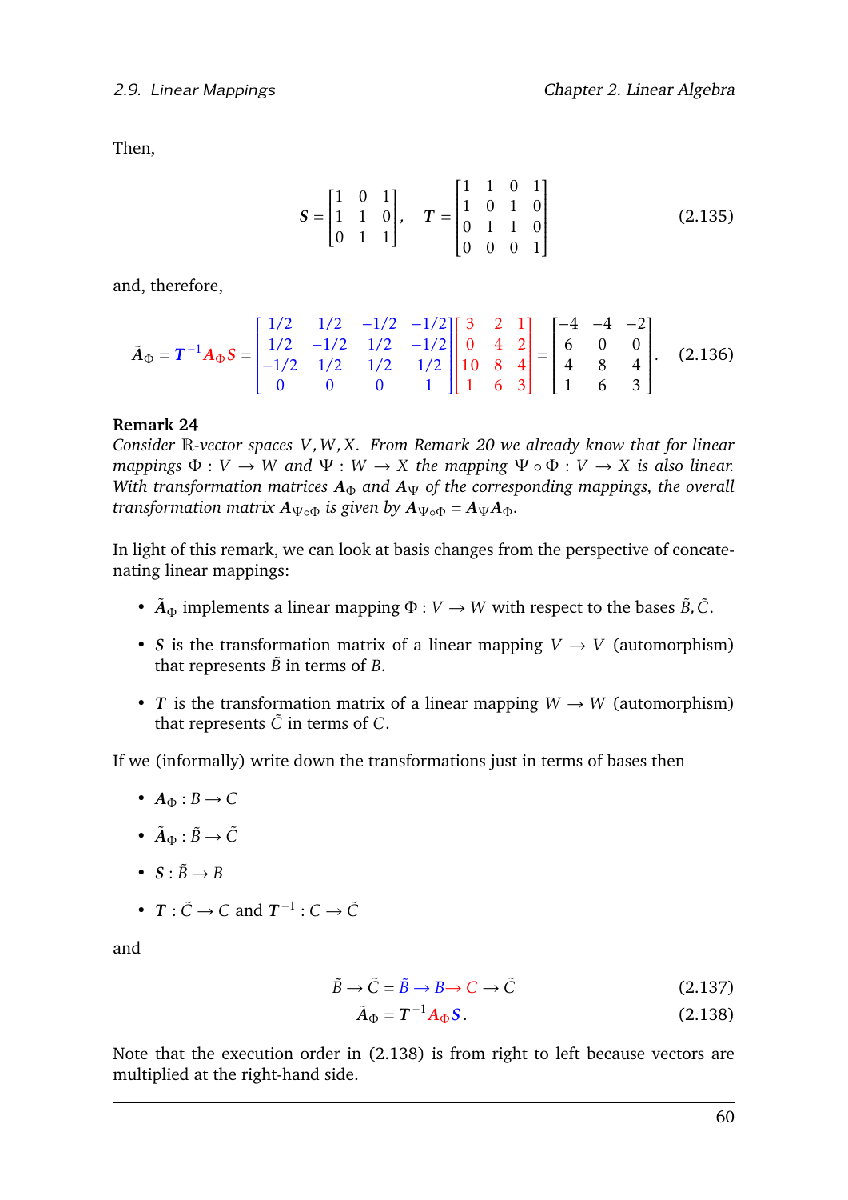Then,

$$\boldsymbol{S} = \begin{bmatrix} 1 & 0 & 1 \\ 1 & 1 & 0 \\ 0 & 1 & 1 \end{bmatrix}, \quad \boldsymbol{T} = \begin{bmatrix} 1 & 1 & 0 & 1 \\ 1 & 0 & 1 & 0 \\ 0 & 1 & 1 & 0 \\ 0 & 0 & 0 & 1 \end{bmatrix} \tag{2.135}$$

and, therefore,

$$\tilde{\boldsymbol{A}}_\Phi = \boldsymbol{T}^{-1}\boldsymbol{A}_\Phi\boldsymbol{S} = \begin{bmatrix} 1/2 & 1/2 & -1/2 & -1/2 \\ 1/2 & -1/2 & 1/2 & -1/2 \\ -1/2 & 1/2 & 1/2 & 1/2 \\ 0 & 0 & 0 & 1 \end{bmatrix} \begin{bmatrix} 3 & 2 & 1 \\ 0 & 4 & 2 \\ 10 & 8 & 4 \\ 1 & 6 & 3 \end{bmatrix} = \begin{bmatrix} -4 & -4 & -2 \\ 6 & 0 & 0 \\ 4 & 8 & 4 \\ 1 & 6 & 3 \end{bmatrix}. \tag{2.136}$$

**Remark 24**
*Consider $\mathbb{R}$-vector spaces $V, W, X$. From Remark 20 we already know that for linear mappings $\Phi : V \to W$ and $\Psi : W \to X$ the mapping $\Psi \circ \Phi : V \to X$ is also linear. With transformation matrices $\boldsymbol{A}_\Phi$ and $\boldsymbol{A}_\Psi$ of the corresponding mappings, the overall transformation matrix $\boldsymbol{A}_{\Psi\circ\Phi}$ is given by $\boldsymbol{A}_{\Psi\circ\Phi} = \boldsymbol{A}_\Psi\boldsymbol{A}_\Phi$.*

In light of this remark, we can look at basis changes from the perspective of concatenating linear mappings:

- $\tilde{\boldsymbol{A}}_\Phi$ implements a linear mapping $\Phi : V \to W$ with respect to the bases $\tilde{B}, \tilde{C}$.
- $\boldsymbol{S}$ is the transformation matrix of a linear mapping $V \to V$ (automorphism) that represents $\tilde{B}$ in terms of $B$.
- $\boldsymbol{T}$ is the transformation matrix of a linear mapping $W \to W$ (automorphism) that represents $\tilde{C}$ in terms of $C$.

If we (informally) write down the transformations just in terms of bases then

- $\boldsymbol{A}_\Phi : B \to C$
- $\tilde{\boldsymbol{A}}_\Phi : \tilde{B} \to \tilde{C}$
- $\boldsymbol{S} : \tilde{B} \to B$
- $\boldsymbol{T} : \tilde{C} \to C$ and $\boldsymbol{T}^{-1} : C \to \tilde{C}$

and

$$\tilde{B} \to \tilde{C} = \tilde{B} \to B \to C \to \tilde{C} \tag{2.137}$$

$$\tilde{\boldsymbol{A}}_\Phi = \boldsymbol{T}^{-1}\boldsymbol{A}_\Phi\boldsymbol{S}. \tag{2.138}$$

Note that the execution order in (2.138) is from right to left because vectors are multiplied at the right-hand side.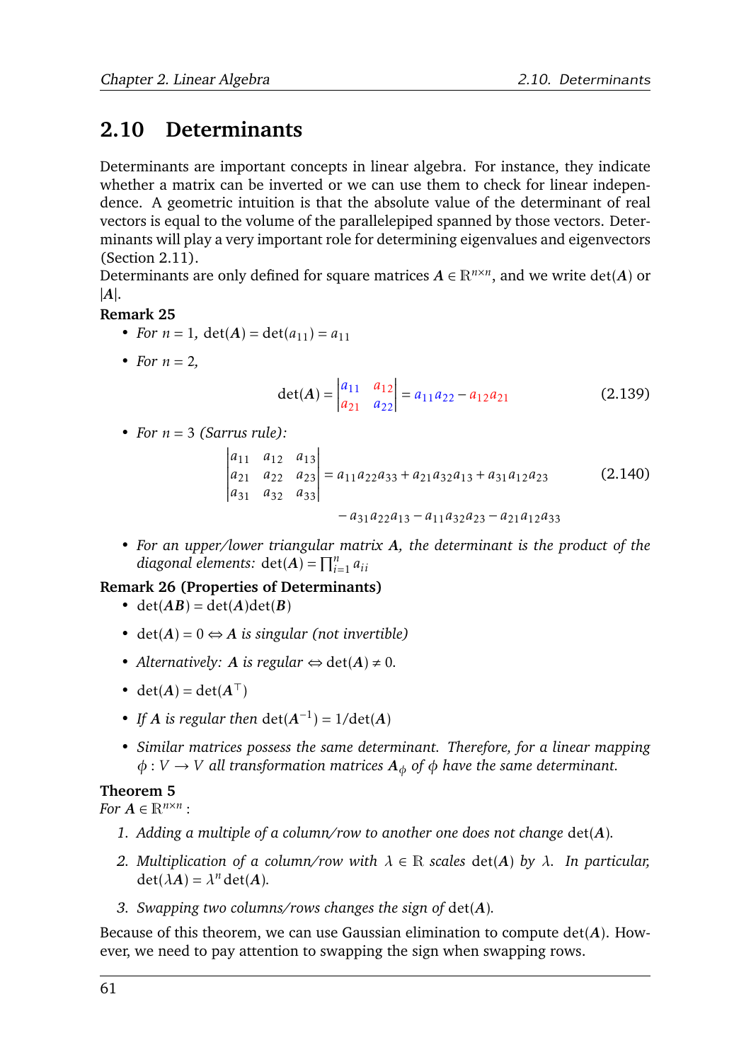## 2.10 Determinants

Determinants are important concepts in linear algebra. For instance, they indicate whether a matrix can be inverted or we can use them to check for linear independence. A geometric intuition is that the absolute value of the determinant of real vectors is equal to the volume of the parallelepiped spanned by those vectors. Determinants will play a very important role for determining eigenvalues and eigenvectors (Section 2.11).

Determinants are only defined for square matrices $\boldsymbol{A} \in \mathbb{R}^{n \times n}$, and we write $\det(\boldsymbol{A})$ or $|\boldsymbol{A}|$.

**Remark 25**

- *For* $n = 1$, $\det(\boldsymbol{A}) = \det(a_{11}) = a_{11}$
- *For* $n = 2$,

$$\det(\boldsymbol{A}) = \begin{vmatrix} a_{11} & a_{12} \\ a_{21} & a_{22} \end{vmatrix} = a_{11}a_{22} - a_{12}a_{21} \tag{2.139}$$

- *For* $n = 3$ *(Sarrus rule):*

$$\begin{vmatrix} a_{11} & a_{12} & a_{13} \\ a_{21} & a_{22} & a_{23} \\ a_{31} & a_{32} & a_{33} \end{vmatrix} = a_{11}a_{22}a_{33} + a_{21}a_{32}a_{13} + a_{31}a_{12}a_{23} \tag{2.140}$$
$$- a_{31}a_{22}a_{13} - a_{11}a_{32}a_{23} - a_{21}a_{12}a_{33}$$

- *For an upper/lower triangular matrix* $\boldsymbol{A}$*, the determinant is the product of the diagonal elements:* $\det(\boldsymbol{A}) = \prod_{i=1}^{n} a_{ii}$

**Remark 26 (Properties of Determinants)**

- $\det(\boldsymbol{AB}) = \det(\boldsymbol{A})\det(\boldsymbol{B})$
- $\det(\boldsymbol{A}) = 0 \Leftrightarrow \boldsymbol{A}$ *is singular (not invertible)*
- *Alternatively:* $\boldsymbol{A}$ *is regular* $\Leftrightarrow \det(\boldsymbol{A}) \neq 0$.
- $\det(\boldsymbol{A}) = \det(\boldsymbol{A}^\top)$
- *If* $\boldsymbol{A}$ *is regular then* $\det(\boldsymbol{A}^{-1}) = 1/\det(\boldsymbol{A})$
- *Similar matrices possess the same determinant. Therefore, for a linear mapping* $\phi : V \to V$ *all transformation matrices* $\boldsymbol{A}_\phi$ *of* $\phi$ *have the same determinant.*

**Theorem 5**

*For* $\boldsymbol{A} \in \mathbb{R}^{n \times n}$:

1. *Adding a multiple of a column/row to another one does not change* $\det(\boldsymbol{A})$.
2. *Multiplication of a column/row with* $\lambda \in \mathbb{R}$ *scales* $\det(\boldsymbol{A})$ *by* $\lambda$*. In particular,* $\det(\lambda \boldsymbol{A}) = \lambda^n \det(\boldsymbol{A})$.
3. *Swapping two columns/rows changes the sign of* $\det(\boldsymbol{A})$.

Because of this theorem, we can use Gaussian elimination to compute $\det(\boldsymbol{A})$. However, we need to pay attention to swapping the sign when swapping rows.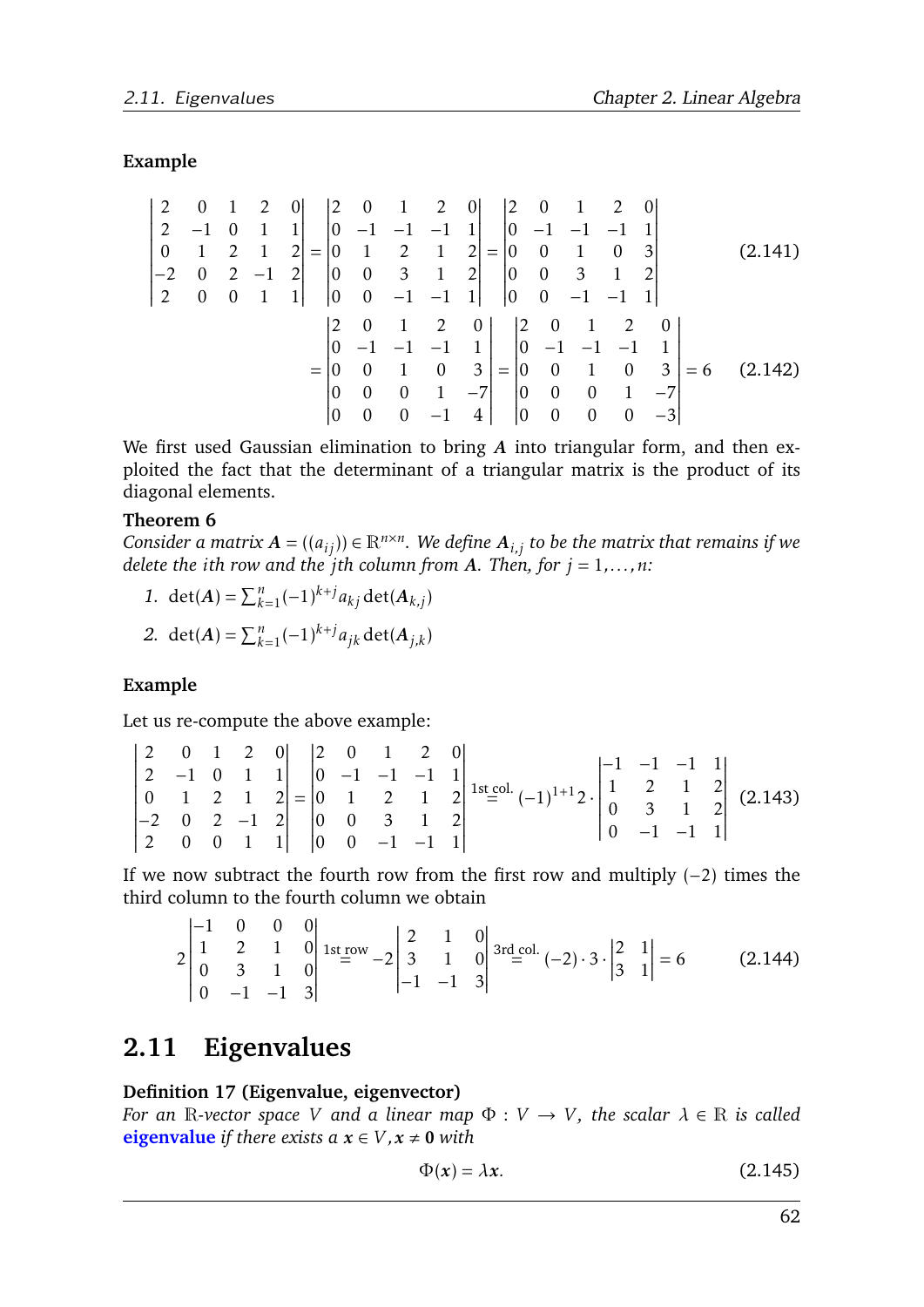**Example**

$$\begin{vmatrix} 2 & 0 & 1 & 2 & 0 \\ 2 & -1 & 0 & 1 & 1 \\ 0 & 1 & 2 & 1 & 2 \\ -2 & 0 & 2 & -1 & 2 \\ 2 & 0 & 0 & 1 & 1 \end{vmatrix} = \begin{vmatrix} 2 & 0 & 1 & 2 & 0 \\ 0 & -1 & -1 & -1 & 1 \\ 0 & 1 & 2 & 1 & 2 \\ 0 & 0 & 3 & 1 & 2 \\ 0 & 0 & -1 & -1 & 1 \end{vmatrix} = \begin{vmatrix} 2 & 0 & 1 & 2 & 0 \\ 0 & -1 & -1 & -1 & 1 \\ 0 & 0 & 1 & 0 & 3 \\ 0 & 0 & 3 & 1 & 2 \\ 0 & 0 & -1 & -1 & 1 \end{vmatrix} \tag{2.141}$$

$$= \begin{vmatrix} 2 & 0 & 1 & 2 & 0 \\ 0 & -1 & -1 & -1 & 1 \\ 0 & 0 & 1 & 0 & 3 \\ 0 & 0 & 0 & 1 & -7 \\ 0 & 0 & 0 & -1 & 4 \end{vmatrix} = \begin{vmatrix} 2 & 0 & 1 & 2 & 0 \\ 0 & -1 & -1 & -1 & 1 \\ 0 & 0 & 1 & 0 & 3 \\ 0 & 0 & 0 & 1 & -7 \\ 0 & 0 & 0 & 0 & -3 \end{vmatrix} = 6 \tag{2.142}$$

We first used Gaussian elimination to bring $\boldsymbol{A}$ into triangular form, and then exploited the fact that the determinant of a triangular matrix is the product of its diagonal elements.

**Theorem 6**

*Consider a matrix $\boldsymbol{A} = ((a_{ij})) \in \mathbb{R}^{n\times n}$. We define $\boldsymbol{A}_{i,j}$ to be the matrix that remains if we delete the $i$th row and the $j$th column from $\boldsymbol{A}$. Then, for $j = 1, \dots, n$:*

1. $\det(\boldsymbol{A}) = \sum_{k=1}^{n} (-1)^{k+j} a_{kj} \det(\boldsymbol{A}_{k,j})$
2. $\det(\boldsymbol{A}) = \sum_{k=1}^{n} (-1)^{k+j} a_{jk} \det(\boldsymbol{A}_{j,k})$

**Example**

Let us re-compute the above example:

$$\begin{vmatrix} 2 & 0 & 1 & 2 & 0 \\ 2 & -1 & 0 & 1 & 1 \\ 0 & 1 & 2 & 1 & 2 \\ -2 & 0 & 2 & -1 & 2 \\ 2 & 0 & 0 & 1 & 1 \end{vmatrix} = \begin{vmatrix} 2 & 0 & 1 & 2 & 0 \\ 0 & -1 & -1 & -1 & 1 \\ 0 & 1 & 2 & 1 & 2 \\ 0 & 0 & 3 & 1 & 2 \\ 0 & 0 & -1 & -1 & 1 \end{vmatrix} \overset{\text{1st col.}}{=} (-1)^{1+1} 2 \cdot \begin{vmatrix} -1 & -1 & -1 & 1 \\ 1 & 2 & 1 & 2 \\ 0 & 3 & 1 & 2 \\ 0 & -1 & -1 & 1 \end{vmatrix} \tag{2.143}$$

If we now subtract the fourth row from the first row and multiply $(-2)$ times the third column to the fourth column we obtain

$$2\begin{vmatrix} -1 & 0 & 0 & 0 \\ 1 & 2 & 1 & 0 \\ 0 & 3 & 1 & 0 \\ 0 & -1 & -1 & 3 \end{vmatrix} \overset{\text{1st row}}{=} -2\begin{vmatrix} 2 & 1 & 0 \\ 3 & 1 & 0 \\ -1 & -1 & 3 \end{vmatrix} \overset{\text{3rd col.}}{=} (-2) \cdot 3 \cdot \begin{vmatrix} 2 & 1 \\ 3 & 1 \end{vmatrix} = 6 \tag{2.144}$$

## 2.11 Eigenvalues

**Definition 17 (Eigenvalue, eigenvector)**

*For an $\mathbb{R}$-vector space $V$ and a linear map $\Phi : V \to V$, the scalar $\lambda \in \mathbb{R}$ is called* **eigenvalue** *if there exists a $\boldsymbol{x} \in V, \boldsymbol{x} \neq \boldsymbol{0}$ with*

$$\Phi(\boldsymbol{x}) = \lambda \boldsymbol{x}. \tag{2.145}$$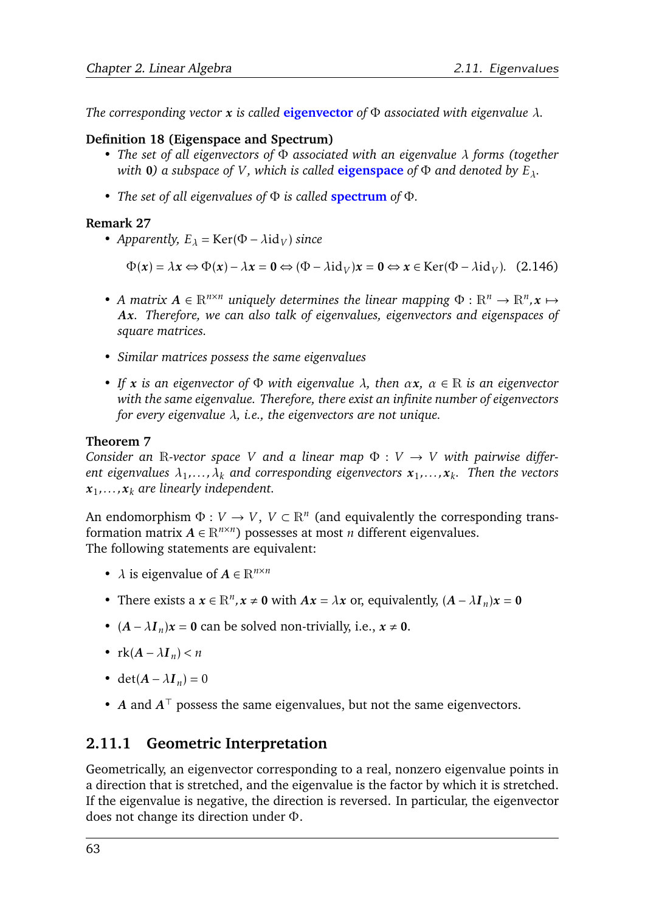*The corresponding vector $\boldsymbol{x}$ is called* **eigenvector** *of $\Phi$ associated with eigenvalue $\lambda$.*

**Definition 18 (Eigenspace and Spectrum)**

- *The set of all eigenvectors of $\Phi$ associated with an eigenvalue $\lambda$ forms (together with $\mathbf{0}$) a subspace of $V$, which is called* **eigenspace** *of $\Phi$ and denoted by $E_\lambda$.*

- *The set of all eigenvalues of $\Phi$ is called* **spectrum** *of $\Phi$.*

**Remark 27**

- *Apparently, $E_\lambda = \mathrm{Ker}(\Phi - \lambda \mathrm{id}_V)$ since*

$$\Phi(\boldsymbol{x}) = \lambda \boldsymbol{x} \Leftrightarrow \Phi(\boldsymbol{x}) - \lambda \boldsymbol{x} = \mathbf{0} \Leftrightarrow (\Phi - \lambda \mathrm{id}_V)\boldsymbol{x} = \mathbf{0} \Leftrightarrow \boldsymbol{x} \in \mathrm{Ker}(\Phi - \lambda \mathrm{id}_V). \quad (2.146)$$

- *A matrix $\boldsymbol{A} \in \mathbb{R}^{n\times n}$ uniquely determines the linear mapping $\Phi : \mathbb{R}^n \to \mathbb{R}^n, \boldsymbol{x} \mapsto \boldsymbol{A}\boldsymbol{x}$. Therefore, we can also talk of eigenvalues, eigenvectors and eigenspaces of square matrices.*

- *Similar matrices possess the same eigenvalues*

- *If $\boldsymbol{x}$ is an eigenvector of $\Phi$ with eigenvalue $\lambda$, then $\alpha\boldsymbol{x}$, $\alpha \in \mathbb{R}$ is an eigenvector with the same eigenvalue. Therefore, there exist an infinite number of eigenvectors for every eigenvalue $\lambda$, i.e., the eigenvectors are not unique.*

**Theorem 7**

*Consider an $\mathbb{R}$-vector space $V$ and a linear map $\Phi : V \to V$ with pairwise different eigenvalues $\lambda_1, \dots, \lambda_k$ and corresponding eigenvectors $\boldsymbol{x}_1, \dots, \boldsymbol{x}_k$. Then the vectors $\boldsymbol{x}_1, \dots, \boldsymbol{x}_k$ are linearly independent.*

An endomorphism $\Phi : V \to V$, $V \subset \mathbb{R}^n$ (and equivalently the corresponding transformation matrix $\boldsymbol{A} \in \mathbb{R}^{n\times n}$) possesses at most $n$ different eigenvalues.
The following statements are equivalent:

- $\lambda$ is eigenvalue of $\boldsymbol{A} \in \mathbb{R}^{n\times n}$

- There exists a $\boldsymbol{x} \in \mathbb{R}^n, \boldsymbol{x} \neq \mathbf{0}$ with $\boldsymbol{A}\boldsymbol{x} = \lambda\boldsymbol{x}$ or, equivalently, $(\boldsymbol{A} - \lambda \boldsymbol{I}_n)\boldsymbol{x} = \mathbf{0}$

- $(\boldsymbol{A} - \lambda \boldsymbol{I}_n)\boldsymbol{x} = \mathbf{0}$ can be solved non-trivially, i.e., $\boldsymbol{x} \neq \mathbf{0}$.

- $\mathrm{rk}(\boldsymbol{A} - \lambda \boldsymbol{I}_n) < n$

- $\det(\boldsymbol{A} - \lambda \boldsymbol{I}_n) = 0$

- $\boldsymbol{A}$ and $\boldsymbol{A}^\top$ possess the same eigenvalues, but not the same eigenvectors.

### 2.11.1 Geometric Interpretation

Geometrically, an eigenvector corresponding to a real, nonzero eigenvalue points in a direction that is stretched, and the eigenvalue is the factor by which it is stretched. If the eigenvalue is negative, the direction is reversed. In particular, the eigenvector does not change its direction under $\Phi$.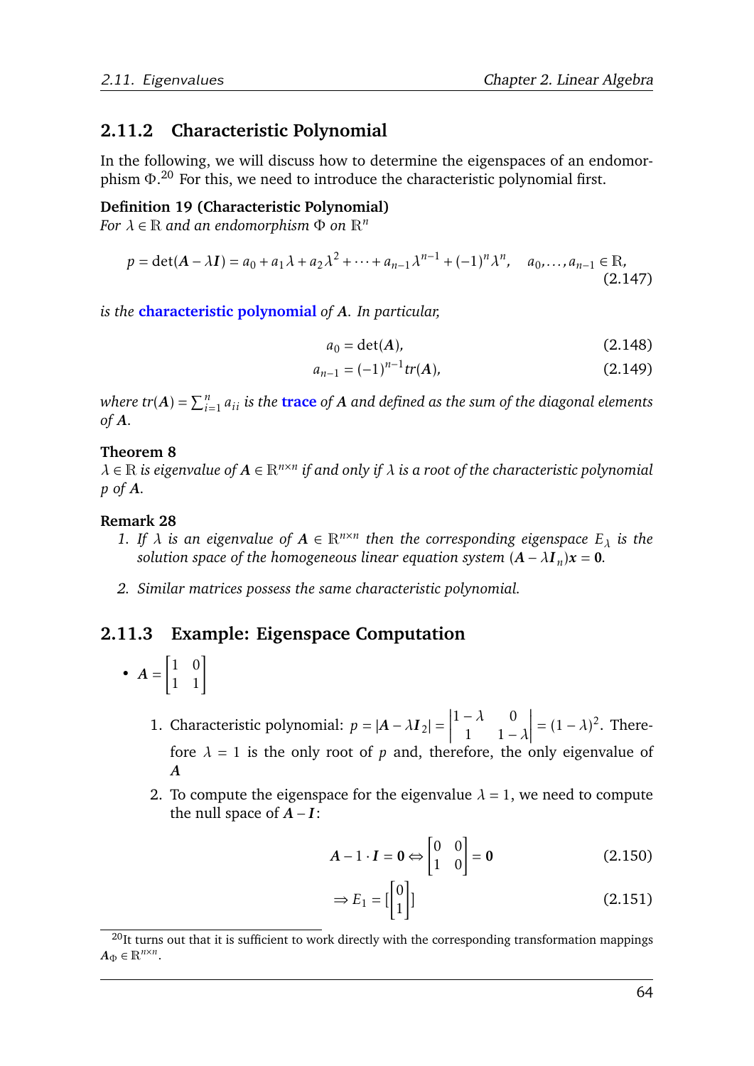### 2.11.2 Characteristic Polynomial

In the following, we will discuss how to determine the eigenspaces of an endomorphism $\Phi$.[20] For this, we need to introduce the characteristic polynomial first.

**Definition 19 (Characteristic Polynomial)**
*For $\lambda \in \mathbb{R}$ and an endomorphism $\Phi$ on $\mathbb{R}^n$*

$$p = \det(\boldsymbol{A} - \lambda \boldsymbol{I}) = a_0 + a_1\lambda + a_2\lambda^2 + \cdots + a_{n-1}\lambda^{n-1} + (-1)^n\lambda^n, \quad a_0, \ldots, a_{n-1} \in \mathbb{R}, \tag{2.147}$$

*is the* **characteristic polynomial** *of $\boldsymbol{A}$. In particular,*

$$a_0 = \det(\boldsymbol{A}), \tag{2.148}$$

$$a_{n-1} = (-1)^{n-1} tr(\boldsymbol{A}), \tag{2.149}$$

*where $tr(\boldsymbol{A}) = \sum_{i=1}^{n} a_{ii}$ is the* **trace** *of $\boldsymbol{A}$ and defined as the sum of the diagonal elements of $\boldsymbol{A}$.*

**Theorem 8**
*$\lambda \in \mathbb{R}$ is eigenvalue of $\boldsymbol{A} \in \mathbb{R}^{n \times n}$ if and only if $\lambda$ is a root of the characteristic polynomial $p$ of $\boldsymbol{A}$.*

**Remark 28**

1. *If $\lambda$ is an eigenvalue of $\boldsymbol{A} \in \mathbb{R}^{n \times n}$ then the corresponding eigenspace $E_\lambda$ is the solution space of the homogeneous linear equation system $(\boldsymbol{A} - \lambda \boldsymbol{I}_n)\boldsymbol{x} = \boldsymbol{0}$.*
2. *Similar matrices possess the same characteristic polynomial.*

### 2.11.3 Example: Eigenspace Computation

- $\boldsymbol{A} = \begin{bmatrix} 1 & 0 \\ 1 & 1 \end{bmatrix}$

  1. Characteristic polynomial: $p = |\boldsymbol{A} - \lambda \boldsymbol{I}_2| = \begin{vmatrix} 1-\lambda & 0 \\ 1 & 1-\lambda \end{vmatrix} = (1-\lambda)^2$. Therefore $\lambda = 1$ is the only root of $p$ and, therefore, the only eigenvalue of $\boldsymbol{A}$
  2. To compute the eigenspace for the eigenvalue $\lambda = 1$, we need to compute the null space of $\boldsymbol{A} - \boldsymbol{I}$:

$$\boldsymbol{A} - 1 \cdot \boldsymbol{I} = \boldsymbol{0} \Leftrightarrow \begin{bmatrix} 0 & 0 \\ 1 & 0 \end{bmatrix} = \boldsymbol{0} \tag{2.150}$$

$$\Rightarrow E_1 = [\begin{bmatrix} 0 \\ 1 \end{bmatrix}] \tag{2.151}$$

[20] It turns out that it is sufficient to work directly with the corresponding transformation mappings $\boldsymbol{A}_\Phi \in \mathbb{R}^{n \times n}$.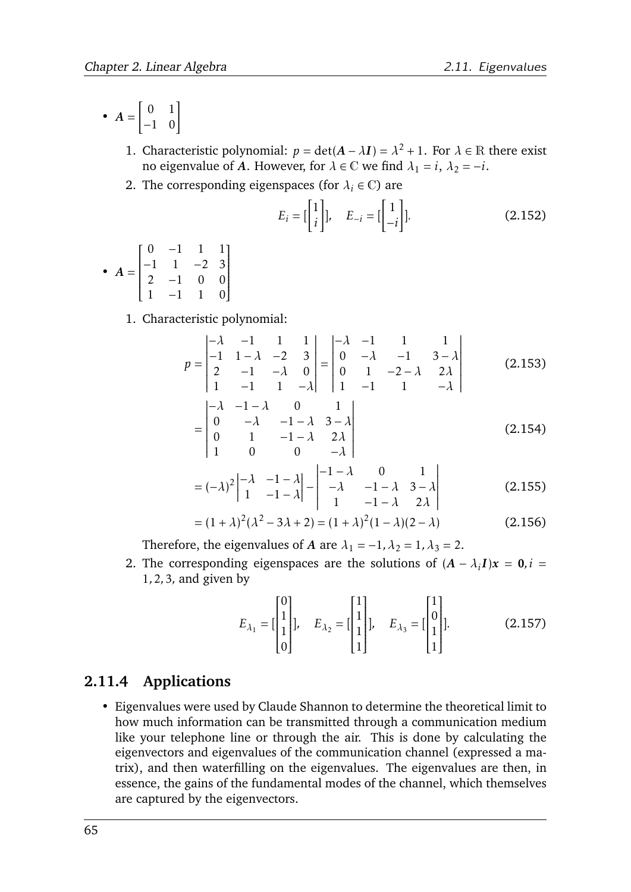- $\boldsymbol{A} = \begin{bmatrix} 0 & 1 \\ -1 & 0 \end{bmatrix}$

  1. Characteristic polynomial: $p = \det(\boldsymbol{A} - \lambda \boldsymbol{I}) = \lambda^2 + 1$. For $\lambda \in \mathbb{R}$ there exist no eigenvalue of $\boldsymbol{A}$. However, for $\lambda \in \mathbb{C}$ we find $\lambda_1 = i$, $\lambda_2 = -i$.
  2. The corresponding eigenspaces (for $\lambda_i \in \mathbb{C}$) are

$$E_i = [\begin{bmatrix} 1 \\ i \end{bmatrix}], \quad E_{-i} = [\begin{bmatrix} 1 \\ -i \end{bmatrix}]. \tag{2.152}$$

- $\boldsymbol{A} = \begin{bmatrix} 0 & -1 & 1 & 1 \\ -1 & 1 & -2 & 3 \\ 2 & -1 & 0 & 0 \\ 1 & -1 & 1 & 0 \end{bmatrix}$

  1. Characteristic polynomial:

$$p = \begin{vmatrix} -\lambda & -1 & 1 & 1 \\ -1 & 1-\lambda & -2 & 3 \\ 2 & -1 & -\lambda & 0 \\ 1 & -1 & 1 & -\lambda \end{vmatrix} = \begin{vmatrix} -\lambda & -1 & 1 & 1 \\ 0 & -\lambda & -1 & 3-\lambda \\ 0 & 1 & -2-\lambda & 2\lambda \\ 1 & -1 & 1 & -\lambda \end{vmatrix} \tag{2.153}$$

$$= \begin{vmatrix} -\lambda & -1-\lambda & 0 & 1 \\ 0 & -\lambda & -1-\lambda & 3-\lambda \\ 0 & 1 & -1-\lambda & 2\lambda \\ 1 & 0 & 0 & -\lambda \end{vmatrix} \tag{2.154}$$

$$= (-\lambda)^2 \begin{vmatrix} -\lambda & -1-\lambda \\ 1 & -1-\lambda \end{vmatrix} - \begin{vmatrix} -1-\lambda & 0 & 1 \\ -\lambda & -1-\lambda & 3-\lambda \\ 1 & -1-\lambda & 2\lambda \end{vmatrix} \tag{2.155}$$

$$= (1+\lambda)^2(\lambda^2 - 3\lambda + 2) = (1+\lambda)^2(1-\lambda)(2-\lambda) \tag{2.156}$$

  Therefore, the eigenvalues of $\boldsymbol{A}$ are $\lambda_1 = -1, \lambda_2 = 1, \lambda_3 = 2$.

  2. The corresponding eigenspaces are the solutions of $(\boldsymbol{A} - \lambda_i \boldsymbol{I})\boldsymbol{x} = \boldsymbol{0}, i = 1, 2, 3$, and given by

$$E_{\lambda_1} = [\begin{bmatrix} 0 \\ 1 \\ 1 \\ 0 \end{bmatrix}], \quad E_{\lambda_2} = [\begin{bmatrix} 1 \\ 1 \\ 1 \\ 1 \end{bmatrix}], \quad E_{\lambda_3} = [\begin{bmatrix} 1 \\ 0 \\ 1 \\ 1 \end{bmatrix}]. \tag{2.157}$$

### 2.11.4 Applications

- Eigenvalues were used by Claude Shannon to determine the theoretical limit to how much information can be transmitted through a communication medium like your telephone line or through the air. This is done by calculating the eigenvectors and eigenvalues of the communication channel (expressed a matrix), and then waterfilling on the eigenvalues. The eigenvalues are then, in essence, the gains of the fundamental modes of the channel, which themselves are captured by the eigenvectors.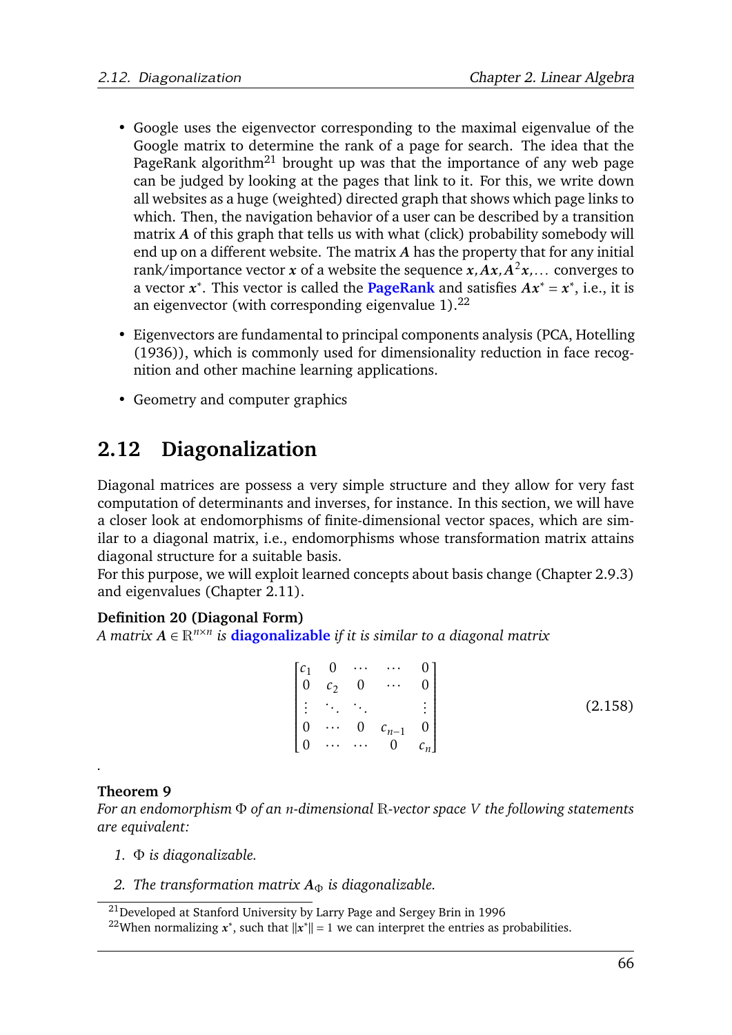- Google uses the eigenvector corresponding to the maximal eigenvalue of the Google matrix to determine the rank of a page for search. The idea that the PageRank algorithm[21] brought up was that the importance of any web page can be judged by looking at the pages that link to it. For this, we write down all websites as a huge (weighted) directed graph that shows which page links to which. Then, the navigation behavior of a user can be described by a transition matrix $\boldsymbol{A}$ of this graph that tells us with what (click) probability somebody will end up on a different website. The matrix $\boldsymbol{A}$ has the property that for any initial rank/importance vector $\boldsymbol{x}$ of a website the sequence $\boldsymbol{x}, \boldsymbol{A}\boldsymbol{x}, \boldsymbol{A}^2\boldsymbol{x}, \ldots$ converges to a vector $\boldsymbol{x}^*$. This vector is called the **PageRank** and satisfies $\boldsymbol{A}\boldsymbol{x}^* = \boldsymbol{x}^*$, i.e., it is an eigenvector (with corresponding eigenvalue 1).[22]

- Eigenvectors are fundamental to principal components analysis (PCA, Hotelling (1936)), which is commonly used for dimensionality reduction in face recognition and other machine learning applications.

- Geometry and computer graphics

## 2.12 Diagonalization

Diagonal matrices are possess a very simple structure and they allow for very fast computation of determinants and inverses, for instance. In this section, we will have a closer look at endomorphisms of finite-dimensional vector spaces, which are similar to a diagonal matrix, i.e., endomorphisms whose transformation matrix attains diagonal structure for a suitable basis.
For this purpose, we will exploit learned concepts about basis change (Chapter 2.9.3) and eigenvalues (Chapter 2.11).

**Definition 20 (Diagonal Form)**
*A matrix $\boldsymbol{A} \in \mathbb{R}^{n \times n}$ is* **diagonalizable** *if it is similar to a diagonal matrix*

$$
\begin{bmatrix}
c_1 & 0 & \cdots & \cdots & 0 \\
0 & c_2 & 0 & \cdots & 0 \\
\vdots & \ddots & \ddots & & \vdots \\
0 & \cdots & 0 & c_{n-1} & 0 \\
0 & \cdots & \cdots & 0 & c_n
\end{bmatrix}
\tag{2.158}
$$

.

**Theorem 9**
*For an endomorphism $\Phi$ of an $n$-dimensional $\mathbb{R}$-vector space $V$ the following statements are equivalent:*

1. *$\Phi$ is diagonalizable.*
2. *The transformation matrix $\boldsymbol{A}_\Phi$ is diagonalizable.*

[21] Developed at Stanford University by Larry Page and Sergey Brin in 1996

[22] When normalizing $\boldsymbol{x}^*$, such that $\|\boldsymbol{x}^*\| = 1$ we can interpret the entries as probabilities.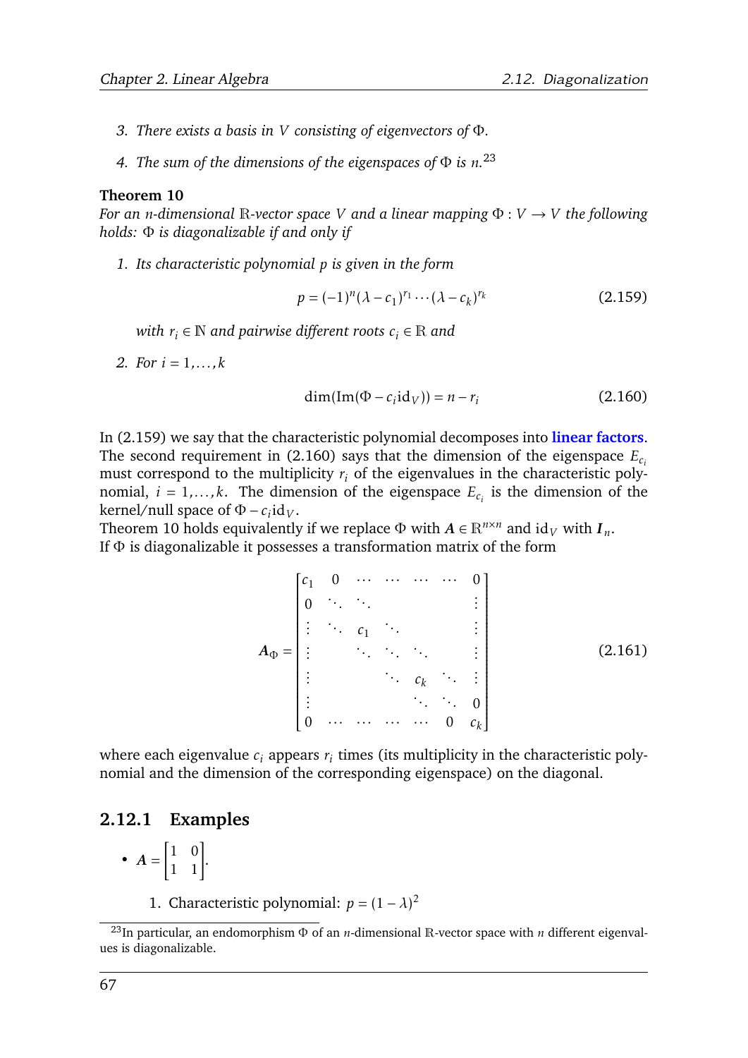3. *There exists a basis in $V$ consisting of eigenvectors of $\Phi$.*

4. *The sum of the dimensions of the eigenspaces of $\Phi$ is $n$.*[23]

**Theorem 10**
*For an $n$-dimensional $\mathbb{R}$-vector space $V$ and a linear mapping $\Phi : V \to V$ the following holds: $\Phi$ is diagonalizable if and only if*

1. *Its characteristic polynomial $p$ is given in the form*

$$p = (-1)^n(\lambda - c_1)^{r_1} \cdots (\lambda - c_k)^{r_k} \tag{2.159}$$

*with $r_i \in \mathbb{N}$ and pairwise different roots $c_i \in \mathbb{R}$ and*

2. *For $i = 1, \dots, k$*

$$\dim(\mathrm{Im}(\Phi - c_i \mathrm{id}_V)) = n - r_i \tag{2.160}$$

In (2.159) we say that the characteristic polynomial decomposes into **linear factors**. The second requirement in (2.160) says that the dimension of the eigenspace $E_{c_i}$ must correspond to the multiplicity $r_i$ of the eigenvalues in the characteristic polynomial, $i = 1, \dots, k$. The dimension of the eigenspace $E_{c_i}$ is the dimension of the kernel/null space of $\Phi - c_i \mathrm{id}_V$.
Theorem 10 holds equivalently if we replace $\Phi$ with $\boldsymbol{A} \in \mathbb{R}^{n \times n}$ and $\mathrm{id}_V$ with $\boldsymbol{I}_n$.
If $\Phi$ is diagonalizable it possesses a transformation matrix of the form

$$\boldsymbol{A}_\Phi = \begin{bmatrix} c_1 & 0 & \cdots & \cdots & \cdots & \cdots & 0 \\ 0 & \ddots & \ddots & & & & \vdots \\ \vdots & \ddots & c_1 & \ddots & & & \vdots \\ \vdots & & \ddots & \ddots & \ddots & & \vdots \\ \vdots & & & \ddots & c_k & \ddots & \vdots \\ \vdots & & & & \ddots & \ddots & 0 \\ 0 & \cdots & \cdots & \cdots & \cdots & 0 & c_k \end{bmatrix} \tag{2.161}$$

where each eigenvalue $c_i$ appears $r_i$ times (its multiplicity in the characteristic polynomial and the dimension of the corresponding eigenspace) on the diagonal.

### 2.12.1 Examples

- $\boldsymbol{A} = \begin{bmatrix} 1 & 0 \\ 1 & 1 \end{bmatrix}$.

    1. Characteristic polynomial: $p = (1 - \lambda)^2$

[23] In particular, an endomorphism $\Phi$ of an $n$-dimensional $\mathbb{R}$-vector space with $n$ different eigenvalues is diagonalizable.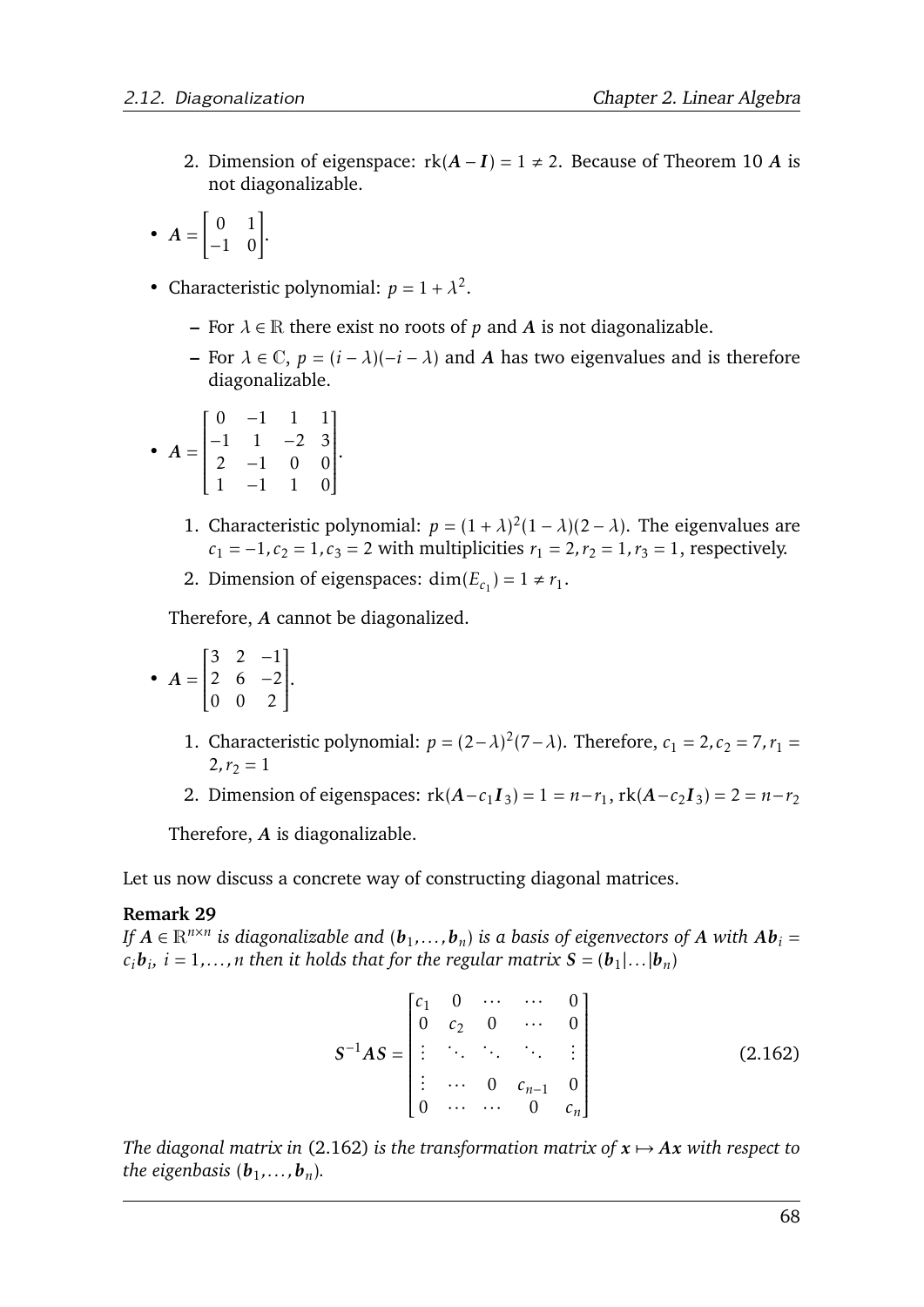2. Dimension of eigenspace: $\text{rk}(\boldsymbol{A} - \boldsymbol{I}) = 1 \neq 2$. Because of Theorem 10 $\boldsymbol{A}$ is not diagonalizable.

- $\boldsymbol{A} = \begin{bmatrix} 0 & 1 \\ -1 & 0 \end{bmatrix}$.

- Characteristic polynomial: $p = 1 + \lambda^2$.
  - For $\lambda \in \mathbb{R}$ there exist no roots of $p$ and $\boldsymbol{A}$ is not diagonalizable.
  - For $\lambda \in \mathbb{C}$, $p = (i - \lambda)(-i - \lambda)$ and $\boldsymbol{A}$ has two eigenvalues and is therefore diagonalizable.

- $\boldsymbol{A} = \begin{bmatrix} 0 & -1 & 1 & 1 \\ -1 & 1 & -2 & 3 \\ 2 & -1 & 0 & 0 \\ 1 & -1 & 1 & 0 \end{bmatrix}$.

  1. Characteristic polynomial: $p = (1 + \lambda)^2(1 - \lambda)(2 - \lambda)$. The eigenvalues are $c_1 = -1, c_2 = 1, c_3 = 2$ with multiplicities $r_1 = 2, r_2 = 1, r_3 = 1$, respectively.
  2. Dimension of eigenspaces: $\dim(E_{c_1}) = 1 \neq r_1$.

  Therefore, $\boldsymbol{A}$ cannot be diagonalized.

- $\boldsymbol{A} = \begin{bmatrix} 3 & 2 & -1 \\ 2 & 6 & -2 \\ 0 & 0 & 2 \end{bmatrix}$.

  1. Characteristic polynomial: $p = (2-\lambda)^2(7-\lambda)$. Therefore, $c_1 = 2, c_2 = 7, r_1 = 2, r_2 = 1$
  2. Dimension of eigenspaces: $\text{rk}(\boldsymbol{A} - c_1\boldsymbol{I}_3) = 1 = n - r_1$, $\text{rk}(\boldsymbol{A} - c_2\boldsymbol{I}_3) = 2 = n - r_2$

  Therefore, $\boldsymbol{A}$ is diagonalizable.

Let us now discuss a concrete way of constructing diagonal matrices.

**Remark 29**

*If $\boldsymbol{A} \in \mathbb{R}^{n \times n}$ is diagonalizable and $(\boldsymbol{b}_1, \ldots, \boldsymbol{b}_n)$ is a basis of eigenvectors of $\boldsymbol{A}$ with $\boldsymbol{A}\boldsymbol{b}_i = c_i \boldsymbol{b}_i$, $i = 1, \ldots, n$ then it holds that for the regular matrix $\boldsymbol{S} = (\boldsymbol{b}_1 | \ldots | \boldsymbol{b}_n)$*

$$
\boldsymbol{S}^{-1}\boldsymbol{A}\boldsymbol{S} = \begin{bmatrix} c_1 & 0 & \cdots & \cdots & 0 \\ 0 & c_2 & 0 & \cdots & 0 \\ \vdots & \ddots & \ddots & \ddots & \vdots \\ \vdots & \cdots & 0 & c_{n-1} & 0 \\ 0 & \cdots & \cdots & 0 & c_n \end{bmatrix} \tag{2.162}
$$

*The diagonal matrix in (2.162) is the transformation matrix of $\boldsymbol{x} \mapsto \boldsymbol{A}\boldsymbol{x}$ with respect to the eigenbasis $(\boldsymbol{b}_1, \ldots, \boldsymbol{b}_n)$.*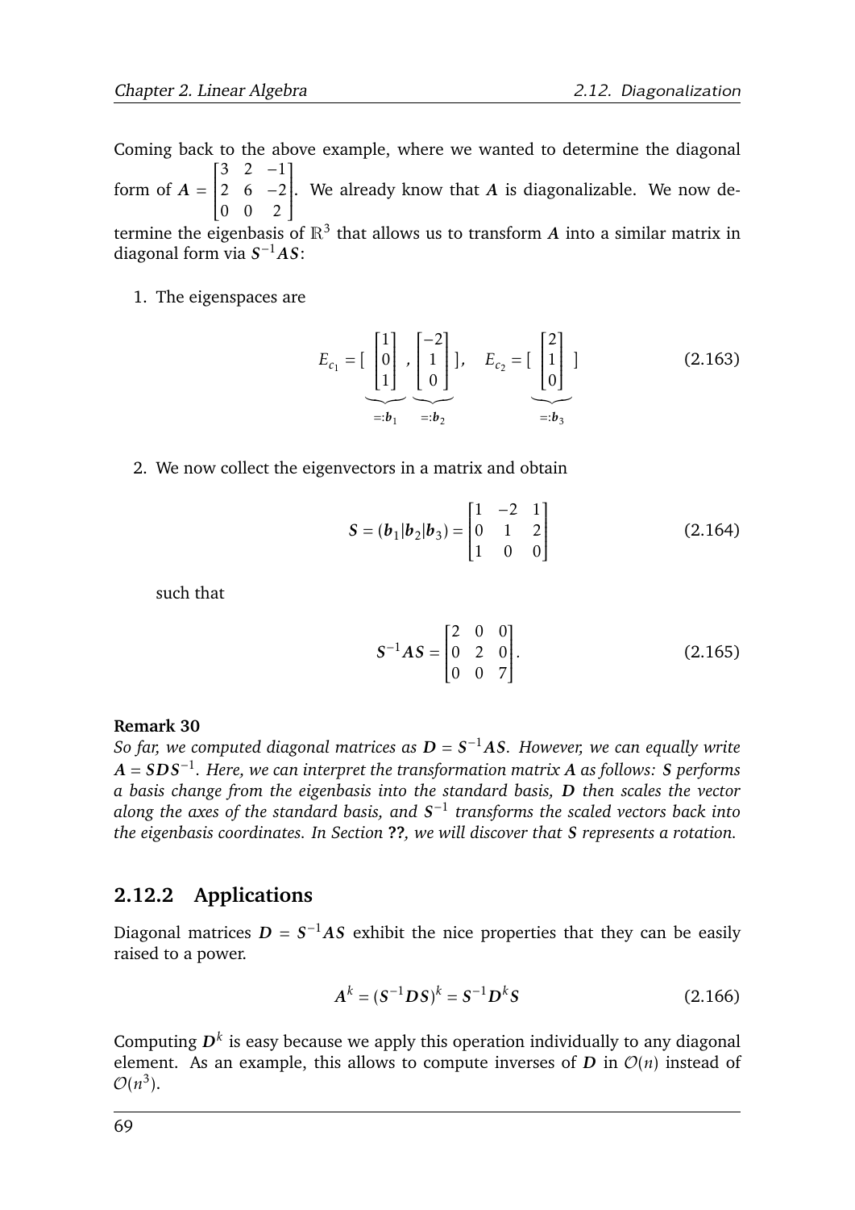Coming back to the above example, where we wanted to determine the diagonal form of $\boldsymbol{A} = \begin{bmatrix} 3 & 2 & -1 \\ 2 & 6 & -2 \\ 0 & 0 & 2 \end{bmatrix}$. We already know that $\boldsymbol{A}$ is diagonalizable. We now determine the eigenbasis of $\mathbb{R}^3$ that allows us to transform $\boldsymbol{A}$ into a similar matrix in diagonal form via $\boldsymbol{S}^{-1}\boldsymbol{A}\boldsymbol{S}$:

1. The eigenspaces are

$$E_{c_1} = [\underbrace{\begin{bmatrix} 1 \\ 0 \\ 1 \end{bmatrix}}_{=:\boldsymbol{b}_1}, \underbrace{\begin{bmatrix} -2 \\ 1 \\ 0 \end{bmatrix}}_{=:\boldsymbol{b}_2}], \quad E_{c_2} = [\underbrace{\begin{bmatrix} 2 \\ 1 \\ 0 \end{bmatrix}}_{=:\boldsymbol{b}_3}] \tag{2.163}$$

2. We now collect the eigenvectors in a matrix and obtain

$$\boldsymbol{S} = (\boldsymbol{b}_1 | \boldsymbol{b}_2 | \boldsymbol{b}_3) = \begin{bmatrix} 1 & -2 & 1 \\ 0 & 1 & 2 \\ 1 & 0 & 0 \end{bmatrix} \tag{2.164}$$

such that

$$\boldsymbol{S}^{-1}\boldsymbol{A}\boldsymbol{S} = \begin{bmatrix} 2 & 0 & 0 \\ 0 & 2 & 0 \\ 0 & 0 & 7 \end{bmatrix}. \tag{2.165}$$

**Remark 30**

*So far, we computed diagonal matrices as $\boldsymbol{D} = \boldsymbol{S}^{-1}\boldsymbol{A}\boldsymbol{S}$. However, we can equally write $\boldsymbol{A} = \boldsymbol{S}\boldsymbol{D}\boldsymbol{S}^{-1}$. Here, we can interpret the transformation matrix $\boldsymbol{A}$ as follows: $\boldsymbol{S}$ performs a basis change from the eigenbasis into the standard basis, $\boldsymbol{D}$ then scales the vector along the axes of the standard basis, and $\boldsymbol{S}^{-1}$ transforms the scaled vectors back into the eigenbasis coordinates. In Section* **??***, we will discover that $\boldsymbol{S}$ represents a rotation.*

### 2.12.2 Applications

Diagonal matrices $\boldsymbol{D} = \boldsymbol{S}^{-1}\boldsymbol{A}\boldsymbol{S}$ exhibit the nice properties that they can be easily raised to a power.

$$\boldsymbol{A}^k = (\boldsymbol{S}^{-1}\boldsymbol{D}\boldsymbol{S})^k = \boldsymbol{S}^{-1}\boldsymbol{D}^k\boldsymbol{S} \tag{2.166}$$

Computing $\boldsymbol{D}^k$ is easy because we apply this operation individually to any diagonal element. As an example, this allows to compute inverses of $\boldsymbol{D}$ in $\mathcal{O}(n)$ instead of $\mathcal{O}(n^3)$.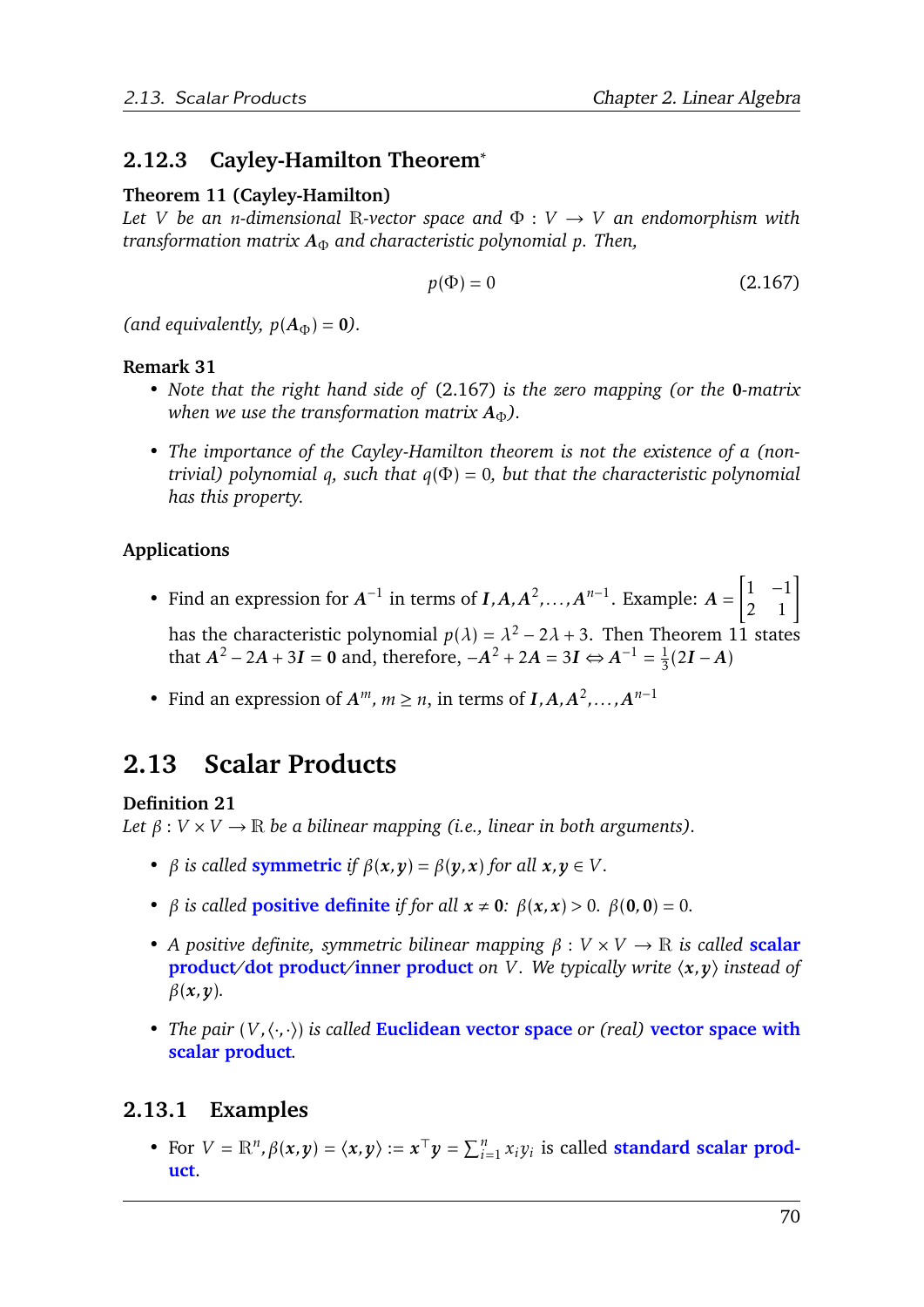### 2.12.3 Cayley-Hamilton Theorem*

**Theorem 11 (Cayley-Hamilton)**
*Let $V$ be an $n$-dimensional $\mathbb{R}$-vector space and $\Phi : V \to V$ an endomorphism with transformation matrix $\boldsymbol{A}_\Phi$ and characteristic polynomial $p$. Then,*

$$p(\Phi) = 0 \tag{2.167}$$

*(and equivalently, $p(\boldsymbol{A}_\Phi) = \boldsymbol{0}$).*

**Remark 31**

- *Note that the right hand side of (2.167) is the zero mapping (or the $\boldsymbol{0}$-matrix when we use the transformation matrix $\boldsymbol{A}_\Phi$).*
- *The importance of the Cayley-Hamilton theorem is not the existence of a (non-trivial) polynomial $q$, such that $q(\Phi) = 0$, but that the characteristic polynomial has this property.*

**Applications**

- Find an expression for $\boldsymbol{A}^{-1}$ in terms of $\boldsymbol{I}, \boldsymbol{A}, \boldsymbol{A}^2, \dots, \boldsymbol{A}^{n-1}$. Example: $\boldsymbol{A} = \begin{bmatrix} 1 & -1 \\ 2 & 1 \end{bmatrix}$ has the characteristic polynomial $p(\lambda) = \lambda^2 - 2\lambda + 3$. Then Theorem 11 states that $\boldsymbol{A}^2 - 2\boldsymbol{A} + 3\boldsymbol{I} = \boldsymbol{0}$ and, therefore, $-\boldsymbol{A}^2 + 2\boldsymbol{A} = 3\boldsymbol{I} \Leftrightarrow \boldsymbol{A}^{-1} = \frac{1}{3}(2\boldsymbol{I} - \boldsymbol{A})$
- Find an expression of $\boldsymbol{A}^m$, $m \geq n$, in terms of $\boldsymbol{I}, \boldsymbol{A}, \boldsymbol{A}^2, \dots, \boldsymbol{A}^{n-1}$

## 2.13 Scalar Products

**Definition 21**
*Let $\beta : V \times V \to \mathbb{R}$ be a bilinear mapping (i.e., linear in both arguments).*

- *$\beta$ is called* **symmetric** *if $\beta(\boldsymbol{x}, \boldsymbol{y}) = \beta(\boldsymbol{y}, \boldsymbol{x})$ for all $\boldsymbol{x}, \boldsymbol{y} \in V$.*
- *$\beta$ is called* **positive definite** *if for all $\boldsymbol{x} \neq \boldsymbol{0}$: $\beta(\boldsymbol{x}, \boldsymbol{x}) > 0$. $\beta(\boldsymbol{0}, \boldsymbol{0}) = 0$.*
- *A positive definite, symmetric bilinear mapping $\beta : V \times V \to \mathbb{R}$ is called* **scalar product/dot product/inner product** *on $V$. We typically write $\langle \boldsymbol{x}, \boldsymbol{y} \rangle$ instead of $\beta(\boldsymbol{x}, \boldsymbol{y})$.*
- *The pair $(V, \langle \cdot, \cdot \rangle)$ is called* **Euclidean vector space** *or (real)* **vector space with scalar product**.

### 2.13.1 Examples

- For $V = \mathbb{R}^n, \beta(\boldsymbol{x}, \boldsymbol{y}) = \langle \boldsymbol{x}, \boldsymbol{y} \rangle := \boldsymbol{x}^\top \boldsymbol{y} = \sum_{i=1}^n x_i y_i$ is called **standard scalar product**.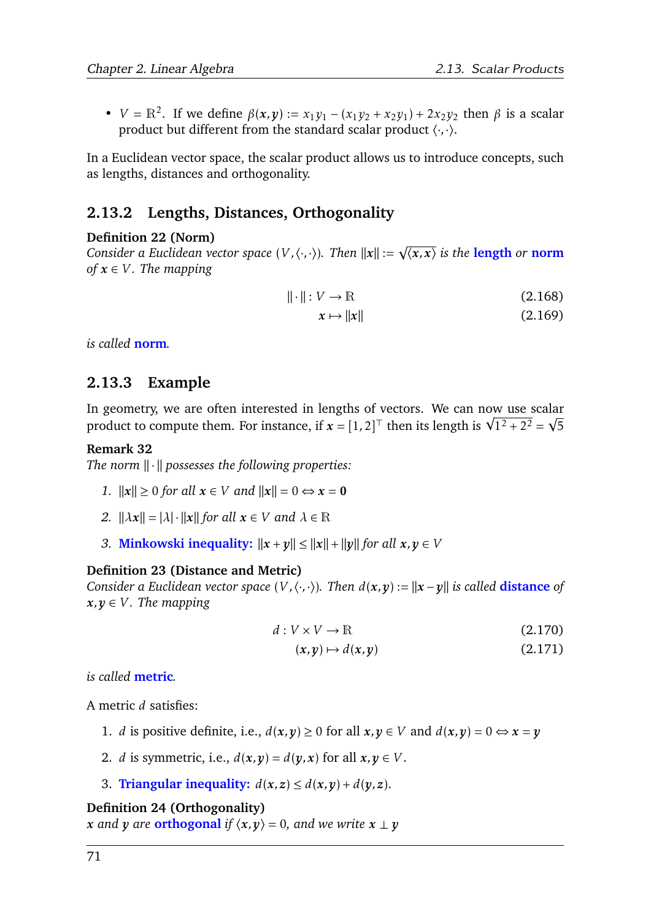- $V = \mathbb{R}^2$. If we define $\beta(\boldsymbol{x},\boldsymbol{y}) := x_1y_1 - (x_1y_2 + x_2y_1) + 2x_2y_2$ then $\beta$ is a scalar product but different from the standard scalar product $\langle\cdot,\cdot\rangle$.

In a Euclidean vector space, the scalar product allows us to introduce concepts, such as lengths, distances and orthogonality.

### 2.13.2 Lengths, Distances, Orthogonality

**Definition 22 (Norm)**
*Consider a Euclidean vector space $(V, \langle\cdot,\cdot\rangle)$. Then $\|\boldsymbol{x}\| := \sqrt{\langle \boldsymbol{x},\boldsymbol{x}\rangle}$ is the* **length** *or* **norm** *of $\boldsymbol{x} \in V$. The mapping*

$$\|\cdot\| : V \to \mathbb{R} \tag{2.168}$$

$$\boldsymbol{x} \mapsto \|\boldsymbol{x}\| \tag{2.169}$$

*is called* **norm***.*

### 2.13.3 Example

In geometry, we are often interested in lengths of vectors. We can now use scalar product to compute them. For instance, if $\boldsymbol{x} = [1,2]^\top$ then its length is $\sqrt{1^2 + 2^2} = \sqrt{5}$

**Remark 32**
*The norm $\|\cdot\|$ possesses the following properties:*

1. $\|\boldsymbol{x}\| \geq 0$ *for all* $\boldsymbol{x} \in V$ *and* $\|\boldsymbol{x}\| = 0 \Leftrightarrow \boldsymbol{x} = \boldsymbol{0}$
2. $\|\lambda\boldsymbol{x}\| = |\lambda| \cdot \|\boldsymbol{x}\|$ *for all* $\boldsymbol{x} \in V$ *and* $\lambda \in \mathbb{R}$
3. **Minkowski inequality:** $\|\boldsymbol{x}+\boldsymbol{y}\| \leq \|\boldsymbol{x}\| + \|\boldsymbol{y}\|$ *for all* $\boldsymbol{x},\boldsymbol{y} \in V$

**Definition 23 (Distance and Metric)**
*Consider a Euclidean vector space $(V, \langle\cdot,\cdot\rangle)$. Then $d(\boldsymbol{x},\boldsymbol{y}) := \|\boldsymbol{x}-\boldsymbol{y}\|$ is called* **distance** *of $\boldsymbol{x},\boldsymbol{y} \in V$. The mapping*

$$d : V \times V \to \mathbb{R} \tag{2.170}$$

$$(\boldsymbol{x},\boldsymbol{y}) \mapsto d(\boldsymbol{x},\boldsymbol{y}) \tag{2.171}$$

*is called* **metric***.*

A metric $d$ satisfies:

1. $d$ is positive definite, i.e., $d(\boldsymbol{x},\boldsymbol{y}) \geq 0$ for all $\boldsymbol{x},\boldsymbol{y} \in V$ and $d(\boldsymbol{x},\boldsymbol{y}) = 0 \Leftrightarrow \boldsymbol{x} = \boldsymbol{y}$
2. $d$ is symmetric, i.e., $d(\boldsymbol{x},\boldsymbol{y}) = d(\boldsymbol{y},\boldsymbol{x})$ for all $\boldsymbol{x},\boldsymbol{y} \in V$.
3. **Triangular inequality:** $d(\boldsymbol{x},\boldsymbol{z}) \leq d(\boldsymbol{x},\boldsymbol{y}) + d(\boldsymbol{y},\boldsymbol{z})$.

**Definition 24 (Orthogonality)**
*$\boldsymbol{x}$ and $\boldsymbol{y}$ are* **orthogonal** *if $\langle \boldsymbol{x},\boldsymbol{y}\rangle = 0$, and we write $\boldsymbol{x} \perp \boldsymbol{y}$*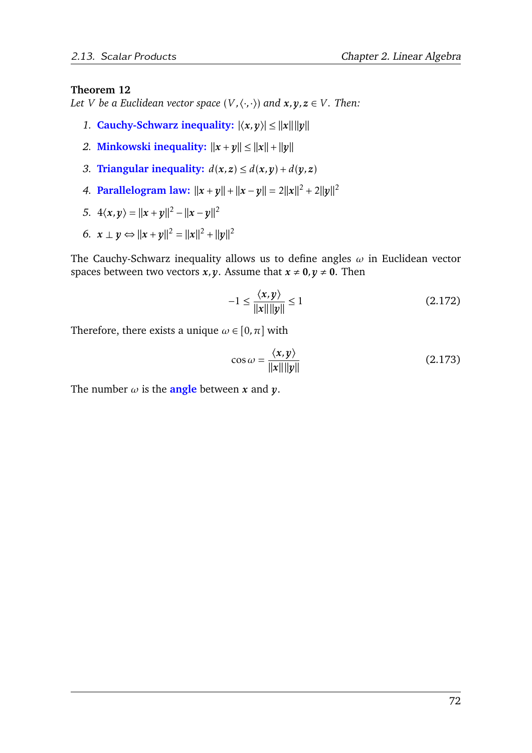**Theorem 12**

*Let $V$ be a Euclidean vector space $(V, \langle \cdot, \cdot \rangle)$ and $\boldsymbol{x}, \boldsymbol{y}, \boldsymbol{z} \in V$. Then:*

1. **Cauchy-Schwarz inequality:** $|\langle \boldsymbol{x}, \boldsymbol{y} \rangle| \leq \|\boldsymbol{x}\| \|\boldsymbol{y}\|$
2. **Minkowski inequality:** $\|\boldsymbol{x} + \boldsymbol{y}\| \leq \|\boldsymbol{x}\| + \|\boldsymbol{y}\|$
3. **Triangular inequality:** $d(\boldsymbol{x}, \boldsymbol{z}) \leq d(\boldsymbol{x}, \boldsymbol{y}) + d(\boldsymbol{y}, \boldsymbol{z})$
4. **Parallelogram law:** $\|\boldsymbol{x} + \boldsymbol{y}\| + \|\boldsymbol{x} - \boldsymbol{y}\| = 2\|\boldsymbol{x}\|^2 + 2\|\boldsymbol{y}\|^2$
5. $4\langle \boldsymbol{x}, \boldsymbol{y} \rangle = \|\boldsymbol{x} + \boldsymbol{y}\|^2 - \|\boldsymbol{x} - \boldsymbol{y}\|^2$
6. $\boldsymbol{x} \perp \boldsymbol{y} \Leftrightarrow \|\boldsymbol{x} + \boldsymbol{y}\|^2 = \|\boldsymbol{x}\|^2 + \|\boldsymbol{y}\|^2$

The Cauchy-Schwarz inequality allows us to define angles $\omega$ in Euclidean vector spaces between two vectors $\boldsymbol{x}, \boldsymbol{y}$. Assume that $\boldsymbol{x} \neq \boldsymbol{0}, \boldsymbol{y} \neq \boldsymbol{0}$. Then

$$
-1 \leq \frac{\langle \boldsymbol{x}, \boldsymbol{y} \rangle}{\|\boldsymbol{x}\| \|\boldsymbol{y}\|} \leq 1 \tag{2.172}
$$

Therefore, there exists a unique $\omega \in [0, \pi]$ with

$$
\cos \omega = \frac{\langle \boldsymbol{x}, \boldsymbol{y} \rangle}{\|\boldsymbol{x}\| \|\boldsymbol{y}\|} \tag{2.173}
$$

The number $\omega$ is the **angle** between $\boldsymbol{x}$ and $\boldsymbol{y}$.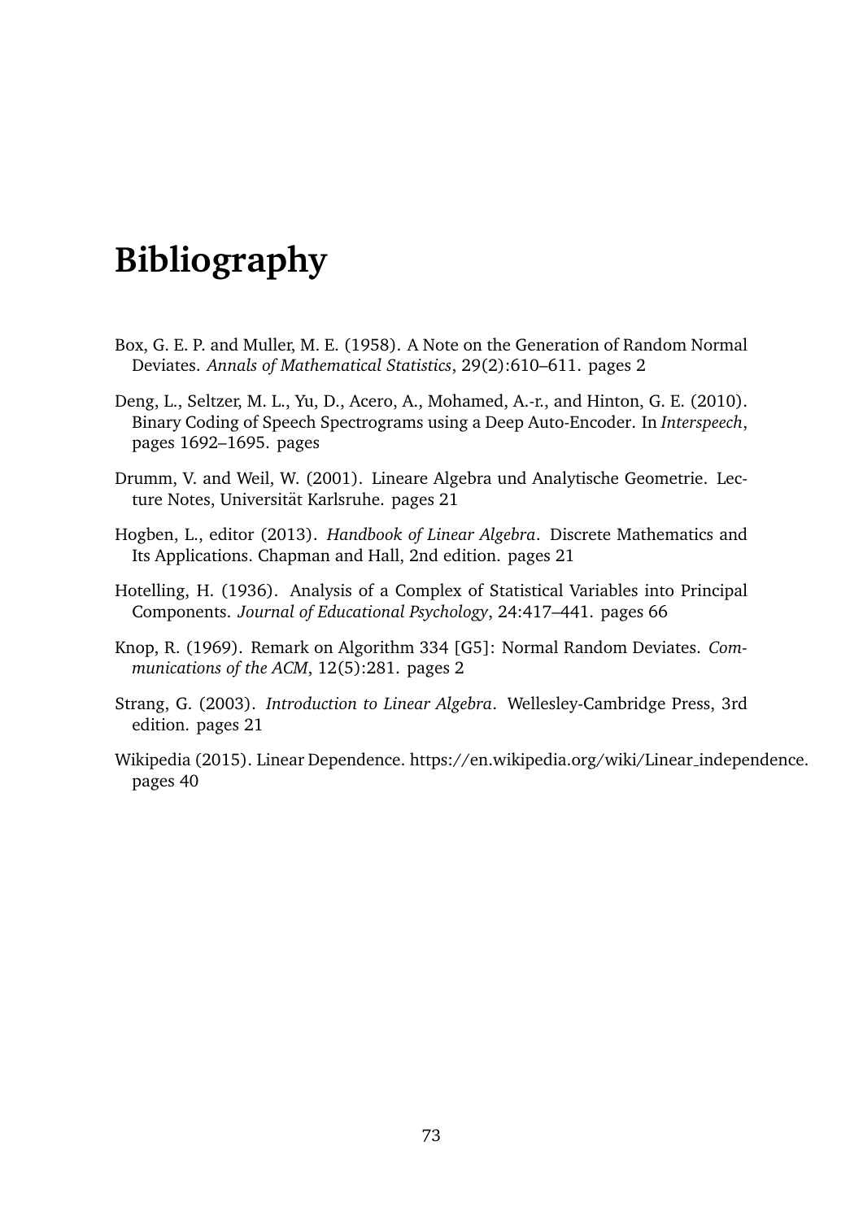# Bibliography

Box, G. E. P. and Muller, M. E. (1958). A Note on the Generation of Random Normal Deviates. *Annals of Mathematical Statistics*, 29(2):610–611. pages 2

Deng, L., Seltzer, M. L., Yu, D., Acero, A., Mohamed, A.-r., and Hinton, G. E. (2010). Binary Coding of Speech Spectrograms using a Deep Auto-Encoder. In *Interspeech*, pages 1692–1695. pages

Drumm, V. and Weil, W. (2001). Lineare Algebra und Analytische Geometrie. Lecture Notes, Universität Karlsruhe. pages 21

Hogben, L., editor (2013). *Handbook of Linear Algebra*. Discrete Mathematics and Its Applications. Chapman and Hall, 2nd edition. pages 21

Hotelling, H. (1936). Analysis of a Complex of Statistical Variables into Principal Components. *Journal of Educational Psychology*, 24:417–441. pages 66

Knop, R. (1969). Remark on Algorithm 334 [G5]: Normal Random Deviates. *Communications of the ACM*, 12(5):281. pages 2

Strang, G. (2003). *Introduction to Linear Algebra*. Wellesley-Cambridge Press, 3rd edition. pages 21

Wikipedia (2015). Linear Dependence. https://en.wikipedia.org/wiki/Linear_independence. pages 40